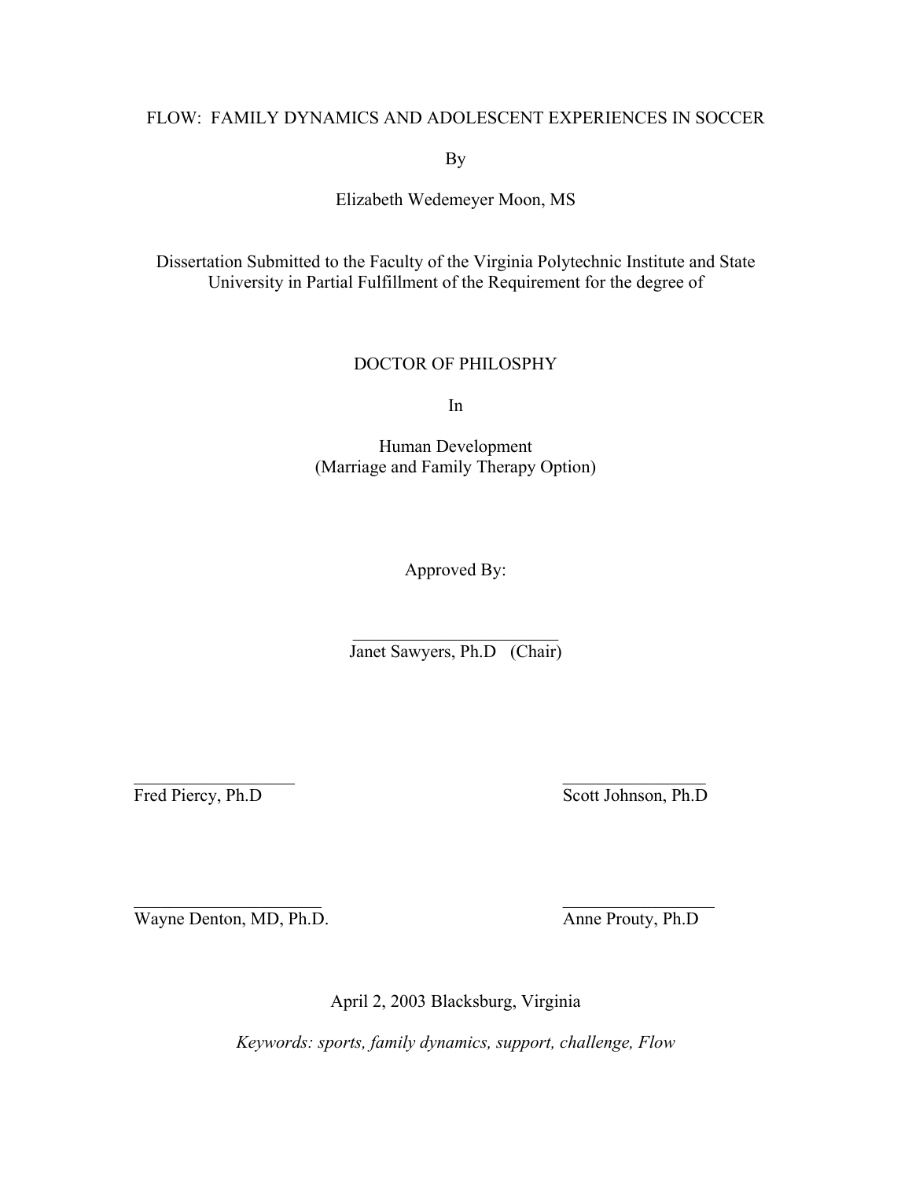# FLOW: FAMILY DYNAMICS AND ADOLESCENT EXPERIENCES IN SOCCER

By

Elizabeth Wedemeyer Moon, MS

Dissertation Submitted to the Faculty of the Virginia Polytechnic Institute and State University in Partial Fulfillment of the Requirement for the degree of

DOCTOR OF PHILOSPHY

In

Human Development
(Marriage and Family Therapy Option)

Approved By:

_________________________
Janet Sawyers, Ph.D (Chair)

___________________
Fred Piercy, Ph.D

_________________
Scott Johnson, Ph.D

______________________
Wayne Denton, MD, Ph.D.

_________________
Anne Prouty, Ph.D

April 2, 2003 Blacksburg, Virginia

*Keywords: sports, family dynamics, support, challenge, Flow*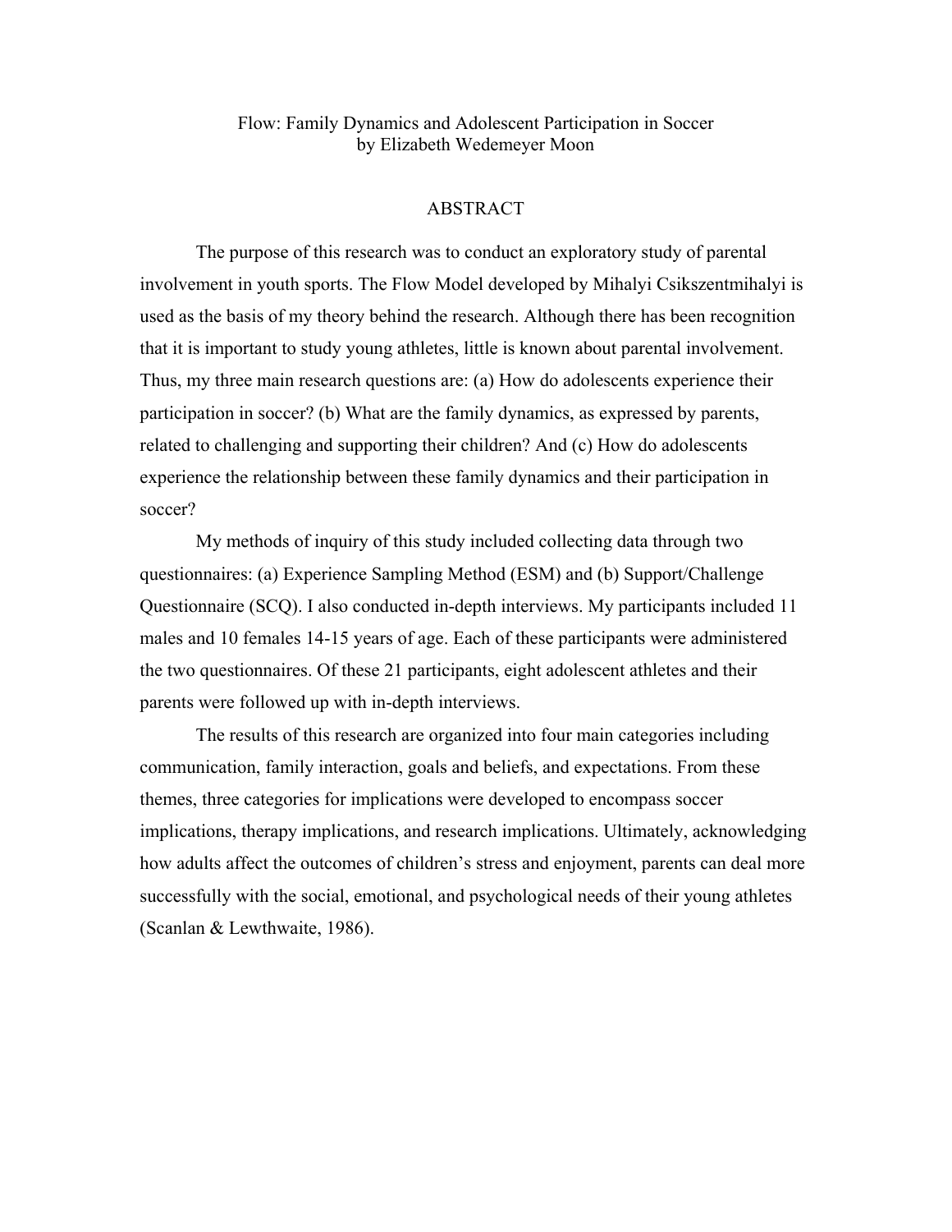Flow: Family Dynamics and Adolescent Participation in Soccer
by Elizabeth Wedemeyer Moon

## ABSTRACT

The purpose of this research was to conduct an exploratory study of parental involvement in youth sports. The Flow Model developed by Mihalyi Csikszentmihalyi is used as the basis of my theory behind the research. Although there has been recognition that it is important to study young athletes, little is known about parental involvement. Thus, my three main research questions are: (a) How do adolescents experience their participation in soccer? (b) What are the family dynamics, as expressed by parents, related to challenging and supporting their children? And (c) How do adolescents experience the relationship between these family dynamics and their participation in soccer?

My methods of inquiry of this study included collecting data through two questionnaires: (a) Experience Sampling Method (ESM) and (b) Support/Challenge Questionnaire (SCQ). I also conducted in-depth interviews. My participants included 11 males and 10 females 14-15 years of age. Each of these participants were administered the two questionnaires. Of these 21 participants, eight adolescent athletes and their parents were followed up with in-depth interviews.

The results of this research are organized into four main categories including communication, family interaction, goals and beliefs, and expectations. From these themes, three categories for implications were developed to encompass soccer implications, therapy implications, and research implications. Ultimately, acknowledging how adults affect the outcomes of children's stress and enjoyment, parents can deal more successfully with the social, emotional, and psychological needs of their young athletes (Scanlan & Lewthwaite, 1986).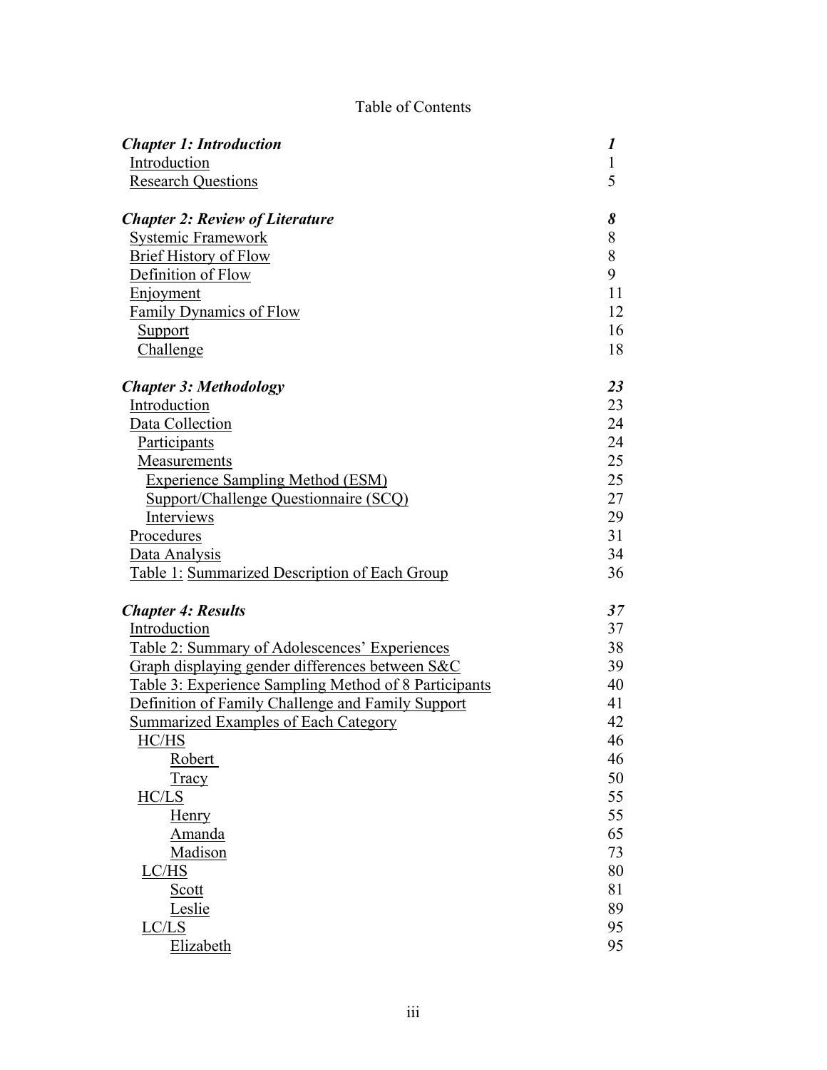# Table of Contents

| | |
|---|---|
| ***Chapter 1: Introduction*** | ***1*** |
| Introduction | 1 |
| Research Questions | 5 |
| | |
| ***Chapter 2: Review of Literature*** | ***8*** |
| Systemic Framework | 8 |
| Brief History of Flow | 8 |
| Definition of Flow | 9 |
| Enjoyment | 11 |
| Family Dynamics of Flow | 12 |
| Support | 16 |
| Challenge | 18 |
| | |
| ***Chapter 3: Methodology*** | ***23*** |
| Introduction | 23 |
| Data Collection | 24 |
| Participants | 24 |
| Measurements | 25 |
| Experience Sampling Method (ESM) | 25 |
| Support/Challenge Questionnaire (SCQ) | 27 |
| Interviews | 29 |
| Procedures | 31 |
| Data Analysis | 34 |
| Table 1: Summarized Description of Each Group | 36 |
| | |
| ***Chapter 4: Results*** | ***37*** |
| Introduction | 37 |
| Table 2: Summary of Adolescences' Experiences | 38 |
| Graph displaying gender differences between S&C | 39 |
| Table 3: Experience Sampling Method of 8 Participants | 40 |
| Definition of Family Challenge and Family Support | 41 |
| Summarized Examples of Each Category | 42 |
| HC/HS | 46 |
| Robert | 46 |
| Tracy | 50 |
| HC/LS | 55 |
| Henry | 55 |
| Amanda | 65 |
| Madison | 73 |
| LC/HS | 80 |
| Scott | 81 |
| Leslie | 89 |
| LC/LS | 95 |
| Elizabeth | 95 |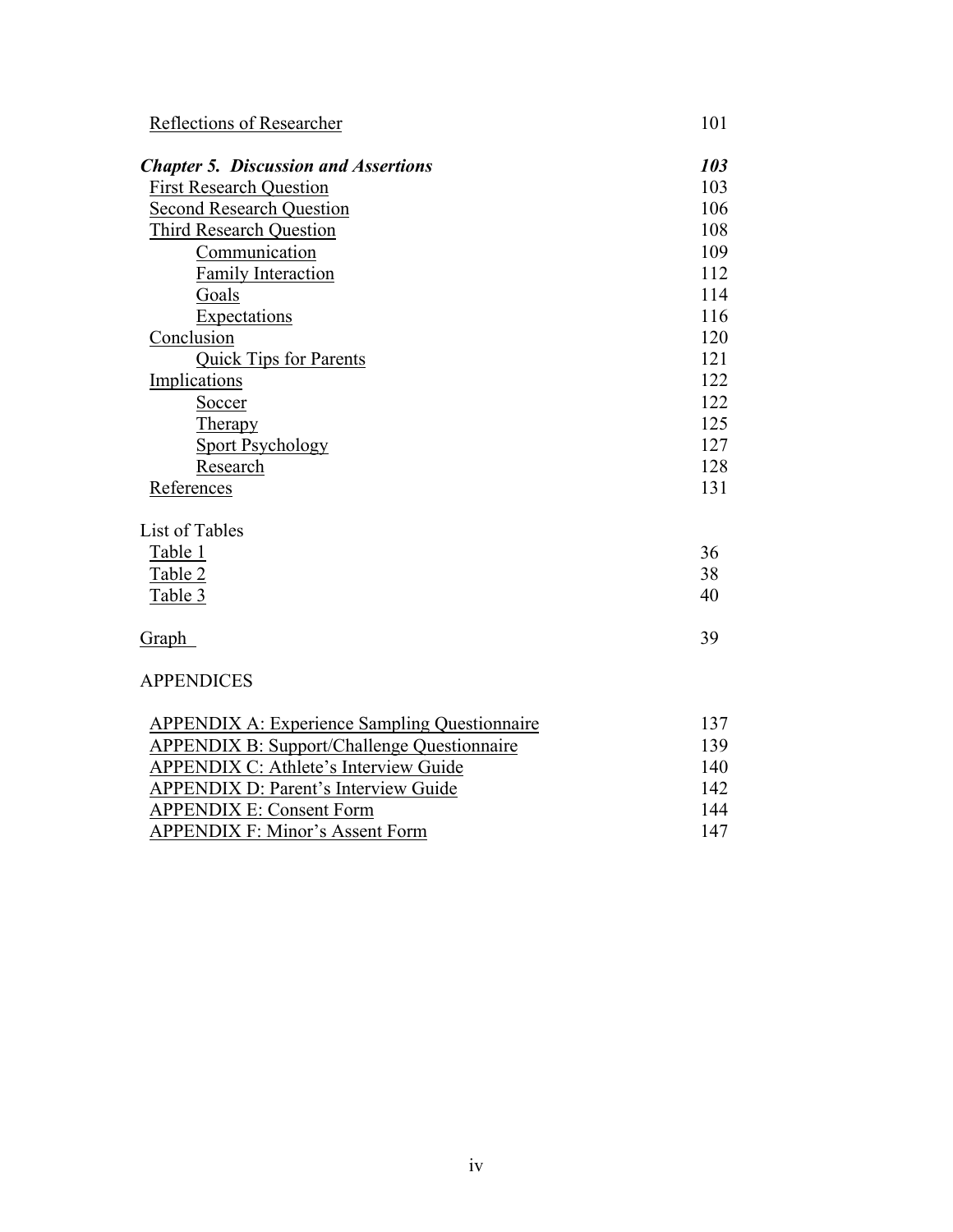Reflections of Researcher 101

***Chapter 5. Discussion and Assertions*** ***103***

First Research Question 103

Second Research Question 106

Third Research Question 108

- Communication 109
- Family Interaction 112
- Goals 114
- Expectations 116

Conclusion 120

- Quick Tips for Parents 121

Implications 122

- Soccer 122
- Therapy 125
- Sport Psychology 127
- Research 128

References 131

List of Tables

Table 1 36

Table 2 38

Table 3 40

Graph 39

APPENDICES

APPENDIX A: Experience Sampling Questionnaire 137

APPENDIX B: Support/Challenge Questionnaire 139

APPENDIX C: Athlete's Interview Guide 140

APPENDIX D: Parent's Interview Guide 142

APPENDIX E: Consent Form 144

APPENDIX F: Minor's Assent Form 147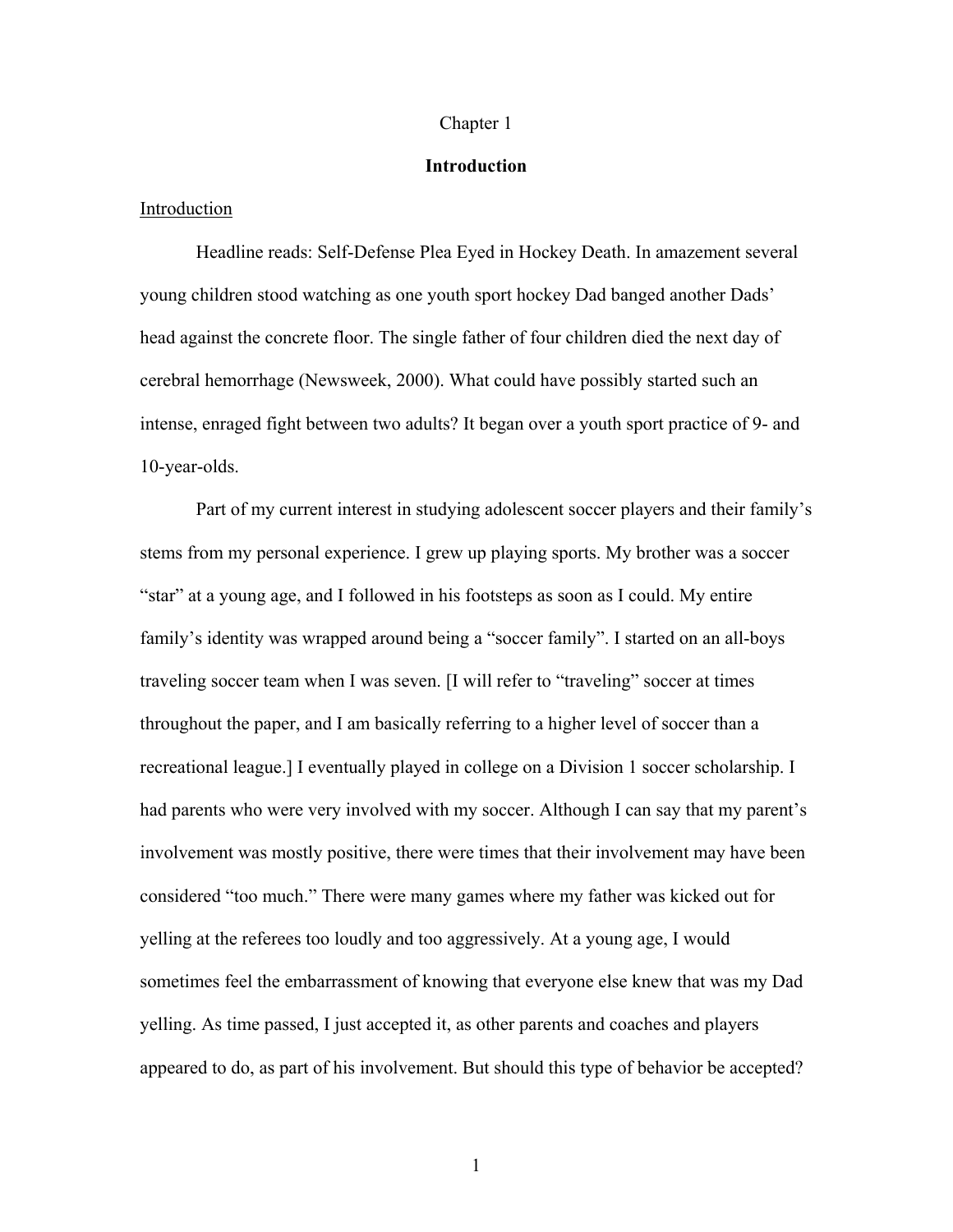# Chapter 1

## Introduction

<u>Introduction</u>

Headline reads: Self-Defense Plea Eyed in Hockey Death. In amazement several young children stood watching as one youth sport hockey Dad banged another Dads' head against the concrete floor. The single father of four children died the next day of cerebral hemorrhage (Newsweek, 2000). What could have possibly started such an intense, enraged fight between two adults? It began over a youth sport practice of 9- and 10-year-olds.

Part of my current interest in studying adolescent soccer players and their family's stems from my personal experience. I grew up playing sports. My brother was a soccer "star" at a young age, and I followed in his footsteps as soon as I could. My entire family's identity was wrapped around being a "soccer family". I started on an all-boys traveling soccer team when I was seven. [I will refer to "traveling" soccer at times throughout the paper, and I am basically referring to a higher level of soccer than a recreational league.] I eventually played in college on a Division 1 soccer scholarship. I had parents who were very involved with my soccer. Although I can say that my parent's involvement was mostly positive, there were times that their involvement may have been considered "too much." There were many games where my father was kicked out for yelling at the referees too loudly and too aggressively. At a young age, I would sometimes feel the embarrassment of knowing that everyone else knew that was my Dad yelling. As time passed, I just accepted it, as other parents and coaches and players appeared to do, as part of his involvement. But should this type of behavior be accepted?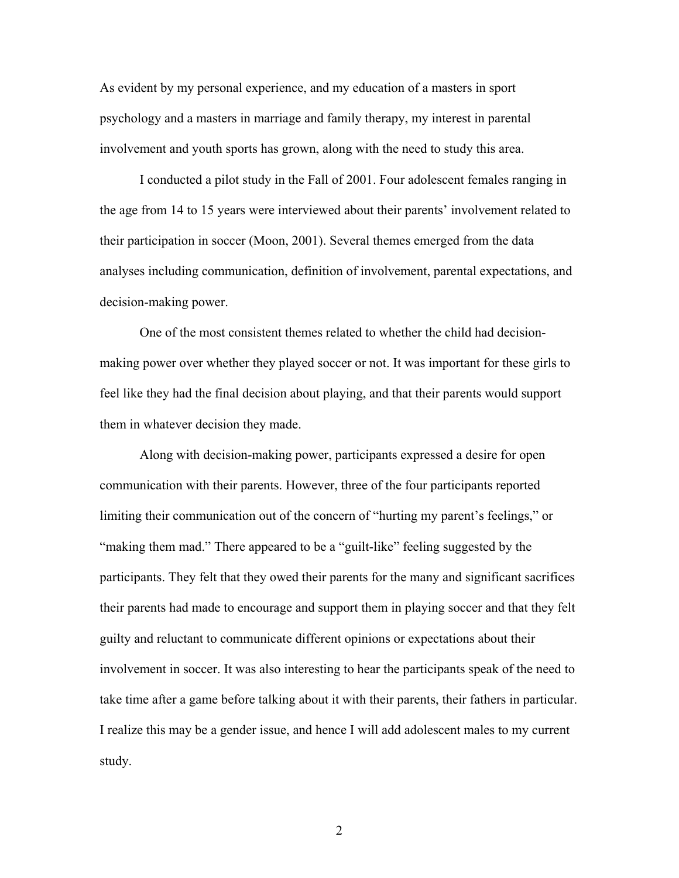As evident by my personal experience, and my education of a masters in sport psychology and a masters in marriage and family therapy, my interest in parental involvement and youth sports has grown, along with the need to study this area.

I conducted a pilot study in the Fall of 2001. Four adolescent females ranging in the age from 14 to 15 years were interviewed about their parents' involvement related to their participation in soccer (Moon, 2001). Several themes emerged from the data analyses including communication, definition of involvement, parental expectations, and decision-making power.

One of the most consistent themes related to whether the child had decision-making power over whether they played soccer or not. It was important for these girls to feel like they had the final decision about playing, and that their parents would support them in whatever decision they made.

Along with decision-making power, participants expressed a desire for open communication with their parents. However, three of the four participants reported limiting their communication out of the concern of "hurting my parent's feelings," or "making them mad." There appeared to be a "guilt-like" feeling suggested by the participants. They felt that they owed their parents for the many and significant sacrifices their parents had made to encourage and support them in playing soccer and that they felt guilty and reluctant to communicate different opinions or expectations about their involvement in soccer. It was also interesting to hear the participants speak of the need to take time after a game before talking about it with their parents, their fathers in particular. I realize this may be a gender issue, and hence I will add adolescent males to my current study.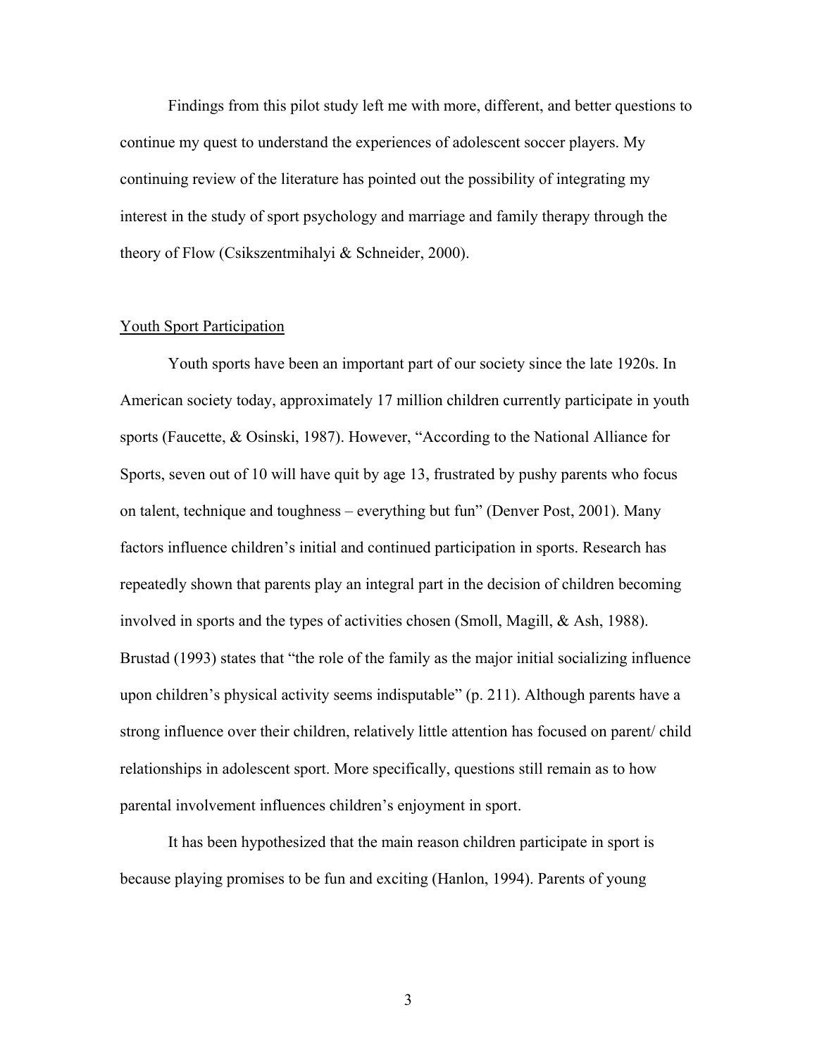Findings from this pilot study left me with more, different, and better questions to continue my quest to understand the experiences of adolescent soccer players. My continuing review of the literature has pointed out the possibility of integrating my interest in the study of sport psychology and marriage and family therapy through the theory of Flow (Csikszentmihalyi & Schneider, 2000).

## Youth Sport Participation

Youth sports have been an important part of our society since the late 1920s. In American society today, approximately 17 million children currently participate in youth sports (Faucette, & Osinski, 1987). However, "According to the National Alliance for Sports, seven out of 10 will have quit by age 13, frustrated by pushy parents who focus on talent, technique and toughness – everything but fun" (Denver Post, 2001). Many factors influence children's initial and continued participation in sports. Research has repeatedly shown that parents play an integral part in the decision of children becoming involved in sports and the types of activities chosen (Smoll, Magill, & Ash, 1988). Brustad (1993) states that "the role of the family as the major initial socializing influence upon children's physical activity seems indisputable" (p. 211). Although parents have a strong influence over their children, relatively little attention has focused on parent/ child relationships in adolescent sport. More specifically, questions still remain as to how parental involvement influences children's enjoyment in sport.

It has been hypothesized that the main reason children participate in sport is because playing promises to be fun and exciting (Hanlon, 1994). Parents of young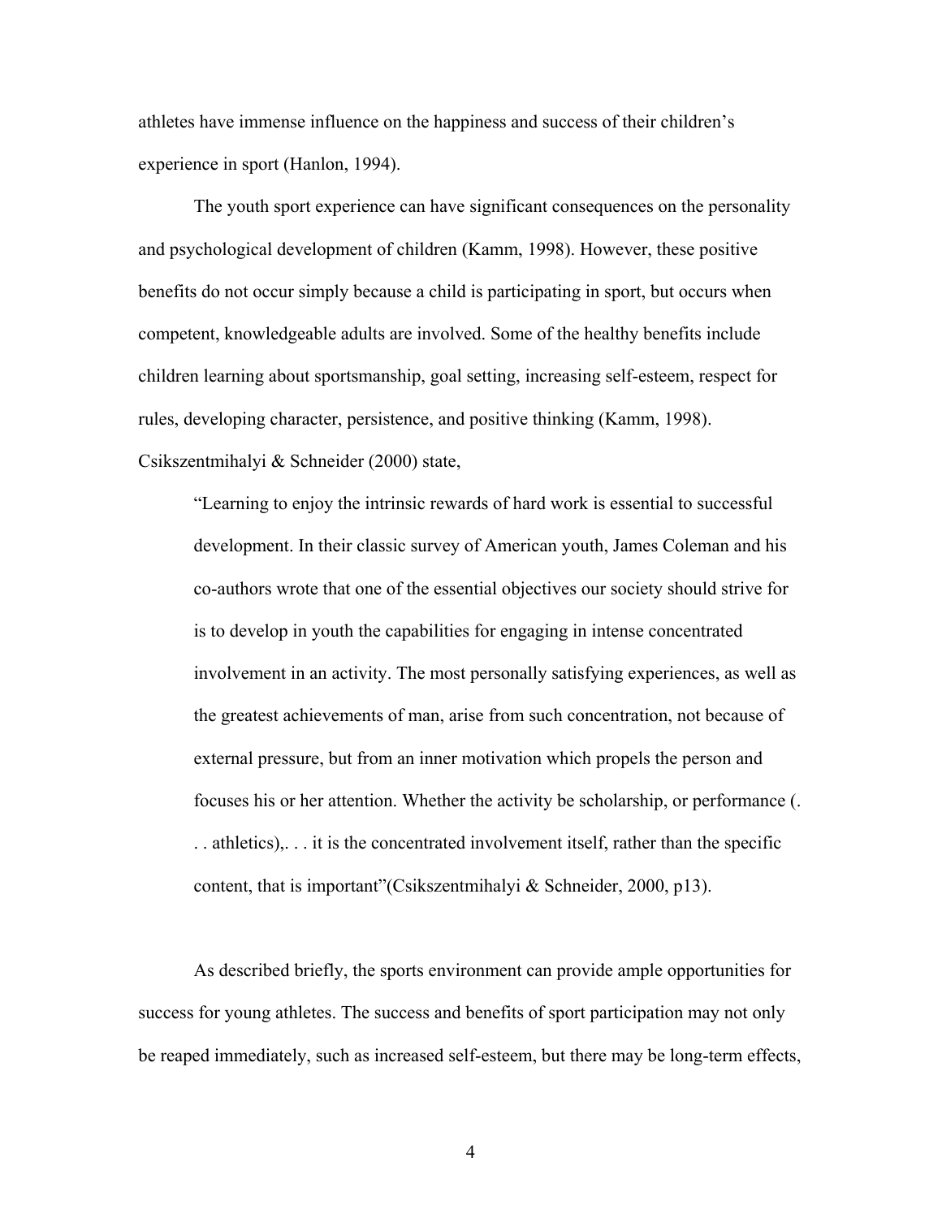athletes have immense influence on the happiness and success of their children's experience in sport (Hanlon, 1994).

The youth sport experience can have significant consequences on the personality and psychological development of children (Kamm, 1998). However, these positive benefits do not occur simply because a child is participating in sport, but occurs when competent, knowledgeable adults are involved. Some of the healthy benefits include children learning about sportsmanship, goal setting, increasing self-esteem, respect for rules, developing character, persistence, and positive thinking (Kamm, 1998). Csikszentmihalyi & Schneider (2000) state,

> "Learning to enjoy the intrinsic rewards of hard work is essential to successful development. In their classic survey of American youth, James Coleman and his co-authors wrote that one of the essential objectives our society should strive for is to develop in youth the capabilities for engaging in intense concentrated involvement in an activity. The most personally satisfying experiences, as well as the greatest achievements of man, arise from such concentration, not because of external pressure, but from an inner motivation which propels the person and focuses his or her attention. Whether the activity be scholarship, or performance (. . . athletics),. . . it is the concentrated involvement itself, rather than the specific content, that is important"(Csikszentmihalyi & Schneider, 2000, p13).

As described briefly, the sports environment can provide ample opportunities for success for young athletes. The success and benefits of sport participation may not only be reaped immediately, such as increased self-esteem, but there may be long-term effects,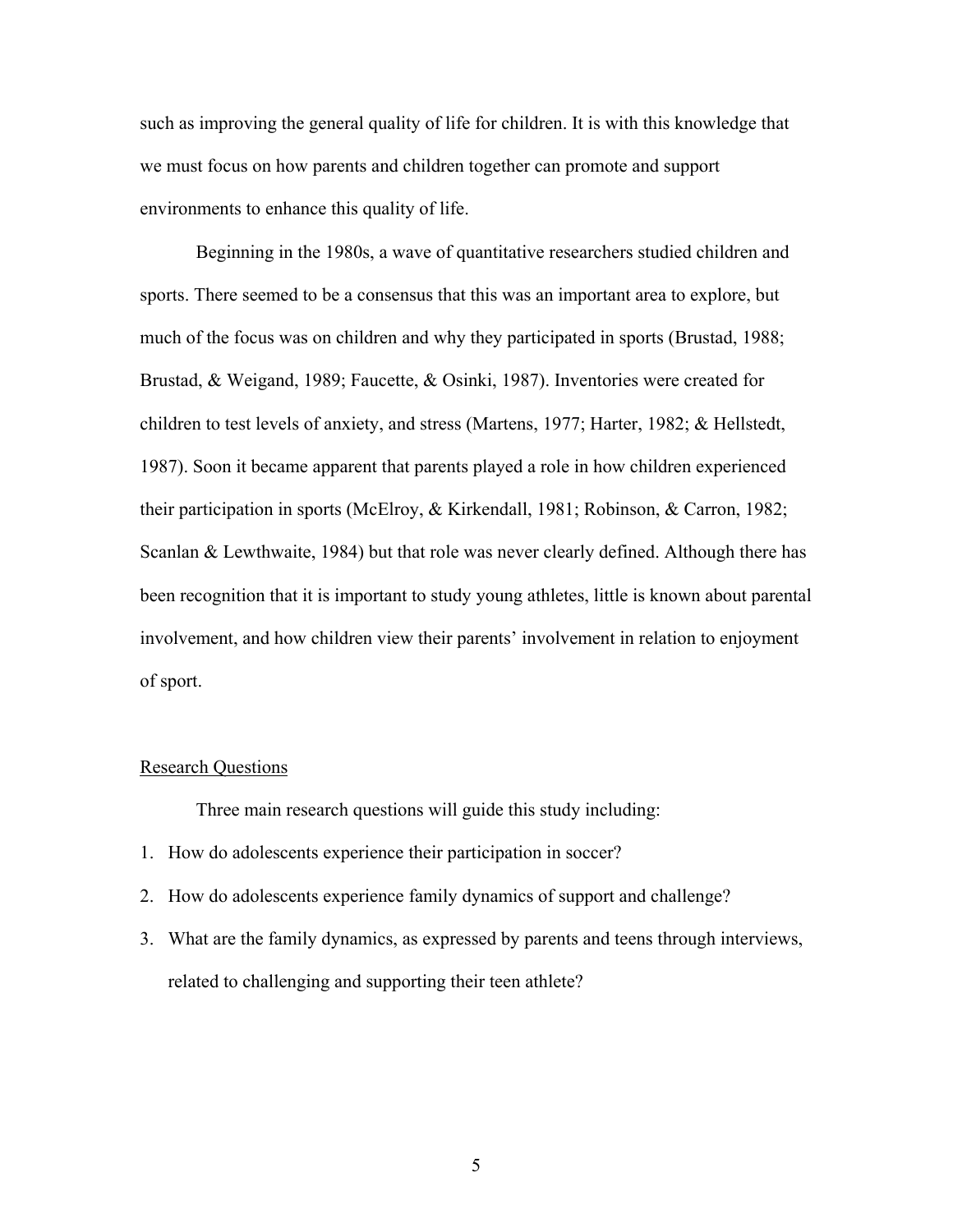such as improving the general quality of life for children. It is with this knowledge that we must focus on how parents and children together can promote and support environments to enhance this quality of life.

Beginning in the 1980s, a wave of quantitative researchers studied children and sports. There seemed to be a consensus that this was an important area to explore, but much of the focus was on children and why they participated in sports (Brustad, 1988; Brustad, & Weigand, 1989; Faucette, & Osinki, 1987). Inventories were created for children to test levels of anxiety, and stress (Martens, 1977; Harter, 1982; & Hellstedt, 1987). Soon it became apparent that parents played a role in how children experienced their participation in sports (McElroy, & Kirkendall, 1981; Robinson, & Carron, 1982; Scanlan & Lewthwaite, 1984) but that role was never clearly defined. Although there has been recognition that it is important to study young athletes, little is known about parental involvement, and how children view their parents' involvement in relation to enjoyment of sport.

## Research Questions

Three main research questions will guide this study including:

1. How do adolescents experience their participation in soccer?
2. How do adolescents experience family dynamics of support and challenge?
3. What are the family dynamics, as expressed by parents and teens through interviews, related to challenging and supporting their teen athlete?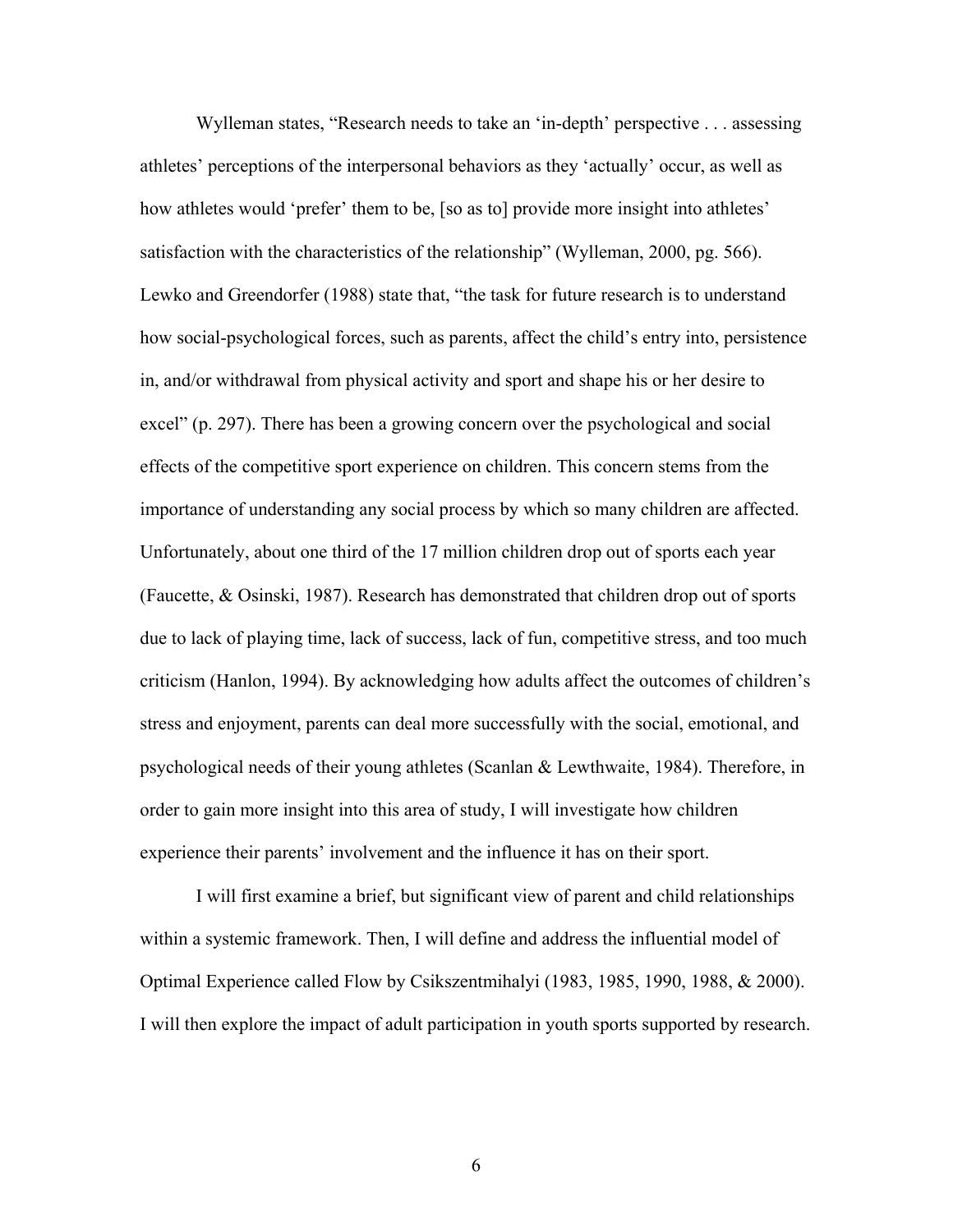Wylleman states, “Research needs to take an ‘in-depth’ perspective . . . assessing athletes’ perceptions of the interpersonal behaviors as they ‘actually’ occur, as well as how athletes would ‘prefer’ them to be, [so as to] provide more insight into athletes’ satisfaction with the characteristics of the relationship” (Wylleman, 2000, pg. 566). Lewko and Greendorfer (1988) state that, “the task for future research is to understand how social-psychological forces, such as parents, affect the child’s entry into, persistence in, and/or withdrawal from physical activity and sport and shape his or her desire to excel” (p. 297). There has been a growing concern over the psychological and social effects of the competitive sport experience on children. This concern stems from the importance of understanding any social process by which so many children are affected. Unfortunately, about one third of the 17 million children drop out of sports each year (Faucette, & Osinski, 1987). Research has demonstrated that children drop out of sports due to lack of playing time, lack of success, lack of fun, competitive stress, and too much criticism (Hanlon, 1994). By acknowledging how adults affect the outcomes of children’s stress and enjoyment, parents can deal more successfully with the social, emotional, and psychological needs of their young athletes (Scanlan & Lewthwaite, 1984). Therefore, in order to gain more insight into this area of study, I will investigate how children experience their parents’ involvement and the influence it has on their sport.

I will first examine a brief, but significant view of parent and child relationships within a systemic framework. Then, I will define and address the influential model of Optimal Experience called Flow by Csikszentmihalyi (1983, 1985, 1990, 1988, & 2000). I will then explore the impact of adult participation in youth sports supported by research.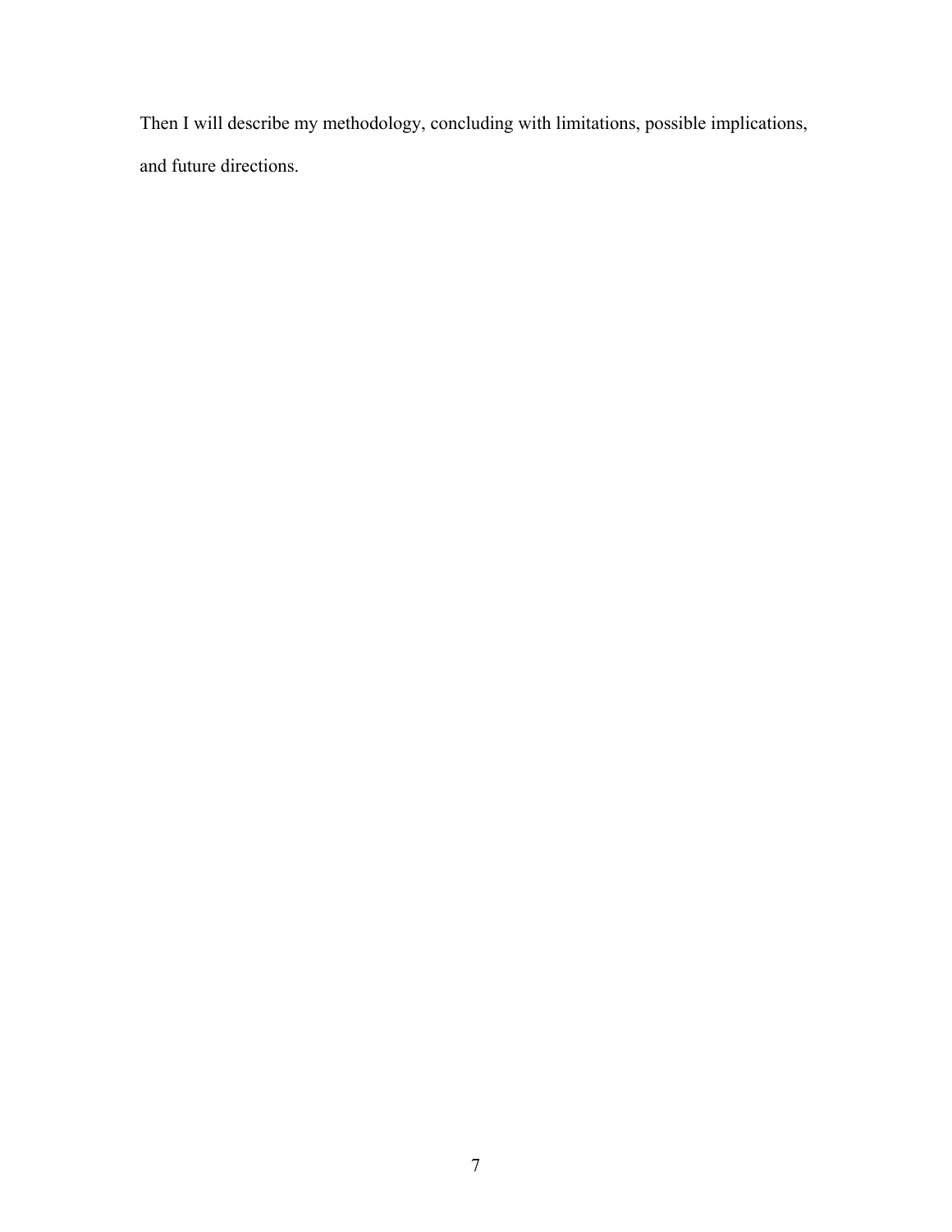Then I will describe my methodology, concluding with limitations, possible implications, and future directions.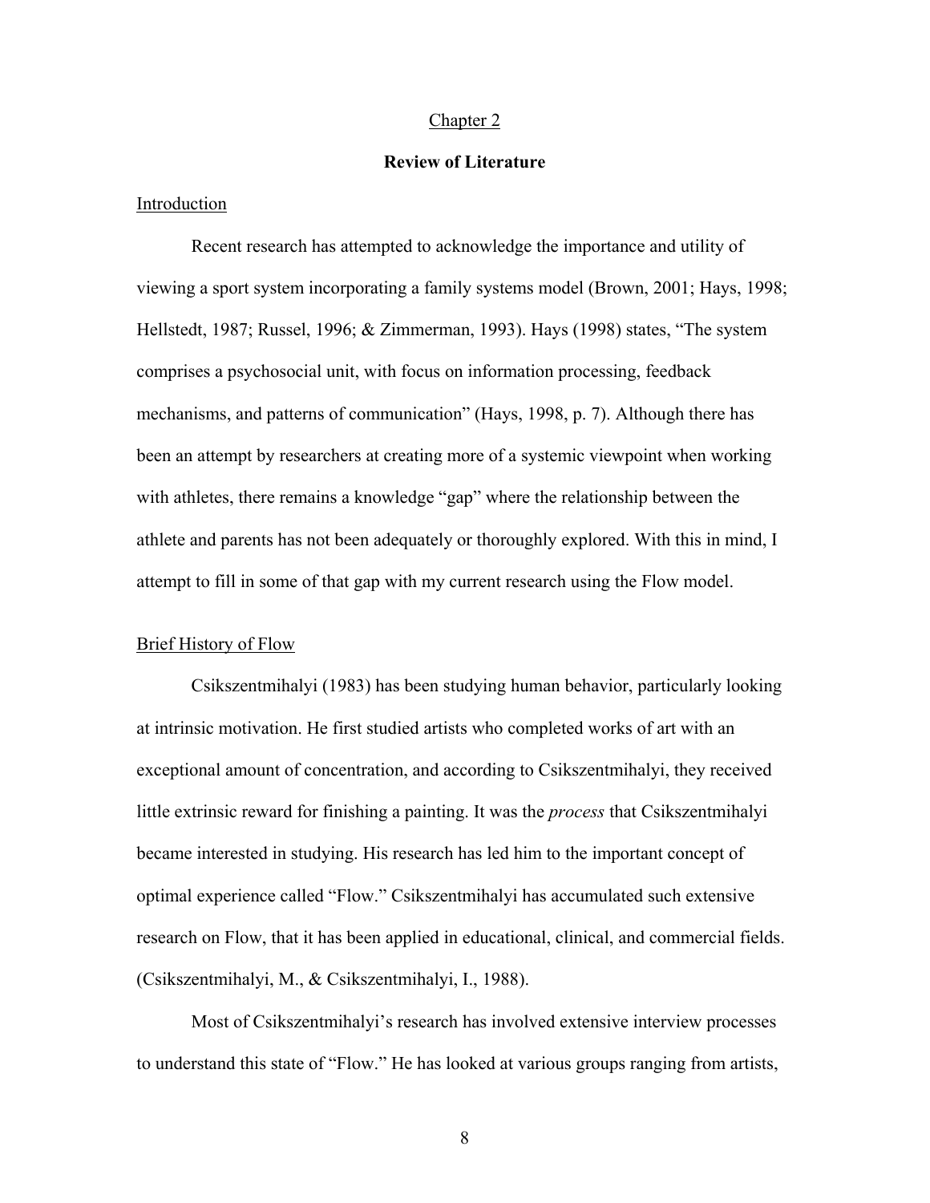# Chapter 2

## Review of Literature

### Introduction

Recent research has attempted to acknowledge the importance and utility of viewing a sport system incorporating a family systems model (Brown, 2001; Hays, 1998; Hellstedt, 1987; Russel, 1996; & Zimmerman, 1993). Hays (1998) states, "The system comprises a psychosocial unit, with focus on information processing, feedback mechanisms, and patterns of communication" (Hays, 1998, p. 7). Although there has been an attempt by researchers at creating more of a systemic viewpoint when working with athletes, there remains a knowledge "gap" where the relationship between the athlete and parents has not been adequately or thoroughly explored. With this in mind, I attempt to fill in some of that gap with my current research using the Flow model.

### Brief History of Flow

Csikszentmihalyi (1983) has been studying human behavior, particularly looking at intrinsic motivation. He first studied artists who completed works of art with an exceptional amount of concentration, and according to Csikszentmihalyi, they received little extrinsic reward for finishing a painting. It was the *process* that Csikszentmihalyi became interested in studying. His research has led him to the important concept of optimal experience called "Flow." Csikszentmihalyi has accumulated such extensive research on Flow, that it has been applied in educational, clinical, and commercial fields. (Csikszentmihalyi, M., & Csikszentmihalyi, I., 1988).

Most of Csikszentmihalyi's research has involved extensive interview processes to understand this state of "Flow." He has looked at various groups ranging from artists,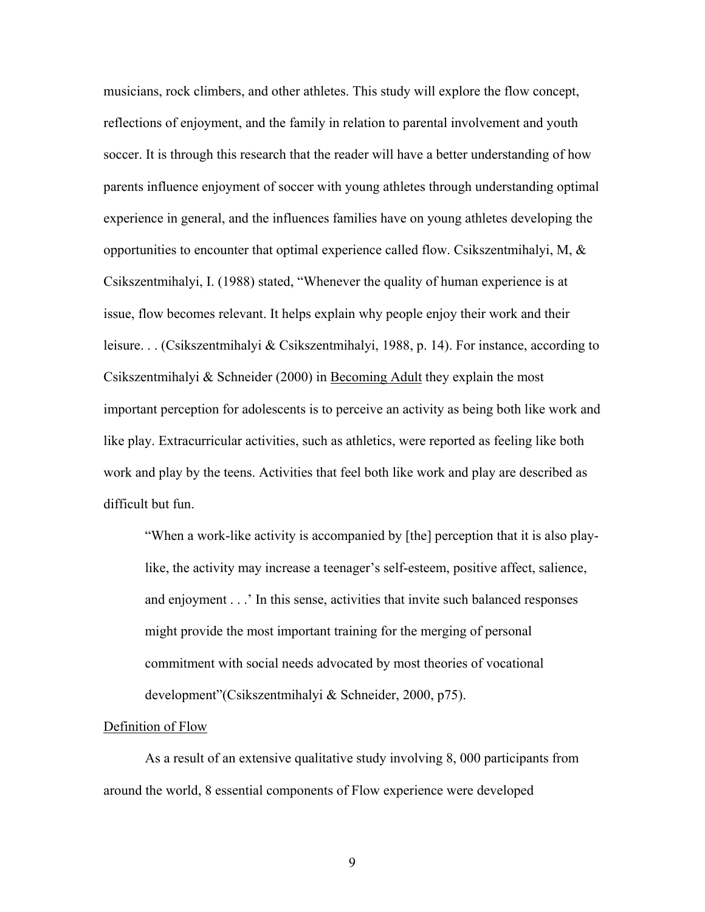musicians, rock climbers, and other athletes. This study will explore the flow concept, reflections of enjoyment, and the family in relation to parental involvement and youth soccer. It is through this research that the reader will have a better understanding of how parents influence enjoyment of soccer with young athletes through understanding optimal experience in general, and the influences families have on young athletes developing the opportunities to encounter that optimal experience called flow. Csikszentmihalyi, M, & Csikszentmihalyi, I. (1988) stated, "Whenever the quality of human experience is at issue, flow becomes relevant. It helps explain why people enjoy their work and their leisure. . . (Csikszentmihalyi & Csikszentmihalyi, 1988, p. 14). For instance, according to Csikszentmihalyi & Schneider (2000) in Becoming Adult they explain the most important perception for adolescents is to perceive an activity as being both like work and like play. Extracurricular activities, such as athletics, were reported as feeling like both work and play by the teens. Activities that feel both like work and play are described as difficult but fun.

> "When a work-like activity is accompanied by [the] perception that it is also play-like, the activity may increase a teenager's self-esteem, positive affect, salience, and enjoyment . . .' In this sense, activities that invite such balanced responses might provide the most important training for the merging of personal commitment with social needs advocated by most theories of vocational development"(Csikszentmihalyi & Schneider, 2000, p75).

Definition of Flow

As a result of an extensive qualitative study involving 8, 000 participants from around the world, 8 essential components of Flow experience were developed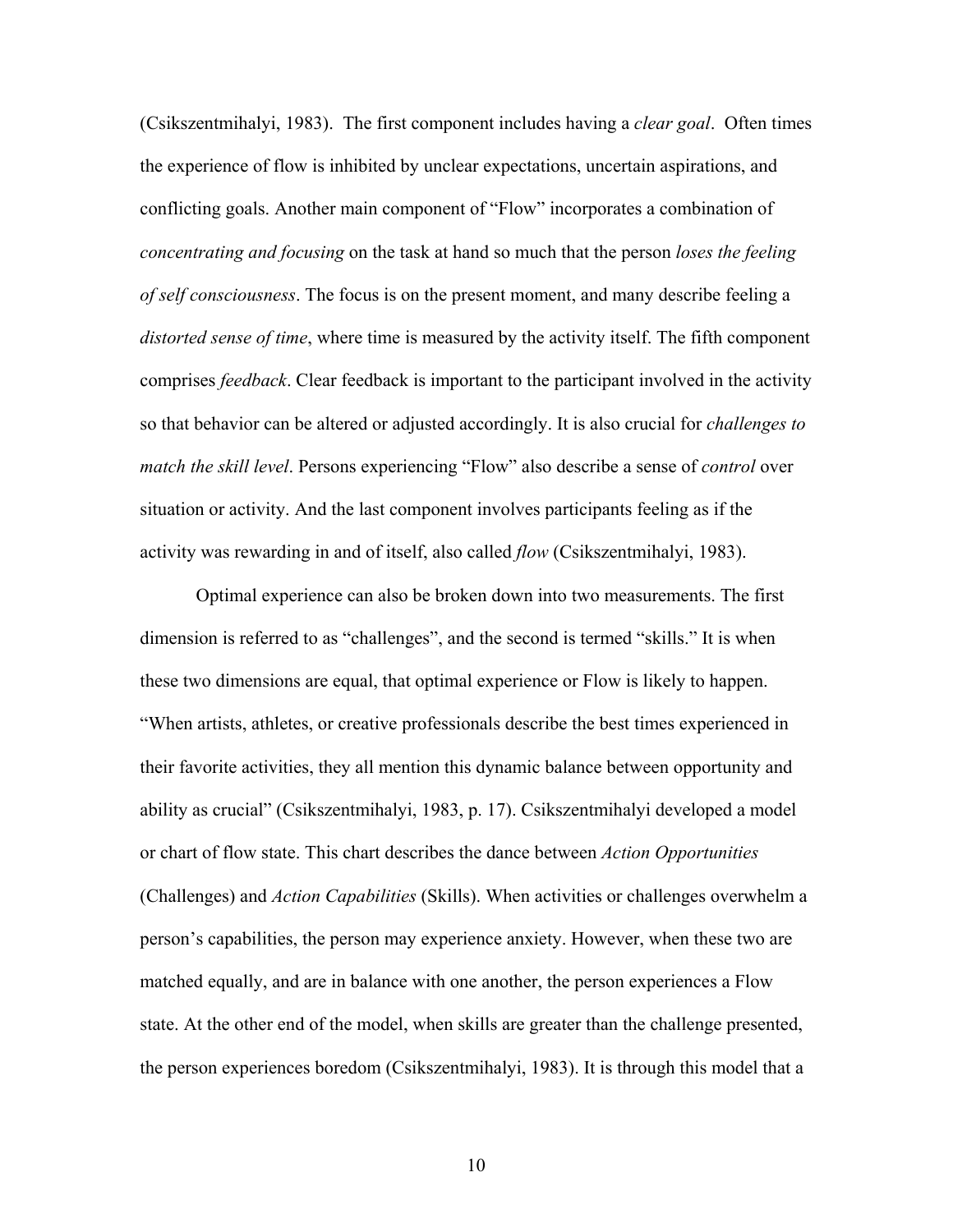(Csikszentmihalyi, 1983). The first component includes having a *clear goal*. Often times the experience of flow is inhibited by unclear expectations, uncertain aspirations, and conflicting goals. Another main component of "Flow" incorporates a combination of *concentrating and focusing* on the task at hand so much that the person *loses the feeling of self consciousness*. The focus is on the present moment, and many describe feeling a *distorted sense of time*, where time is measured by the activity itself. The fifth component comprises *feedback*. Clear feedback is important to the participant involved in the activity so that behavior can be altered or adjusted accordingly. It is also crucial for *challenges to match the skill level*. Persons experiencing "Flow" also describe a sense of *control* over situation or activity. And the last component involves participants feeling as if the activity was rewarding in and of itself, also called *flow* (Csikszentmihalyi, 1983).

Optimal experience can also be broken down into two measurements. The first dimension is referred to as "challenges", and the second is termed "skills." It is when these two dimensions are equal, that optimal experience or Flow is likely to happen. "When artists, athletes, or creative professionals describe the best times experienced in their favorite activities, they all mention this dynamic balance between opportunity and ability as crucial" (Csikszentmihalyi, 1983, p. 17). Csikszentmihalyi developed a model or chart of flow state. This chart describes the dance between *Action Opportunities* (Challenges) and *Action Capabilities* (Skills). When activities or challenges overwhelm a person's capabilities, the person may experience anxiety. However, when these two are matched equally, and are in balance with one another, the person experiences a Flow state. At the other end of the model, when skills are greater than the challenge presented, the person experiences boredom (Csikszentmihalyi, 1983). It is through this model that a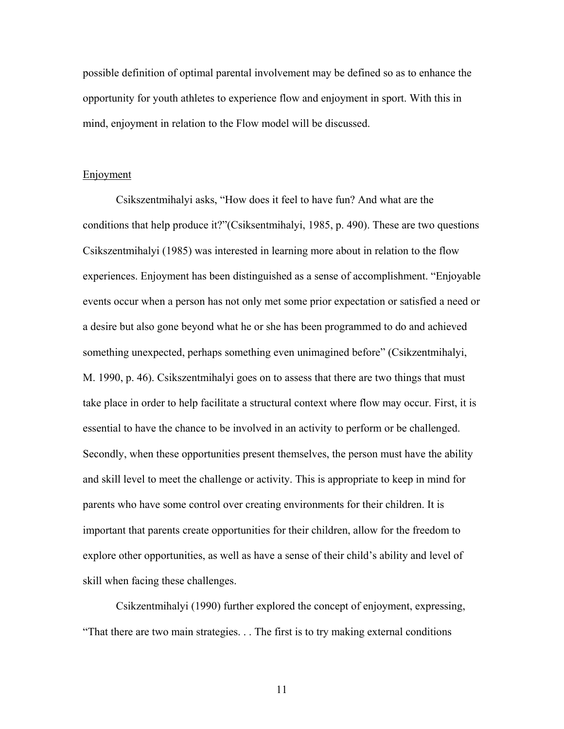possible definition of optimal parental involvement may be defined so as to enhance the opportunity for youth athletes to experience flow and enjoyment in sport. With this in mind, enjoyment in relation to the Flow model will be discussed.

## Enjoyment

Csikszentmihalyi asks, "How does it feel to have fun? And what are the conditions that help produce it?"(Csiksentmihalyi, 1985, p. 490). These are two questions Csikszentmihalyi (1985) was interested in learning more about in relation to the flow experiences. Enjoyment has been distinguished as a sense of accomplishment. "Enjoyable events occur when a person has not only met some prior expectation or satisfied a need or a desire but also gone beyond what he or she has been programmed to do and achieved something unexpected, perhaps something even unimagined before" (Csikzentmihalyi, M. 1990, p. 46). Csikszentmihalyi goes on to assess that there are two things that must take place in order to help facilitate a structural context where flow may occur. First, it is essential to have the chance to be involved in an activity to perform or be challenged. Secondly, when these opportunities present themselves, the person must have the ability and skill level to meet the challenge or activity. This is appropriate to keep in mind for parents who have some control over creating environments for their children. It is important that parents create opportunities for their children, allow for the freedom to explore other opportunities, as well as have a sense of their child's ability and level of skill when facing these challenges.

Csikzentmihalyi (1990) further explored the concept of enjoyment, expressing, "That there are two main strategies. . . The first is to try making external conditions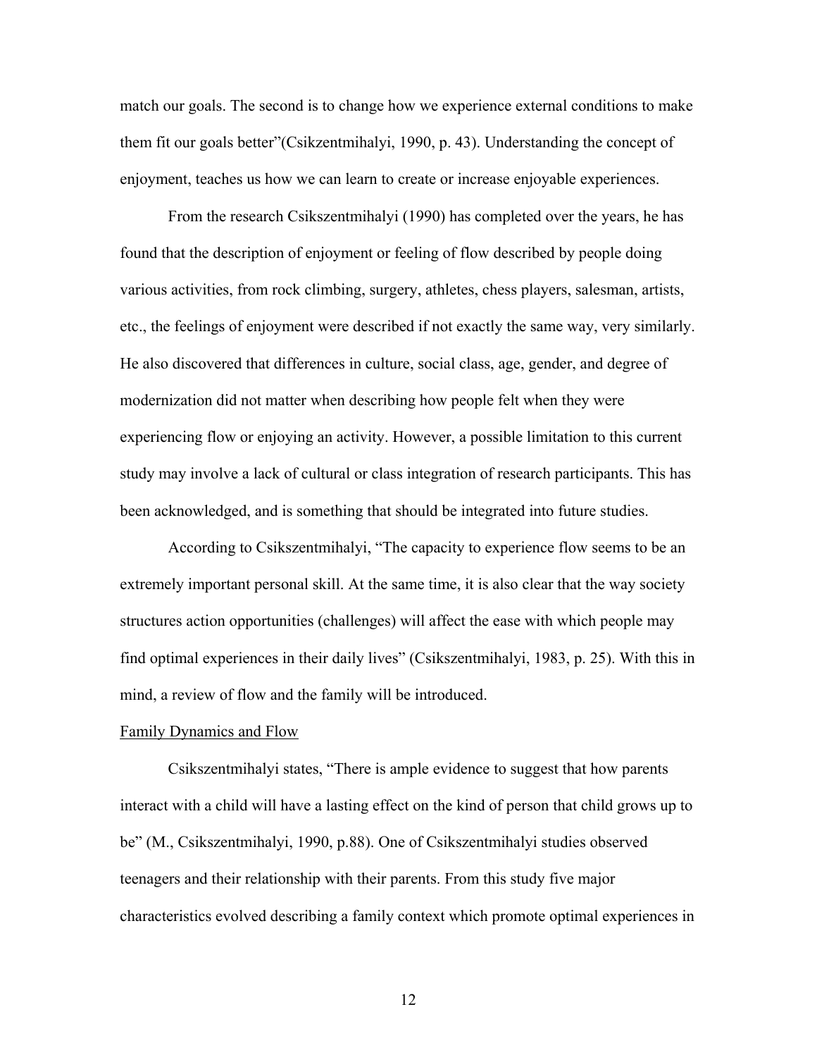match our goals. The second is to change how we experience external conditions to make them fit our goals better"(Csikzentmihalyi, 1990, p. 43). Understanding the concept of enjoyment, teaches us how we can learn to create or increase enjoyable experiences.

From the research Csikszentmihalyi (1990) has completed over the years, he has found that the description of enjoyment or feeling of flow described by people doing various activities, from rock climbing, surgery, athletes, chess players, salesman, artists, etc., the feelings of enjoyment were described if not exactly the same way, very similarly. He also discovered that differences in culture, social class, age, gender, and degree of modernization did not matter when describing how people felt when they were experiencing flow or enjoying an activity. However, a possible limitation to this current study may involve a lack of cultural or class integration of research participants. This has been acknowledged, and is something that should be integrated into future studies.

According to Csikszentmihalyi, "The capacity to experience flow seems to be an extremely important personal skill. At the same time, it is also clear that the way society structures action opportunities (challenges) will affect the ease with which people may find optimal experiences in their daily lives" (Csikszentmihalyi, 1983, p. 25). With this in mind, a review of flow and the family will be introduced.

<u>Family Dynamics and Flow</u>

Csikszentmihalyi states, "There is ample evidence to suggest that how parents interact with a child will have a lasting effect on the kind of person that child grows up to be" (M., Csikszentmihalyi, 1990, p.88). One of Csikszentmihalyi studies observed teenagers and their relationship with their parents. From this study five major characteristics evolved describing a family context which promote optimal experiences in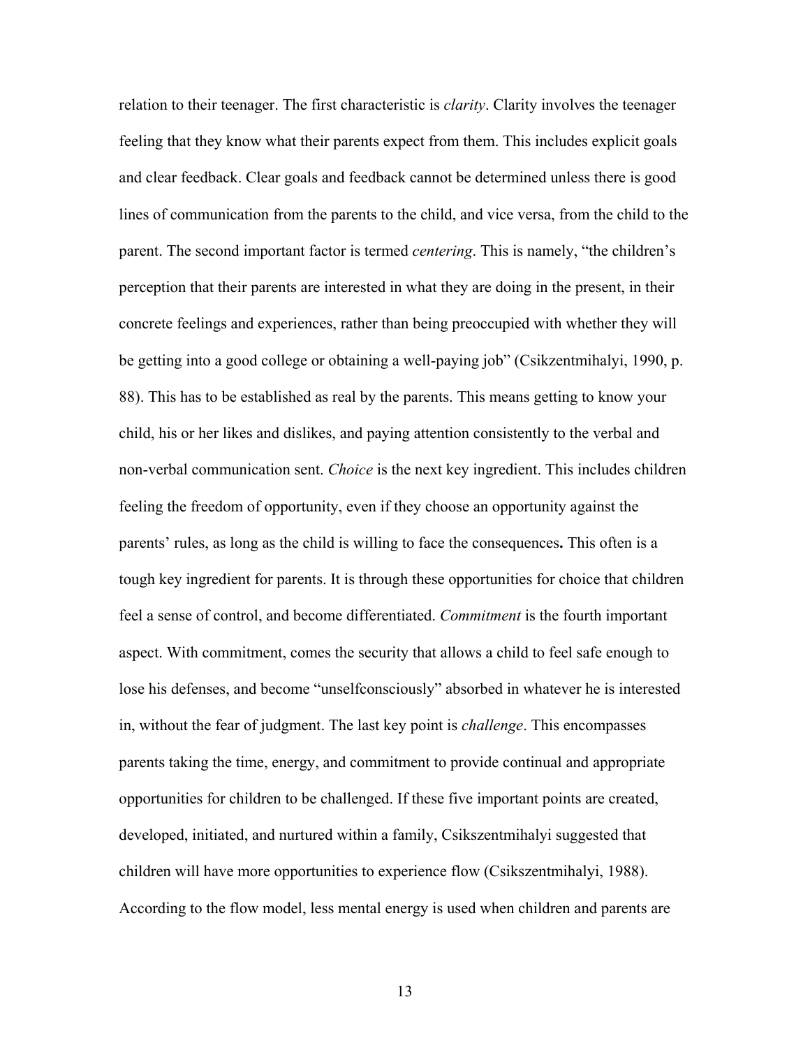relation to their teenager. The first characteristic is *clarity*. Clarity involves the teenager feeling that they know what their parents expect from them. This includes explicit goals and clear feedback. Clear goals and feedback cannot be determined unless there is good lines of communication from the parents to the child, and vice versa, from the child to the parent. The second important factor is termed *centering*. This is namely, "the children's perception that their parents are interested in what they are doing in the present, in their concrete feelings and experiences, rather than being preoccupied with whether they will be getting into a good college or obtaining a well-paying job" (Csikzentmihalyi, 1990, p. 88). This has to be established as real by the parents. This means getting to know your child, his or her likes and dislikes, and paying attention consistently to the verbal and non-verbal communication sent. *Choice* is the next key ingredient. This includes children feeling the freedom of opportunity, even if they choose an opportunity against the parents' rules, as long as the child is willing to face the consequences**.** This often is a tough key ingredient for parents. It is through these opportunities for choice that children feel a sense of control, and become differentiated. *Commitment* is the fourth important aspect. With commitment, comes the security that allows a child to feel safe enough to lose his defenses, and become "unselfconsciously" absorbed in whatever he is interested in, without the fear of judgment. The last key point is *challenge*. This encompasses parents taking the time, energy, and commitment to provide continual and appropriate opportunities for children to be challenged. If these five important points are created, developed, initiated, and nurtured within a family, Csikszentmihalyi suggested that children will have more opportunities to experience flow (Csikszentmihalyi, 1988). According to the flow model, less mental energy is used when children and parents are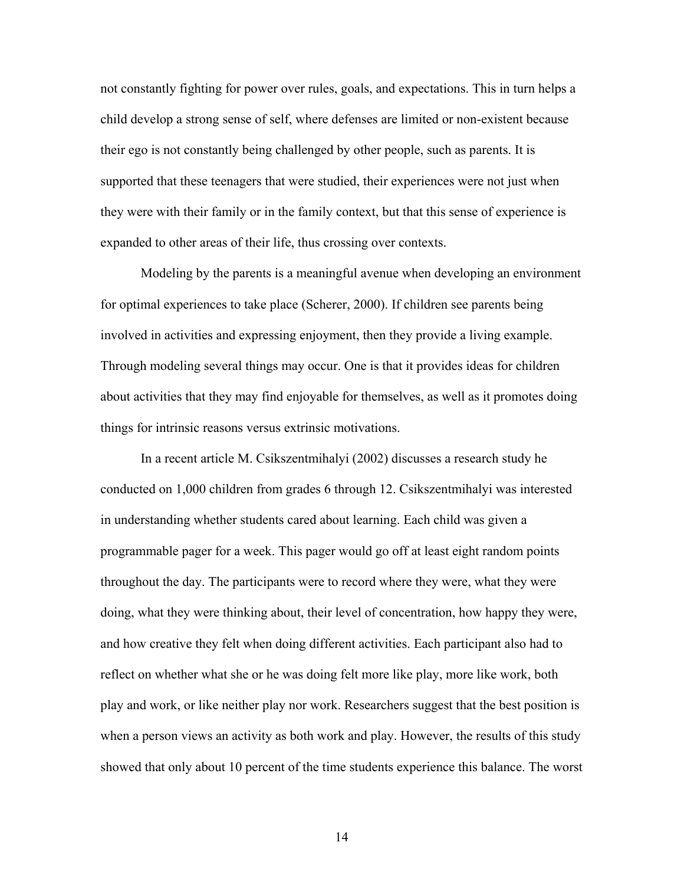not constantly fighting for power over rules, goals, and expectations. This in turn helps a child develop a strong sense of self, where defenses are limited or non-existent because their ego is not constantly being challenged by other people, such as parents. It is supported that these teenagers that were studied, their experiences were not just when they were with their family or in the family context, but that this sense of experience is expanded to other areas of their life, thus crossing over contexts.

Modeling by the parents is a meaningful avenue when developing an environment for optimal experiences to take place (Scherer, 2000). If children see parents being involved in activities and expressing enjoyment, then they provide a living example. Through modeling several things may occur. One is that it provides ideas for children about activities that they may find enjoyable for themselves, as well as it promotes doing things for intrinsic reasons versus extrinsic motivations.

In a recent article M. Csikszentmihalyi (2002) discusses a research study he conducted on 1,000 children from grades 6 through 12. Csikszentmihalyi was interested in understanding whether students cared about learning. Each child was given a programmable pager for a week. This pager would go off at least eight random points throughout the day. The participants were to record where they were, what they were doing, what they were thinking about, their level of concentration, how happy they were, and how creative they felt when doing different activities. Each participant also had to reflect on whether what she or he was doing felt more like play, more like work, both play and work, or like neither play nor work. Researchers suggest that the best position is when a person views an activity as both work and play. However, the results of this study showed that only about 10 percent of the time students experience this balance. The worst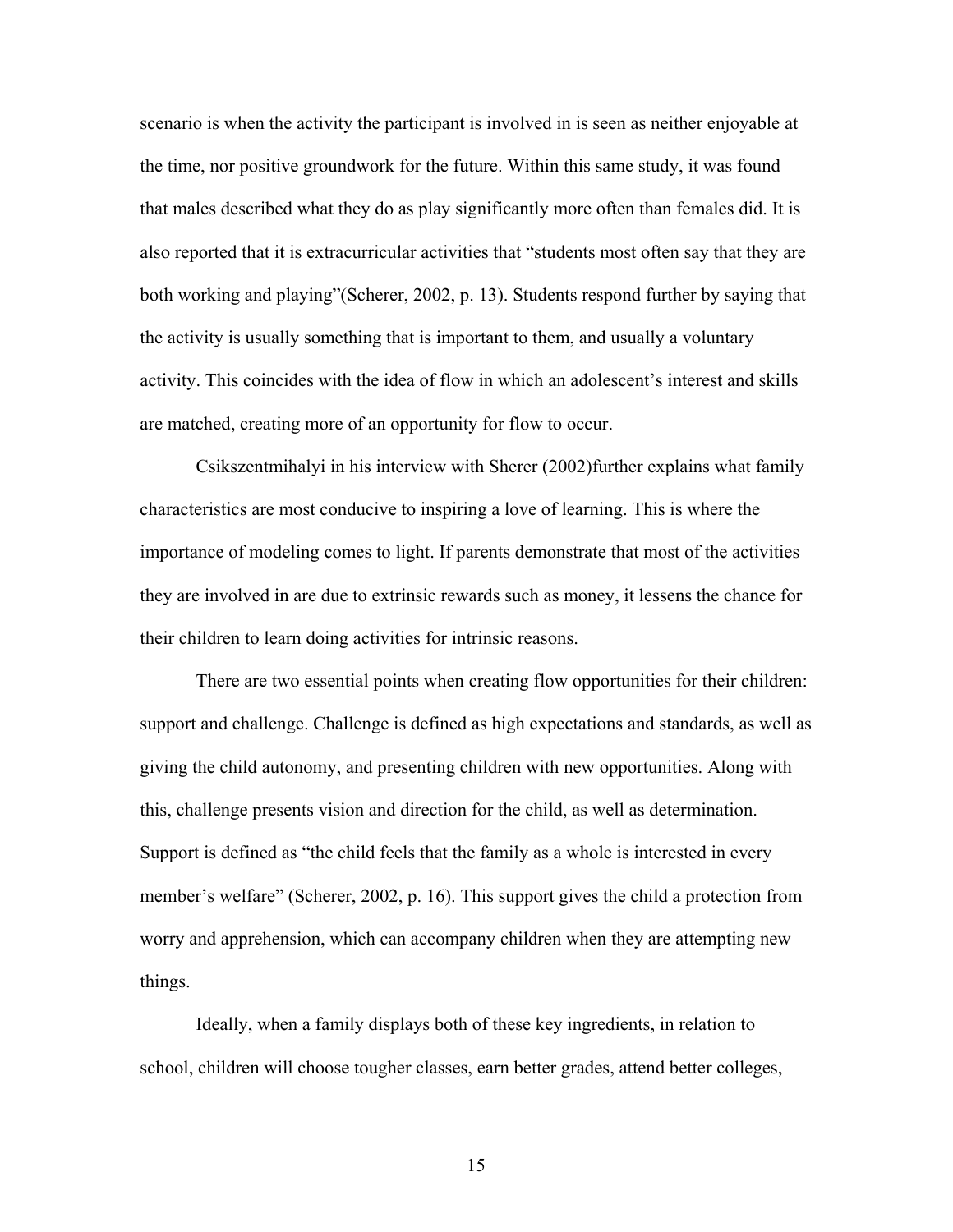scenario is when the activity the participant is involved in is seen as neither enjoyable at the time, nor positive groundwork for the future. Within this same study, it was found that males described what they do as play significantly more often than females did. It is also reported that it is extracurricular activities that "students most often say that they are both working and playing"(Scherer, 2002, p. 13). Students respond further by saying that the activity is usually something that is important to them, and usually a voluntary activity. This coincides with the idea of flow in which an adolescent's interest and skills are matched, creating more of an opportunity for flow to occur.

Csikszentmihalyi in his interview with Sherer (2002)further explains what family characteristics are most conducive to inspiring a love of learning. This is where the importance of modeling comes to light. If parents demonstrate that most of the activities they are involved in are due to extrinsic rewards such as money, it lessens the chance for their children to learn doing activities for intrinsic reasons.

There are two essential points when creating flow opportunities for their children: support and challenge. Challenge is defined as high expectations and standards, as well as giving the child autonomy, and presenting children with new opportunities. Along with this, challenge presents vision and direction for the child, as well as determination. Support is defined as "the child feels that the family as a whole is interested in every member's welfare" (Scherer, 2002, p. 16). This support gives the child a protection from worry and apprehension, which can accompany children when they are attempting new things.

Ideally, when a family displays both of these key ingredients, in relation to school, children will choose tougher classes, earn better grades, attend better colleges,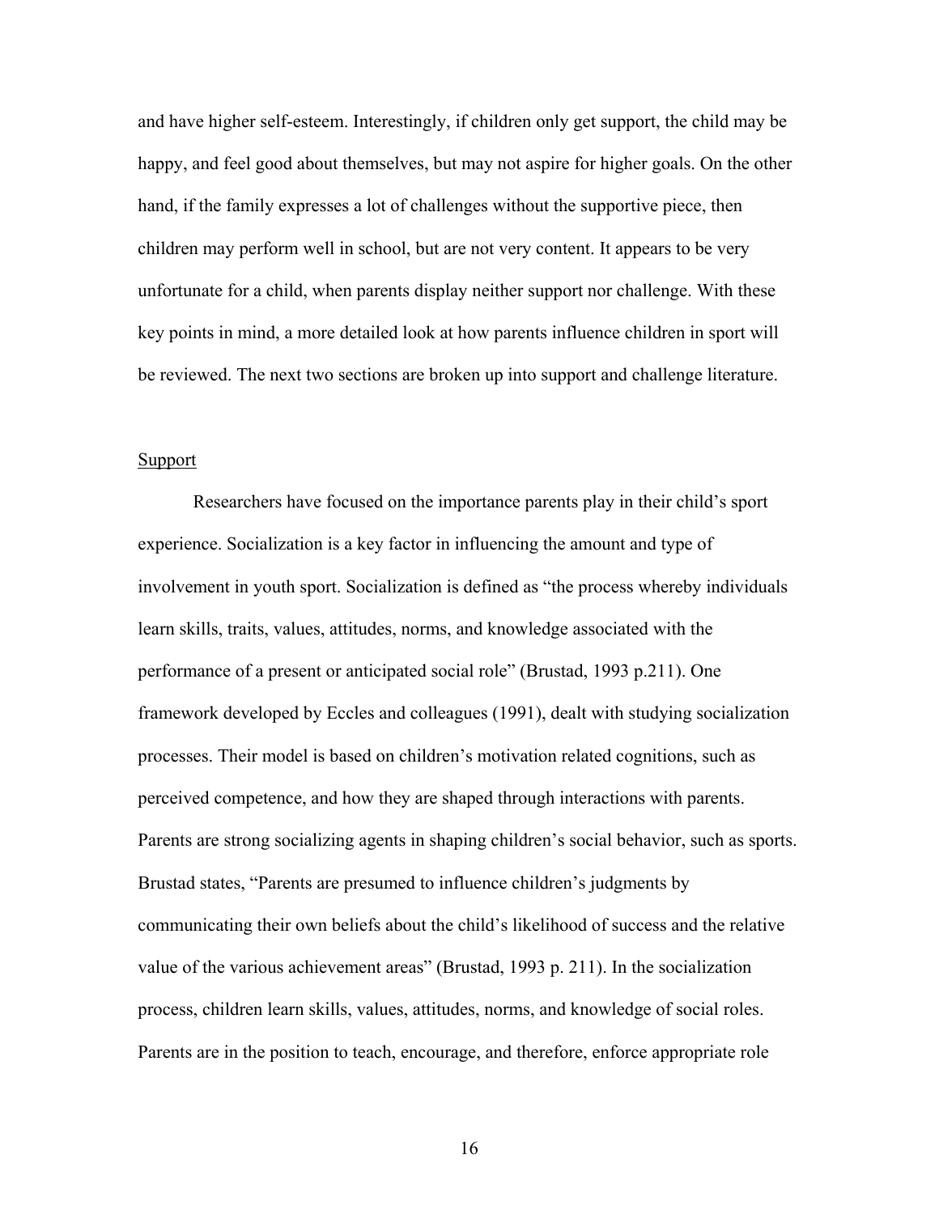and have higher self-esteem. Interestingly, if children only get support, the child may be happy, and feel good about themselves, but may not aspire for higher goals. On the other hand, if the family expresses a lot of challenges without the supportive piece, then children may perform well in school, but are not very content. It appears to be very unfortunate for a child, when parents display neither support nor challenge. With these key points in mind, a more detailed look at how parents influence children in sport will be reviewed. The next two sections are broken up into support and challenge literature.

## Support

Researchers have focused on the importance parents play in their child's sport experience. Socialization is a key factor in influencing the amount and type of involvement in youth sport. Socialization is defined as "the process whereby individuals learn skills, traits, values, attitudes, norms, and knowledge associated with the performance of a present or anticipated social role" (Brustad, 1993 p.211). One framework developed by Eccles and colleagues (1991), dealt with studying socialization processes. Their model is based on children's motivation related cognitions, such as perceived competence, and how they are shaped through interactions with parents. Parents are strong socializing agents in shaping children's social behavior, such as sports. Brustad states, "Parents are presumed to influence children's judgments by communicating their own beliefs about the child's likelihood of success and the relative value of the various achievement areas" (Brustad, 1993 p. 211). In the socialization process, children learn skills, values, attitudes, norms, and knowledge of social roles. Parents are in the position to teach, encourage, and therefore, enforce appropriate role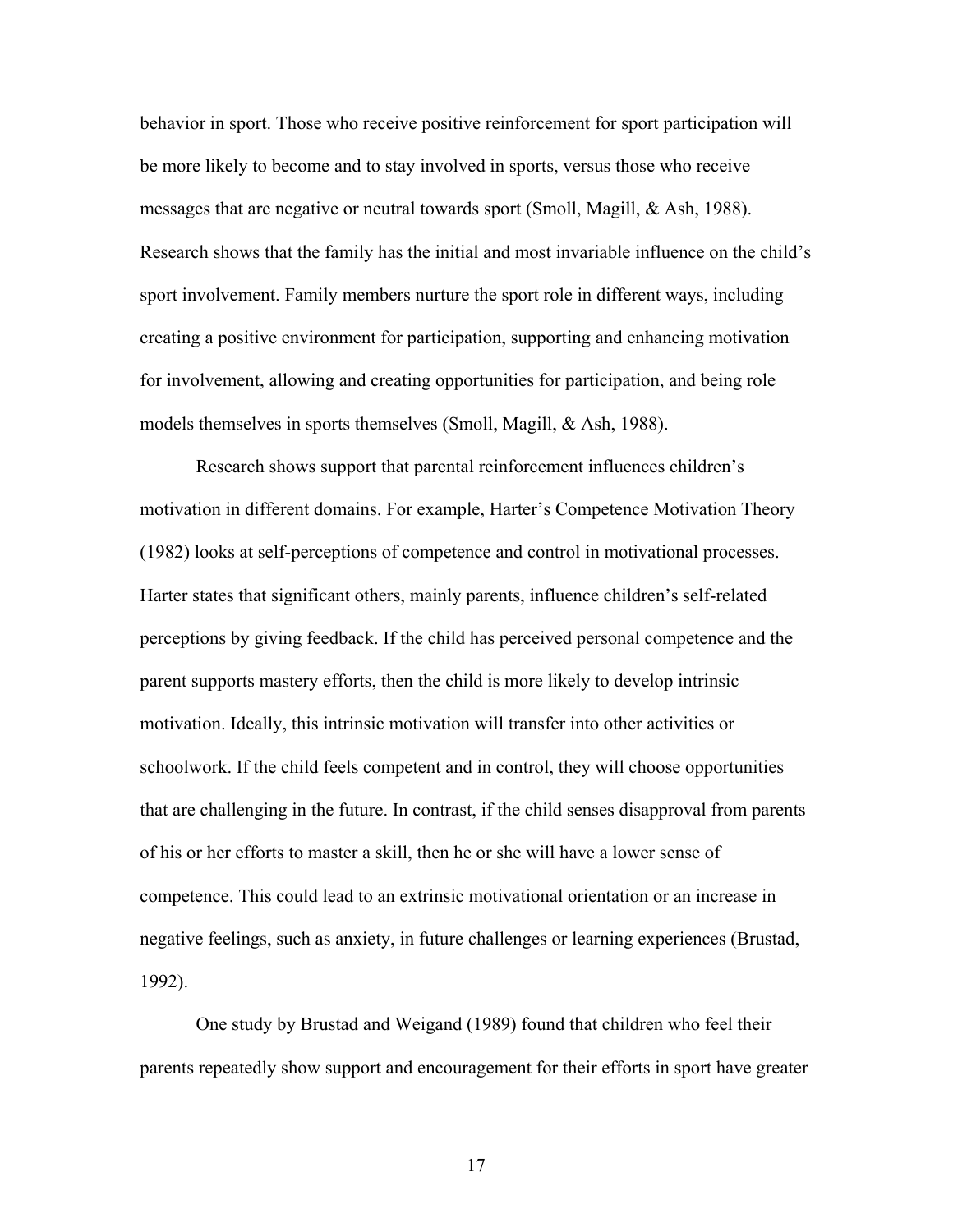behavior in sport. Those who receive positive reinforcement for sport participation will be more likely to become and to stay involved in sports, versus those who receive messages that are negative or neutral towards sport (Smoll, Magill, & Ash, 1988). Research shows that the family has the initial and most invariable influence on the child's sport involvement. Family members nurture the sport role in different ways, including creating a positive environment for participation, supporting and enhancing motivation for involvement, allowing and creating opportunities for participation, and being role models themselves in sports themselves (Smoll, Magill, & Ash, 1988).

Research shows support that parental reinforcement influences children's motivation in different domains. For example, Harter's Competence Motivation Theory (1982) looks at self-perceptions of competence and control in motivational processes. Harter states that significant others, mainly parents, influence children's self-related perceptions by giving feedback. If the child has perceived personal competence and the parent supports mastery efforts, then the child is more likely to develop intrinsic motivation. Ideally, this intrinsic motivation will transfer into other activities or schoolwork. If the child feels competent and in control, they will choose opportunities that are challenging in the future. In contrast, if the child senses disapproval from parents of his or her efforts to master a skill, then he or she will have a lower sense of competence. This could lead to an extrinsic motivational orientation or an increase in negative feelings, such as anxiety, in future challenges or learning experiences (Brustad, 1992).

One study by Brustad and Weigand (1989) found that children who feel their parents repeatedly show support and encouragement for their efforts in sport have greater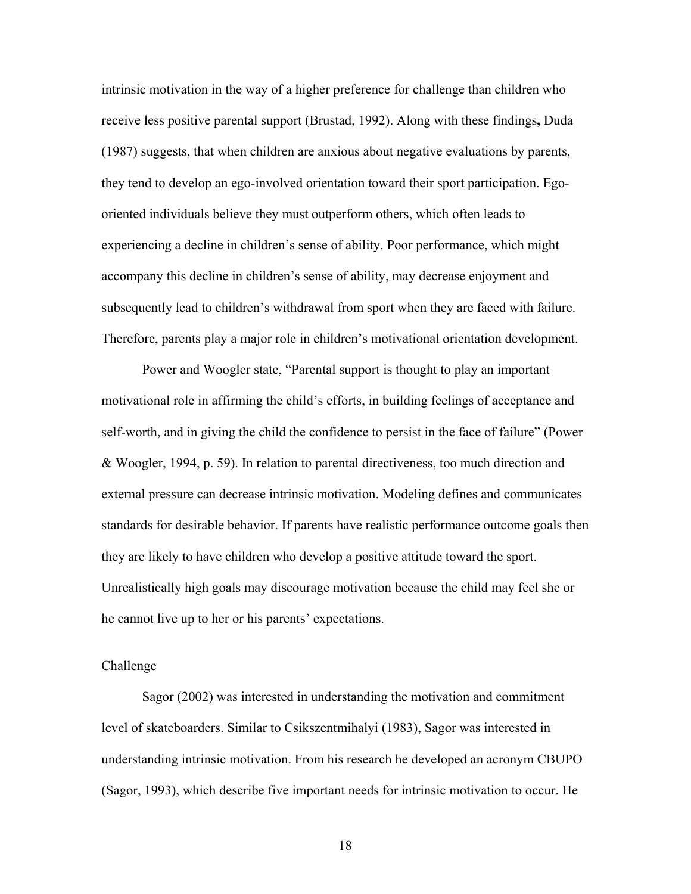intrinsic motivation in the way of a higher preference for challenge than children who receive less positive parental support (Brustad, 1992). Along with these findings**,** Duda (1987) suggests, that when children are anxious about negative evaluations by parents, they tend to develop an ego-involved orientation toward their sport participation. Ego-oriented individuals believe they must outperform others, which often leads to experiencing a decline in children's sense of ability. Poor performance, which might accompany this decline in children's sense of ability, may decrease enjoyment and subsequently lead to children's withdrawal from sport when they are faced with failure. Therefore, parents play a major role in children's motivational orientation development.

Power and Woogler state, "Parental support is thought to play an important motivational role in affirming the child's efforts, in building feelings of acceptance and self-worth, and in giving the child the confidence to persist in the face of failure" (Power & Woogler, 1994, p. 59). In relation to parental directiveness, too much direction and external pressure can decrease intrinsic motivation. Modeling defines and communicates standards for desirable behavior. If parents have realistic performance outcome goals then they are likely to have children who develop a positive attitude toward the sport. Unrealistically high goals may discourage motivation because the child may feel she or he cannot live up to her or his parents' expectations.

<u>Challenge</u>

Sagor (2002) was interested in understanding the motivation and commitment level of skateboarders. Similar to Csikszentmihalyi (1983), Sagor was interested in understanding intrinsic motivation. From his research he developed an acronym CBUPO (Sagor, 1993), which describe five important needs for intrinsic motivation to occur. He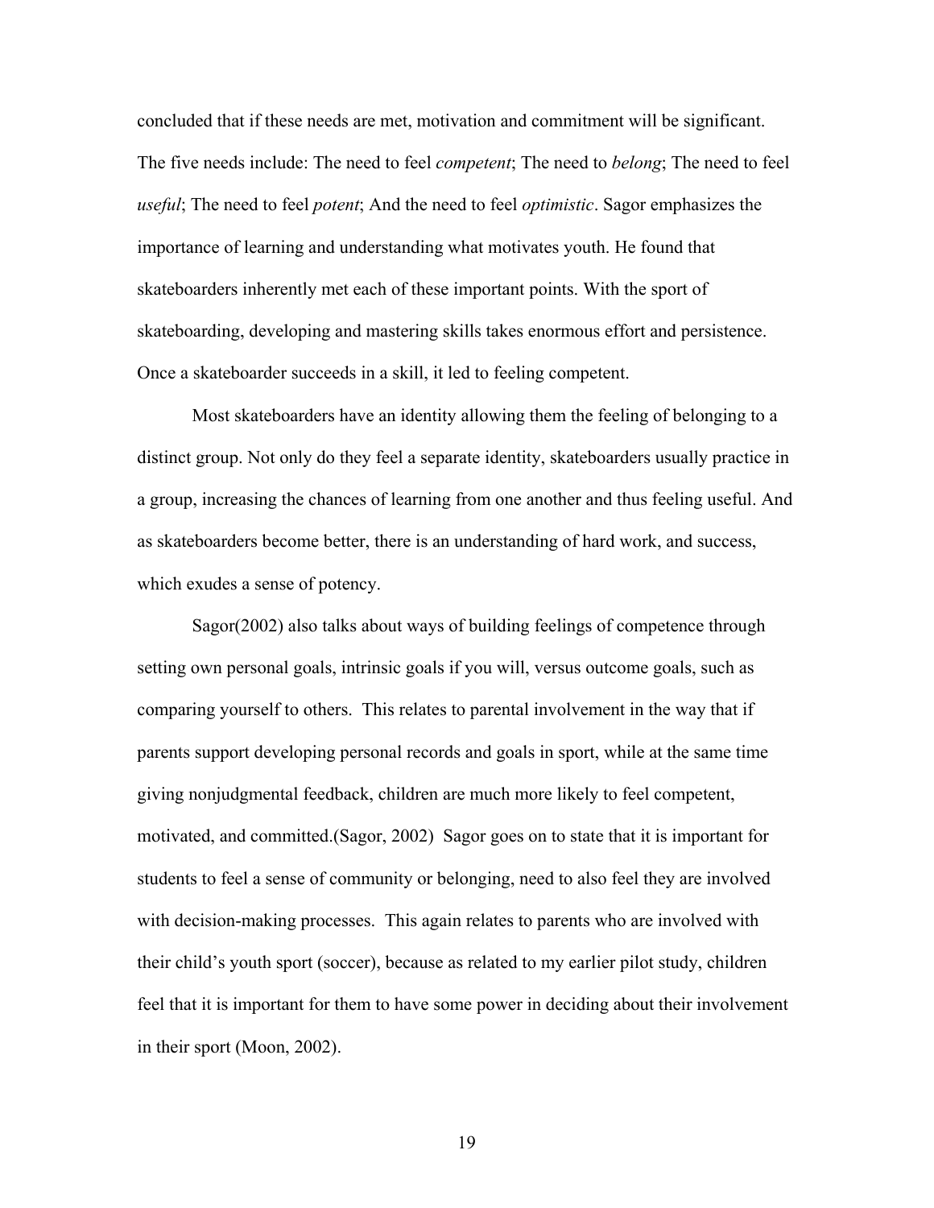concluded that if these needs are met, motivation and commitment will be significant. The five needs include: The need to feel *competent*; The need to *belong*; The need to feel *useful*; The need to feel *potent*; And the need to feel *optimistic*. Sagor emphasizes the importance of learning and understanding what motivates youth. He found that skateboarders inherently met each of these important points. With the sport of skateboarding, developing and mastering skills takes enormous effort and persistence. Once a skateboarder succeeds in a skill, it led to feeling competent.

Most skateboarders have an identity allowing them the feeling of belonging to a distinct group. Not only do they feel a separate identity, skateboarders usually practice in a group, increasing the chances of learning from one another and thus feeling useful. And as skateboarders become better, there is an understanding of hard work, and success, which exudes a sense of potency.

Sagor(2002) also talks about ways of building feelings of competence through setting own personal goals, intrinsic goals if you will, versus outcome goals, such as comparing yourself to others. This relates to parental involvement in the way that if parents support developing personal records and goals in sport, while at the same time giving nonjudgmental feedback, children are much more likely to feel competent, motivated, and committed.(Sagor, 2002) Sagor goes on to state that it is important for students to feel a sense of community or belonging, need to also feel they are involved with decision-making processes. This again relates to parents who are involved with their child's youth sport (soccer), because as related to my earlier pilot study, children feel that it is important for them to have some power in deciding about their involvement in their sport (Moon, 2002).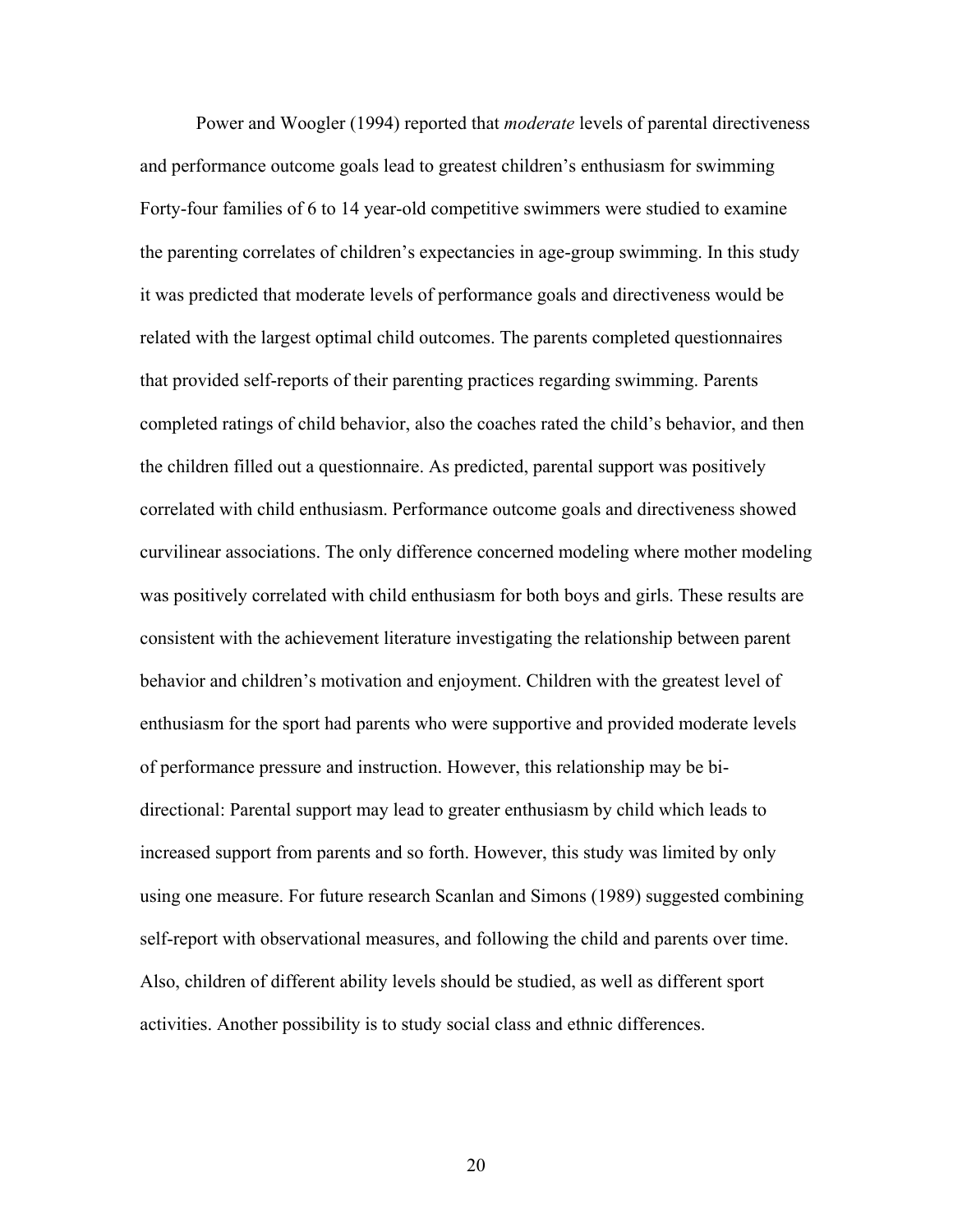Power and Woogler (1994) reported that *moderate* levels of parental directiveness and performance outcome goals lead to greatest children's enthusiasm for swimming Forty-four families of 6 to 14 year-old competitive swimmers were studied to examine the parenting correlates of children's expectancies in age-group swimming. In this study it was predicted that moderate levels of performance goals and directiveness would be related with the largest optimal child outcomes. The parents completed questionnaires that provided self-reports of their parenting practices regarding swimming. Parents completed ratings of child behavior, also the coaches rated the child's behavior, and then the children filled out a questionnaire. As predicted, parental support was positively correlated with child enthusiasm. Performance outcome goals and directiveness showed curvilinear associations. The only difference concerned modeling where mother modeling was positively correlated with child enthusiasm for both boys and girls. These results are consistent with the achievement literature investigating the relationship between parent behavior and children's motivation and enjoyment. Children with the greatest level of enthusiasm for the sport had parents who were supportive and provided moderate levels of performance pressure and instruction. However, this relationship may be bi-directional: Parental support may lead to greater enthusiasm by child which leads to increased support from parents and so forth. However, this study was limited by only using one measure. For future research Scanlan and Simons (1989) suggested combining self-report with observational measures, and following the child and parents over time. Also, children of different ability levels should be studied, as well as different sport activities. Another possibility is to study social class and ethnic differences.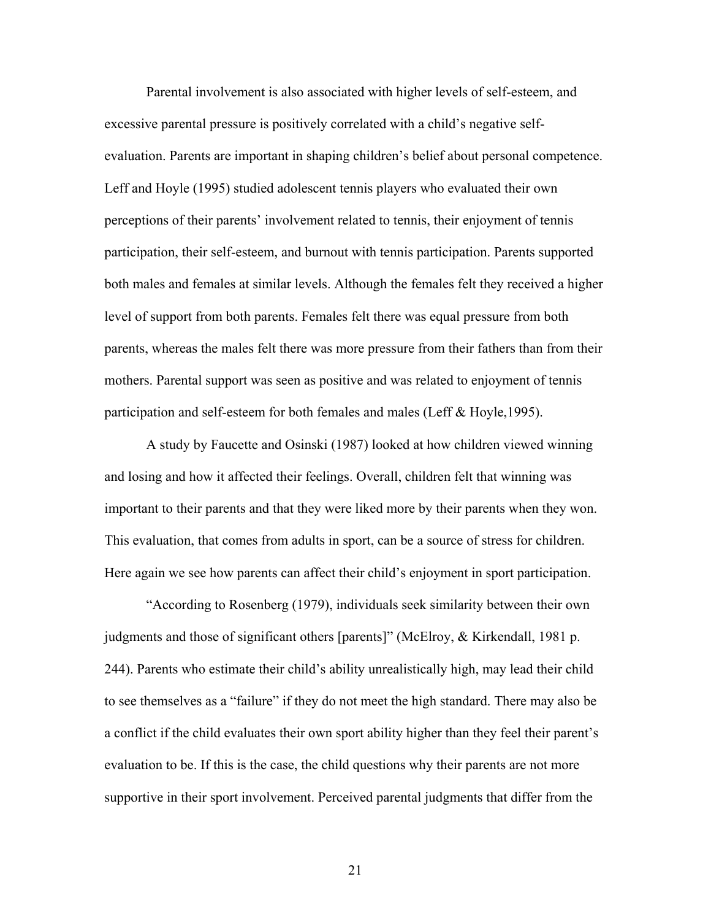Parental involvement is also associated with higher levels of self-esteem, and excessive parental pressure is positively correlated with a child's negative self-evaluation. Parents are important in shaping children's belief about personal competence. Leff and Hoyle (1995) studied adolescent tennis players who evaluated their own perceptions of their parents' involvement related to tennis, their enjoyment of tennis participation, their self-esteem, and burnout with tennis participation. Parents supported both males and females at similar levels. Although the females felt they received a higher level of support from both parents. Females felt there was equal pressure from both parents, whereas the males felt there was more pressure from their fathers than from their mothers. Parental support was seen as positive and was related to enjoyment of tennis participation and self-esteem for both females and males (Leff & Hoyle,1995).

A study by Faucette and Osinski (1987) looked at how children viewed winning and losing and how it affected their feelings. Overall, children felt that winning was important to their parents and that they were liked more by their parents when they won. This evaluation, that comes from adults in sport, can be a source of stress for children. Here again we see how parents can affect their child's enjoyment in sport participation.

"According to Rosenberg (1979), individuals seek similarity between their own judgments and those of significant others [parents]" (McElroy, & Kirkendall, 1981 p. 244). Parents who estimate their child's ability unrealistically high, may lead their child to see themselves as a "failure" if they do not meet the high standard. There may also be a conflict if the child evaluates their own sport ability higher than they feel their parent's evaluation to be. If this is the case, the child questions why their parents are not more supportive in their sport involvement. Perceived parental judgments that differ from the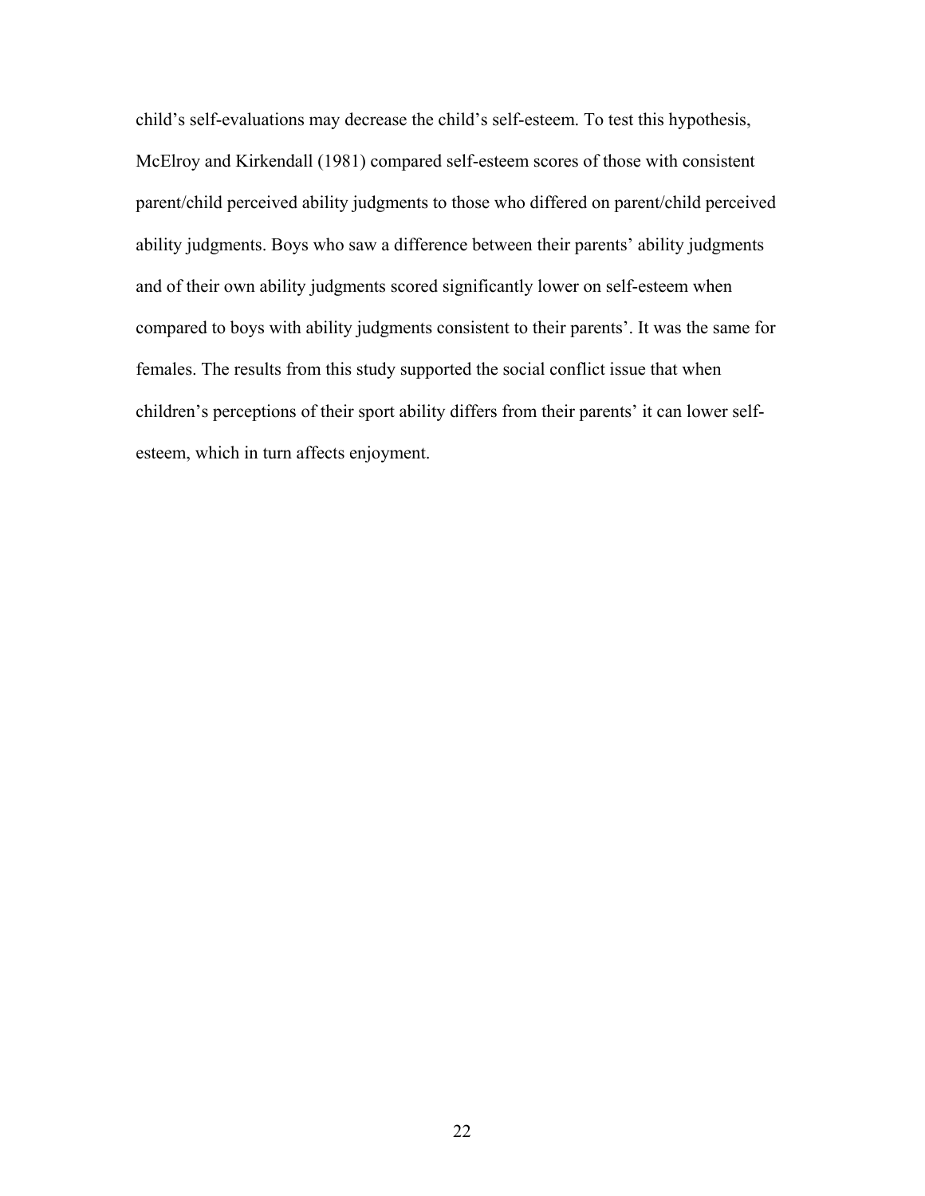child’s self-evaluations may decrease the child’s self-esteem. To test this hypothesis, McElroy and Kirkendall (1981) compared self-esteem scores of those with consistent parent/child perceived ability judgments to those who differed on parent/child perceived ability judgments. Boys who saw a difference between their parents’ ability judgments and of their own ability judgments scored significantly lower on self-esteem when compared to boys with ability judgments consistent to their parents’. It was the same for females. The results from this study supported the social conflict issue that when children’s perceptions of their sport ability differs from their parents’ it can lower self-esteem, which in turn affects enjoyment.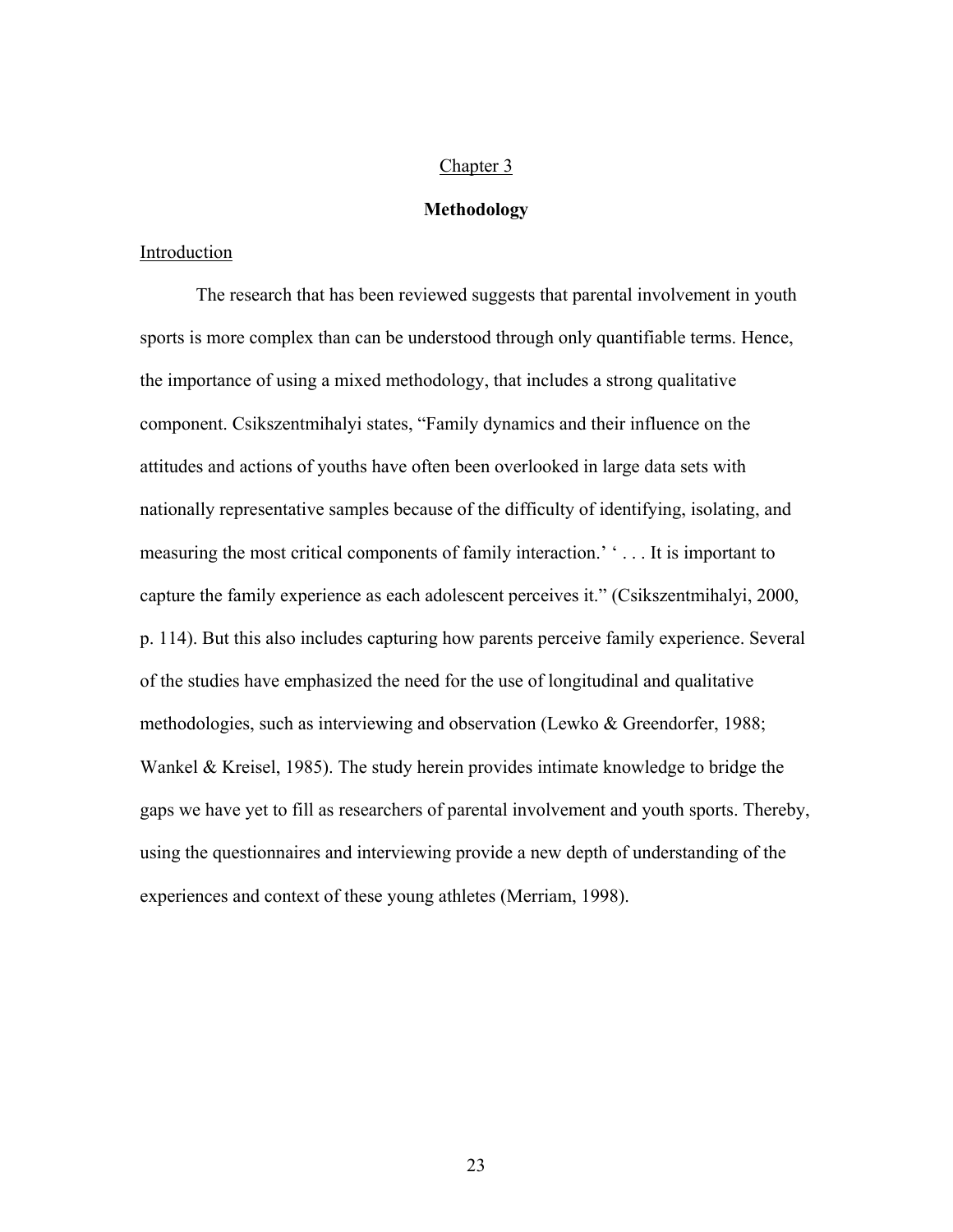## Chapter 3

## **Methodology**

### Introduction

The research that has been reviewed suggests that parental involvement in youth sports is more complex than can be understood through only quantifiable terms. Hence, the importance of using a mixed methodology, that includes a strong qualitative component. Csikszentmihalyi states, "Family dynamics and their influence on the attitudes and actions of youths have often been overlooked in large data sets with nationally representative samples because of the difficulty of identifying, isolating, and measuring the most critical components of family interaction.' ' . . . It is important to capture the family experience as each adolescent perceives it." (Csikszentmihalyi, 2000, p. 114). But this also includes capturing how parents perceive family experience. Several of the studies have emphasized the need for the use of longitudinal and qualitative methodologies, such as interviewing and observation (Lewko & Greendorfer, 1988; Wankel & Kreisel, 1985). The study herein provides intimate knowledge to bridge the gaps we have yet to fill as researchers of parental involvement and youth sports. Thereby, using the questionnaires and interviewing provide a new depth of understanding of the experiences and context of these young athletes (Merriam, 1998).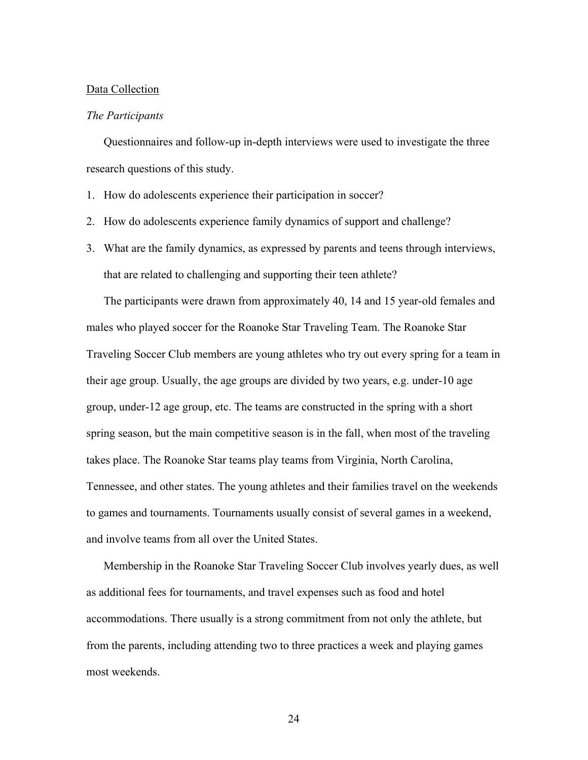<u>Data Collection</u>

*The Participants*

Questionnaires and follow-up in-depth interviews were used to investigate the three research questions of this study.

1. How do adolescents experience their participation in soccer?
2. How do adolescents experience family dynamics of support and challenge?
3. What are the family dynamics, as expressed by parents and teens through interviews, that are related to challenging and supporting their teen athlete?

The participants were drawn from approximately 40, 14 and 15 year-old females and males who played soccer for the Roanoke Star Traveling Team. The Roanoke Star Traveling Soccer Club members are young athletes who try out every spring for a team in their age group. Usually, the age groups are divided by two years, e.g. under-10 age group, under-12 age group, etc. The teams are constructed in the spring with a short spring season, but the main competitive season is in the fall, when most of the traveling takes place. The Roanoke Star teams play teams from Virginia, North Carolina, Tennessee, and other states. The young athletes and their families travel on the weekends to games and tournaments. Tournaments usually consist of several games in a weekend, and involve teams from all over the United States.

Membership in the Roanoke Star Traveling Soccer Club involves yearly dues, as well as additional fees for tournaments, and travel expenses such as food and hotel accommodations. There usually is a strong commitment from not only the athlete, but from the parents, including attending two to three practices a week and playing games most weekends.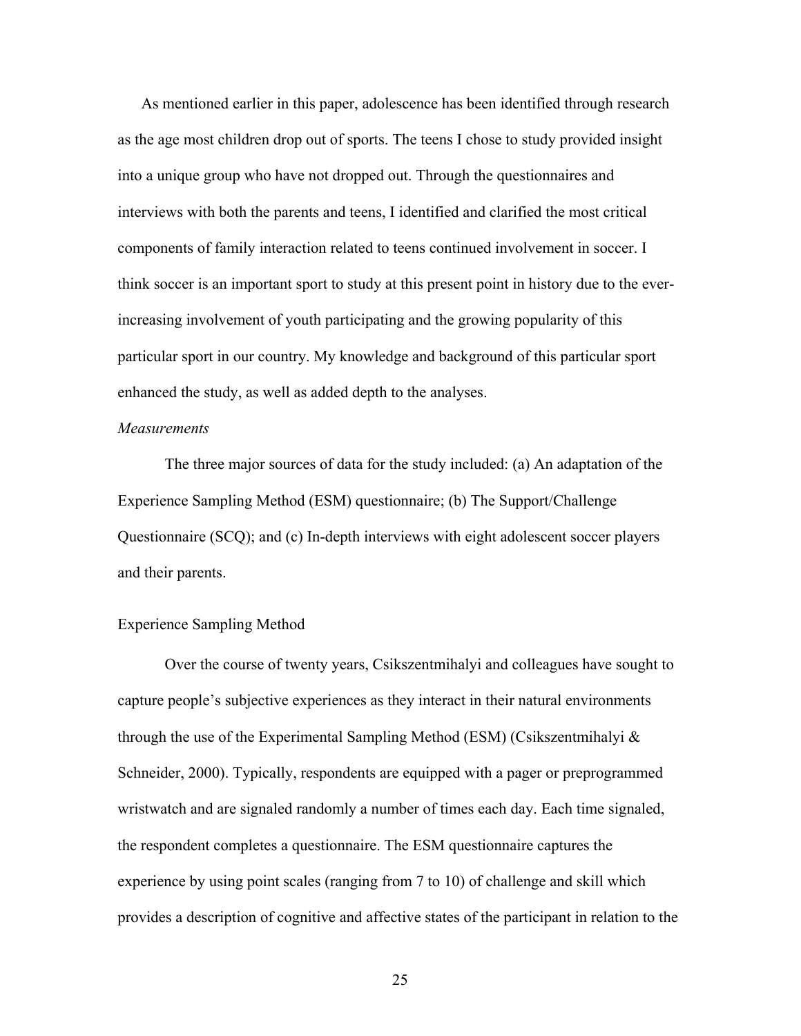As mentioned earlier in this paper, adolescence has been identified through research as the age most children drop out of sports. The teens I chose to study provided insight into a unique group who have not dropped out. Through the questionnaires and interviews with both the parents and teens, I identified and clarified the most critical components of family interaction related to teens continued involvement in soccer. I think soccer is an important sport to study at this present point in history due to the ever-increasing involvement of youth participating and the growing popularity of this particular sport in our country. My knowledge and background of this particular sport enhanced the study, as well as added depth to the analyses.

*Measurements*

The three major sources of data for the study included: (a) An adaptation of the Experience Sampling Method (ESM) questionnaire; (b) The Support/Challenge Questionnaire (SCQ); and (c) In-depth interviews with eight adolescent soccer players and their parents.

Experience Sampling Method

Over the course of twenty years, Csikszentmihalyi and colleagues have sought to capture people's subjective experiences as they interact in their natural environments through the use of the Experimental Sampling Method (ESM) (Csikszentmihalyi & Schneider, 2000). Typically, respondents are equipped with a pager or preprogrammed wristwatch and are signaled randomly a number of times each day. Each time signaled, the respondent completes a questionnaire. The ESM questionnaire captures the experience by using point scales (ranging from 7 to 10) of challenge and skill which provides a description of cognitive and affective states of the participant in relation to the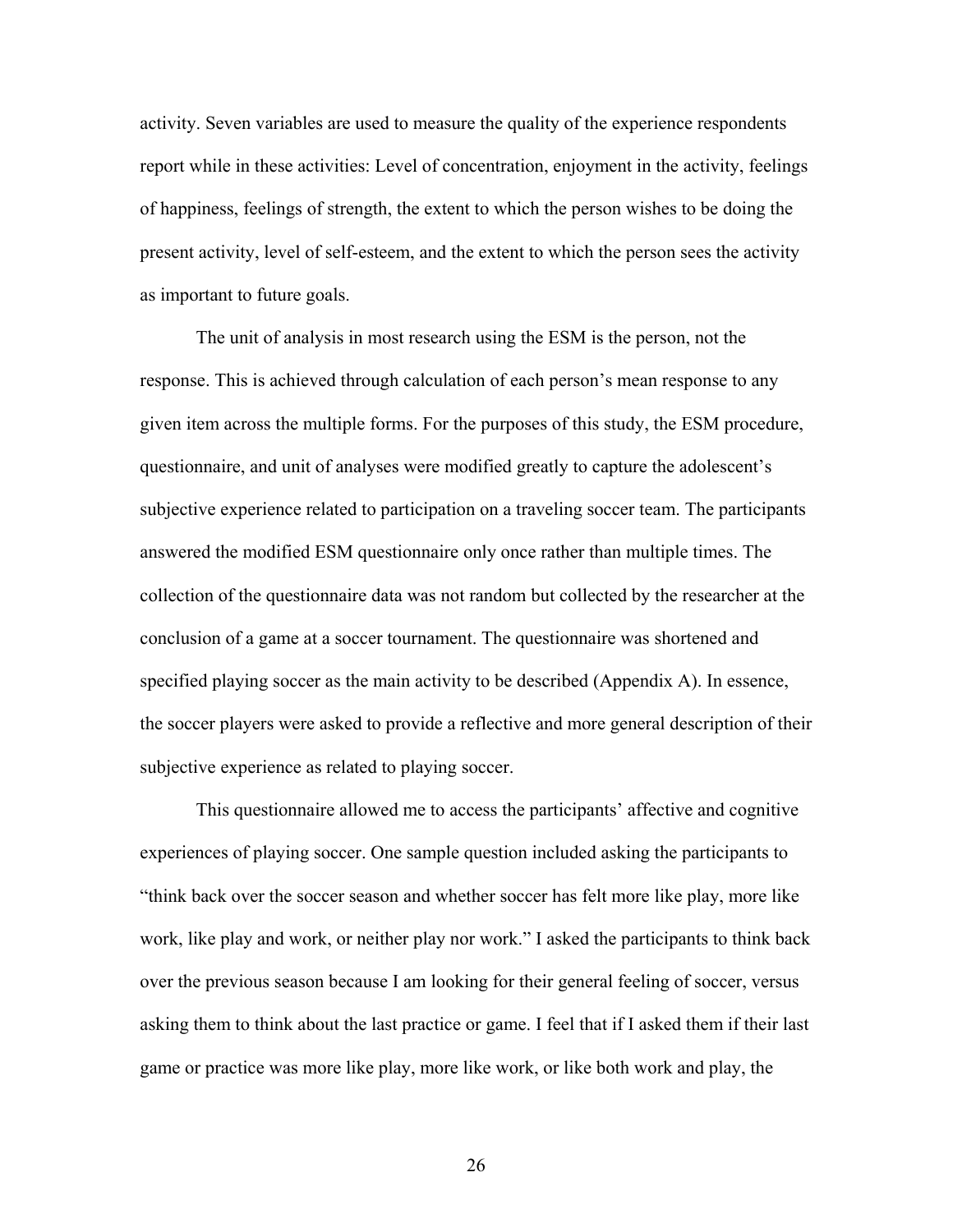activity. Seven variables are used to measure the quality of the experience respondents report while in these activities: Level of concentration, enjoyment in the activity, feelings of happiness, feelings of strength, the extent to which the person wishes to be doing the present activity, level of self-esteem, and the extent to which the person sees the activity as important to future goals.

The unit of analysis in most research using the ESM is the person, not the response. This is achieved through calculation of each person's mean response to any given item across the multiple forms. For the purposes of this study, the ESM procedure, questionnaire, and unit of analyses were modified greatly to capture the adolescent's subjective experience related to participation on a traveling soccer team. The participants answered the modified ESM questionnaire only once rather than multiple times. The collection of the questionnaire data was not random but collected by the researcher at the conclusion of a game at a soccer tournament. The questionnaire was shortened and specified playing soccer as the main activity to be described (Appendix A). In essence, the soccer players were asked to provide a reflective and more general description of their subjective experience as related to playing soccer.

This questionnaire allowed me to access the participants' affective and cognitive experiences of playing soccer. One sample question included asking the participants to "think back over the soccer season and whether soccer has felt more like play, more like work, like play and work, or neither play nor work." I asked the participants to think back over the previous season because I am looking for their general feeling of soccer, versus asking them to think about the last practice or game. I feel that if I asked them if their last game or practice was more like play, more like work, or like both work and play, the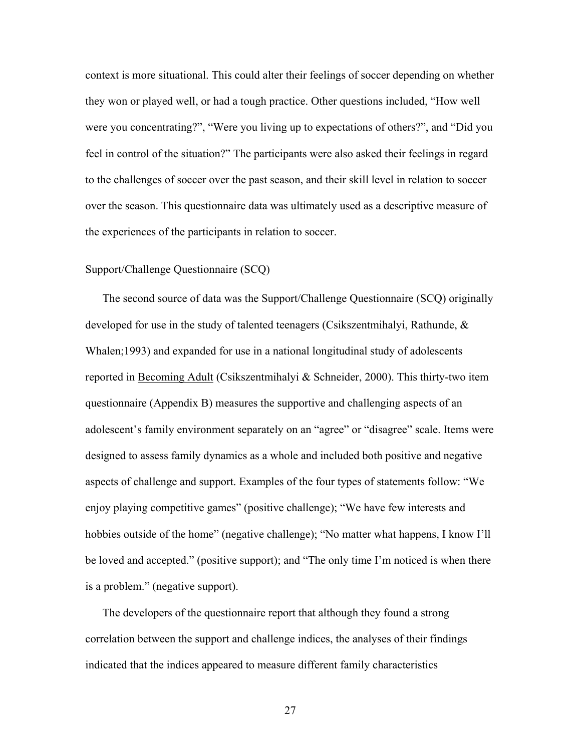context is more situational. This could alter their feelings of soccer depending on whether they won or played well, or had a tough practice. Other questions included, “How well were you concentrating?”, “Were you living up to expectations of others?”, and “Did you feel in control of the situation?” The participants were also asked their feelings in regard to the challenges of soccer over the past season, and their skill level in relation to soccer over the season. This questionnaire data was ultimately used as a descriptive measure of the experiences of the participants in relation to soccer.

Support/Challenge Questionnaire (SCQ)

The second source of data was the Support/Challenge Questionnaire (SCQ) originally developed for use in the study of talented teenagers (Csikszentmihalyi, Rathunde, & Whalen;1993) and expanded for use in a national longitudinal study of adolescents reported in <u>Becoming Adult</u> (Csikszentmihalyi & Schneider, 2000). This thirty-two item questionnaire (Appendix B) measures the supportive and challenging aspects of an adolescent’s family environment separately on an “agree” or “disagree” scale. Items were designed to assess family dynamics as a whole and included both positive and negative aspects of challenge and support. Examples of the four types of statements follow: “We enjoy playing competitive games” (positive challenge); “We have few interests and hobbies outside of the home” (negative challenge); “No matter what happens, I know I’ll be loved and accepted.” (positive support); and “The only time I’m noticed is when there is a problem.” (negative support).

The developers of the questionnaire report that although they found a strong correlation between the support and challenge indices, the analyses of their findings indicated that the indices appeared to measure different family characteristics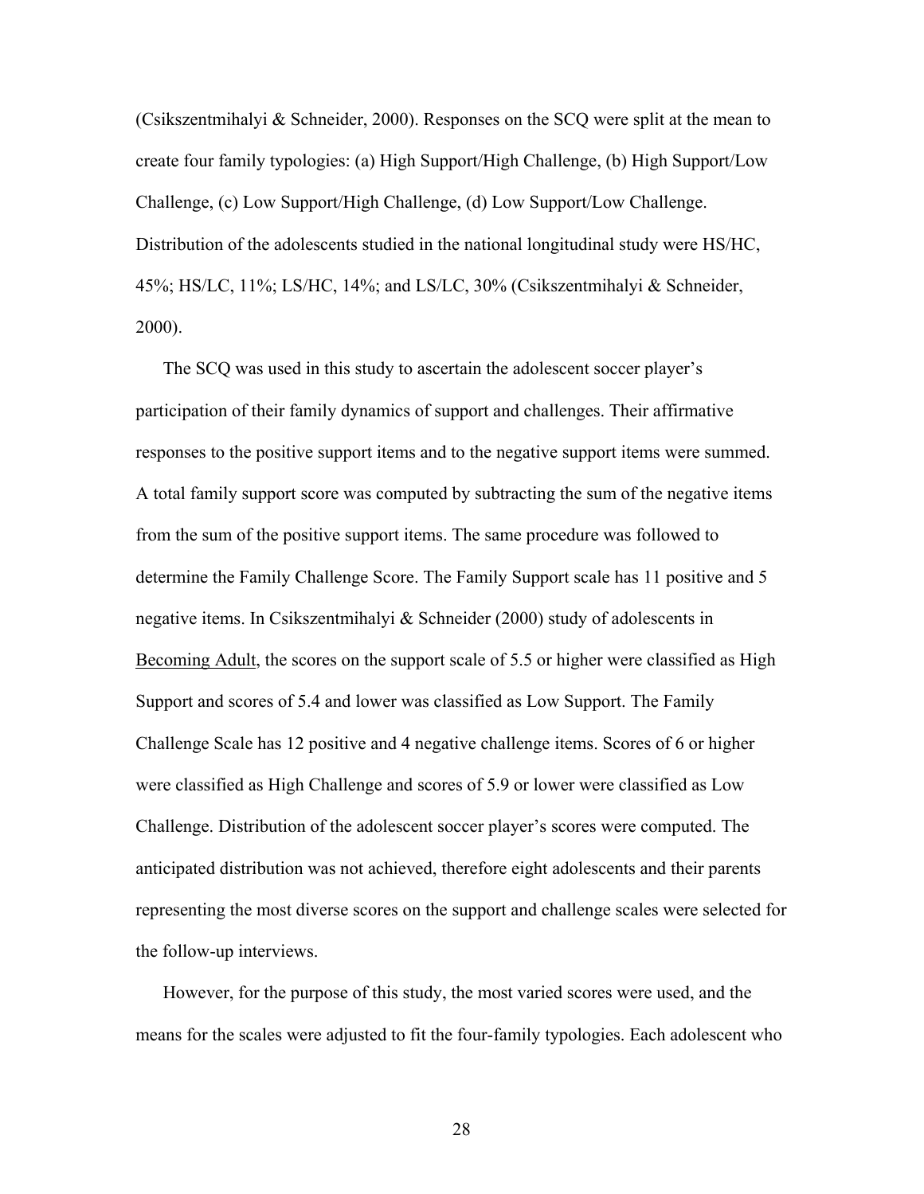(Csikszentmihalyi & Schneider, 2000). Responses on the SCQ were split at the mean to create four family typologies: (a) High Support/High Challenge, (b) High Support/Low Challenge, (c) Low Support/High Challenge, (d) Low Support/Low Challenge. Distribution of the adolescents studied in the national longitudinal study were HS/HC, 45%; HS/LC, 11%; LS/HC, 14%; and LS/LC, 30% (Csikszentmihalyi & Schneider, 2000).

The SCQ was used in this study to ascertain the adolescent soccer player's participation of their family dynamics of support and challenges. Their affirmative responses to the positive support items and to the negative support items were summed. A total family support score was computed by subtracting the sum of the negative items from the sum of the positive support items. The same procedure was followed to determine the Family Challenge Score. The Family Support scale has 11 positive and 5 negative items. In Csikszentmihalyi & Schneider (2000) study of adolescents in <u>Becoming Adult</u>, the scores on the support scale of 5.5 or higher were classified as High Support and scores of 5.4 and lower was classified as Low Support. The Family Challenge Scale has 12 positive and 4 negative challenge items. Scores of 6 or higher were classified as High Challenge and scores of 5.9 or lower were classified as Low Challenge. Distribution of the adolescent soccer player's scores were computed. The anticipated distribution was not achieved, therefore eight adolescents and their parents representing the most diverse scores on the support and challenge scales were selected for the follow-up interviews.

However, for the purpose of this study, the most varied scores were used, and the means for the scales were adjusted to fit the four-family typologies. Each adolescent who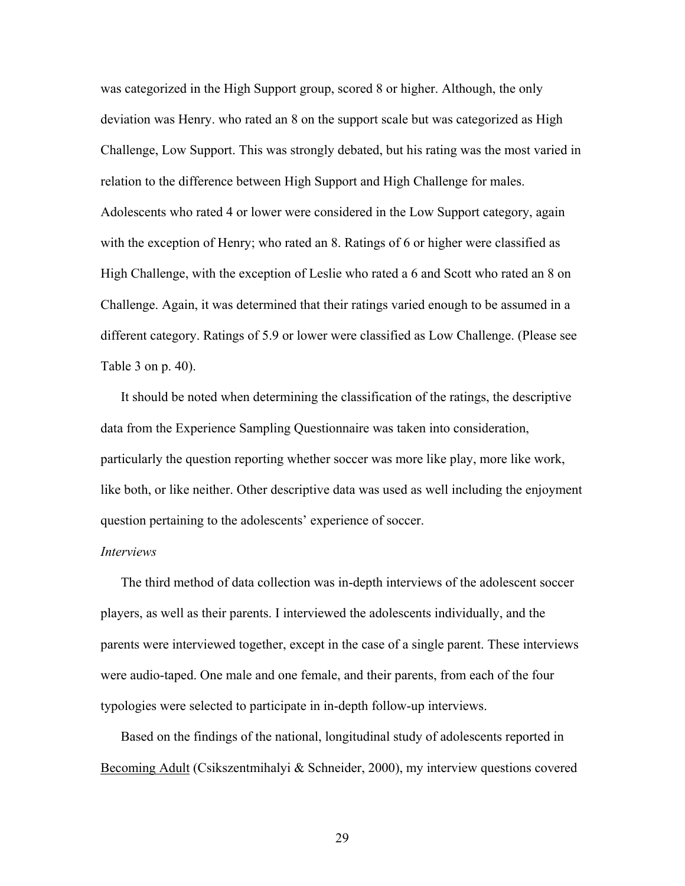was categorized in the High Support group, scored 8 or higher. Although, the only deviation was Henry. who rated an 8 on the support scale but was categorized as High Challenge, Low Support. This was strongly debated, but his rating was the most varied in relation to the difference between High Support and High Challenge for males. Adolescents who rated 4 or lower were considered in the Low Support category, again with the exception of Henry; who rated an 8. Ratings of 6 or higher were classified as High Challenge, with the exception of Leslie who rated a 6 and Scott who rated an 8 on Challenge. Again, it was determined that their ratings varied enough to be assumed in a different category. Ratings of 5.9 or lower were classified as Low Challenge. (Please see Table 3 on p. 40).

It should be noted when determining the classification of the ratings, the descriptive data from the Experience Sampling Questionnaire was taken into consideration, particularly the question reporting whether soccer was more like play, more like work, like both, or like neither. Other descriptive data was used as well including the enjoyment question pertaining to the adolescents' experience of soccer.

*Interviews*

The third method of data collection was in-depth interviews of the adolescent soccer players, as well as their parents. I interviewed the adolescents individually, and the parents were interviewed together, except in the case of a single parent. These interviews were audio-taped. One male and one female, and their parents, from each of the four typologies were selected to participate in in-depth follow-up interviews.

Based on the findings of the national, longitudinal study of adolescents reported in Becoming Adult (Csikszentmihalyi & Schneider, 2000), my interview questions covered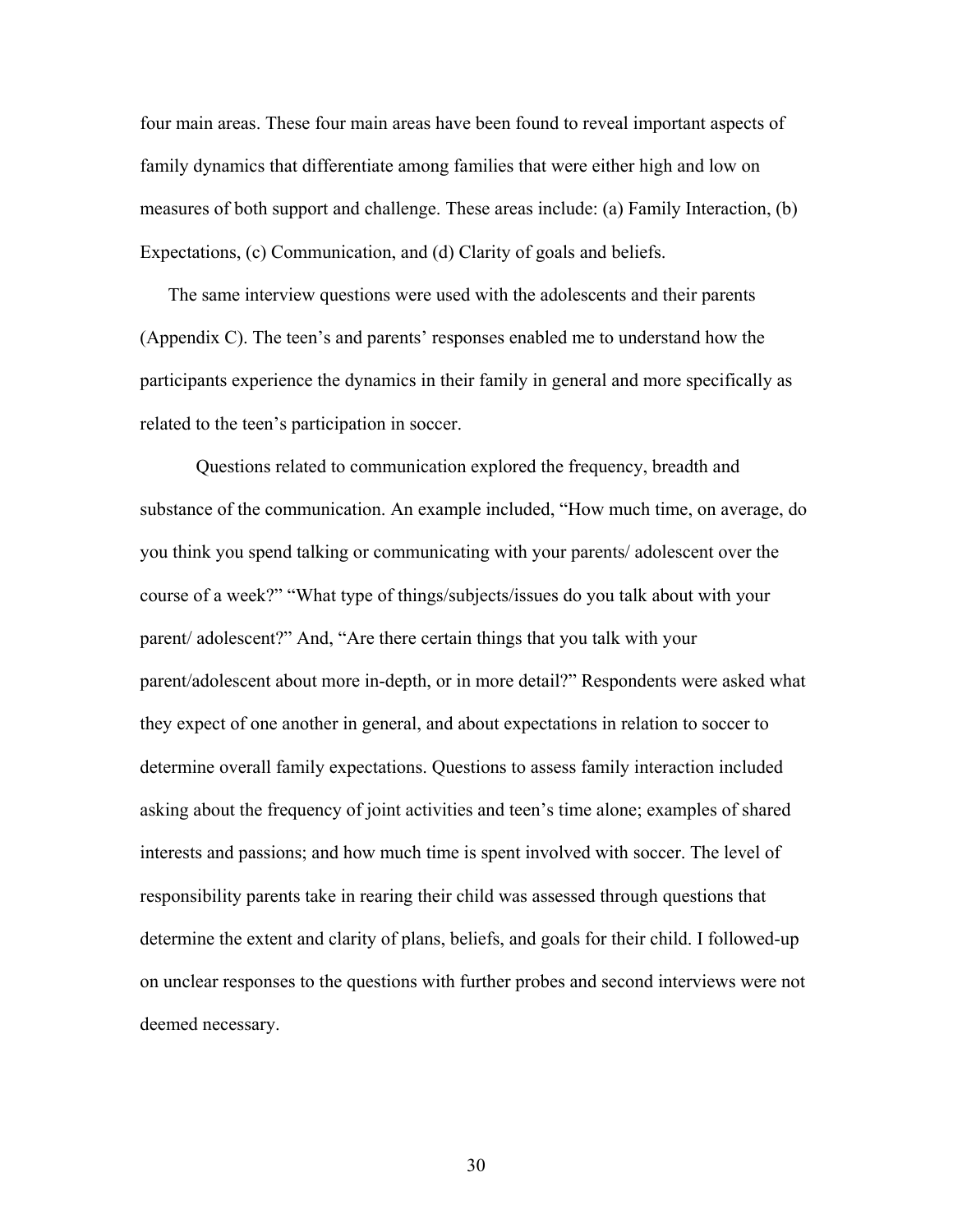four main areas. These four main areas have been found to reveal important aspects of family dynamics that differentiate among families that were either high and low on measures of both support and challenge. These areas include: (a) Family Interaction, (b) Expectations, (c) Communication, and (d) Clarity of goals and beliefs.

The same interview questions were used with the adolescents and their parents (Appendix C). The teen's and parents' responses enabled me to understand how the participants experience the dynamics in their family in general and more specifically as related to the teen's participation in soccer.

Questions related to communication explored the frequency, breadth and substance of the communication. An example included, "How much time, on average, do you think you spend talking or communicating with your parents/ adolescent over the course of a week?" "What type of things/subjects/issues do you talk about with your parent/ adolescent?" And, "Are there certain things that you talk with your parent/adolescent about more in-depth, or in more detail?" Respondents were asked what they expect of one another in general, and about expectations in relation to soccer to determine overall family expectations. Questions to assess family interaction included asking about the frequency of joint activities and teen's time alone; examples of shared interests and passions; and how much time is spent involved with soccer. The level of responsibility parents take in rearing their child was assessed through questions that determine the extent and clarity of plans, beliefs, and goals for their child. I followed-up on unclear responses to the questions with further probes and second interviews were not deemed necessary.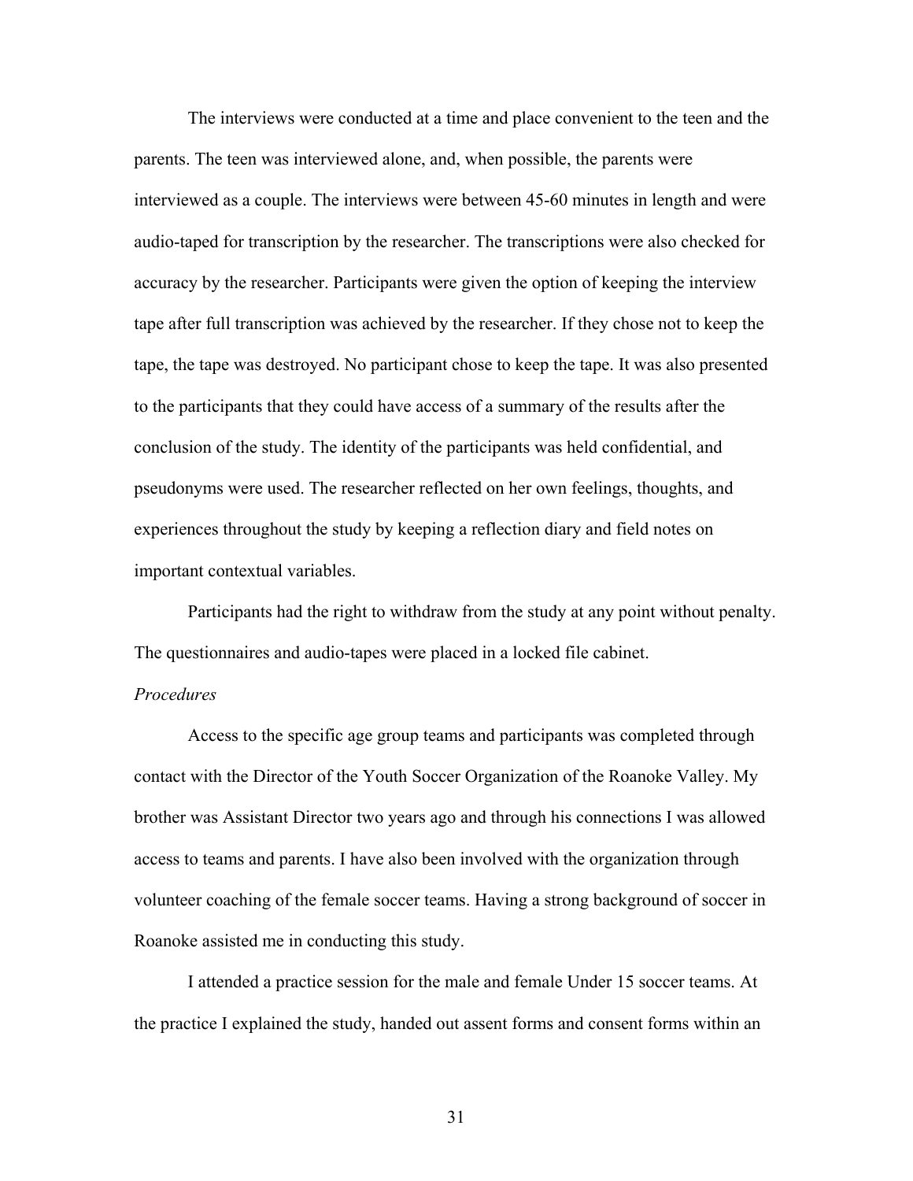The interviews were conducted at a time and place convenient to the teen and the parents. The teen was interviewed alone, and, when possible, the parents were interviewed as a couple. The interviews were between 45-60 minutes in length and were audio-taped for transcription by the researcher. The transcriptions were also checked for accuracy by the researcher. Participants were given the option of keeping the interview tape after full transcription was achieved by the researcher. If they chose not to keep the tape, the tape was destroyed. No participant chose to keep the tape. It was also presented to the participants that they could have access of a summary of the results after the conclusion of the study. The identity of the participants was held confidential, and pseudonyms were used. The researcher reflected on her own feelings, thoughts, and experiences throughout the study by keeping a reflection diary and field notes on important contextual variables.

Participants had the right to withdraw from the study at any point without penalty. The questionnaires and audio-tapes were placed in a locked file cabinet.

*Procedures*

Access to the specific age group teams and participants was completed through contact with the Director of the Youth Soccer Organization of the Roanoke Valley. My brother was Assistant Director two years ago and through his connections I was allowed access to teams and parents. I have also been involved with the organization through volunteer coaching of the female soccer teams. Having a strong background of soccer in Roanoke assisted me in conducting this study.

I attended a practice session for the male and female Under 15 soccer teams. At the practice I explained the study, handed out assent forms and consent forms within an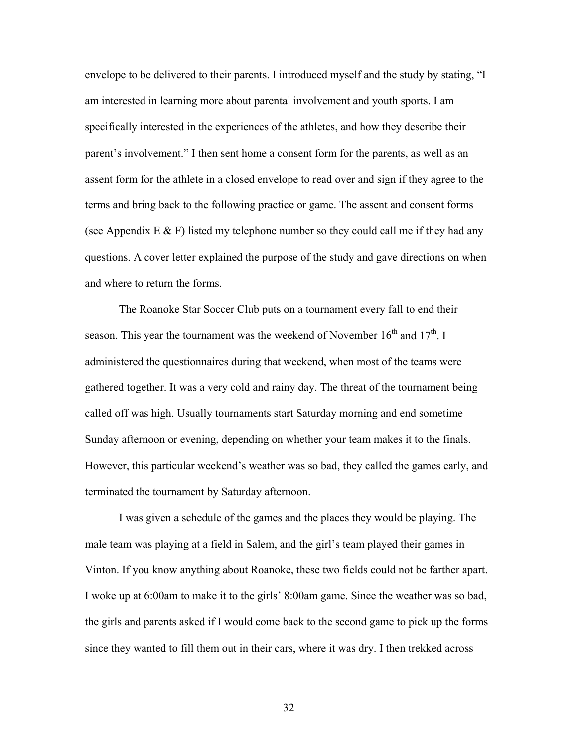envelope to be delivered to their parents. I introduced myself and the study by stating, "I am interested in learning more about parental involvement and youth sports. I am specifically interested in the experiences of the athletes, and how they describe their parent's involvement." I then sent home a consent form for the parents, as well as an assent form for the athlete in a closed envelope to read over and sign if they agree to the terms and bring back to the following practice or game. The assent and consent forms (see Appendix E & F) listed my telephone number so they could call me if they had any questions. A cover letter explained the purpose of the study and gave directions on when and where to return the forms.

The Roanoke Star Soccer Club puts on a tournament every fall to end their season. This year the tournament was the weekend of November 16th and 17th. I administered the questionnaires during that weekend, when most of the teams were gathered together. It was a very cold and rainy day. The threat of the tournament being called off was high. Usually tournaments start Saturday morning and end sometime Sunday afternoon or evening, depending on whether your team makes it to the finals. However, this particular weekend's weather was so bad, they called the games early, and terminated the tournament by Saturday afternoon.

I was given a schedule of the games and the places they would be playing. The male team was playing at a field in Salem, and the girl's team played their games in Vinton. If you know anything about Roanoke, these two fields could not be farther apart. I woke up at 6:00am to make it to the girls' 8:00am game. Since the weather was so bad, the girls and parents asked if I would come back to the second game to pick up the forms since they wanted to fill them out in their cars, where it was dry. I then trekked across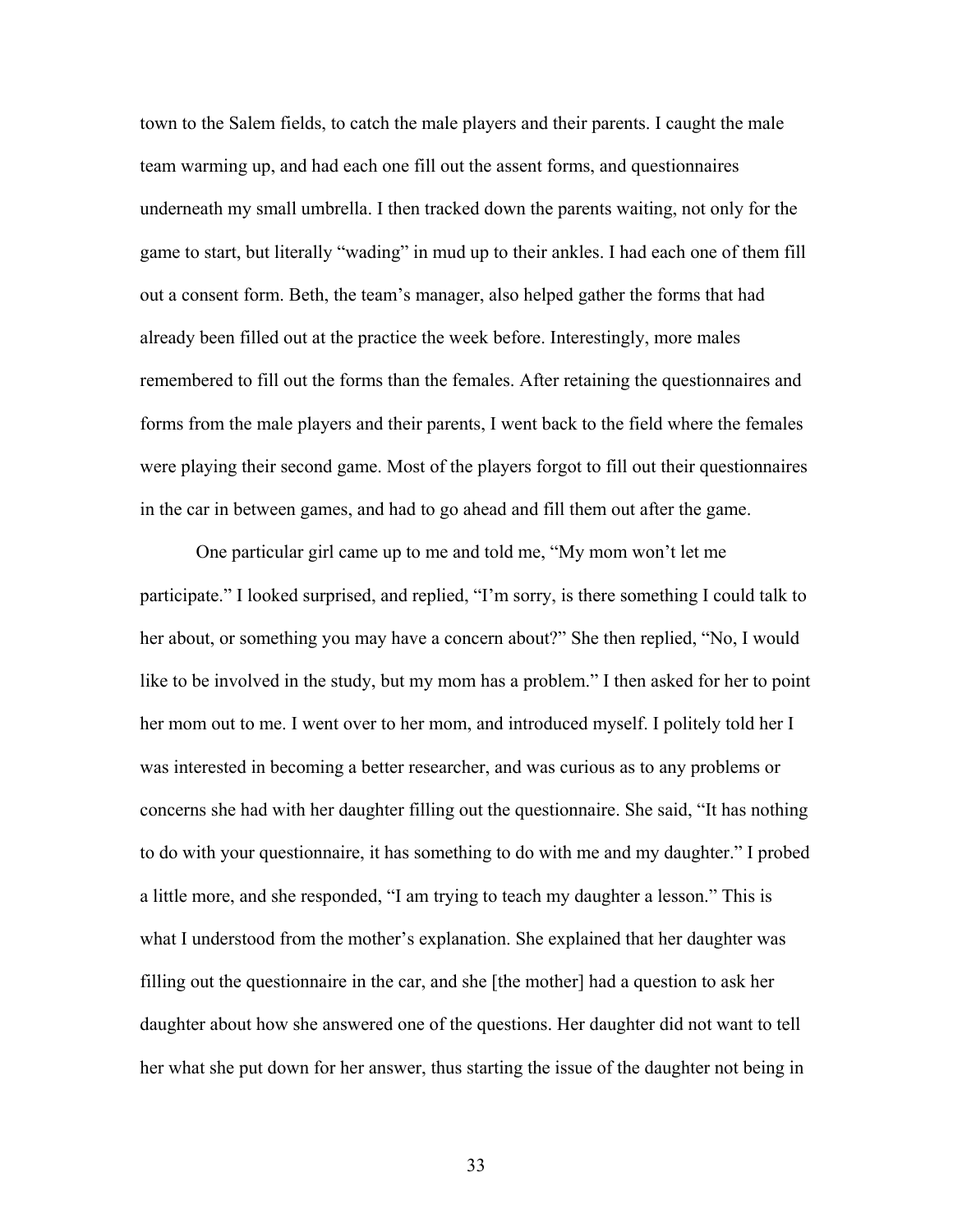town to the Salem fields, to catch the male players and their parents. I caught the male team warming up, and had each one fill out the assent forms, and questionnaires underneath my small umbrella. I then tracked down the parents waiting, not only for the game to start, but literally "wading" in mud up to their ankles. I had each one of them fill out a consent form. Beth, the team's manager, also helped gather the forms that had already been filled out at the practice the week before. Interestingly, more males remembered to fill out the forms than the females. After retaining the questionnaires and forms from the male players and their parents, I went back to the field where the females were playing their second game. Most of the players forgot to fill out their questionnaires in the car in between games, and had to go ahead and fill them out after the game.

One particular girl came up to me and told me, "My mom won't let me participate." I looked surprised, and replied, "I'm sorry, is there something I could talk to her about, or something you may have a concern about?" She then replied, "No, I would like to be involved in the study, but my mom has a problem." I then asked for her to point her mom out to me. I went over to her mom, and introduced myself. I politely told her I was interested in becoming a better researcher, and was curious as to any problems or concerns she had with her daughter filling out the questionnaire. She said, "It has nothing to do with your questionnaire, it has something to do with me and my daughter." I probed a little more, and she responded, "I am trying to teach my daughter a lesson." This is what I understood from the mother's explanation. She explained that her daughter was filling out the questionnaire in the car, and she [the mother] had a question to ask her daughter about how she answered one of the questions. Her daughter did not want to tell her what she put down for her answer, thus starting the issue of the daughter not being in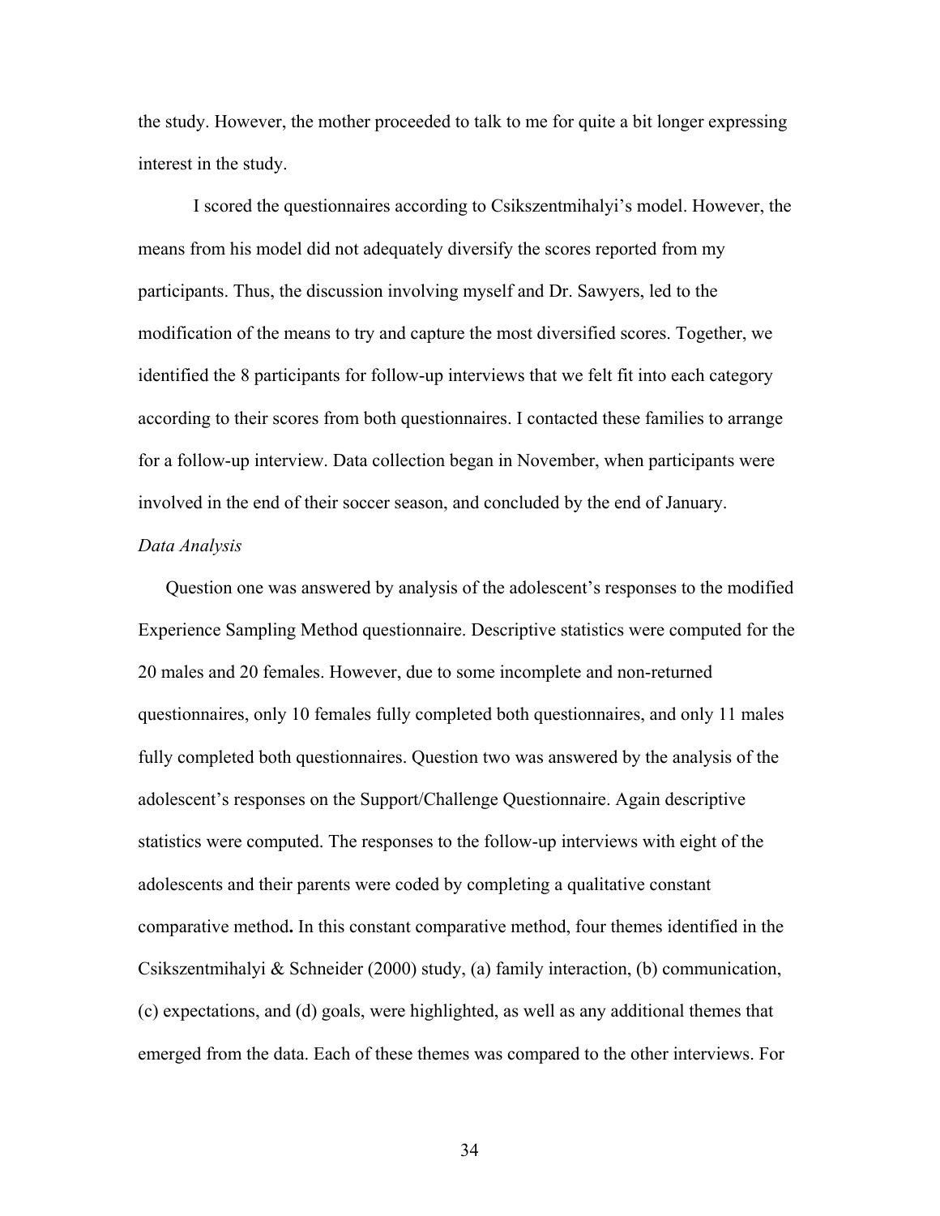the study. However, the mother proceeded to talk to me for quite a bit longer expressing interest in the study.

I scored the questionnaires according to Csikszentmihalyi's model. However, the means from his model did not adequately diversify the scores reported from my participants. Thus, the discussion involving myself and Dr. Sawyers, led to the modification of the means to try and capture the most diversified scores. Together, we identified the 8 participants for follow-up interviews that we felt fit into each category according to their scores from both questionnaires. I contacted these families to arrange for a follow-up interview. Data collection began in November, when participants were involved in the end of their soccer season, and concluded by the end of January.

*Data Analysis*

Question one was answered by analysis of the adolescent's responses to the modified Experience Sampling Method questionnaire. Descriptive statistics were computed for the 20 males and 20 females. However, due to some incomplete and non-returned questionnaires, only 10 females fully completed both questionnaires, and only 11 males fully completed both questionnaires. Question two was answered by the analysis of the adolescent's responses on the Support/Challenge Questionnaire. Again descriptive statistics were computed. The responses to the follow-up interviews with eight of the adolescents and their parents were coded by completing a qualitative constant comparative method**.** In this constant comparative method, four themes identified in the Csikszentmihalyi & Schneider (2000) study, (a) family interaction, (b) communication, (c) expectations, and (d) goals, were highlighted, as well as any additional themes that emerged from the data. Each of these themes was compared to the other interviews. For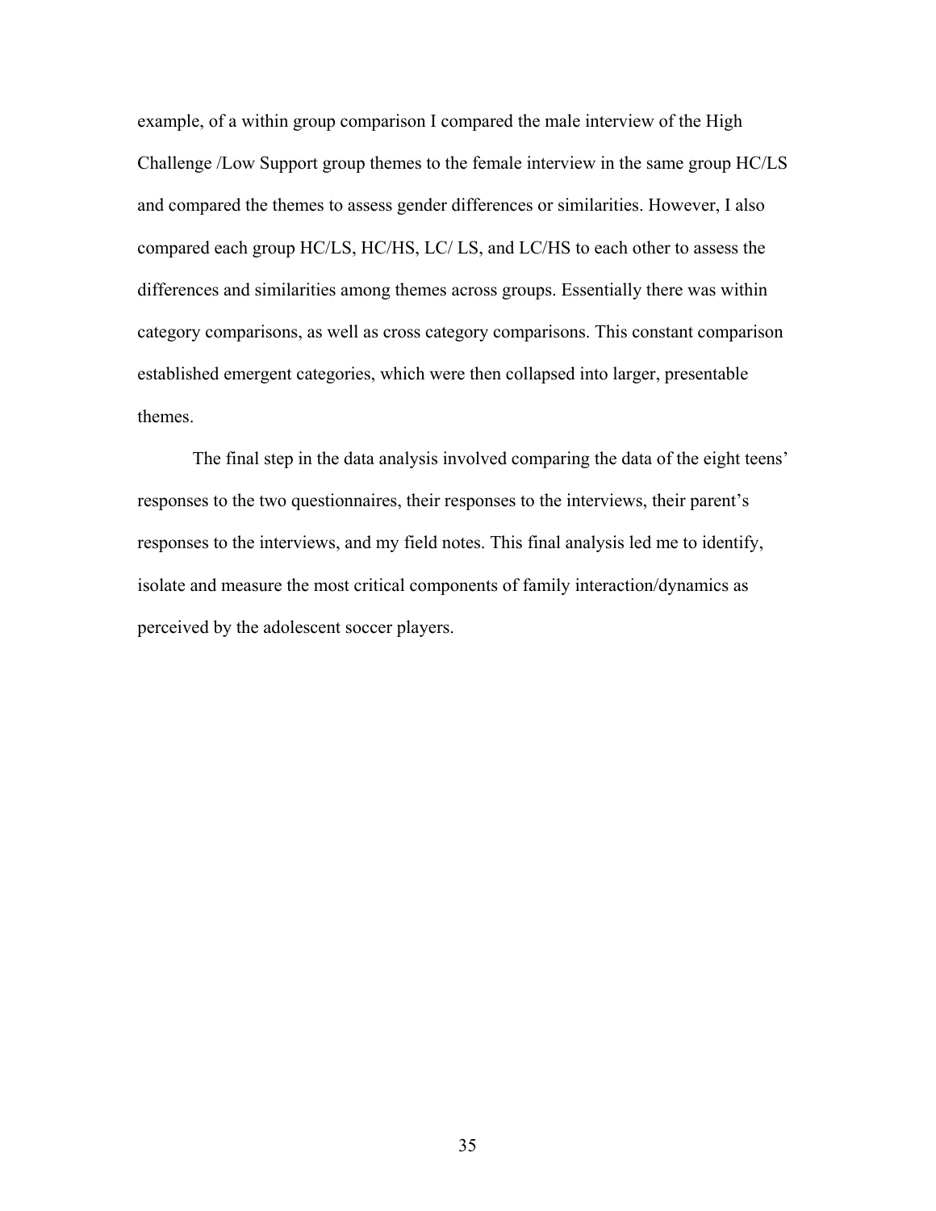example, of a within group comparison I compared the male interview of the High Challenge /Low Support group themes to the female interview in the same group HC/LS and compared the themes to assess gender differences or similarities. However, I also compared each group HC/LS, HC/HS, LC/ LS, and LC/HS to each other to assess the differences and similarities among themes across groups. Essentially there was within category comparisons, as well as cross category comparisons. This constant comparison established emergent categories, which were then collapsed into larger, presentable themes.

The final step in the data analysis involved comparing the data of the eight teens' responses to the two questionnaires, their responses to the interviews, their parent's responses to the interviews, and my field notes. This final analysis led me to identify, isolate and measure the most critical components of family interaction/dynamics as perceived by the adolescent soccer players.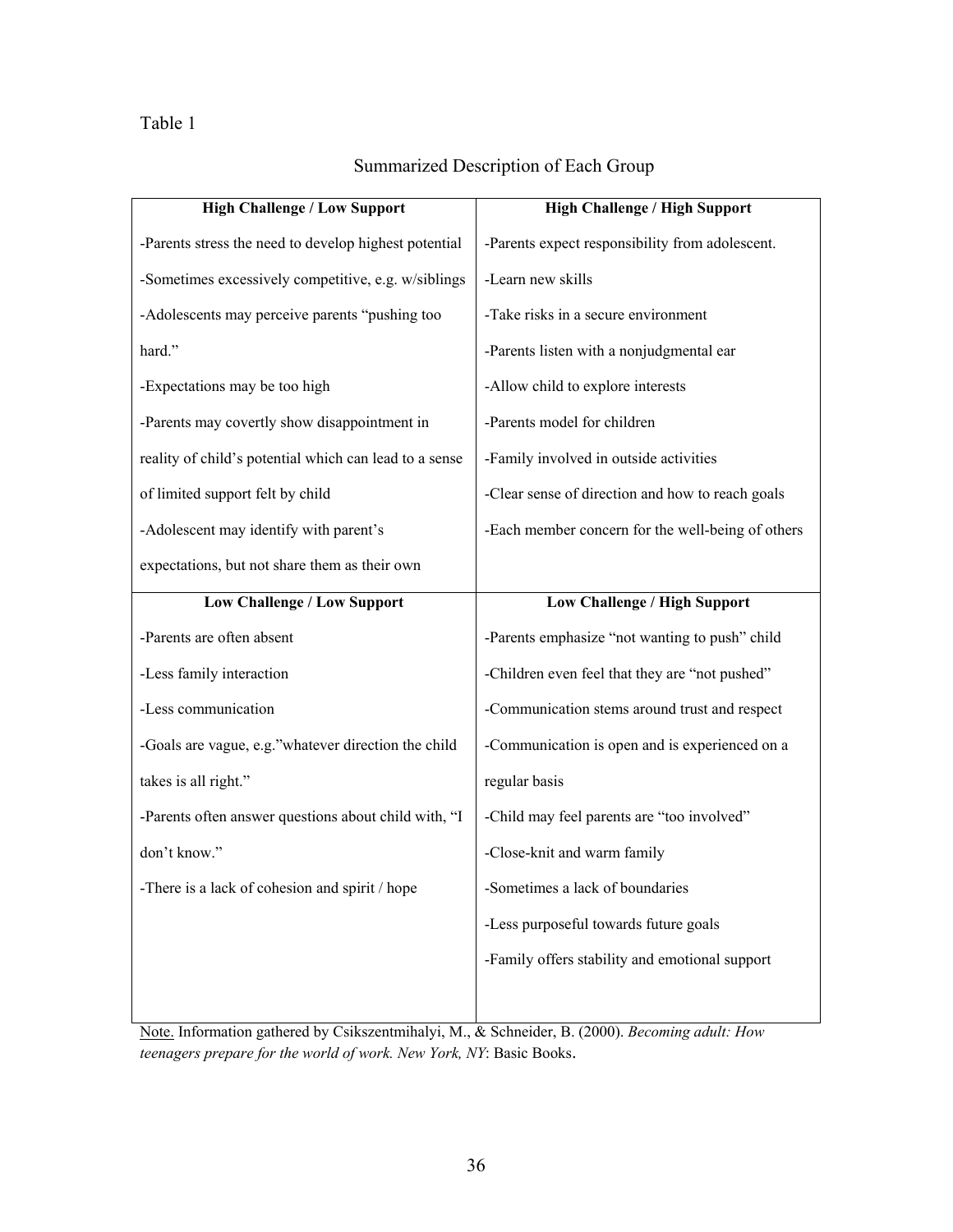Table 1

Summarized Description of Each Group

| High Challenge / Low Support | High Challenge / High Support |
|---|---|
| -Parents stress the need to develop highest potential<br>-Sometimes excessively competitive, e.g. w/siblings<br>-Adolescents may perceive parents "pushing too hard."<br>-Expectations may be too high<br>-Parents may covertly show disappointment in reality of child's potential which can lead to a sense of limited support felt by child<br>-Adolescent may identify with parent's expectations, but not share them as their own | -Parents expect responsibility from adolescent.<br>-Learn new skills<br>-Take risks in a secure environment<br>-Parents listen with a nonjudgmental ear<br>-Allow child to explore interests<br>-Parents model for children<br>-Family involved in outside activities<br>-Clear sense of direction and how to reach goals<br>-Each member concern for the well-being of others |
| **Low Challenge / Low Support** | **Low Challenge / High Support** |
| -Parents are often absent<br>-Less family interaction<br>-Less communication<br>-Goals are vague, e.g."whatever direction the child takes is all right."<br>-Parents often answer questions about child with, "I don't know."<br>-There is a lack of cohesion and spirit / hope | -Parents emphasize "not wanting to push" child<br>-Children even feel that they are "not pushed"<br>-Communication stems around trust and respect<br>-Communication is open and is experienced on a regular basis<br>-Child may feel parents are "too involved"<br>-Close-knit and warm family<br>-Sometimes a lack of boundaries<br>-Less purposeful towards future goals<br>-Family offers stability and emotional support |

Note. Information gathered by Csikszentmihalyi, M., & Schneider, B. (2000). *Becoming adult: How teenagers prepare for the world of work. New York, NY*: Basic Books.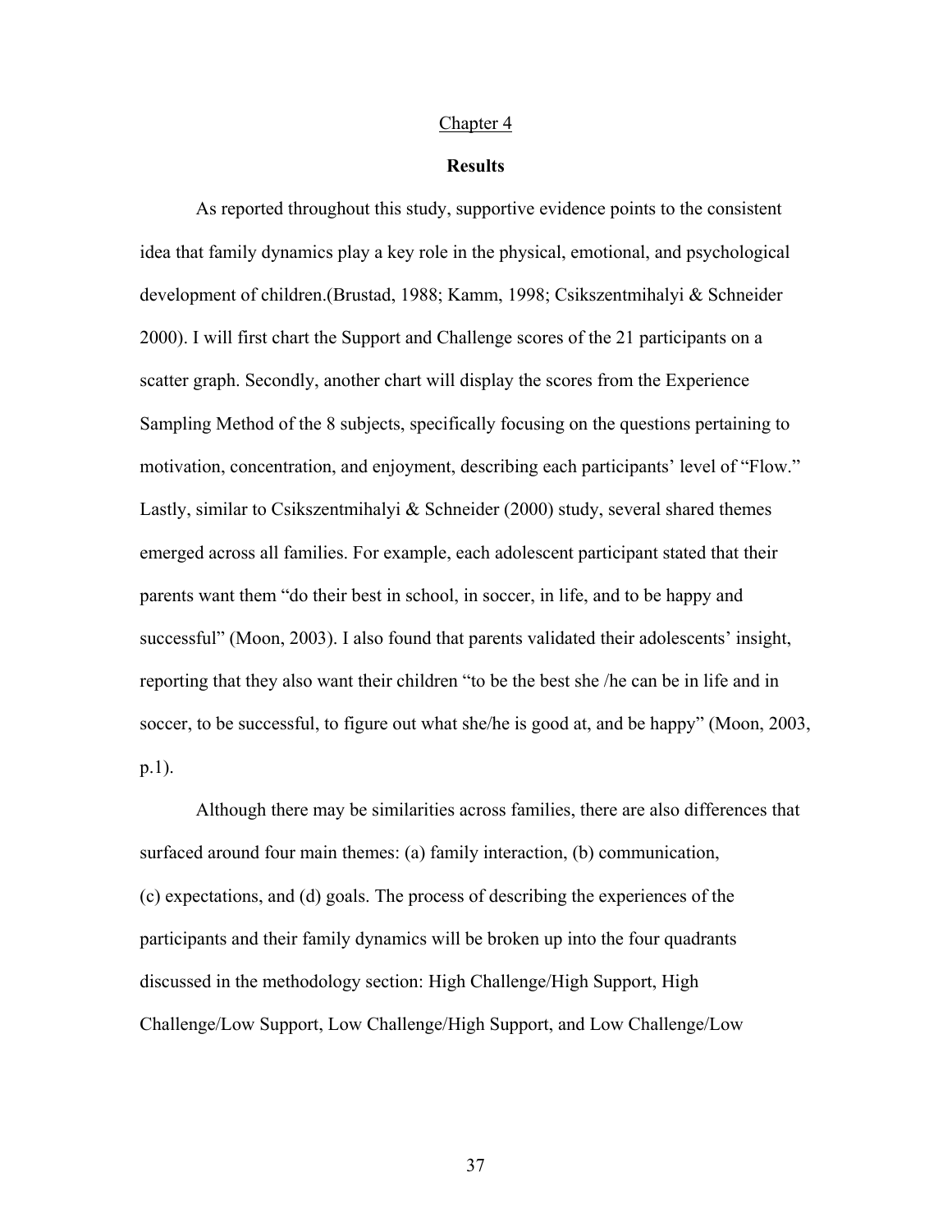# Chapter 4

## Results

As reported throughout this study, supportive evidence points to the consistent idea that family dynamics play a key role in the physical, emotional, and psychological development of children.(Brustad, 1988; Kamm, 1998; Csikszentmihalyi & Schneider 2000). I will first chart the Support and Challenge scores of the 21 participants on a scatter graph. Secondly, another chart will display the scores from the Experience Sampling Method of the 8 subjects, specifically focusing on the questions pertaining to motivation, concentration, and enjoyment, describing each participants' level of "Flow." Lastly, similar to Csikszentmihalyi & Schneider (2000) study, several shared themes emerged across all families. For example, each adolescent participant stated that their parents want them "do their best in school, in soccer, in life, and to be happy and successful" (Moon, 2003). I also found that parents validated their adolescents' insight, reporting that they also want their children "to be the best she /he can be in life and in soccer, to be successful, to figure out what she/he is good at, and be happy" (Moon, 2003, p.1).

Although there may be similarities across families, there are also differences that surfaced around four main themes: (a) family interaction, (b) communication, (c) expectations, and (d) goals. The process of describing the experiences of the participants and their family dynamics will be broken up into the four quadrants discussed in the methodology section: High Challenge/High Support, High Challenge/Low Support, Low Challenge/High Support, and Low Challenge/Low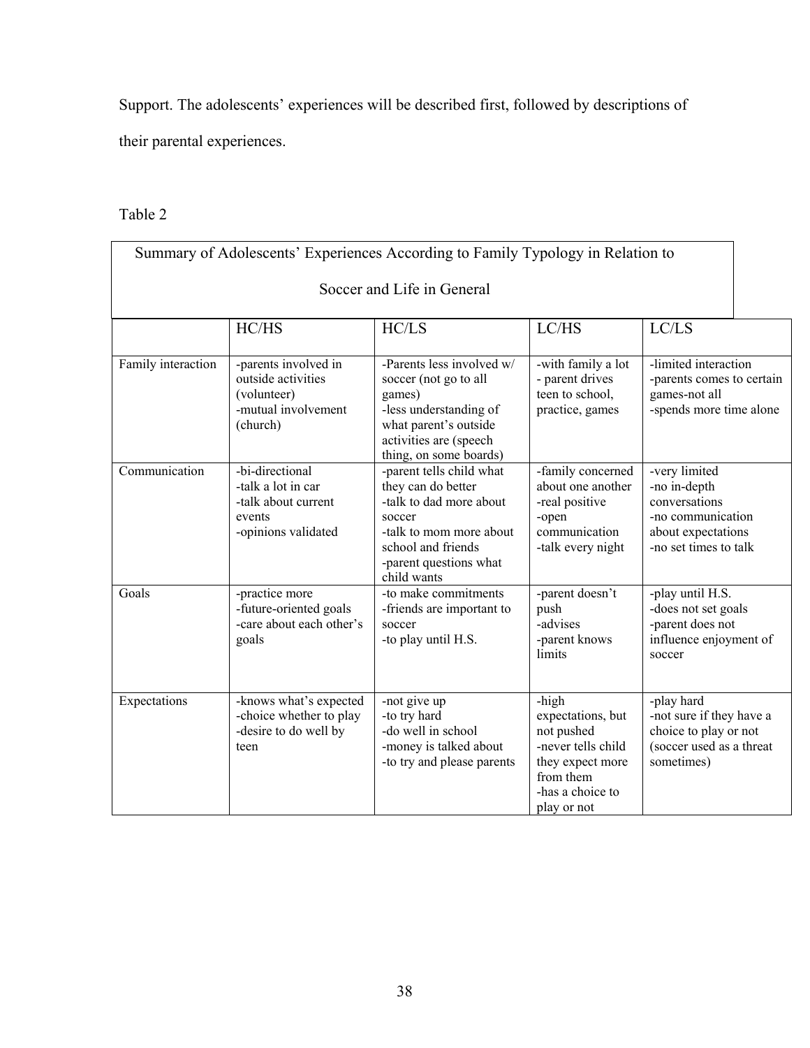Support. The adolescents' experiences will be described first, followed by descriptions of their parental experiences.

Table 2

Summary of Adolescents' Experiences According to Family Typology in Relation to Soccer and Life in General

| | HC/HS | HC/LS | LC/HS | LC/LS |
|---|---|---|---|---|
| Family interaction | -parents involved in outside activities (volunteer)<br>-mutual involvement (church) | -Parents less involved w/ soccer (not go to all games)<br>-less understanding of what parent's outside activities are (speech thing, on some boards) | -with family a lot<br>- parent drives teen to school, practice, games | -limited interaction<br>-parents comes to certain games-not all<br>-spends more time alone |
| Communication | -bi-directional<br>-talk a lot in car<br>-talk about current events<br>-opinions validated | -parent tells child what they can do better<br>-talk to dad more about soccer<br>-talk to mom more about school and friends<br>-parent questions what child wants | -family concerned about one another<br>-real positive<br>-open communication<br>-talk every night | -very limited<br>-no in-depth conversations<br>-no communication about expectations<br>-no set times to talk |
| Goals | -practice more<br>-future-oriented goals<br>-care about each other's goals | -to make commitments<br>-friends are important to soccer<br>-to play until H.S. | -parent doesn't push<br>-advises<br>-parent knows limits | -play until H.S.<br>-does not set goals<br>-parent does not influence enjoyment of soccer |
| Expectations | -knows what's expected<br>-choice whether to play<br>-desire to do well by teen | -not give up<br>-to try hard<br>-do well in school<br>-money is talked about<br>-to try and please parents | -high expectations, but not pushed<br>-never tells child they expect more from them<br>-has a choice to play or not | -play hard<br>-not sure if they have a choice to play or not (soccer used as a threat sometimes) |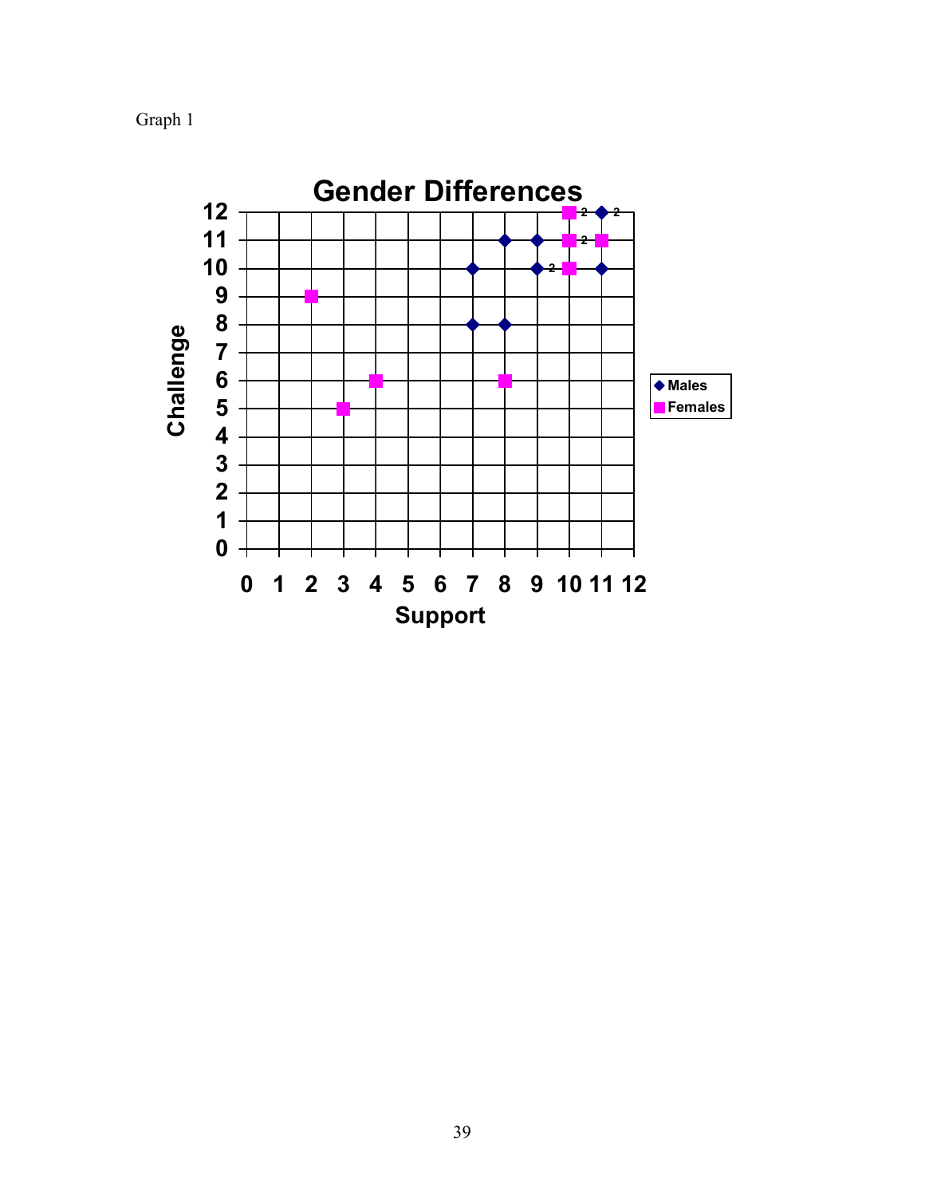Graph 1

**Gender Differences**

Challenge

Support

Males

Females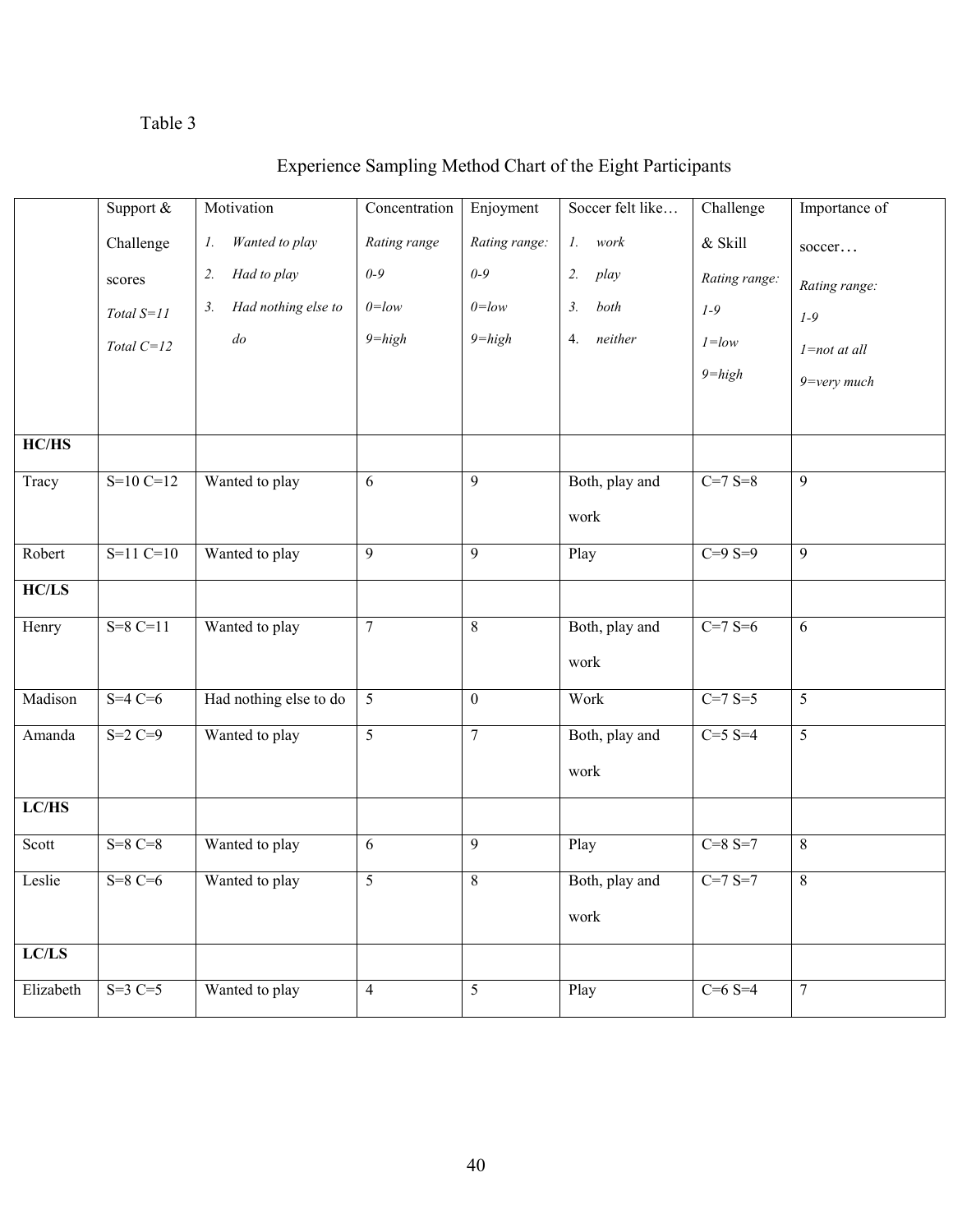Table 3

Experience Sampling Method Chart of the Eight Participants

| | Support & Challenge scores *Total S=11* *Total C=12* | Motivation *1. Wanted to play* *2. Had to play* *3. Had nothing else to do* | Concentration *Rating range 0-9* *0=low* *9=high* | Enjoyment *Rating range: 0-9* *0=low* *9=high* | Soccer felt like… *1. work* *2. play* *3. both* *4. neither* | Challenge & Skill *Rating range: 1-9* *1=low* *9=high* | Importance of soccer… *Rating range: 1-9* *1=not at all* *9=very much* |
|---|---|---|---|---|---|---|---|
| **HC/HS** | | | | | | | |
| Tracy | S=10 C=12 | Wanted to play | 6 | 9 | Both, play and work | C=7 S=8 | 9 |
| Robert | S=11 C=10 | Wanted to play | 9 | 9 | Play | C=9 S=9 | 9 |
| **HC/LS** | | | | | | | |
| Henry | S=8 C=11 | Wanted to play | 7 | 8 | Both, play and work | C=7 S=6 | 6 |
| Madison | S=4 C=6 | Had nothing else to do | 5 | 0 | Work | C=7 S=5 | 5 |
| Amanda | S=2 C=9 | Wanted to play | 5 | 7 | Both, play and work | C=5 S=4 | 5 |
| **LC/HS** | | | | | | | |
| Scott | S=8 C=8 | Wanted to play | 6 | 9 | Play | C=8 S=7 | 8 |
| Leslie | S=8 C=6 | Wanted to play | 5 | 8 | Both, play and work | C=7 S=7 | 8 |
| **LC/LS** | | | | | | | |
| Elizabeth | S=3 C=5 | Wanted to play | 4 | 5 | Play | C=6 S=4 | 7 |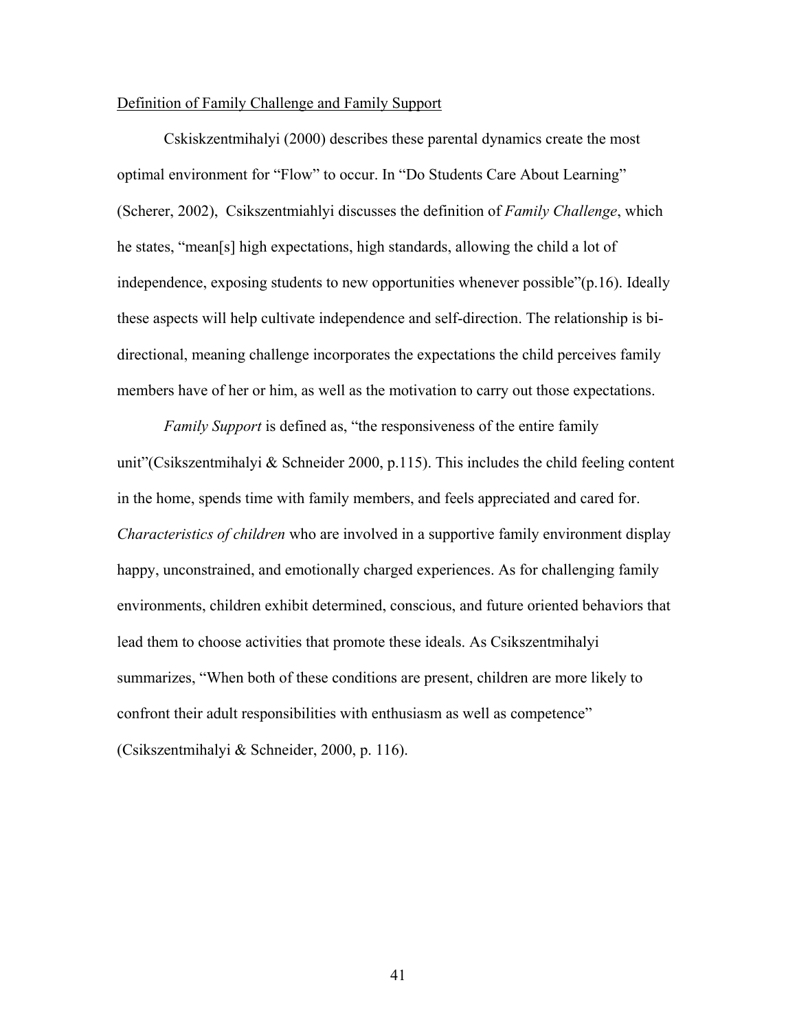Definition of Family Challenge and Family Support

Cskiskzentmihalyi (2000) describes these parental dynamics create the most optimal environment for "Flow" to occur. In "Do Students Care About Learning" (Scherer, 2002), Csikszentmiahlyi discusses the definition of *Family Challenge*, which he states, "mean[s] high expectations, high standards, allowing the child a lot of independence, exposing students to new opportunities whenever possible"(p.16). Ideally these aspects will help cultivate independence and self-direction. The relationship is bi-directional, meaning challenge incorporates the expectations the child perceives family members have of her or him, as well as the motivation to carry out those expectations.

*Family Support* is defined as, "the responsiveness of the entire family unit"(Csikszentmihalyi & Schneider 2000, p.115). This includes the child feeling content in the home, spends time with family members, and feels appreciated and cared for. *Characteristics of children* who are involved in a supportive family environment display happy, unconstrained, and emotionally charged experiences. As for challenging family environments, children exhibit determined, conscious, and future oriented behaviors that lead them to choose activities that promote these ideals. As Csikszentmihalyi summarizes, "When both of these conditions are present, children are more likely to confront their adult responsibilities with enthusiasm as well as competence" (Csikszentmihalyi & Schneider, 2000, p. 116).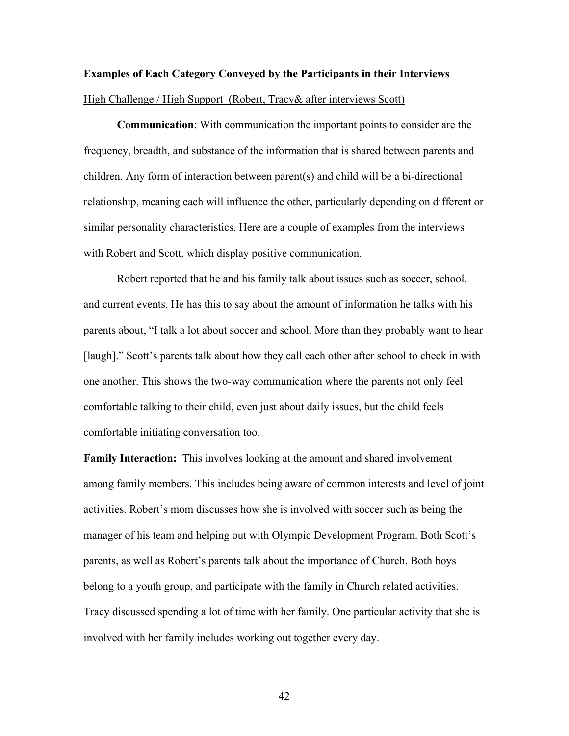**<u>Examples of Each Category Conveyed by the Participants in their Interviews</u>**

<u>High Challenge / High Support (Robert, Tracy& after interviews Scott)</u>

**Communication**: With communication the important points to consider are the frequency, breadth, and substance of the information that is shared between parents and children. Any form of interaction between parent(s) and child will be a bi-directional relationship, meaning each will influence the other, particularly depending on different or similar personality characteristics. Here are a couple of examples from the interviews with Robert and Scott, which display positive communication.

Robert reported that he and his family talk about issues such as soccer, school, and current events. He has this to say about the amount of information he talks with his parents about, "I talk a lot about soccer and school. More than they probably want to hear [laugh]." Scott's parents talk about how they call each other after school to check in with one another. This shows the two-way communication where the parents not only feel comfortable talking to their child, even just about daily issues, but the child feels comfortable initiating conversation too.

**Family Interaction:** This involves looking at the amount and shared involvement among family members. This includes being aware of common interests and level of joint activities. Robert's mom discusses how she is involved with soccer such as being the manager of his team and helping out with Olympic Development Program. Both Scott's parents, as well as Robert's parents talk about the importance of Church. Both boys belong to a youth group, and participate with the family in Church related activities. Tracy discussed spending a lot of time with her family. One particular activity that she is involved with her family includes working out together every day.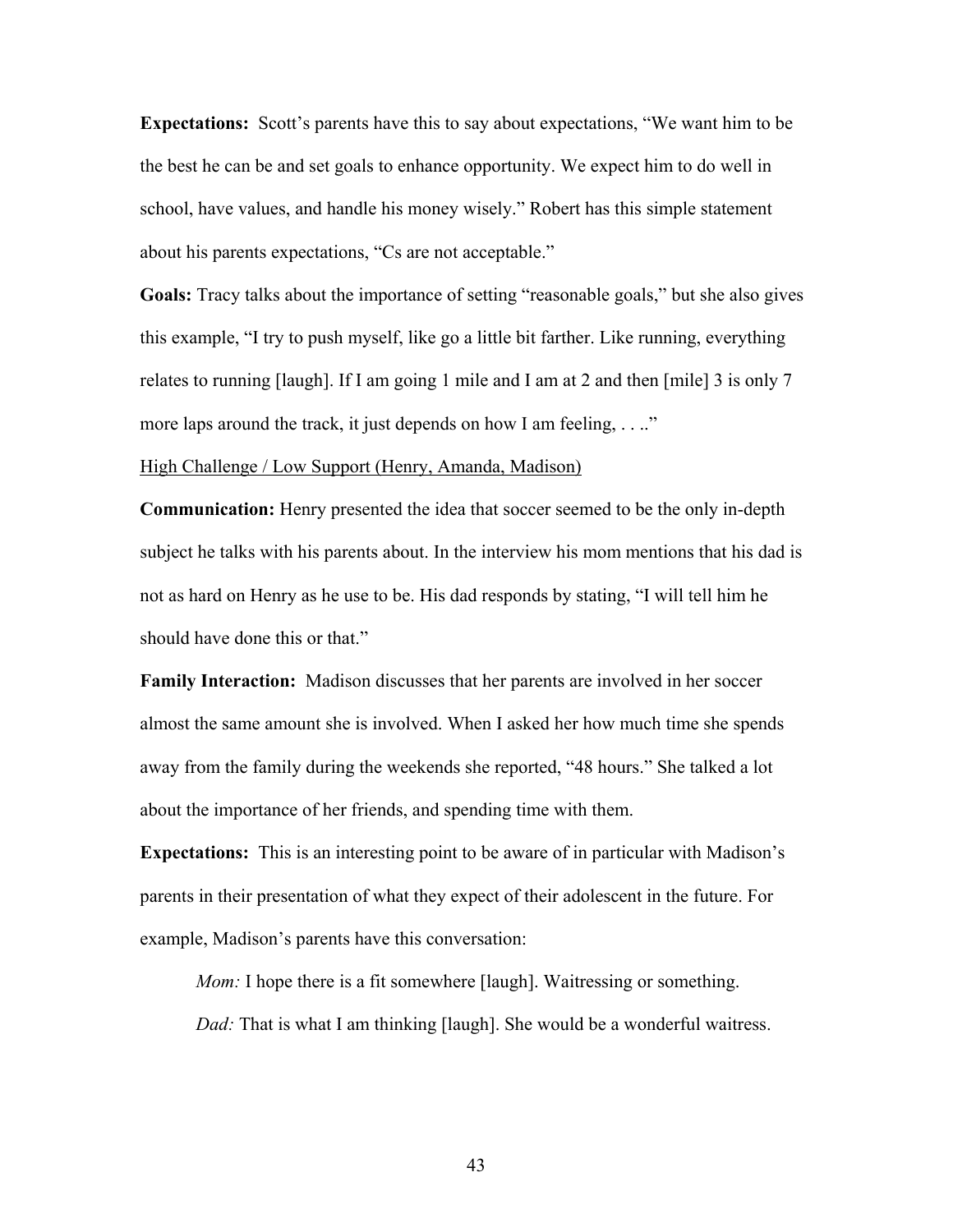**Expectations:** Scott's parents have this to say about expectations, "We want him to be the best he can be and set goals to enhance opportunity. We expect him to do well in school, have values, and handle his money wisely." Robert has this simple statement about his parents expectations, "Cs are not acceptable."

**Goals:** Tracy talks about the importance of setting "reasonable goals," but she also gives this example, "I try to push myself, like go a little bit farther. Like running, everything relates to running [laugh]. If I am going 1 mile and I am at 2 and then [mile] 3 is only 7 more laps around the track, it just depends on how I am feeling, . . .."

<u>High Challenge / Low Support (Henry, Amanda, Madison)</u>

**Communication:** Henry presented the idea that soccer seemed to be the only in-depth subject he talks with his parents about. In the interview his mom mentions that his dad is not as hard on Henry as he use to be. His dad responds by stating, "I will tell him he should have done this or that."

**Family Interaction:** Madison discusses that her parents are involved in her soccer almost the same amount she is involved. When I asked her how much time she spends away from the family during the weekends she reported, "48 hours." She talked a lot about the importance of her friends, and spending time with them.

**Expectations:** This is an interesting point to be aware of in particular with Madison's parents in their presentation of what they expect of their adolescent in the future. For example, Madison's parents have this conversation:

> *Mom:* I hope there is a fit somewhere [laugh]. Waitressing or something.
>
> *Dad:* That is what I am thinking [laugh]. She would be a wonderful waitress.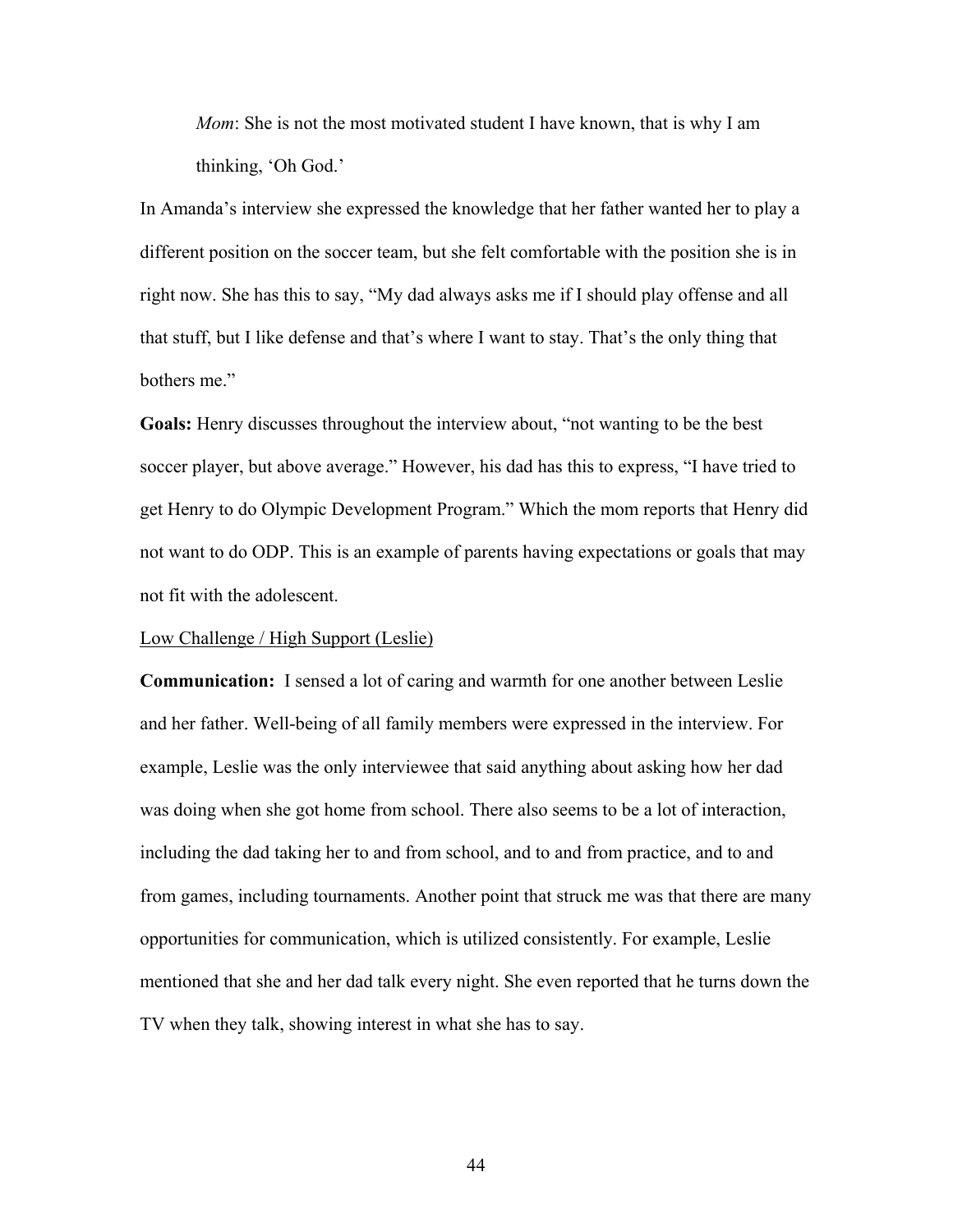*Mom*: She is not the most motivated student I have known, that is why I am thinking, 'Oh God.'

In Amanda's interview she expressed the knowledge that her father wanted her to play a different position on the soccer team, but she felt comfortable with the position she is in right now. She has this to say, "My dad always asks me if I should play offense and all that stuff, but I like defense and that's where I want to stay. That's the only thing that bothers me."

**Goals:** Henry discusses throughout the interview about, "not wanting to be the best soccer player, but above average." However, his dad has this to express, "I have tried to get Henry to do Olympic Development Program." Which the mom reports that Henry did not want to do ODP. This is an example of parents having expectations or goals that may not fit with the adolescent.

<u>Low Challenge / High Support (Leslie)</u>

**Communication:** I sensed a lot of caring and warmth for one another between Leslie and her father. Well-being of all family members were expressed in the interview. For example, Leslie was the only interviewee that said anything about asking how her dad was doing when she got home from school. There also seems to be a lot of interaction, including the dad taking her to and from school, and to and from practice, and to and from games, including tournaments. Another point that struck me was that there are many opportunities for communication, which is utilized consistently. For example, Leslie mentioned that she and her dad talk every night. She even reported that he turns down the TV when they talk, showing interest in what she has to say.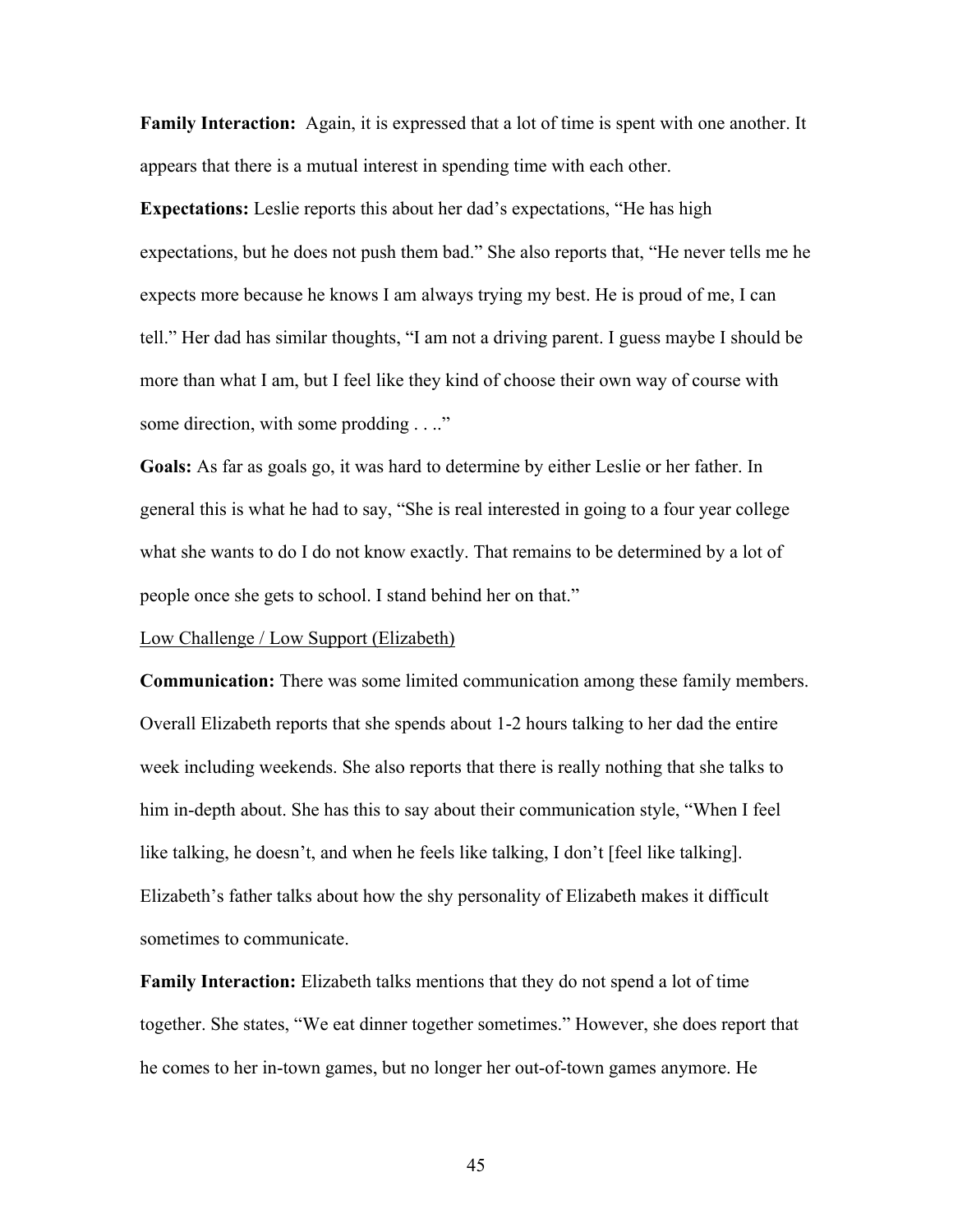**Family Interaction:** Again, it is expressed that a lot of time is spent with one another. It appears that there is a mutual interest in spending time with each other.

**Expectations:** Leslie reports this about her dad's expectations, "He has high expectations, but he does not push them bad." She also reports that, "He never tells me he expects more because he knows I am always trying my best. He is proud of me, I can tell." Her dad has similar thoughts, "I am not a driving parent. I guess maybe I should be more than what I am, but I feel like they kind of choose their own way of course with some direction, with some prodding . . .."

**Goals:** As far as goals go, it was hard to determine by either Leslie or her father. In general this is what he had to say, "She is real interested in going to a four year college what she wants to do I do not know exactly. That remains to be determined by a lot of people once she gets to school. I stand behind her on that."

<u>Low Challenge / Low Support (Elizabeth)</u>

**Communication:** There was some limited communication among these family members. Overall Elizabeth reports that she spends about 1-2 hours talking to her dad the entire week including weekends. She also reports that there is really nothing that she talks to him in-depth about. She has this to say about their communication style, "When I feel like talking, he doesn't, and when he feels like talking, I don't [feel like talking]. Elizabeth's father talks about how the shy personality of Elizabeth makes it difficult sometimes to communicate.

**Family Interaction:** Elizabeth talks mentions that they do not spend a lot of time together. She states, "We eat dinner together sometimes." However, she does report that he comes to her in-town games, but no longer her out-of-town games anymore. He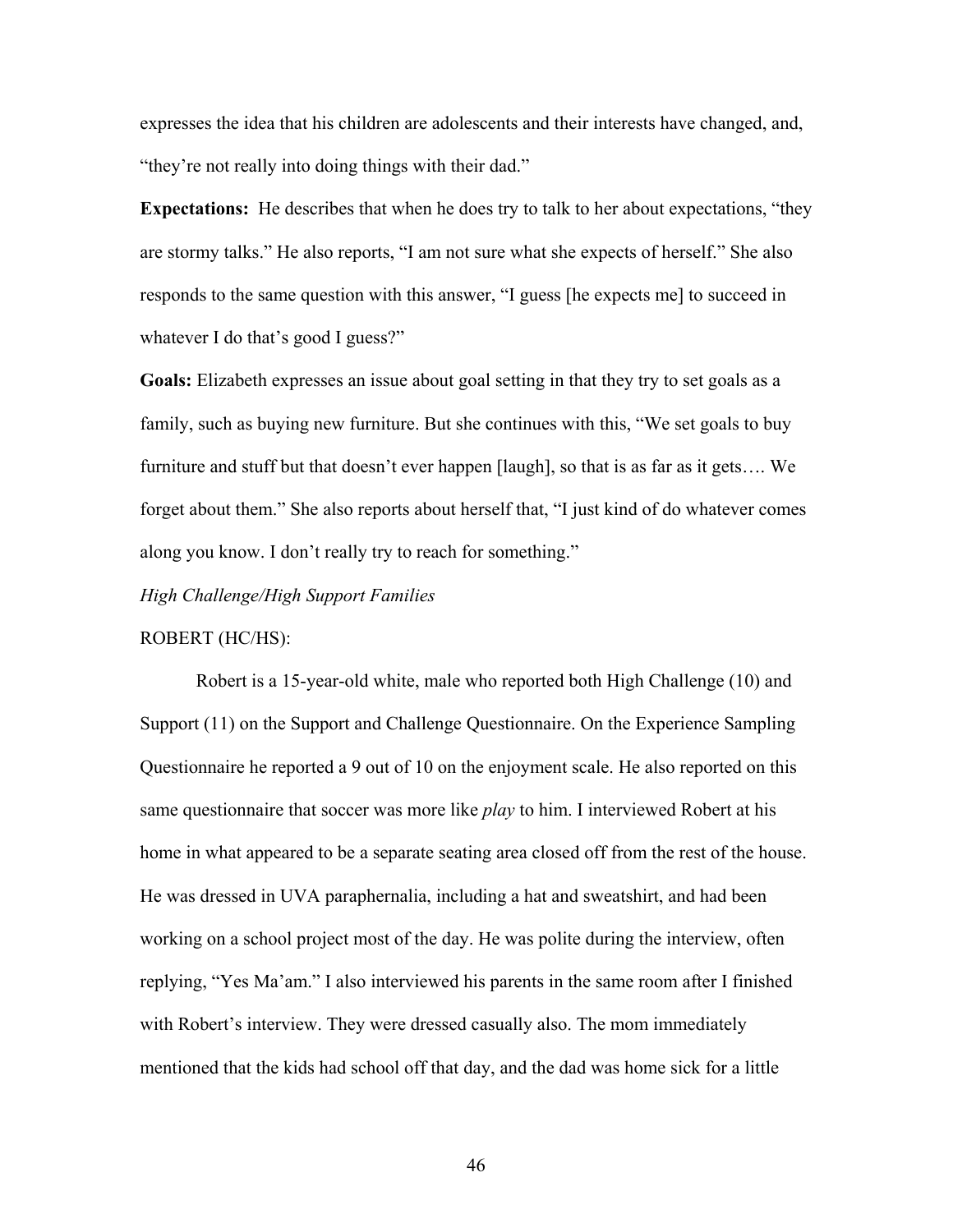expresses the idea that his children are adolescents and their interests have changed, and, "they're not really into doing things with their dad."

**Expectations:** He describes that when he does try to talk to her about expectations, "they are stormy talks." He also reports, "I am not sure what she expects of herself." She also responds to the same question with this answer, "I guess [he expects me] to succeed in whatever I do that's good I guess?"

**Goals:** Elizabeth expresses an issue about goal setting in that they try to set goals as a family, such as buying new furniture. But she continues with this, "We set goals to buy furniture and stuff but that doesn't ever happen [laugh], so that is as far as it gets…. We forget about them." She also reports about herself that, "I just kind of do whatever comes along you know. I don't really try to reach for something."

*High Challenge/High Support Families*

ROBERT (HC/HS):

Robert is a 15-year-old white, male who reported both High Challenge (10) and Support (11) on the Support and Challenge Questionnaire. On the Experience Sampling Questionnaire he reported a 9 out of 10 on the enjoyment scale. He also reported on this same questionnaire that soccer was more like *play* to him. I interviewed Robert at his home in what appeared to be a separate seating area closed off from the rest of the house. He was dressed in UVA paraphernalia, including a hat and sweatshirt, and had been working on a school project most of the day. He was polite during the interview, often replying, "Yes Ma'am." I also interviewed his parents in the same room after I finished with Robert's interview. They were dressed casually also. The mom immediately mentioned that the kids had school off that day, and the dad was home sick for a little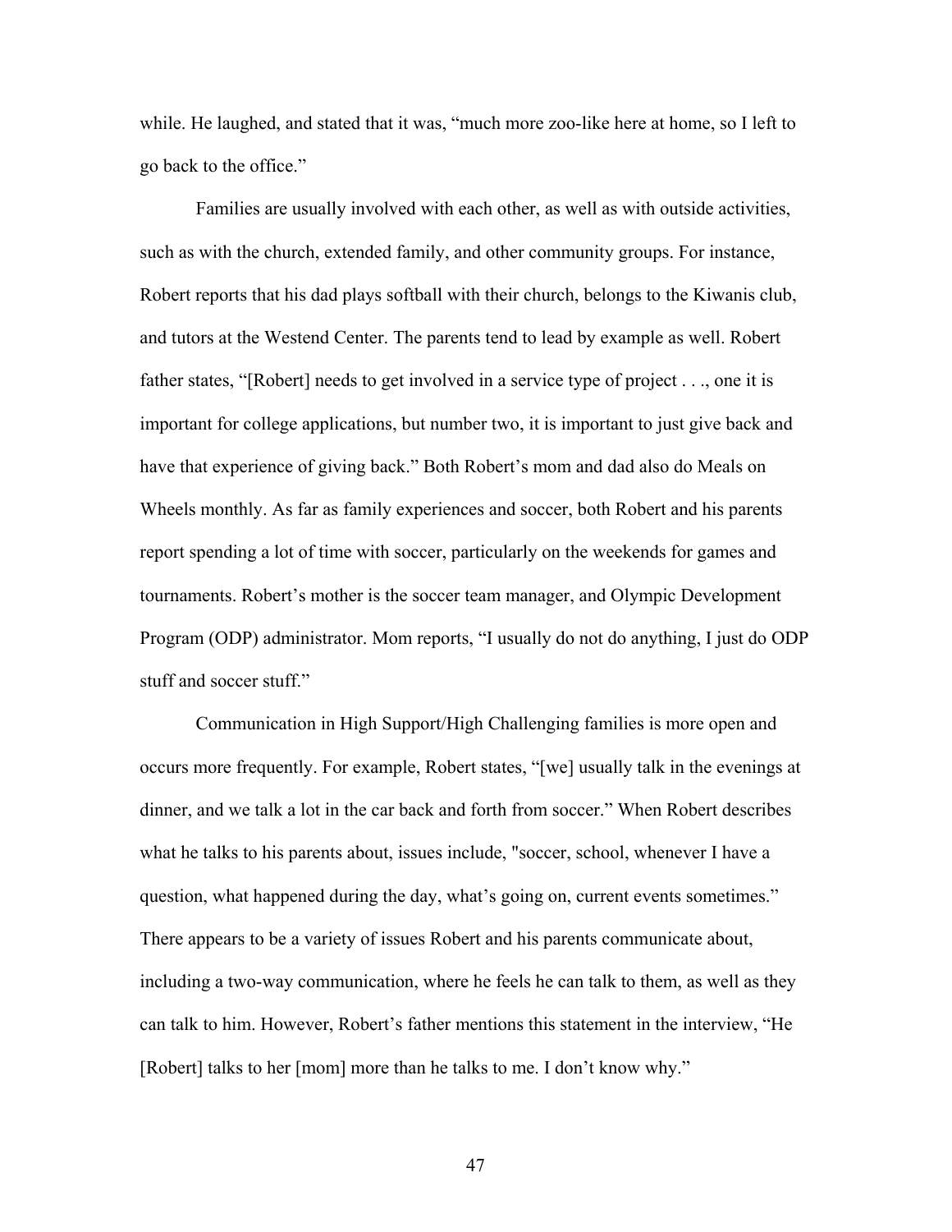while. He laughed, and stated that it was, "much more zoo-like here at home, so I left to go back to the office."

Families are usually involved with each other, as well as with outside activities, such as with the church, extended family, and other community groups. For instance, Robert reports that his dad plays softball with their church, belongs to the Kiwanis club, and tutors at the Westend Center. The parents tend to lead by example as well. Robert father states, "[Robert] needs to get involved in a service type of project . . ., one it is important for college applications, but number two, it is important to just give back and have that experience of giving back." Both Robert's mom and dad also do Meals on Wheels monthly. As far as family experiences and soccer, both Robert and his parents report spending a lot of time with soccer, particularly on the weekends for games and tournaments. Robert's mother is the soccer team manager, and Olympic Development Program (ODP) administrator. Mom reports, "I usually do not do anything, I just do ODP stuff and soccer stuff."

Communication in High Support/High Challenging families is more open and occurs more frequently. For example, Robert states, "[we] usually talk in the evenings at dinner, and we talk a lot in the car back and forth from soccer." When Robert describes what he talks to his parents about, issues include, "soccer, school, whenever I have a question, what happened during the day, what's going on, current events sometimes." There appears to be a variety of issues Robert and his parents communicate about, including a two-way communication, where he feels he can talk to them, as well as they can talk to him. However, Robert's father mentions this statement in the interview, "He [Robert] talks to her [mom] more than he talks to me. I don't know why."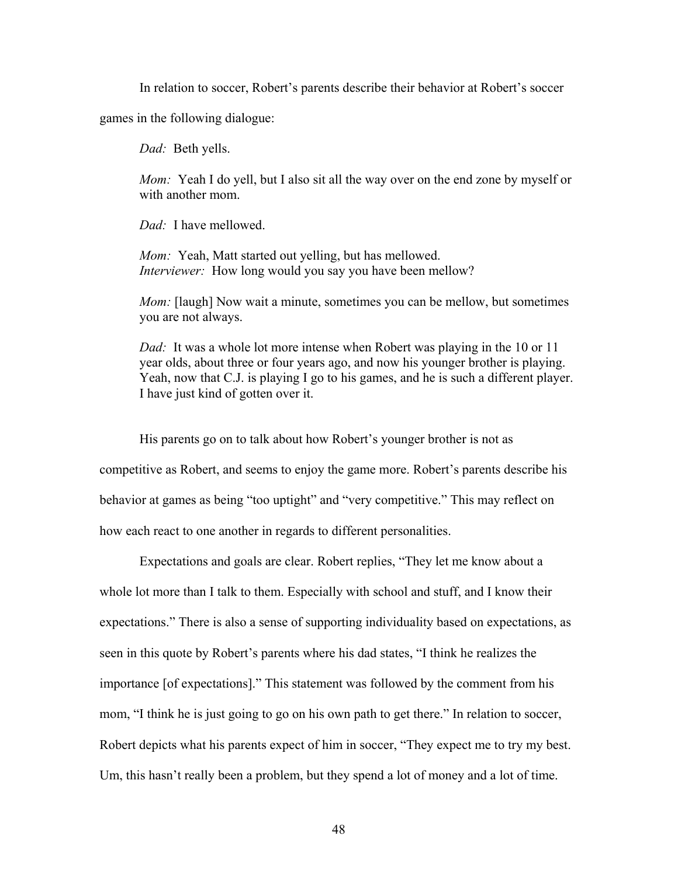In relation to soccer, Robert's parents describe their behavior at Robert's soccer games in the following dialogue:

*Dad:* Beth yells.

*Mom:* Yeah I do yell, but I also sit all the way over on the end zone by myself or with another mom.

*Dad:* I have mellowed.

*Mom:* Yeah, Matt started out yelling, but has mellowed.
*Interviewer:* How long would you say you have been mellow?

*Mom:* [laugh] Now wait a minute, sometimes you can be mellow, but sometimes you are not always.

*Dad:* It was a whole lot more intense when Robert was playing in the 10 or 11 year olds, about three or four years ago, and now his younger brother is playing. Yeah, now that C.J. is playing I go to his games, and he is such a different player. I have just kind of gotten over it.

His parents go on to talk about how Robert's younger brother is not as competitive as Robert, and seems to enjoy the game more. Robert's parents describe his behavior at games as being "too uptight" and "very competitive." This may reflect on how each react to one another in regards to different personalities.

Expectations and goals are clear. Robert replies, "They let me know about a whole lot more than I talk to them. Especially with school and stuff, and I know their expectations." There is also a sense of supporting individuality based on expectations, as seen in this quote by Robert's parents where his dad states, "I think he realizes the importance [of expectations]." This statement was followed by the comment from his mom, "I think he is just going to go on his own path to get there." In relation to soccer, Robert depicts what his parents expect of him in soccer, "They expect me to try my best. Um, this hasn't really been a problem, but they spend a lot of money and a lot of time.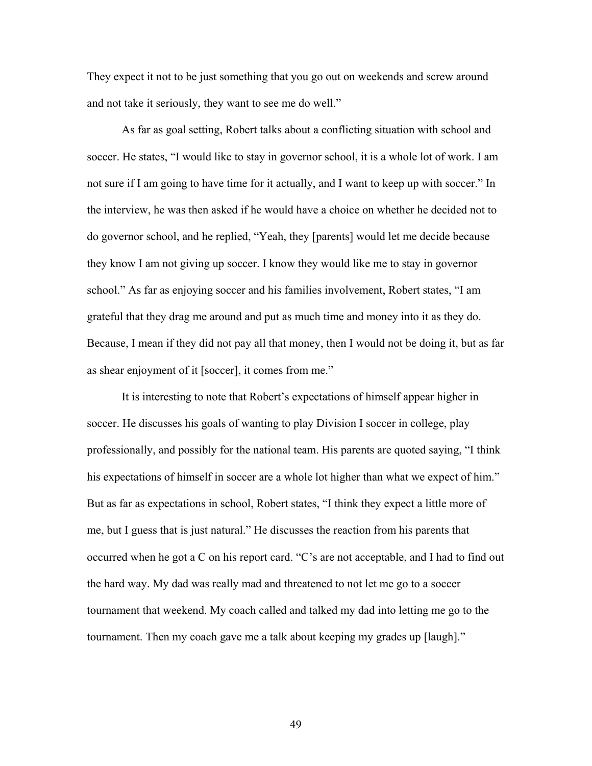They expect it not to be just something that you go out on weekends and screw around and not take it seriously, they want to see me do well."

As far as goal setting, Robert talks about a conflicting situation with school and soccer. He states, "I would like to stay in governor school, it is a whole lot of work. I am not sure if I am going to have time for it actually, and I want to keep up with soccer." In the interview, he was then asked if he would have a choice on whether he decided not to do governor school, and he replied, "Yeah, they [parents] would let me decide because they know I am not giving up soccer. I know they would like me to stay in governor school." As far as enjoying soccer and his families involvement, Robert states, "I am grateful that they drag me around and put as much time and money into it as they do. Because, I mean if they did not pay all that money, then I would not be doing it, but as far as shear enjoyment of it [soccer], it comes from me."

It is interesting to note that Robert's expectations of himself appear higher in soccer. He discusses his goals of wanting to play Division I soccer in college, play professionally, and possibly for the national team. His parents are quoted saying, "I think his expectations of himself in soccer are a whole lot higher than what we expect of him." But as far as expectations in school, Robert states, "I think they expect a little more of me, but I guess that is just natural." He discusses the reaction from his parents that occurred when he got a C on his report card. "C's are not acceptable, and I had to find out the hard way. My dad was really mad and threatened to not let me go to a soccer tournament that weekend. My coach called and talked my dad into letting me go to the tournament. Then my coach gave me a talk about keeping my grades up [laugh]."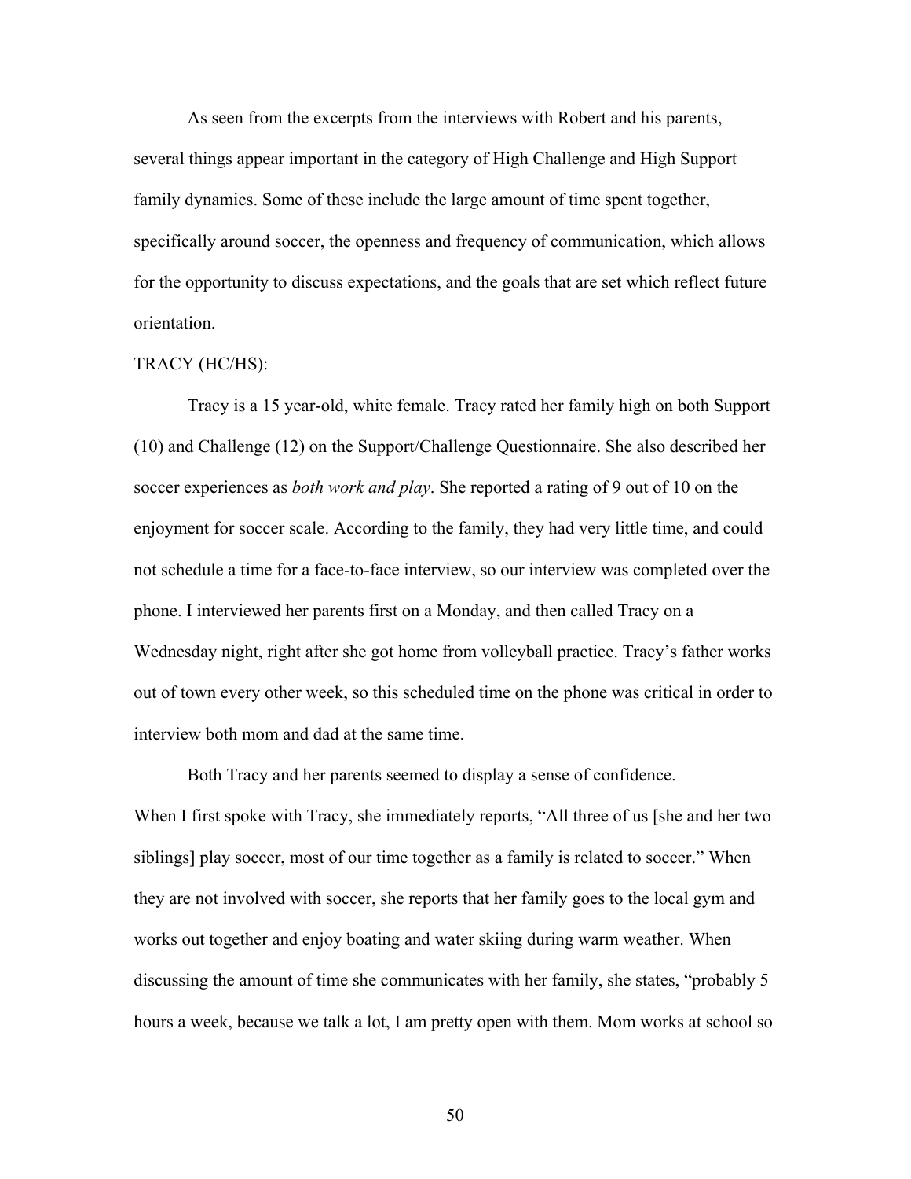As seen from the excerpts from the interviews with Robert and his parents, several things appear important in the category of High Challenge and High Support family dynamics. Some of these include the large amount of time spent together, specifically around soccer, the openness and frequency of communication, which allows for the opportunity to discuss expectations, and the goals that are set which reflect future orientation.

TRACY (HC/HS):

Tracy is a 15 year-old, white female. Tracy rated her family high on both Support (10) and Challenge (12) on the Support/Challenge Questionnaire. She also described her soccer experiences as *both work and play*. She reported a rating of 9 out of 10 on the enjoyment for soccer scale. According to the family, they had very little time, and could not schedule a time for a face-to-face interview, so our interview was completed over the phone. I interviewed her parents first on a Monday, and then called Tracy on a Wednesday night, right after she got home from volleyball practice. Tracy's father works out of town every other week, so this scheduled time on the phone was critical in order to interview both mom and dad at the same time.

Both Tracy and her parents seemed to display a sense of confidence. When I first spoke with Tracy, she immediately reports, "All three of us [she and her two siblings] play soccer, most of our time together as a family is related to soccer." When they are not involved with soccer, she reports that her family goes to the local gym and works out together and enjoy boating and water skiing during warm weather. When discussing the amount of time she communicates with her family, she states, "probably 5 hours a week, because we talk a lot, I am pretty open with them. Mom works at school so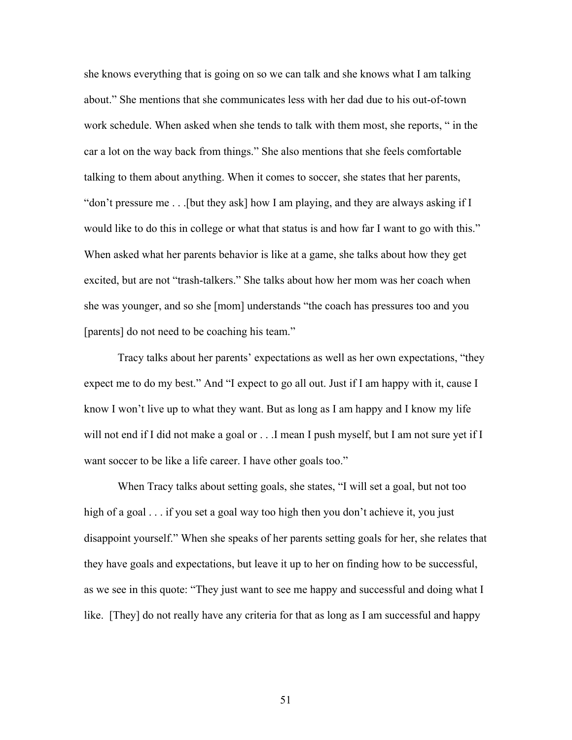she knows everything that is going on so we can talk and she knows what I am talking about." She mentions that she communicates less with her dad due to his out-of-town work schedule. When asked when she tends to talk with them most, she reports, " in the car a lot on the way back from things." She also mentions that she feels comfortable talking to them about anything. When it comes to soccer, she states that her parents, "don't pressure me . . .[but they ask] how I am playing, and they are always asking if I would like to do this in college or what that status is and how far I want to go with this." When asked what her parents behavior is like at a game, she talks about how they get excited, but are not "trash-talkers." She talks about how her mom was her coach when she was younger, and so she [mom] understands "the coach has pressures too and you [parents] do not need to be coaching his team."

Tracy talks about her parents' expectations as well as her own expectations, "they expect me to do my best." And "I expect to go all out. Just if I am happy with it, cause I know I won't live up to what they want. But as long as I am happy and I know my life will not end if I did not make a goal or . . .I mean I push myself, but I am not sure yet if I want soccer to be like a life career. I have other goals too."

When Tracy talks about setting goals, she states, "I will set a goal, but not too high of a goal . . . if you set a goal way too high then you don't achieve it, you just disappoint yourself." When she speaks of her parents setting goals for her, she relates that they have goals and expectations, but leave it up to her on finding how to be successful, as we see in this quote: "They just want to see me happy and successful and doing what I like. [They] do not really have any criteria for that as long as I am successful and happy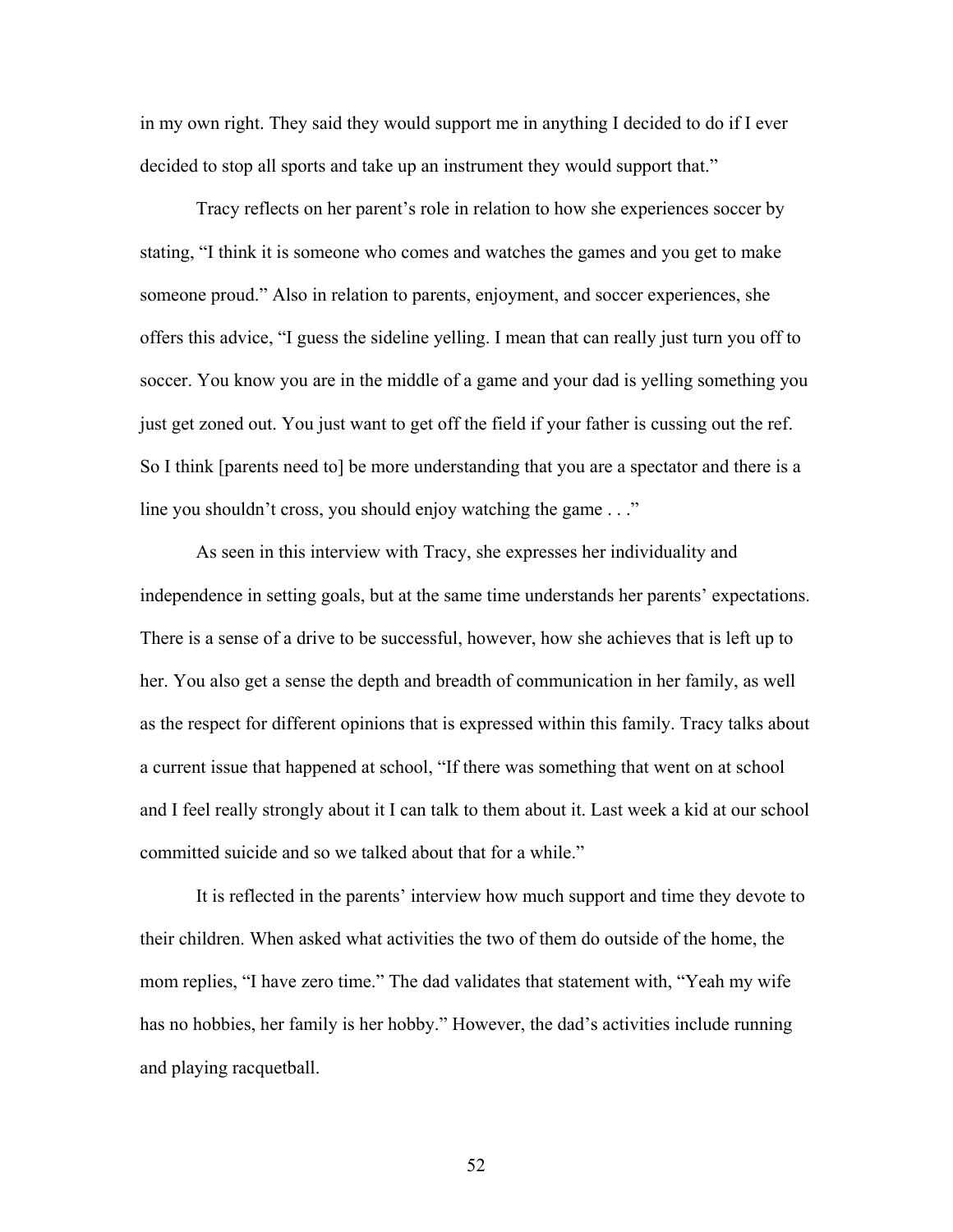in my own right. They said they would support me in anything I decided to do if I ever decided to stop all sports and take up an instrument they would support that."

Tracy reflects on her parent's role in relation to how she experiences soccer by stating, "I think it is someone who comes and watches the games and you get to make someone proud." Also in relation to parents, enjoyment, and soccer experiences, she offers this advice, "I guess the sideline yelling. I mean that can really just turn you off to soccer. You know you are in the middle of a game and your dad is yelling something you just get zoned out. You just want to get off the field if your father is cussing out the ref. So I think [parents need to] be more understanding that you are a spectator and there is a line you shouldn't cross, you should enjoy watching the game . . ."

As seen in this interview with Tracy, she expresses her individuality and independence in setting goals, but at the same time understands her parents' expectations. There is a sense of a drive to be successful, however, how she achieves that is left up to her. You also get a sense the depth and breadth of communication in her family, as well as the respect for different opinions that is expressed within this family. Tracy talks about a current issue that happened at school, "If there was something that went on at school and I feel really strongly about it I can talk to them about it. Last week a kid at our school committed suicide and so we talked about that for a while."

It is reflected in the parents' interview how much support and time they devote to their children. When asked what activities the two of them do outside of the home, the mom replies, "I have zero time." The dad validates that statement with, "Yeah my wife has no hobbies, her family is her hobby." However, the dad's activities include running and playing racquetball.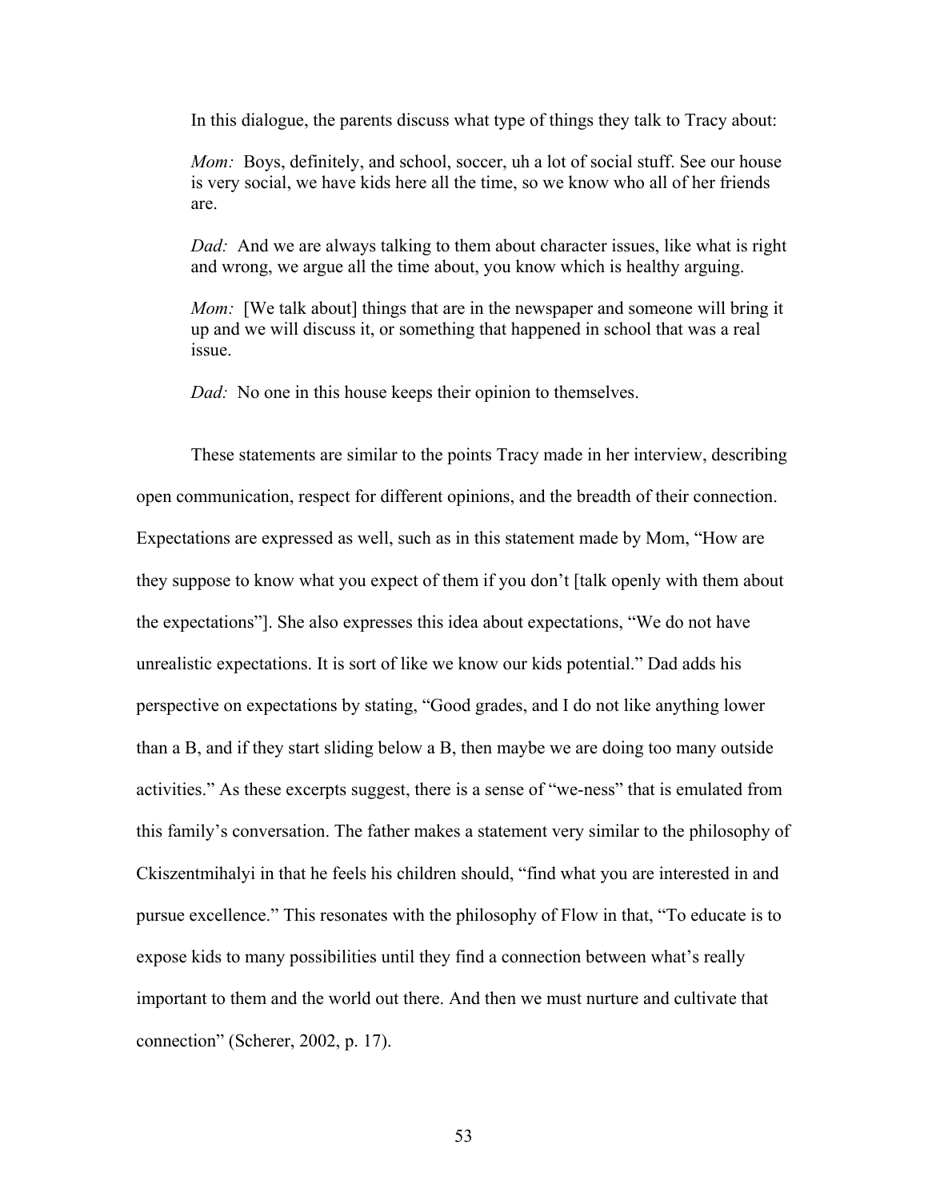In this dialogue, the parents discuss what type of things they talk to Tracy about:

*Mom:* Boys, definitely, and school, soccer, uh a lot of social stuff. See our house is very social, we have kids here all the time, so we know who all of her friends are.

*Dad:* And we are always talking to them about character issues, like what is right and wrong, we argue all the time about, you know which is healthy arguing.

*Mom:* [We talk about] things that are in the newspaper and someone will bring it up and we will discuss it, or something that happened in school that was a real issue.

*Dad:* No one in this house keeps their opinion to themselves.

These statements are similar to the points Tracy made in her interview, describing open communication, respect for different opinions, and the breadth of their connection. Expectations are expressed as well, such as in this statement made by Mom, "How are they suppose to know what you expect of them if you don't [talk openly with them about the expectations"]. She also expresses this idea about expectations, "We do not have unrealistic expectations. It is sort of like we know our kids potential." Dad adds his perspective on expectations by stating, "Good grades, and I do not like anything lower than a B, and if they start sliding below a B, then maybe we are doing too many outside activities." As these excerpts suggest, there is a sense of "we-ness" that is emulated from this family's conversation. The father makes a statement very similar to the philosophy of Ckiszentmihalyi in that he feels his children should, "find what you are interested in and pursue excellence." This resonates with the philosophy of Flow in that, "To educate is to expose kids to many possibilities until they find a connection between what's really important to them and the world out there. And then we must nurture and cultivate that connection" (Scherer, 2002, p. 17).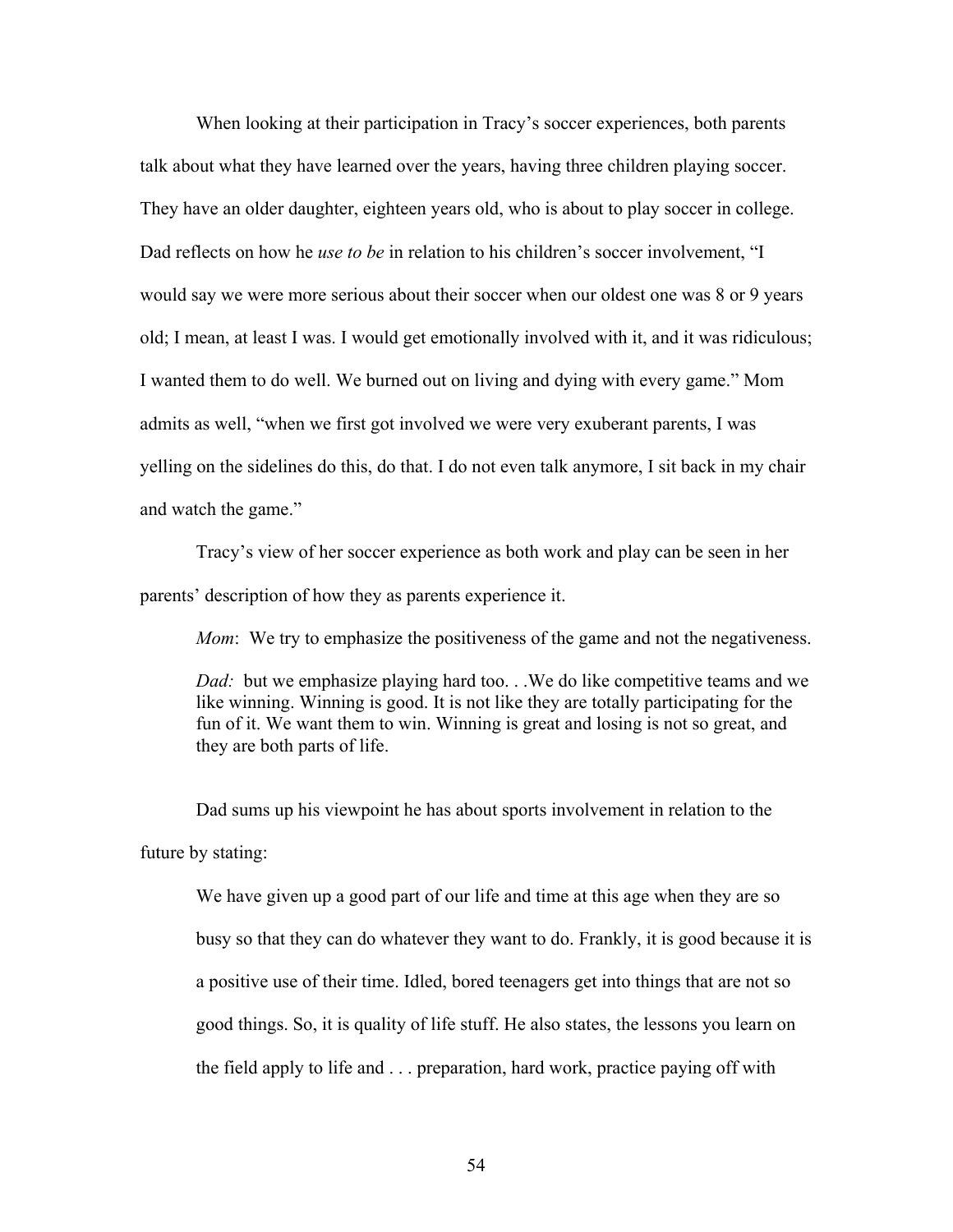When looking at their participation in Tracy's soccer experiences, both parents talk about what they have learned over the years, having three children playing soccer. They have an older daughter, eighteen years old, who is about to play soccer in college. Dad reflects on how he *use to be* in relation to his children's soccer involvement, "I would say we were more serious about their soccer when our oldest one was 8 or 9 years old; I mean, at least I was. I would get emotionally involved with it, and it was ridiculous; I wanted them to do well. We burned out on living and dying with every game." Mom admits as well, "when we first got involved we were very exuberant parents, I was yelling on the sidelines do this, do that. I do not even talk anymore, I sit back in my chair and watch the game."

Tracy's view of her soccer experience as both work and play can be seen in her parents' description of how they as parents experience it.

> *Mom*: We try to emphasize the positiveness of the game and not the negativeness.
>
> *Dad:* but we emphasize playing hard too. . .We do like competitive teams and we like winning. Winning is good. It is not like they are totally participating for the fun of it. We want them to win. Winning is great and losing is not so great, and they are both parts of life.

Dad sums up his viewpoint he has about sports involvement in relation to the future by stating:

> We have given up a good part of our life and time at this age when they are so busy so that they can do whatever they want to do. Frankly, it is good because it is a positive use of their time. Idled, bored teenagers get into things that are not so good things. So, it is quality of life stuff. He also states, the lessons you learn on the field apply to life and . . . preparation, hard work, practice paying off with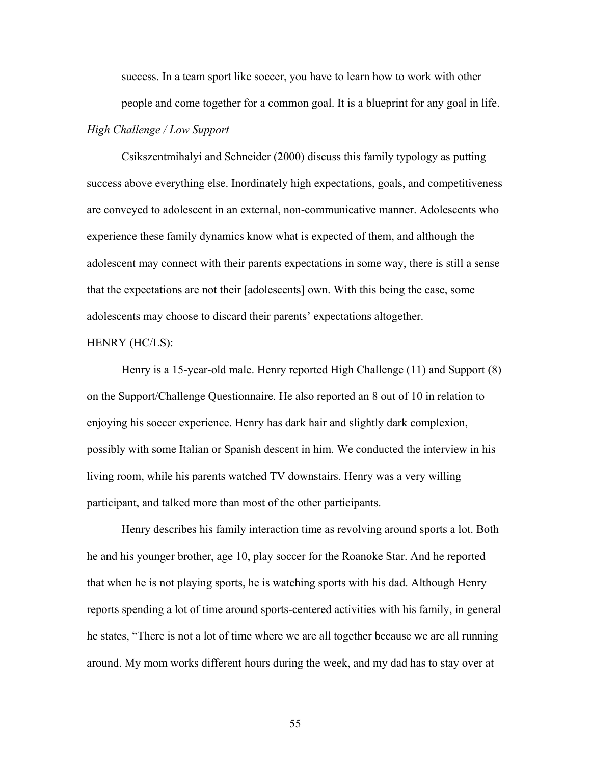success. In a team sport like soccer, you have to learn how to work with other people and come together for a common goal. It is a blueprint for any goal in life.

*High Challenge / Low Support*

Csikszentmihalyi and Schneider (2000) discuss this family typology as putting success above everything else. Inordinately high expectations, goals, and competitiveness are conveyed to adolescent in an external, non-communicative manner. Adolescents who experience these family dynamics know what is expected of them, and although the adolescent may connect with their parents expectations in some way, there is still a sense that the expectations are not their [adolescents] own. With this being the case, some adolescents may choose to discard their parents' expectations altogether.

HENRY (HC/LS):

Henry is a 15-year-old male. Henry reported High Challenge (11) and Support (8) on the Support/Challenge Questionnaire. He also reported an 8 out of 10 in relation to enjoying his soccer experience. Henry has dark hair and slightly dark complexion, possibly with some Italian or Spanish descent in him. We conducted the interview in his living room, while his parents watched TV downstairs. Henry was a very willing participant, and talked more than most of the other participants.

Henry describes his family interaction time as revolving around sports a lot. Both he and his younger brother, age 10, play soccer for the Roanoke Star. And he reported that when he is not playing sports, he is watching sports with his dad. Although Henry reports spending a lot of time around sports-centered activities with his family, in general he states, "There is not a lot of time where we are all together because we are all running around. My mom works different hours during the week, and my dad has to stay over at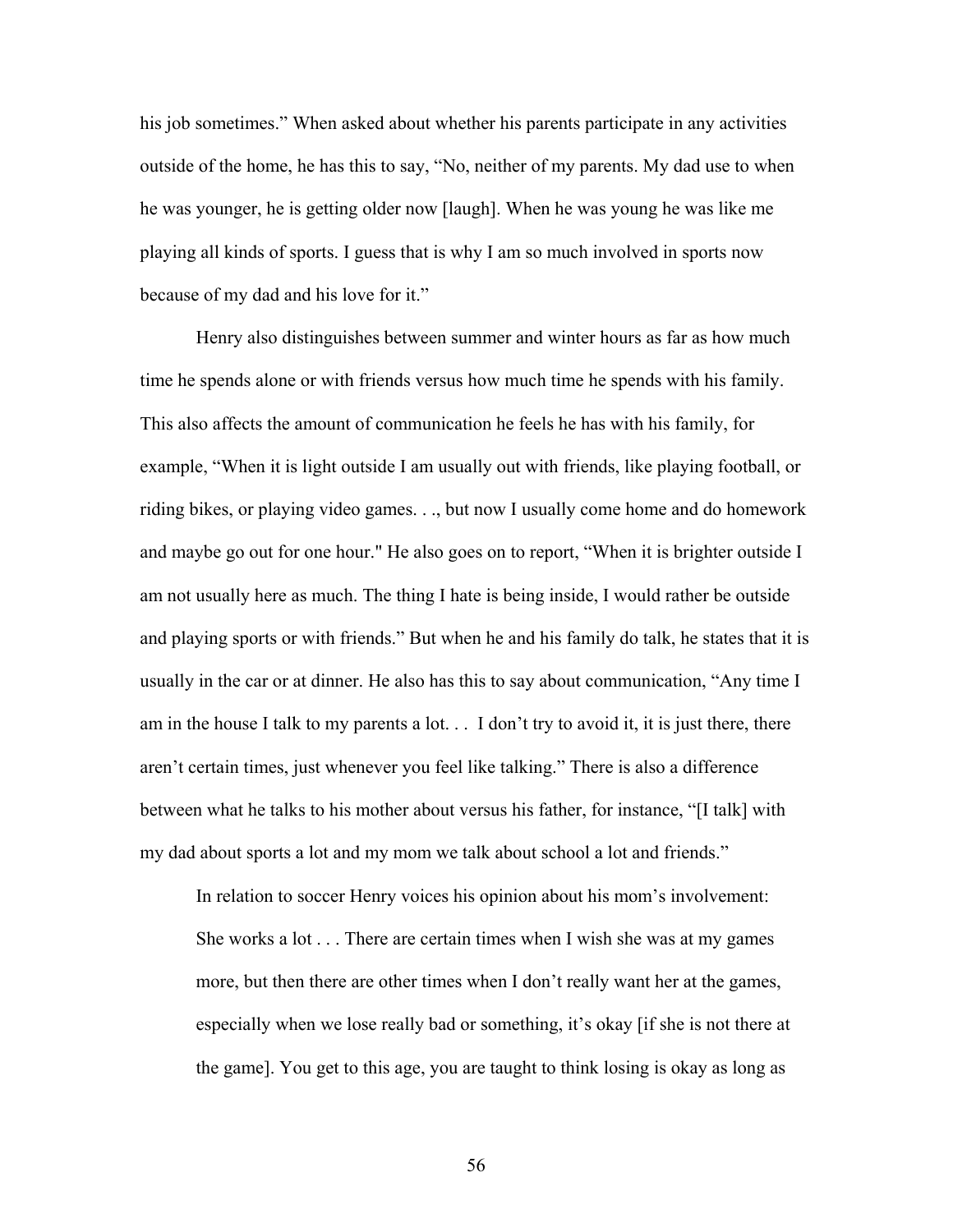his job sometimes." When asked about whether his parents participate in any activities outside of the home, he has this to say, "No, neither of my parents. My dad use to when he was younger, he is getting older now [laugh]. When he was young he was like me playing all kinds of sports. I guess that is why I am so much involved in sports now because of my dad and his love for it."

Henry also distinguishes between summer and winter hours as far as how much time he spends alone or with friends versus how much time he spends with his family. This also affects the amount of communication he feels he has with his family, for example, "When it is light outside I am usually out with friends, like playing football, or riding bikes, or playing video games. . ., but now I usually come home and do homework and maybe go out for one hour." He also goes on to report, "When it is brighter outside I am not usually here as much. The thing I hate is being inside, I would rather be outside and playing sports or with friends." But when he and his family do talk, he states that it is usually in the car or at dinner. He also has this to say about communication, "Any time I am in the house I talk to my parents a lot. . . I don't try to avoid it, it is just there, there aren't certain times, just whenever you feel like talking." There is also a difference between what he talks to his mother about versus his father, for instance, "[I talk] with my dad about sports a lot and my mom we talk about school a lot and friends."

> In relation to soccer Henry voices his opinion about his mom's involvement: She works a lot . . . There are certain times when I wish she was at my games more, but then there are other times when I don't really want her at the games, especially when we lose really bad or something, it's okay [if she is not there at the game]. You get to this age, you are taught to think losing is okay as long as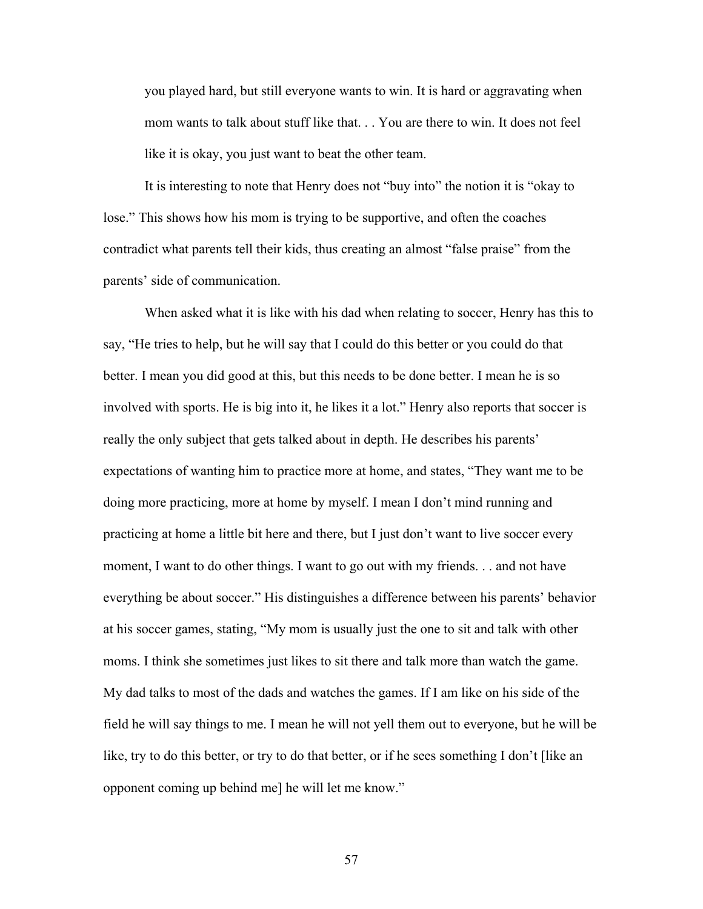> you played hard, but still everyone wants to win. It is hard or aggravating when mom wants to talk about stuff like that. . . You are there to win. It does not feel like it is okay, you just want to beat the other team.

It is interesting to note that Henry does not "buy into" the notion it is "okay to lose." This shows how his mom is trying to be supportive, and often the coaches contradict what parents tell their kids, thus creating an almost "false praise" from the parents' side of communication.

When asked what it is like with his dad when relating to soccer, Henry has this to say, "He tries to help, but he will say that I could do this better or you could do that better. I mean you did good at this, but this needs to be done better. I mean he is so involved with sports. He is big into it, he likes it a lot." Henry also reports that soccer is really the only subject that gets talked about in depth. He describes his parents' expectations of wanting him to practice more at home, and states, "They want me to be doing more practicing, more at home by myself. I mean I don't mind running and practicing at home a little bit here and there, but I just don't want to live soccer every moment, I want to do other things. I want to go out with my friends. . . and not have everything be about soccer." His distinguishes a difference between his parents' behavior at his soccer games, stating, "My mom is usually just the one to sit and talk with other moms. I think she sometimes just likes to sit there and talk more than watch the game. My dad talks to most of the dads and watches the games. If I am like on his side of the field he will say things to me. I mean he will not yell them out to everyone, but he will be like, try to do this better, or try to do that better, or if he sees something I don't [like an opponent coming up behind me] he will let me know."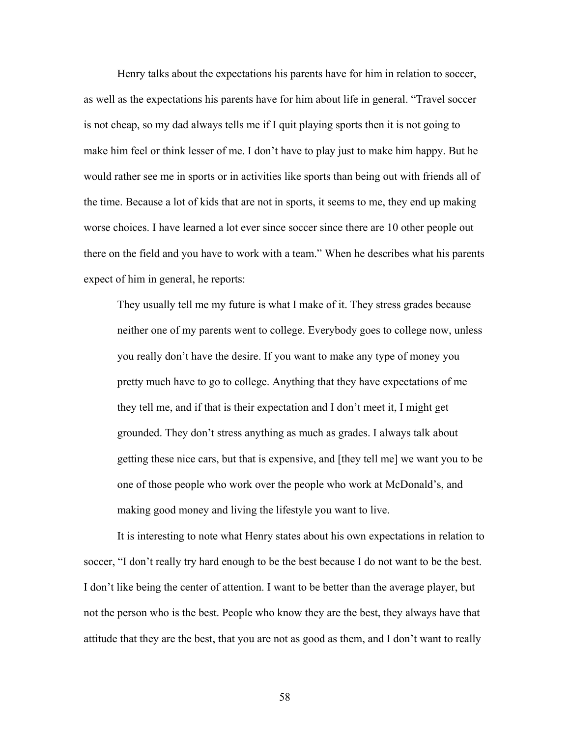Henry talks about the expectations his parents have for him in relation to soccer, as well as the expectations his parents have for him about life in general. "Travel soccer is not cheap, so my dad always tells me if I quit playing sports then it is not going to make him feel or think lesser of me. I don't have to play just to make him happy. But he would rather see me in sports or in activities like sports than being out with friends all of the time. Because a lot of kids that are not in sports, it seems to me, they end up making worse choices. I have learned a lot ever since soccer since there are 10 other people out there on the field and you have to work with a team." When he describes what his parents expect of him in general, he reports:

> They usually tell me my future is what I make of it. They stress grades because neither one of my parents went to college. Everybody goes to college now, unless you really don't have the desire. If you want to make any type of money you pretty much have to go to college. Anything that they have expectations of me they tell me, and if that is their expectation and I don't meet it, I might get grounded. They don't stress anything as much as grades. I always talk about getting these nice cars, but that is expensive, and [they tell me] we want you to be one of those people who work over the people who work at McDonald's, and making good money and living the lifestyle you want to live.

It is interesting to note what Henry states about his own expectations in relation to soccer, "I don't really try hard enough to be the best because I do not want to be the best. I don't like being the center of attention. I want to be better than the average player, but not the person who is the best. People who know they are the best, they always have that attitude that they are the best, that you are not as good as them, and I don't want to really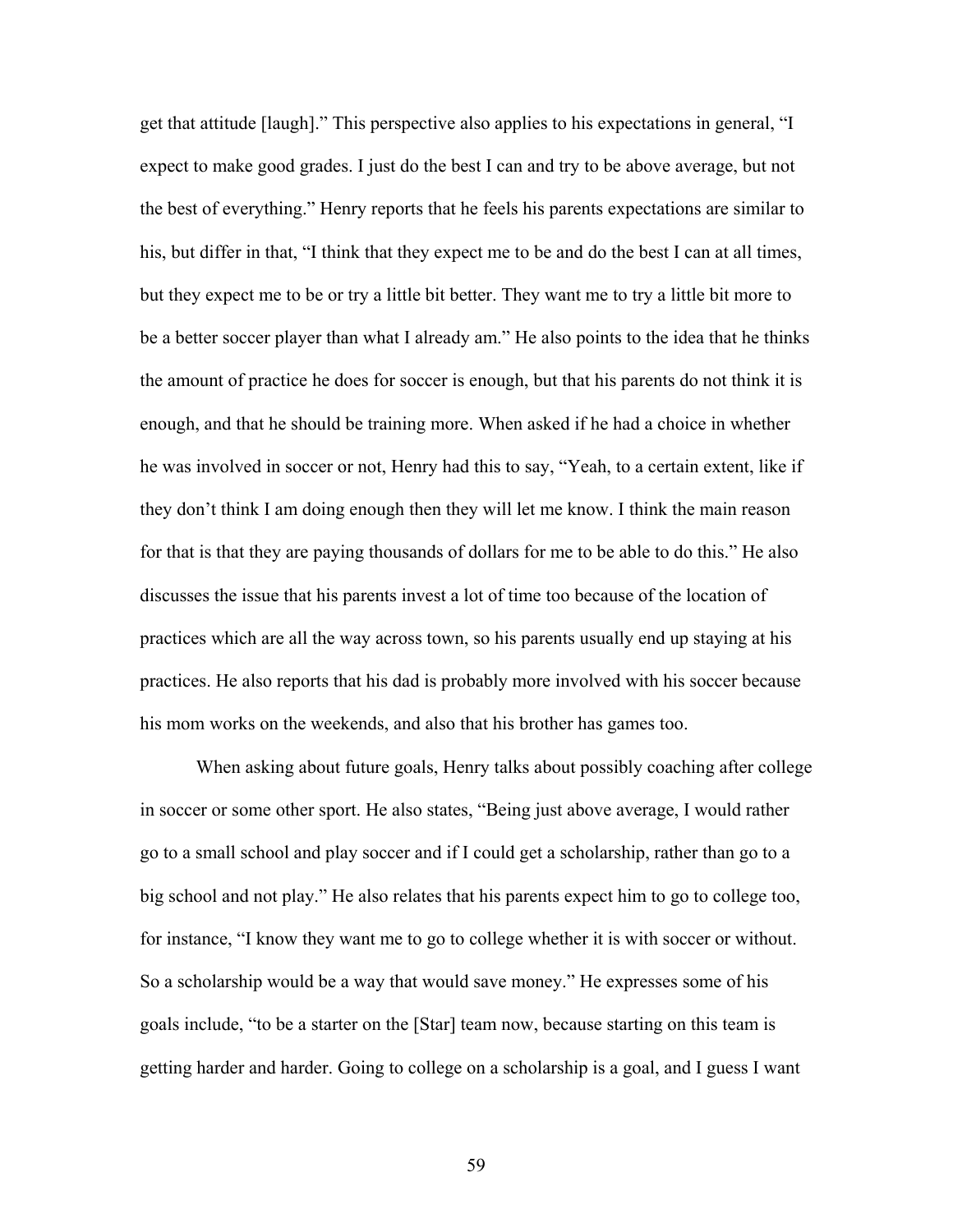get that attitude [laugh].” This perspective also applies to his expectations in general, “I expect to make good grades. I just do the best I can and try to be above average, but not the best of everything.” Henry reports that he feels his parents expectations are similar to his, but differ in that, “I think that they expect me to be and do the best I can at all times, but they expect me to be or try a little bit better. They want me to try a little bit more to be a better soccer player than what I already am.” He also points to the idea that he thinks the amount of practice he does for soccer is enough, but that his parents do not think it is enough, and that he should be training more. When asked if he had a choice in whether he was involved in soccer or not, Henry had this to say, “Yeah, to a certain extent, like if they don’t think I am doing enough then they will let me know. I think the main reason for that is that they are paying thousands of dollars for me to be able to do this.” He also discusses the issue that his parents invest a lot of time too because of the location of practices which are all the way across town, so his parents usually end up staying at his practices. He also reports that his dad is probably more involved with his soccer because his mom works on the weekends, and also that his brother has games too.

When asking about future goals, Henry talks about possibly coaching after college in soccer or some other sport. He also states, “Being just above average, I would rather go to a small school and play soccer and if I could get a scholarship, rather than go to a big school and not play.” He also relates that his parents expect him to go to college too, for instance, “I know they want me to go to college whether it is with soccer or without. So a scholarship would be a way that would save money.” He expresses some of his goals include, “to be a starter on the [Star] team now, because starting on this team is getting harder and harder. Going to college on a scholarship is a goal, and I guess I want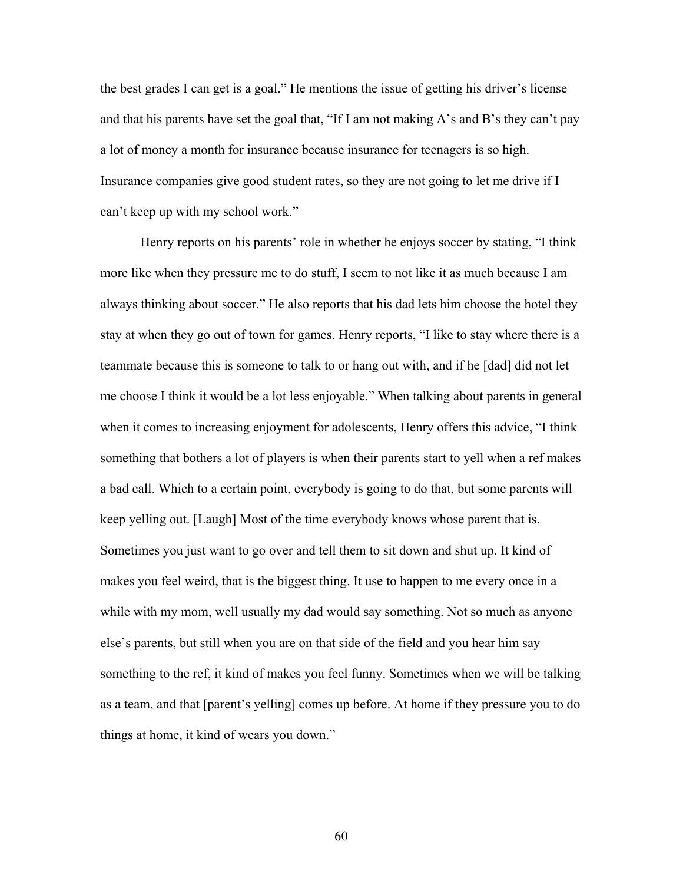the best grades I can get is a goal." He mentions the issue of getting his driver's license and that his parents have set the goal that, "If I am not making A's and B's they can't pay a lot of money a month for insurance because insurance for teenagers is so high. Insurance companies give good student rates, so they are not going to let me drive if I can't keep up with my school work."

Henry reports on his parents' role in whether he enjoys soccer by stating, "I think more like when they pressure me to do stuff, I seem to not like it as much because I am always thinking about soccer." He also reports that his dad lets him choose the hotel they stay at when they go out of town for games. Henry reports, "I like to stay where there is a teammate because this is someone to talk to or hang out with, and if he [dad] did not let me choose I think it would be a lot less enjoyable." When talking about parents in general when it comes to increasing enjoyment for adolescents, Henry offers this advice, "I think something that bothers a lot of players is when their parents start to yell when a ref makes a bad call. Which to a certain point, everybody is going to do that, but some parents will keep yelling out. [Laugh] Most of the time everybody knows whose parent that is. Sometimes you just want to go over and tell them to sit down and shut up. It kind of makes you feel weird, that is the biggest thing. It use to happen to me every once in a while with my mom, well usually my dad would say something. Not so much as anyone else's parents, but still when you are on that side of the field and you hear him say something to the ref, it kind of makes you feel funny. Sometimes when we will be talking as a team, and that [parent's yelling] comes up before. At home if they pressure you to do things at home, it kind of wears you down."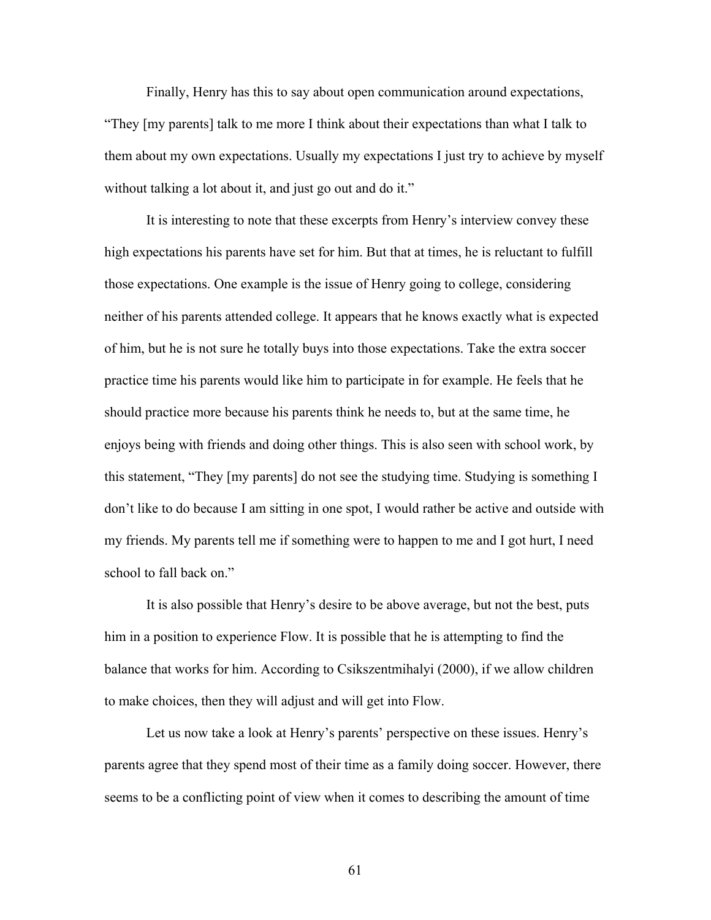Finally, Henry has this to say about open communication around expectations, "They [my parents] talk to me more I think about their expectations than what I talk to them about my own expectations. Usually my expectations I just try to achieve by myself without talking a lot about it, and just go out and do it."

It is interesting to note that these excerpts from Henry's interview convey these high expectations his parents have set for him. But that at times, he is reluctant to fulfill those expectations. One example is the issue of Henry going to college, considering neither of his parents attended college. It appears that he knows exactly what is expected of him, but he is not sure he totally buys into those expectations. Take the extra soccer practice time his parents would like him to participate in for example. He feels that he should practice more because his parents think he needs to, but at the same time, he enjoys being with friends and doing other things. This is also seen with school work, by this statement, "They [my parents] do not see the studying time. Studying is something I don't like to do because I am sitting in one spot, I would rather be active and outside with my friends. My parents tell me if something were to happen to me and I got hurt, I need school to fall back on."

It is also possible that Henry's desire to be above average, but not the best, puts him in a position to experience Flow. It is possible that he is attempting to find the balance that works for him. According to Csikszentmihalyi (2000), if we allow children to make choices, then they will adjust and will get into Flow.

Let us now take a look at Henry's parents' perspective on these issues. Henry's parents agree that they spend most of their time as a family doing soccer. However, there seems to be a conflicting point of view when it comes to describing the amount of time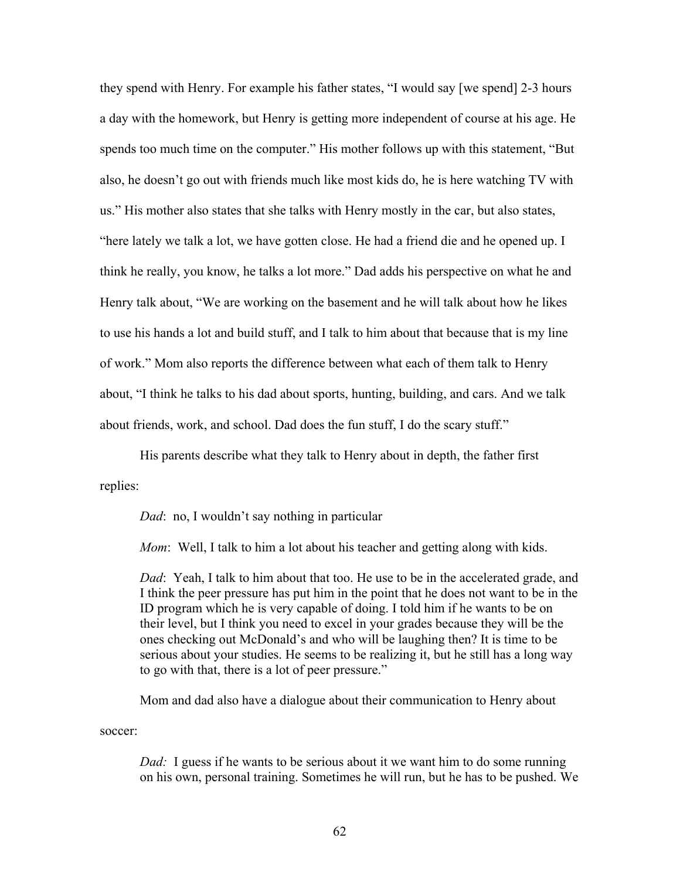they spend with Henry. For example his father states, “I would say [we spend] 2-3 hours a day with the homework, but Henry is getting more independent of course at his age. He spends too much time on the computer.” His mother follows up with this statement, “But also, he doesn’t go out with friends much like most kids do, he is here watching TV with us.” His mother also states that she talks with Henry mostly in the car, but also states, “here lately we talk a lot, we have gotten close. He had a friend die and he opened up. I think he really, you know, he talks a lot more.” Dad adds his perspective on what he and Henry talk about, “We are working on the basement and he will talk about how he likes to use his hands a lot and build stuff, and I talk to him about that because that is my line of work.” Mom also reports the difference between what each of them talk to Henry about, “I think he talks to his dad about sports, hunting, building, and cars. And we talk about friends, work, and school. Dad does the fun stuff, I do the scary stuff.”

His parents describe what they talk to Henry about in depth, the father first replies:

> *Dad*: no, I wouldn’t say nothing in particular
>
> *Mom*: Well, I talk to him a lot about his teacher and getting along with kids.
>
> *Dad*: Yeah, I talk to him about that too. He use to be in the accelerated grade, and I think the peer pressure has put him in the point that he does not want to be in the ID program which he is very capable of doing. I told him if he wants to be on their level, but I think you need to excel in your grades because they will be the ones checking out McDonald’s and who will be laughing then? It is time to be serious about your studies. He seems to be realizing it, but he still has a long way to go with that, there is a lot of peer pressure.”

Mom and dad also have a dialogue about their communication to Henry about soccer:

> *Dad:* I guess if he wants to be serious about it we want him to do some running on his own, personal training. Sometimes he will run, but he has to be pushed. We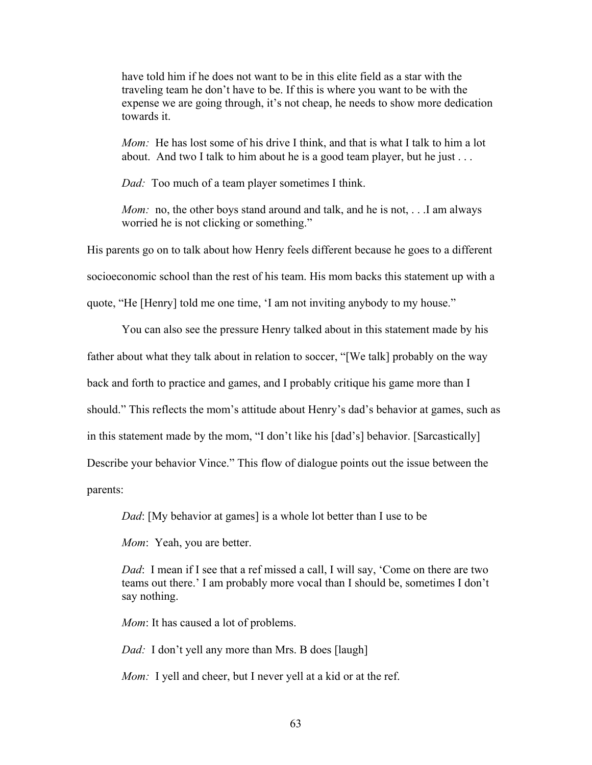> have told him if he does not want to be in this elite field as a star with the traveling team he don't have to be. If this is where you want to be with the expense we are going through, it's not cheap, he needs to show more dedication towards it.
>
> *Mom:* He has lost some of his drive I think, and that is what I talk to him a lot about. And two I talk to him about he is a good team player, but he just . . .
>
> *Dad:* Too much of a team player sometimes I think.
>
> *Mom:* no, the other boys stand around and talk, and he is not, . . .I am always worried he is not clicking or something."

His parents go on to talk about how Henry feels different because he goes to a different socioeconomic school than the rest of his team. His mom backs this statement up with a quote, "He [Henry] told me one time, 'I am not inviting anybody to my house."

You can also see the pressure Henry talked about in this statement made by his father about what they talk about in relation to soccer, "[We talk] probably on the way back and forth to practice and games, and I probably critique his game more than I should." This reflects the mom's attitude about Henry's dad's behavior at games, such as in this statement made by the mom, "I don't like his [dad's] behavior. [Sarcastically] Describe your behavior Vince." This flow of dialogue points out the issue between the parents:

> *Dad*: [My behavior at games] is a whole lot better than I use to be
>
> *Mom*: Yeah, you are better.
>
> *Dad*: I mean if I see that a ref missed a call, I will say, 'Come on there are two teams out there.' I am probably more vocal than I should be, sometimes I don't say nothing.
>
> *Mom*: It has caused a lot of problems.
>
> *Dad:* I don't yell any more than Mrs. B does [laugh]
>
> *Mom:* I yell and cheer, but I never yell at a kid or at the ref.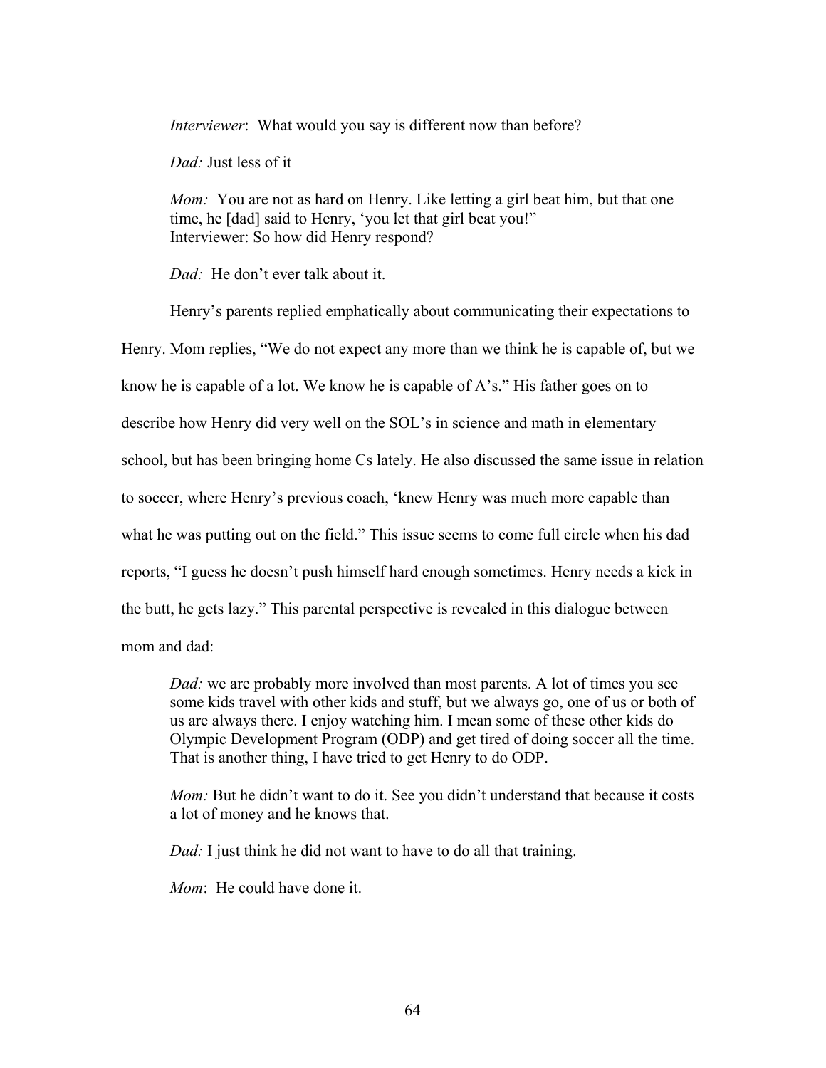*Interviewer*: What would you say is different now than before?

*Dad:* Just less of it

*Mom:* You are not as hard on Henry. Like letting a girl beat him, but that one time, he [dad] said to Henry, 'you let that girl beat you!"
Interviewer: So how did Henry respond?

*Dad:* He don't ever talk about it.

Henry's parents replied emphatically about communicating their expectations to Henry. Mom replies, "We do not expect any more than we think he is capable of, but we know he is capable of a lot. We know he is capable of A's." His father goes on to describe how Henry did very well on the SOL's in science and math in elementary school, but has been bringing home Cs lately. He also discussed the same issue in relation to soccer, where Henry's previous coach, 'knew Henry was much more capable than what he was putting out on the field." This issue seems to come full circle when his dad reports, "I guess he doesn't push himself hard enough sometimes. Henry needs a kick in the butt, he gets lazy." This parental perspective is revealed in this dialogue between mom and dad:

*Dad:* we are probably more involved than most parents. A lot of times you see some kids travel with other kids and stuff, but we always go, one of us or both of us are always there. I enjoy watching him. I mean some of these other kids do Olympic Development Program (ODP) and get tired of doing soccer all the time. That is another thing, I have tried to get Henry to do ODP.

*Mom:* But he didn't want to do it. See you didn't understand that because it costs a lot of money and he knows that.

*Dad:* I just think he did not want to have to do all that training.

*Mom*: He could have done it.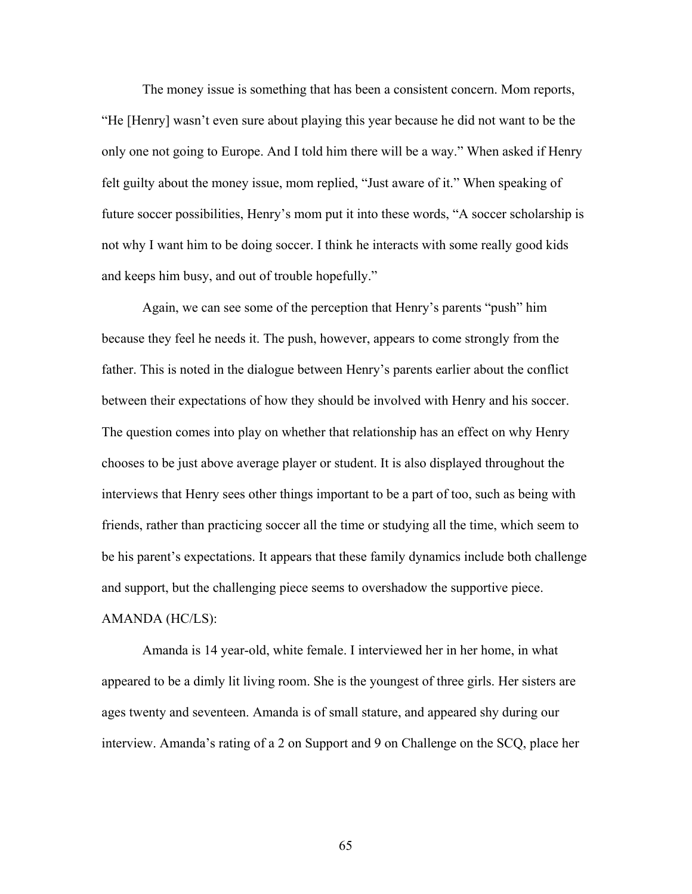The money issue is something that has been a consistent concern. Mom reports, "He [Henry] wasn't even sure about playing this year because he did not want to be the only one not going to Europe. And I told him there will be a way." When asked if Henry felt guilty about the money issue, mom replied, "Just aware of it." When speaking of future soccer possibilities, Henry's mom put it into these words, "A soccer scholarship is not why I want him to be doing soccer. I think he interacts with some really good kids and keeps him busy, and out of trouble hopefully."

Again, we can see some of the perception that Henry's parents "push" him because they feel he needs it. The push, however, appears to come strongly from the father. This is noted in the dialogue between Henry's parents earlier about the conflict between their expectations of how they should be involved with Henry and his soccer. The question comes into play on whether that relationship has an effect on why Henry chooses to be just above average player or student. It is also displayed throughout the interviews that Henry sees other things important to be a part of too, such as being with friends, rather than practicing soccer all the time or studying all the time, which seem to be his parent's expectations. It appears that these family dynamics include both challenge and support, but the challenging piece seems to overshadow the supportive piece.

AMANDA (HC/LS):

Amanda is 14 year-old, white female. I interviewed her in her home, in what appeared to be a dimly lit living room. She is the youngest of three girls. Her sisters are ages twenty and seventeen. Amanda is of small stature, and appeared shy during our interview. Amanda's rating of a 2 on Support and 9 on Challenge on the SCQ, place her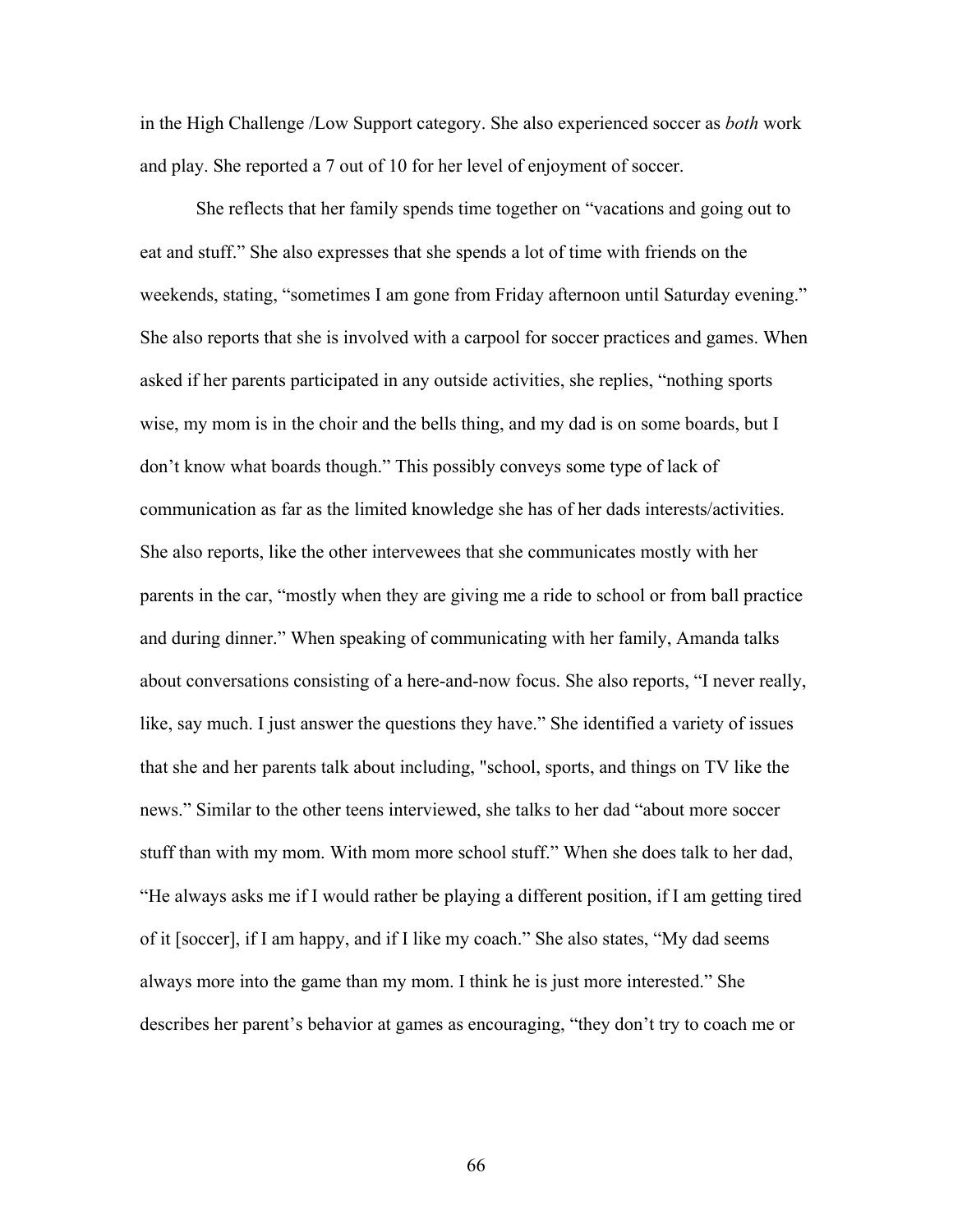in the High Challenge /Low Support category. She also experienced soccer as *both* work and play. She reported a 7 out of 10 for her level of enjoyment of soccer.

She reflects that her family spends time together on “vacations and going out to eat and stuff.” She also expresses that she spends a lot of time with friends on the weekends, stating, “sometimes I am gone from Friday afternoon until Saturday evening.” She also reports that she is involved with a carpool for soccer practices and games. When asked if her parents participated in any outside activities, she replies, “nothing sports wise, my mom is in the choir and the bells thing, and my dad is on some boards, but I don’t know what boards though.” This possibly conveys some type of lack of communication as far as the limited knowledge she has of her dads interests/activities. She also reports, like the other intervewees that she communicates mostly with her parents in the car, “mostly when they are giving me a ride to school or from ball practice and during dinner.” When speaking of communicating with her family, Amanda talks about conversations consisting of a here-and-now focus. She also reports, “I never really, like, say much. I just answer the questions they have.” She identified a variety of issues that she and her parents talk about including, "school, sports, and things on TV like the news.” Similar to the other teens interviewed, she talks to her dad “about more soccer stuff than with my mom. With mom more school stuff.” When she does talk to her dad, “He always asks me if I would rather be playing a different position, if I am getting tired of it [soccer], if I am happy, and if I like my coach.” She also states, “My dad seems always more into the game than my mom. I think he is just more interested.” She describes her parent’s behavior at games as encouraging, “they don’t try to coach me or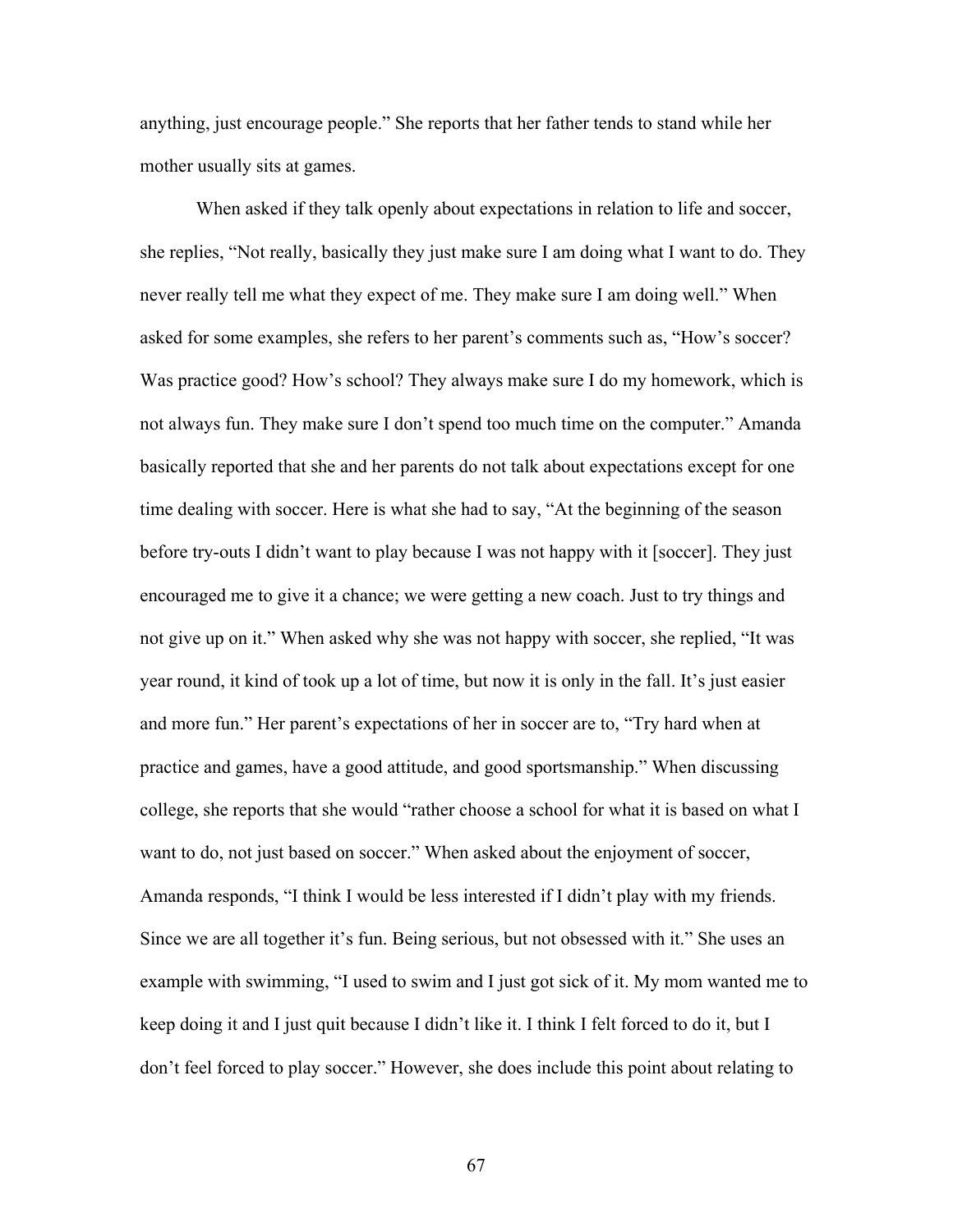anything, just encourage people." She reports that her father tends to stand while her mother usually sits at games.

When asked if they talk openly about expectations in relation to life and soccer, she replies, "Not really, basically they just make sure I am doing what I want to do. They never really tell me what they expect of me. They make sure I am doing well." When asked for some examples, she refers to her parent's comments such as, "How's soccer? Was practice good? How's school? They always make sure I do my homework, which is not always fun. They make sure I don't spend too much time on the computer." Amanda basically reported that she and her parents do not talk about expectations except for one time dealing with soccer. Here is what she had to say, "At the beginning of the season before try-outs I didn't want to play because I was not happy with it [soccer]. They just encouraged me to give it a chance; we were getting a new coach. Just to try things and not give up on it." When asked why she was not happy with soccer, she replied, "It was year round, it kind of took up a lot of time, but now it is only in the fall. It's just easier and more fun." Her parent's expectations of her in soccer are to, "Try hard when at practice and games, have a good attitude, and good sportsmanship." When discussing college, she reports that she would "rather choose a school for what it is based on what I want to do, not just based on soccer." When asked about the enjoyment of soccer, Amanda responds, "I think I would be less interested if I didn't play with my friends. Since we are all together it's fun. Being serious, but not obsessed with it." She uses an example with swimming, "I used to swim and I just got sick of it. My mom wanted me to keep doing it and I just quit because I didn't like it. I think I felt forced to do it, but I don't feel forced to play soccer." However, she does include this point about relating to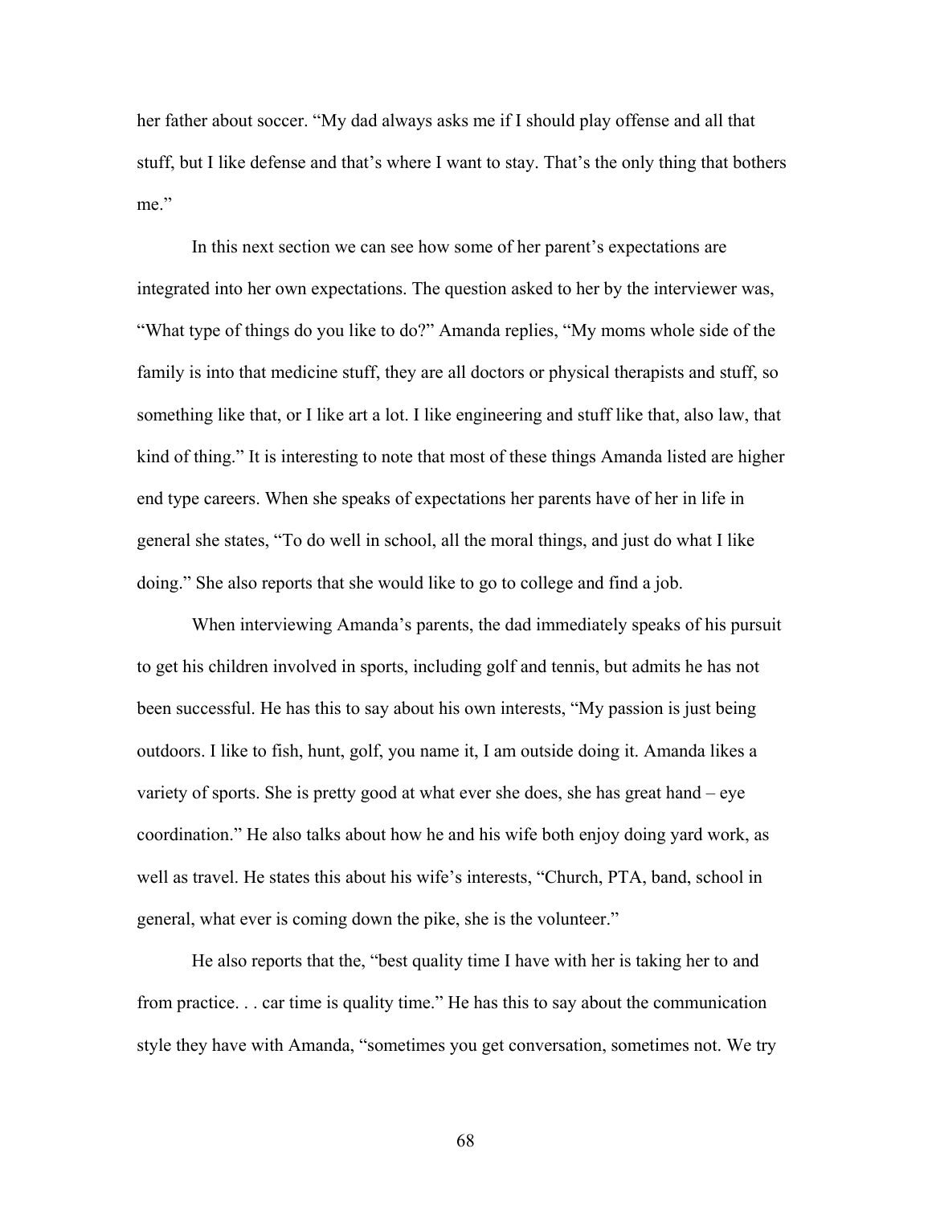her father about soccer. “My dad always asks me if I should play offense and all that stuff, but I like defense and that’s where I want to stay. That’s the only thing that bothers me.”

In this next section we can see how some of her parent’s expectations are integrated into her own expectations. The question asked to her by the interviewer was, “What type of things do you like to do?” Amanda replies, “My moms whole side of the family is into that medicine stuff, they are all doctors or physical therapists and stuff, so something like that, or I like art a lot. I like engineering and stuff like that, also law, that kind of thing.” It is interesting to note that most of these things Amanda listed are higher end type careers. When she speaks of expectations her parents have of her in life in general she states, “To do well in school, all the moral things, and just do what I like doing.” She also reports that she would like to go to college and find a job.

When interviewing Amanda’s parents, the dad immediately speaks of his pursuit to get his children involved in sports, including golf and tennis, but admits he has not been successful. He has this to say about his own interests, “My passion is just being outdoors. I like to fish, hunt, golf, you name it, I am outside doing it. Amanda likes a variety of sports. She is pretty good at what ever she does, she has great hand – eye coordination.” He also talks about how he and his wife both enjoy doing yard work, as well as travel. He states this about his wife’s interests, “Church, PTA, band, school in general, what ever is coming down the pike, she is the volunteer.”

He also reports that the, “best quality time I have with her is taking her to and from practice. . . car time is quality time.” He has this to say about the communication style they have with Amanda, “sometimes you get conversation, sometimes not. We try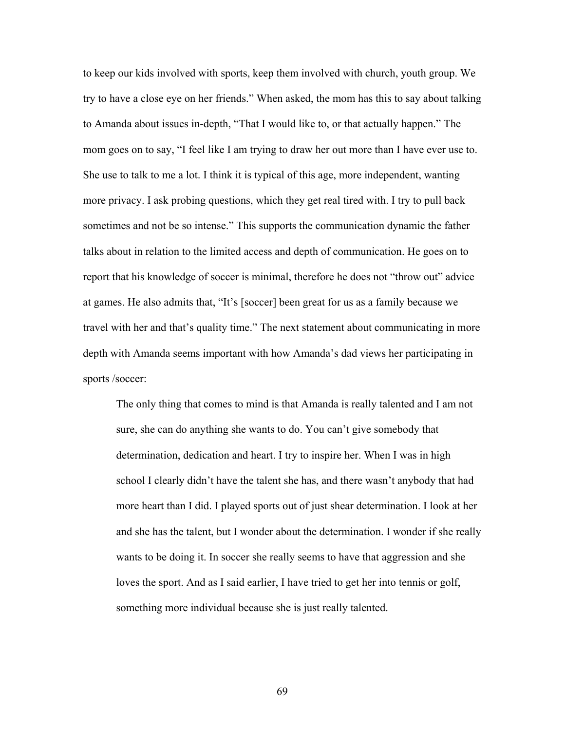to keep our kids involved with sports, keep them involved with church, youth group. We try to have a close eye on her friends." When asked, the mom has this to say about talking to Amanda about issues in-depth, "That I would like to, or that actually happen." The mom goes on to say, "I feel like I am trying to draw her out more than I have ever use to. She use to talk to me a lot. I think it is typical of this age, more independent, wanting more privacy. I ask probing questions, which they get real tired with. I try to pull back sometimes and not be so intense." This supports the communication dynamic the father talks about in relation to the limited access and depth of communication. He goes on to report that his knowledge of soccer is minimal, therefore he does not "throw out" advice at games. He also admits that, "It's [soccer] been great for us as a family because we travel with her and that's quality time." The next statement about communicating in more depth with Amanda seems important with how Amanda's dad views her participating in sports /soccer:

> The only thing that comes to mind is that Amanda is really talented and I am not sure, she can do anything she wants to do. You can't give somebody that determination, dedication and heart. I try to inspire her. When I was in high school I clearly didn't have the talent she has, and there wasn't anybody that had more heart than I did. I played sports out of just shear determination. I look at her and she has the talent, but I wonder about the determination. I wonder if she really wants to be doing it. In soccer she really seems to have that aggression and she loves the sport. And as I said earlier, I have tried to get her into tennis or golf, something more individual because she is just really talented.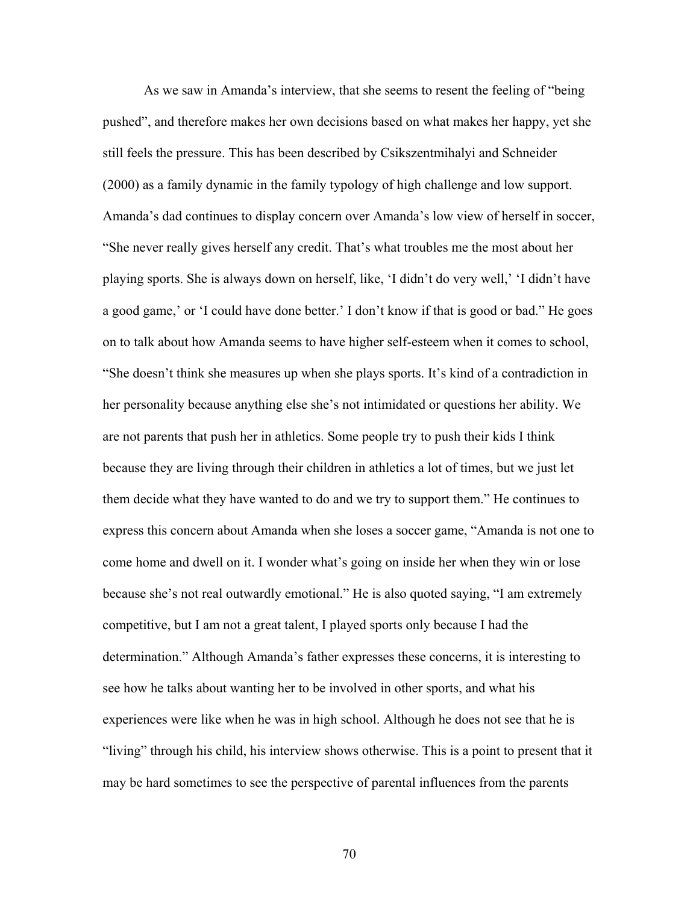As we saw in Amanda's interview, that she seems to resent the feeling of "being pushed", and therefore makes her own decisions based on what makes her happy, yet she still feels the pressure. This has been described by Csikszentmihalyi and Schneider (2000) as a family dynamic in the family typology of high challenge and low support. Amanda's dad continues to display concern over Amanda's low view of herself in soccer, "She never really gives herself any credit. That's what troubles me the most about her playing sports. She is always down on herself, like, 'I didn't do very well,' 'I didn't have a good game,' or 'I could have done better.' I don't know if that is good or bad." He goes on to talk about how Amanda seems to have higher self-esteem when it comes to school, "She doesn't think she measures up when she plays sports. It's kind of a contradiction in her personality because anything else she's not intimidated or questions her ability. We are not parents that push her in athletics. Some people try to push their kids I think because they are living through their children in athletics a lot of times, but we just let them decide what they have wanted to do and we try to support them." He continues to express this concern about Amanda when she loses a soccer game, "Amanda is not one to come home and dwell on it. I wonder what's going on inside her when they win or lose because she's not real outwardly emotional." He is also quoted saying, "I am extremely competitive, but I am not a great talent, I played sports only because I had the determination." Although Amanda's father expresses these concerns, it is interesting to see how he talks about wanting her to be involved in other sports, and what his experiences were like when he was in high school. Although he does not see that he is "living" through his child, his interview shows otherwise. This is a point to present that it may be hard sometimes to see the perspective of parental influences from the parents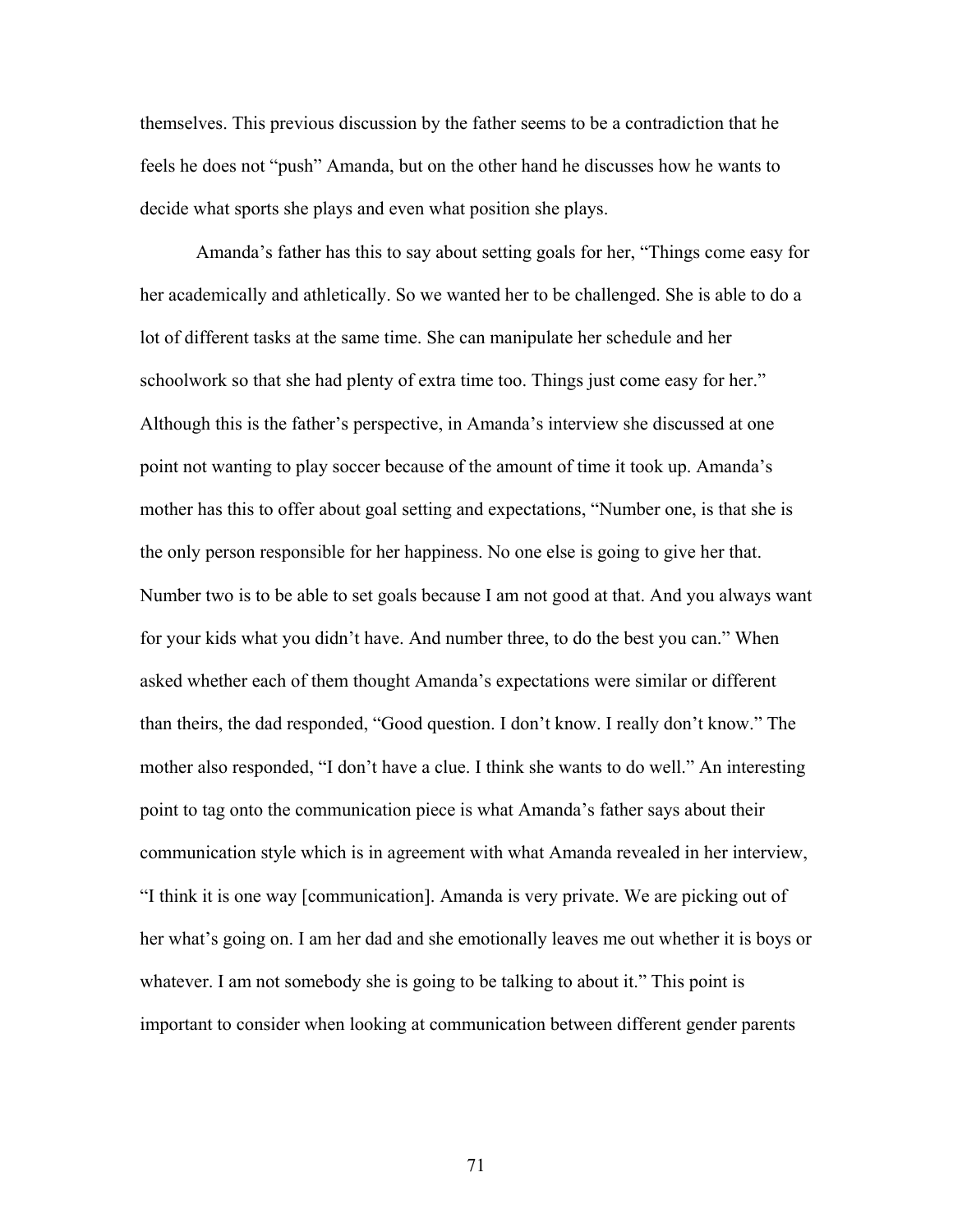themselves. This previous discussion by the father seems to be a contradiction that he feels he does not "push" Amanda, but on the other hand he discusses how he wants to decide what sports she plays and even what position she plays.

Amanda's father has this to say about setting goals for her, "Things come easy for her academically and athletically. So we wanted her to be challenged. She is able to do a lot of different tasks at the same time. She can manipulate her schedule and her schoolwork so that she had plenty of extra time too. Things just come easy for her." Although this is the father's perspective, in Amanda's interview she discussed at one point not wanting to play soccer because of the amount of time it took up. Amanda's mother has this to offer about goal setting and expectations, "Number one, is that she is the only person responsible for her happiness. No one else is going to give her that. Number two is to be able to set goals because I am not good at that. And you always want for your kids what you didn't have. And number three, to do the best you can." When asked whether each of them thought Amanda's expectations were similar or different than theirs, the dad responded, "Good question. I don't know. I really don't know." The mother also responded, "I don't have a clue. I think she wants to do well." An interesting point to tag onto the communication piece is what Amanda's father says about their communication style which is in agreement with what Amanda revealed in her interview, "I think it is one way [communication]. Amanda is very private. We are picking out of her what's going on. I am her dad and she emotionally leaves me out whether it is boys or whatever. I am not somebody she is going to be talking to about it." This point is important to consider when looking at communication between different gender parents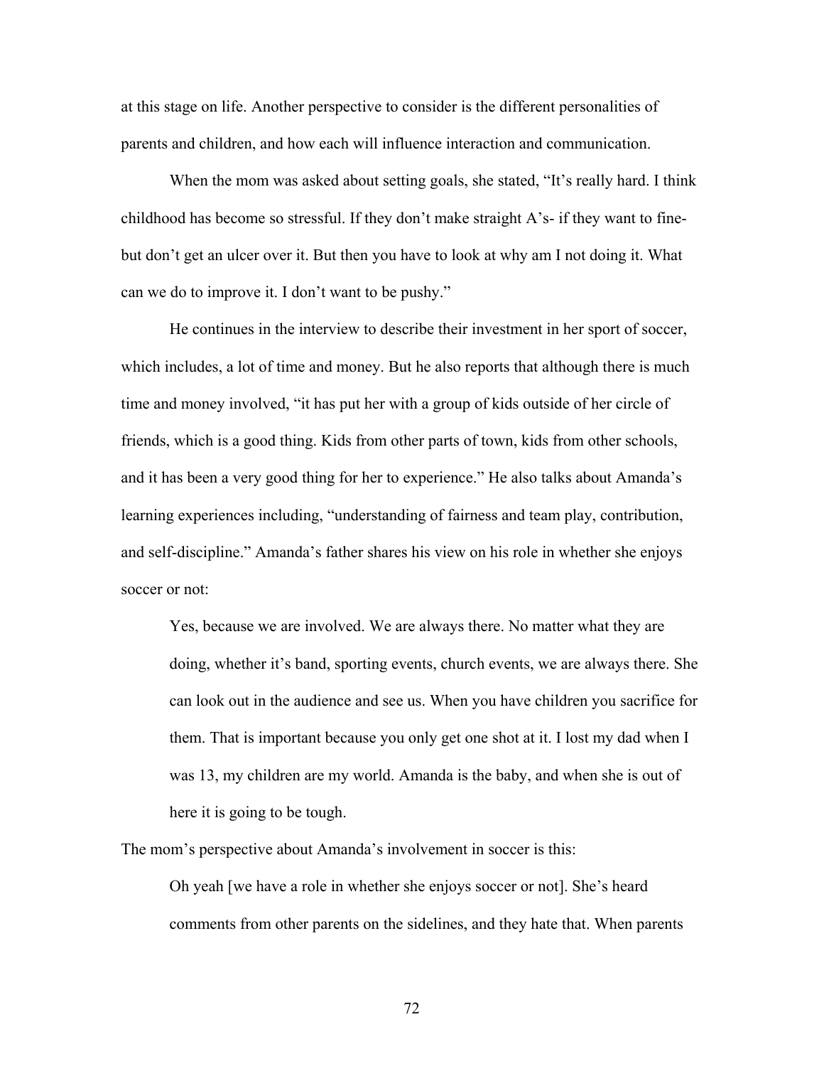at this stage on life. Another perspective to consider is the different personalities of parents and children, and how each will influence interaction and communication.

When the mom was asked about setting goals, she stated, "It's really hard. I think childhood has become so stressful. If they don't make straight A's- if they want to fine- but don't get an ulcer over it. But then you have to look at why am I not doing it. What can we do to improve it. I don't want to be pushy."

He continues in the interview to describe their investment in her sport of soccer, which includes, a lot of time and money. But he also reports that although there is much time and money involved, "it has put her with a group of kids outside of her circle of friends, which is a good thing. Kids from other parts of town, kids from other schools, and it has been a very good thing for her to experience." He also talks about Amanda's learning experiences including, "understanding of fairness and team play, contribution, and self-discipline." Amanda's father shares his view on his role in whether she enjoys soccer or not:

> Yes, because we are involved. We are always there. No matter what they are doing, whether it's band, sporting events, church events, we are always there. She can look out in the audience and see us. When you have children you sacrifice for them. That is important because you only get one shot at it. I lost my dad when I was 13, my children are my world. Amanda is the baby, and when she is out of here it is going to be tough.

The mom's perspective about Amanda's involvement in soccer is this:

> Oh yeah [we have a role in whether she enjoys soccer or not]. She's heard comments from other parents on the sidelines, and they hate that. When parents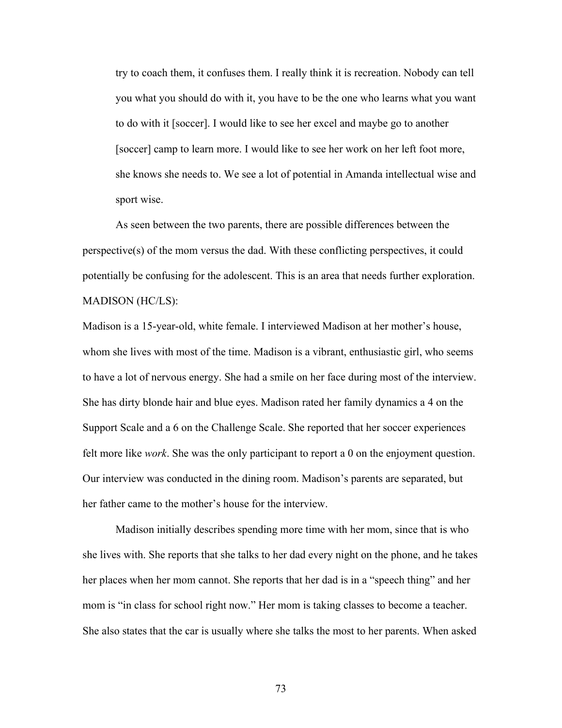> try to coach them, it confuses them. I really think it is recreation. Nobody can tell you what you should do with it, you have to be the one who learns what you want to do with it [soccer]. I would like to see her excel and maybe go to another [soccer] camp to learn more. I would like to see her work on her left foot more, she knows she needs to. We see a lot of potential in Amanda intellectual wise and sport wise.

As seen between the two parents, there are possible differences between the perspective(s) of the mom versus the dad. With these conflicting perspectives, it could potentially be confusing for the adolescent. This is an area that needs further exploration.

MADISON (HC/LS):

Madison is a 15-year-old, white female. I interviewed Madison at her mother's house, whom she lives with most of the time. Madison is a vibrant, enthusiastic girl, who seems to have a lot of nervous energy. She had a smile on her face during most of the interview. She has dirty blonde hair and blue eyes. Madison rated her family dynamics a 4 on the Support Scale and a 6 on the Challenge Scale. She reported that her soccer experiences felt more like *work*. She was the only participant to report a 0 on the enjoyment question. Our interview was conducted in the dining room. Madison's parents are separated, but her father came to the mother's house for the interview.

Madison initially describes spending more time with her mom, since that is who she lives with. She reports that she talks to her dad every night on the phone, and he takes her places when her mom cannot. She reports that her dad is in a "speech thing" and her mom is "in class for school right now." Her mom is taking classes to become a teacher. She also states that the car is usually where she talks the most to her parents. When asked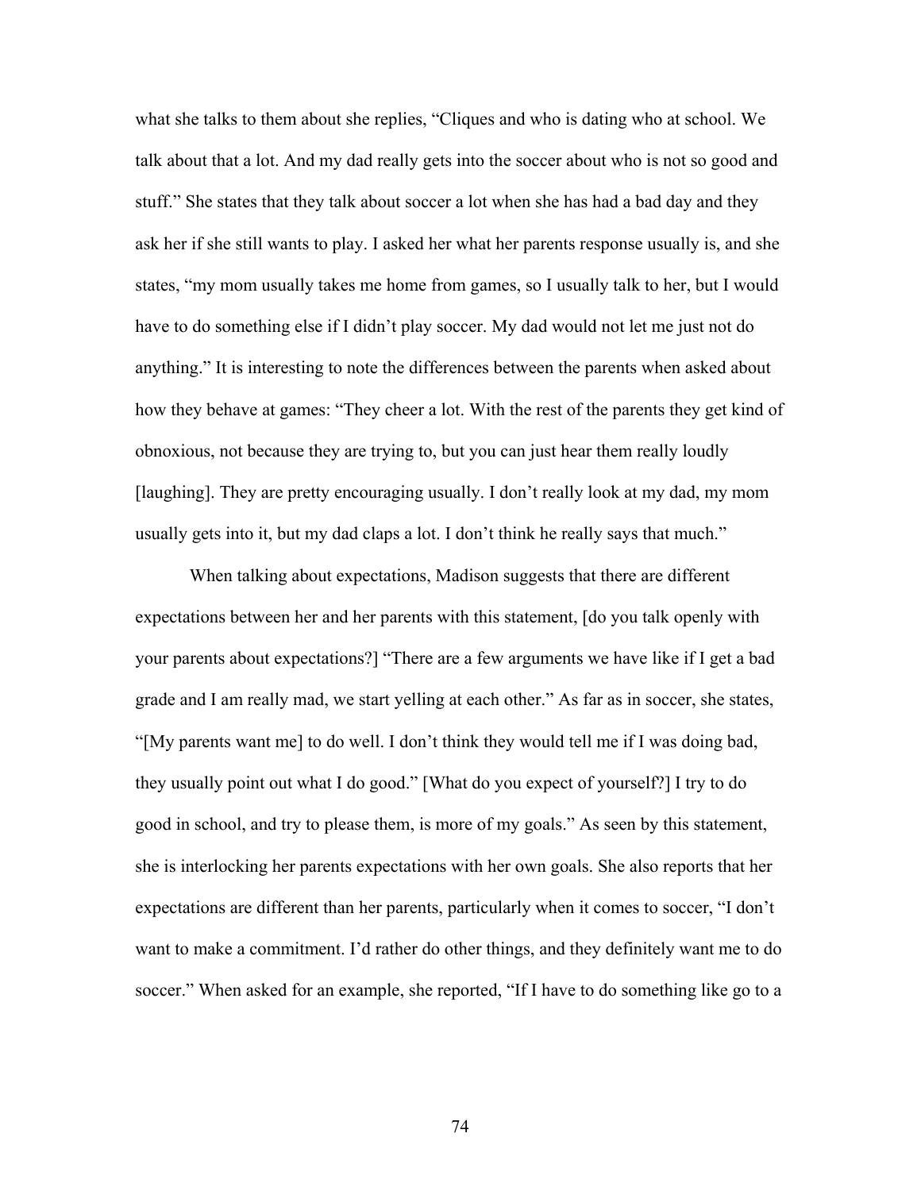what she talks to them about she replies, “Cliques and who is dating who at school. We talk about that a lot. And my dad really gets into the soccer about who is not so good and stuff.” She states that they talk about soccer a lot when she has had a bad day and they ask her if she still wants to play. I asked her what her parents response usually is, and she states, “my mom usually takes me home from games, so I usually talk to her, but I would have to do something else if I didn’t play soccer. My dad would not let me just not do anything.” It is interesting to note the differences between the parents when asked about how they behave at games: “They cheer a lot. With the rest of the parents they get kind of obnoxious, not because they are trying to, but you can just hear them really loudly [laughing]. They are pretty encouraging usually. I don’t really look at my dad, my mom usually gets into it, but my dad claps a lot. I don’t think he really says that much.”

When talking about expectations, Madison suggests that there are different expectations between her and her parents with this statement, [do you talk openly with your parents about expectations?] “There are a few arguments we have like if I get a bad grade and I am really mad, we start yelling at each other.” As far as in soccer, she states, “[My parents want me] to do well. I don’t think they would tell me if I was doing bad, they usually point out what I do good.” [What do you expect of yourself?] I try to do good in school, and try to please them, is more of my goals.” As seen by this statement, she is interlocking her parents expectations with her own goals. She also reports that her expectations are different than her parents, particularly when it comes to soccer, “I don’t want to make a commitment. I’d rather do other things, and they definitely want me to do soccer.” When asked for an example, she reported, “If I have to do something like go to a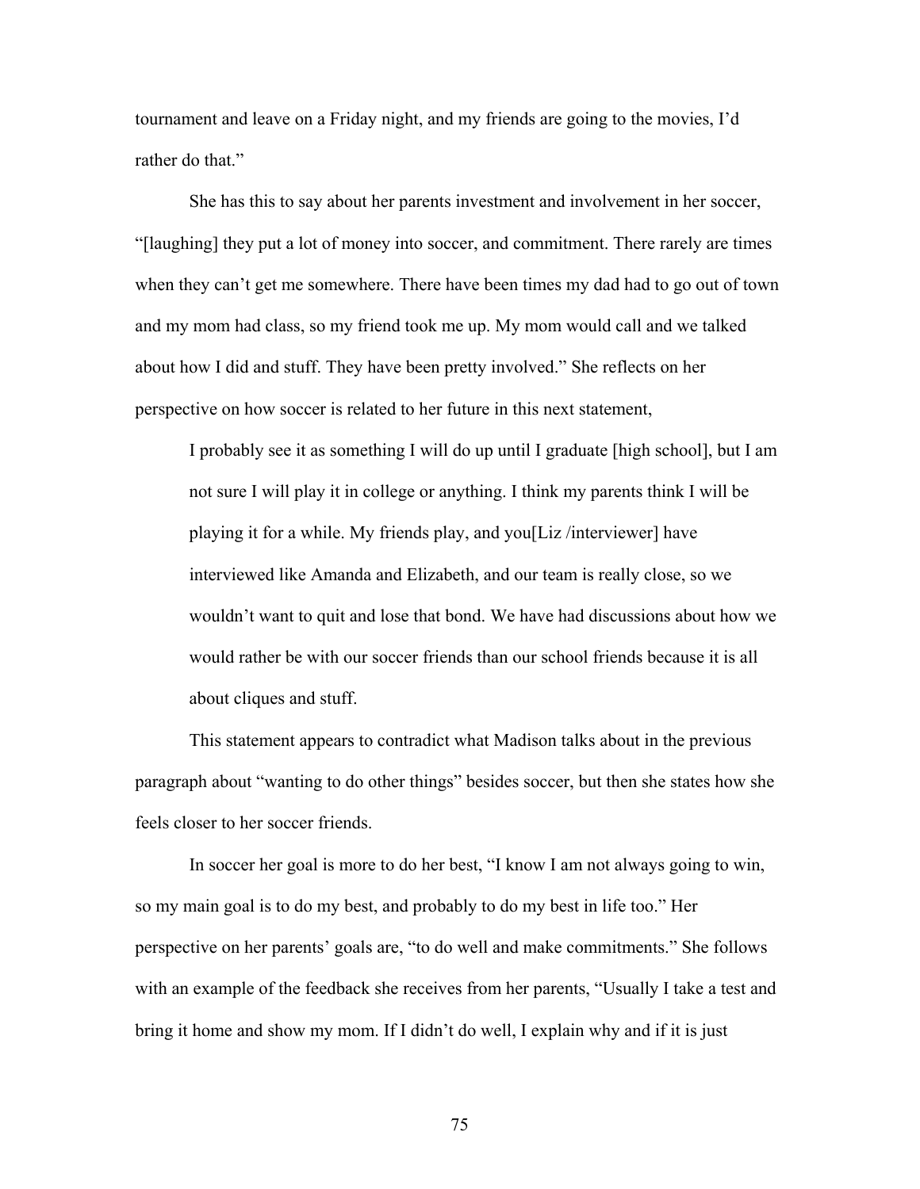tournament and leave on a Friday night, and my friends are going to the movies, I'd rather do that."

She has this to say about her parents investment and involvement in her soccer, "[laughing] they put a lot of money into soccer, and commitment. There rarely are times when they can't get me somewhere. There have been times my dad had to go out of town and my mom had class, so my friend took me up. My mom would call and we talked about how I did and stuff. They have been pretty involved." She reflects on her perspective on how soccer is related to her future in this next statement,

> I probably see it as something I will do up until I graduate [high school], but I am not sure I will play it in college or anything. I think my parents think I will be playing it for a while. My friends play, and you[Liz /interviewer] have interviewed like Amanda and Elizabeth, and our team is really close, so we wouldn't want to quit and lose that bond. We have had discussions about how we would rather be with our soccer friends than our school friends because it is all about cliques and stuff.

This statement appears to contradict what Madison talks about in the previous paragraph about "wanting to do other things" besides soccer, but then she states how she feels closer to her soccer friends.

In soccer her goal is more to do her best, "I know I am not always going to win, so my main goal is to do my best, and probably to do my best in life too." Her perspective on her parents' goals are, "to do well and make commitments." She follows with an example of the feedback she receives from her parents, "Usually I take a test and bring it home and show my mom. If I didn't do well, I explain why and if it is just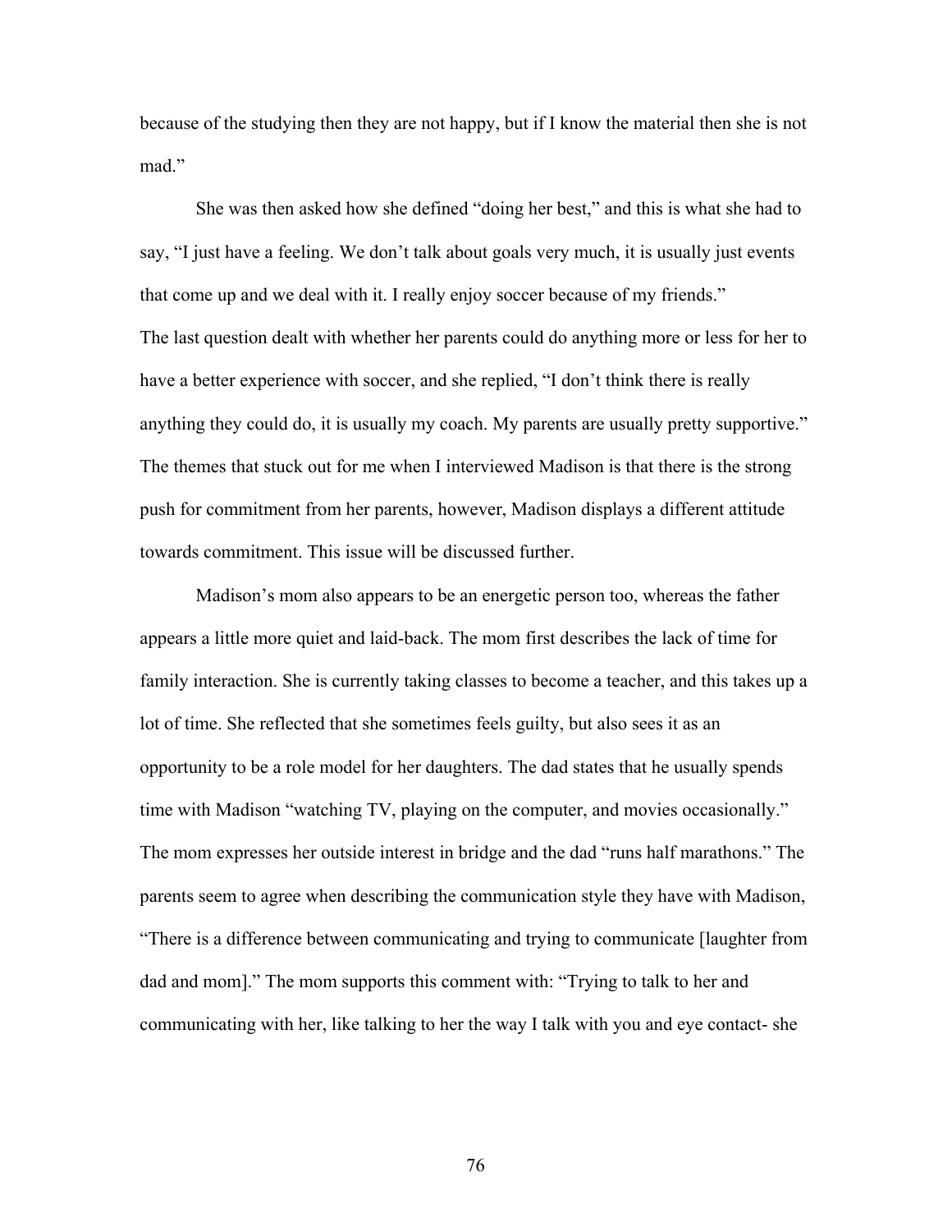because of the studying then they are not happy, but if I know the material then she is not mad."

She was then asked how she defined "doing her best," and this is what she had to say, "I just have a feeling. We don't talk about goals very much, it is usually just events that come up and we deal with it. I really enjoy soccer because of my friends." The last question dealt with whether her parents could do anything more or less for her to have a better experience with soccer, and she replied, "I don't think there is really anything they could do, it is usually my coach. My parents are usually pretty supportive." The themes that stuck out for me when I interviewed Madison is that there is the strong push for commitment from her parents, however, Madison displays a different attitude towards commitment. This issue will be discussed further.

Madison's mom also appears to be an energetic person too, whereas the father appears a little more quiet and laid-back. The mom first describes the lack of time for family interaction. She is currently taking classes to become a teacher, and this takes up a lot of time. She reflected that she sometimes feels guilty, but also sees it as an opportunity to be a role model for her daughters. The dad states that he usually spends time with Madison "watching TV, playing on the computer, and movies occasionally." The mom expresses her outside interest in bridge and the dad "runs half marathons." The parents seem to agree when describing the communication style they have with Madison, "There is a difference between communicating and trying to communicate [laughter from dad and mom]." The mom supports this comment with: "Trying to talk to her and communicating with her, like talking to her the way I talk with you and eye contact- she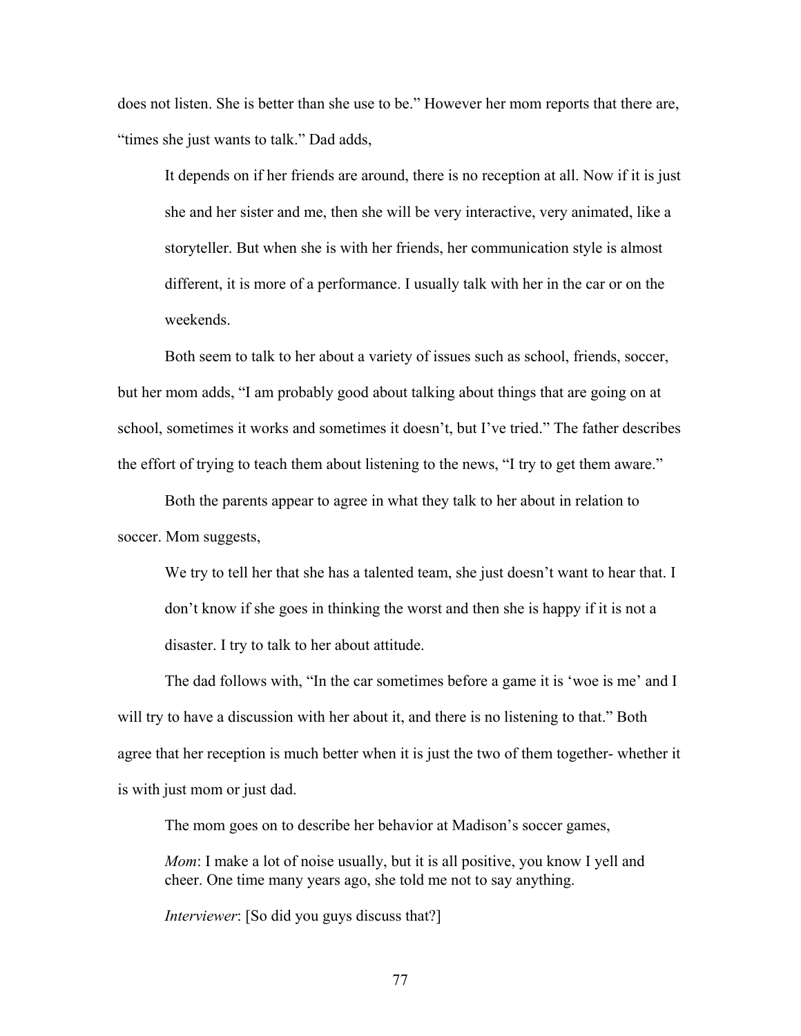does not listen. She is better than she use to be." However her mom reports that there are, "times she just wants to talk." Dad adds,

> It depends on if her friends are around, there is no reception at all. Now if it is just she and her sister and me, then she will be very interactive, very animated, like a storyteller. But when she is with her friends, her communication style is almost different, it is more of a performance. I usually talk with her in the car or on the weekends.

Both seem to talk to her about a variety of issues such as school, friends, soccer, but her mom adds, "I am probably good about talking about things that are going on at school, sometimes it works and sometimes it doesn't, but I've tried." The father describes the effort of trying to teach them about listening to the news, "I try to get them aware."

Both the parents appear to agree in what they talk to her about in relation to soccer. Mom suggests,

> We try to tell her that she has a talented team, she just doesn't want to hear that. I don't know if she goes in thinking the worst and then she is happy if it is not a disaster. I try to talk to her about attitude.

The dad follows with, "In the car sometimes before a game it is 'woe is me' and I will try to have a discussion with her about it, and there is no listening to that." Both agree that her reception is much better when it is just the two of them together- whether it is with just mom or just dad.

The mom goes on to describe her behavior at Madison's soccer games,

> *Mom*: I make a lot of noise usually, but it is all positive, you know I yell and cheer. One time many years ago, she told me not to say anything.
>
> *Interviewer*: [So did you guys discuss that?]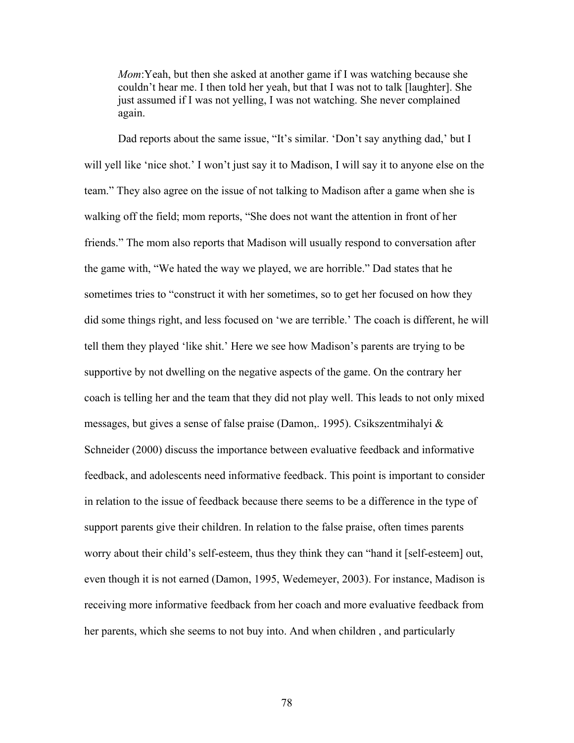*Mom*:Yeah, but then she asked at another game if I was watching because she couldn't hear me. I then told her yeah, but that I was not to talk [laughter]. She just assumed if I was not yelling, I was not watching. She never complained again.

Dad reports about the same issue, "It's similar. 'Don't say anything dad,' but I will yell like 'nice shot.' I won't just say it to Madison, I will say it to anyone else on the team." They also agree on the issue of not talking to Madison after a game when she is walking off the field; mom reports, "She does not want the attention in front of her friends." The mom also reports that Madison will usually respond to conversation after the game with, "We hated the way we played, we are horrible." Dad states that he sometimes tries to "construct it with her sometimes, so to get her focused on how they did some things right, and less focused on 'we are terrible.' The coach is different, he will tell them they played 'like shit.' Here we see how Madison's parents are trying to be supportive by not dwelling on the negative aspects of the game. On the contrary her coach is telling her and the team that they did not play well. This leads to not only mixed messages, but gives a sense of false praise (Damon,. 1995). Csikszentmihalyi & Schneider (2000) discuss the importance between evaluative feedback and informative feedback, and adolescents need informative feedback. This point is important to consider in relation to the issue of feedback because there seems to be a difference in the type of support parents give their children. In relation to the false praise, often times parents worry about their child's self-esteem, thus they think they can "hand it [self-esteem] out, even though it is not earned (Damon, 1995, Wedemeyer, 2003). For instance, Madison is receiving more informative feedback from her coach and more evaluative feedback from her parents, which she seems to not buy into. And when children , and particularly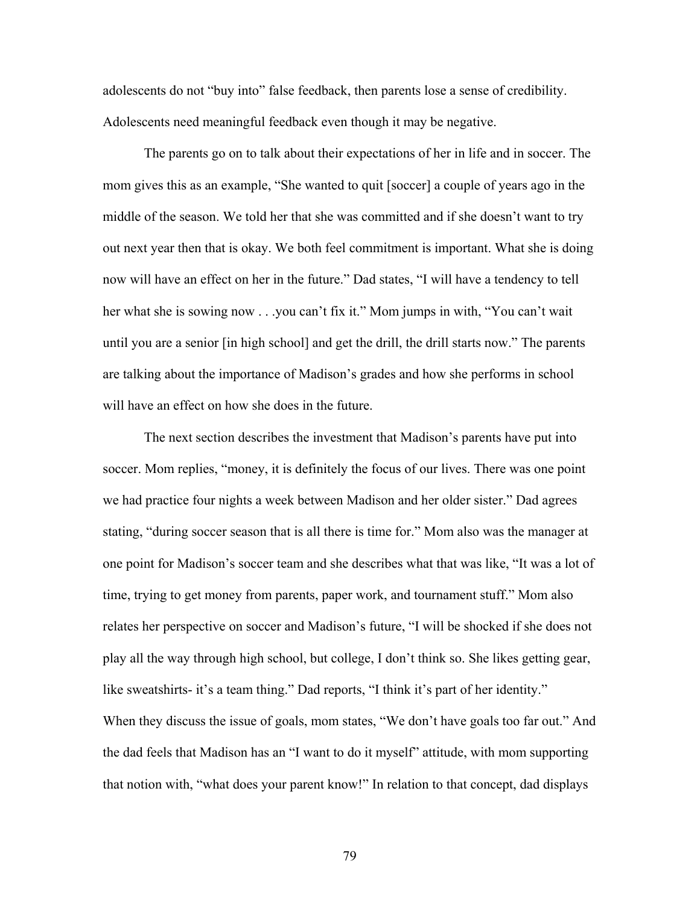adolescents do not "buy into" false feedback, then parents lose a sense of credibility. Adolescents need meaningful feedback even though it may be negative.

The parents go on to talk about their expectations of her in life and in soccer. The mom gives this as an example, "She wanted to quit [soccer] a couple of years ago in the middle of the season. We told her that she was committed and if she doesn't want to try out next year then that is okay. We both feel commitment is important. What she is doing now will have an effect on her in the future." Dad states, "I will have a tendency to tell her what she is sowing now . . .you can't fix it." Mom jumps in with, "You can't wait until you are a senior [in high school] and get the drill, the drill starts now." The parents are talking about the importance of Madison's grades and how she performs in school will have an effect on how she does in the future.

The next section describes the investment that Madison's parents have put into soccer. Mom replies, "money, it is definitely the focus of our lives. There was one point we had practice four nights a week between Madison and her older sister." Dad agrees stating, "during soccer season that is all there is time for." Mom also was the manager at one point for Madison's soccer team and she describes what that was like, "It was a lot of time, trying to get money from parents, paper work, and tournament stuff." Mom also relates her perspective on soccer and Madison's future, "I will be shocked if she does not play all the way through high school, but college, I don't think so. She likes getting gear, like sweatshirts- it's a team thing." Dad reports, "I think it's part of her identity." When they discuss the issue of goals, mom states, "We don't have goals too far out." And the dad feels that Madison has an "I want to do it myself" attitude, with mom supporting that notion with, "what does your parent know!" In relation to that concept, dad displays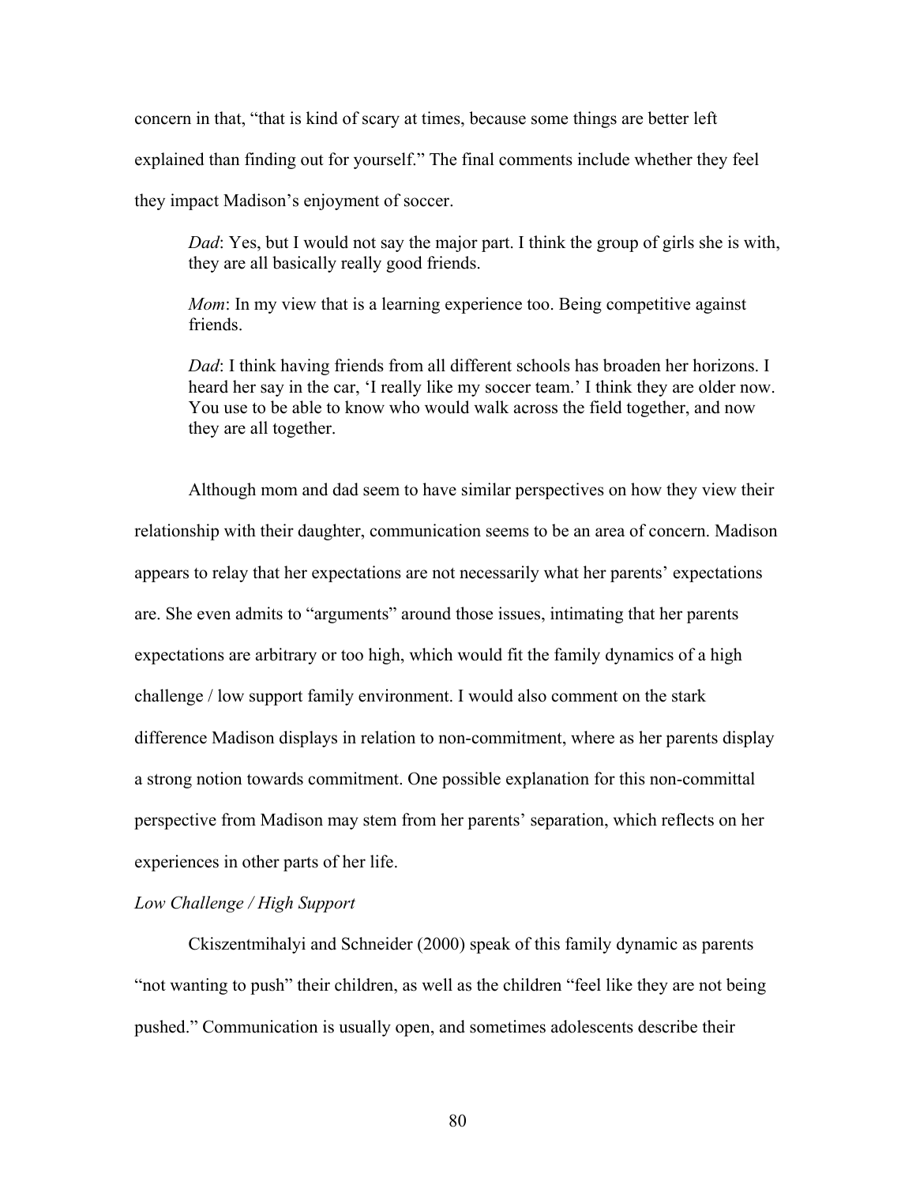concern in that, "that is kind of scary at times, because some things are better left explained than finding out for yourself." The final comments include whether they feel they impact Madison's enjoyment of soccer.

> *Dad*: Yes, but I would not say the major part. I think the group of girls she is with, they are all basically really good friends.
>
> *Mom*: In my view that is a learning experience too. Being competitive against friends.
>
> *Dad*: I think having friends from all different schools has broaden her horizons. I heard her say in the car, 'I really like my soccer team.' I think they are older now. You use to be able to know who would walk across the field together, and now they are all together.

Although mom and dad seem to have similar perspectives on how they view their relationship with their daughter, communication seems to be an area of concern. Madison appears to relay that her expectations are not necessarily what her parents' expectations are. She even admits to "arguments" around those issues, intimating that her parents expectations are arbitrary or too high, which would fit the family dynamics of a high challenge / low support family environment. I would also comment on the stark difference Madison displays in relation to non-commitment, where as her parents display a strong notion towards commitment. One possible explanation for this non-committal perspective from Madison may stem from her parents' separation, which reflects on her experiences in other parts of her life.

*Low Challenge / High Support*

Ckiszentmihalyi and Schneider (2000) speak of this family dynamic as parents "not wanting to push" their children, as well as the children "feel like they are not being pushed." Communication is usually open, and sometimes adolescents describe their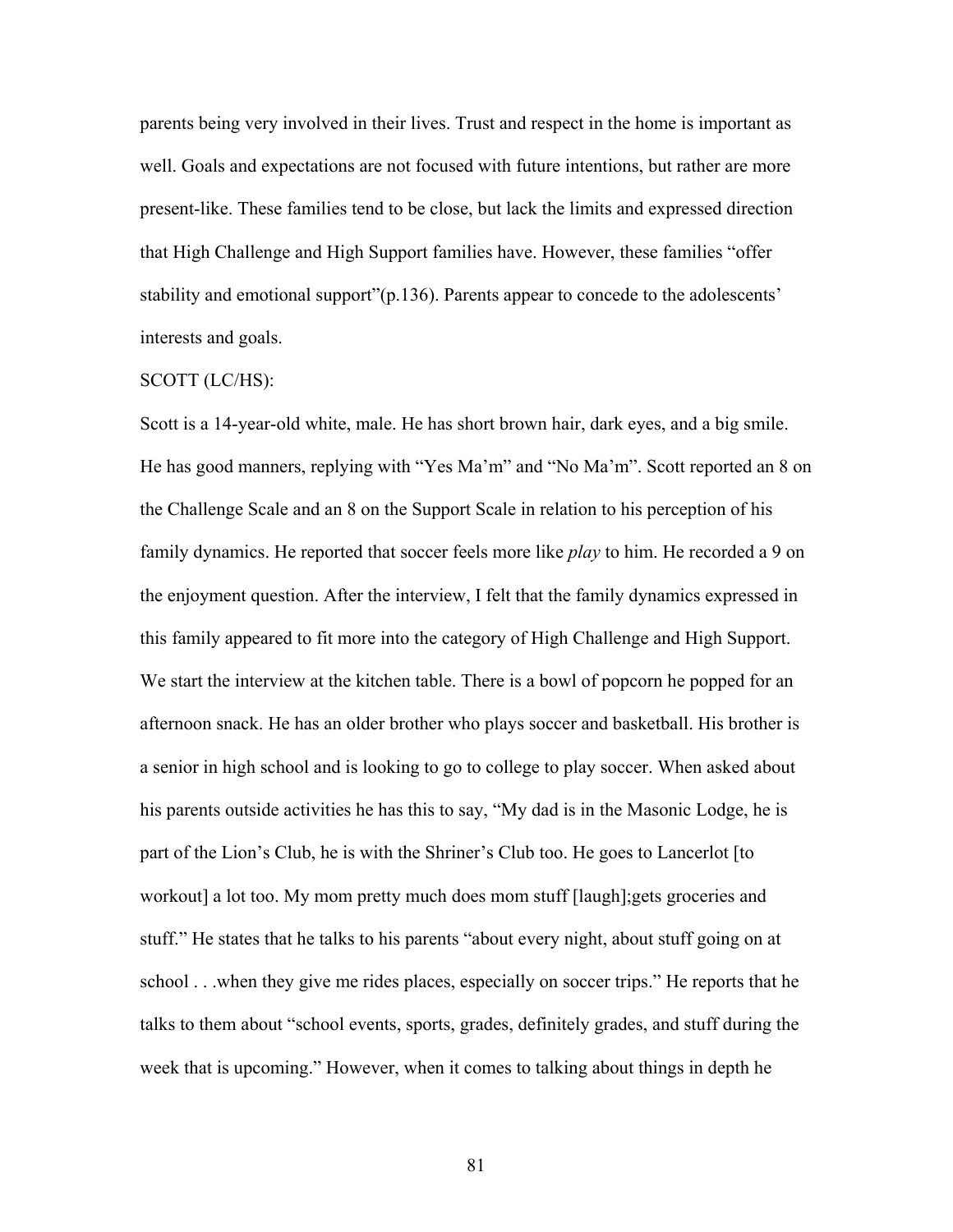parents being very involved in their lives. Trust and respect in the home is important as well. Goals and expectations are not focused with future intentions, but rather are more present-like. These families tend to be close, but lack the limits and expressed direction that High Challenge and High Support families have. However, these families "offer stability and emotional support"(p.136). Parents appear to concede to the adolescents' interests and goals.

SCOTT (LC/HS):

Scott is a 14-year-old white, male. He has short brown hair, dark eyes, and a big smile. He has good manners, replying with "Yes Ma'm" and "No Ma'm". Scott reported an 8 on the Challenge Scale and an 8 on the Support Scale in relation to his perception of his family dynamics. He reported that soccer feels more like *play* to him. He recorded a 9 on the enjoyment question. After the interview, I felt that the family dynamics expressed in this family appeared to fit more into the category of High Challenge and High Support. We start the interview at the kitchen table. There is a bowl of popcorn he popped for an afternoon snack. He has an older brother who plays soccer and basketball. His brother is a senior in high school and is looking to go to college to play soccer. When asked about his parents outside activities he has this to say, "My dad is in the Masonic Lodge, he is part of the Lion's Club, he is with the Shriner's Club too. He goes to Lancerlot [to workout] a lot too. My mom pretty much does mom stuff [laugh];gets groceries and stuff." He states that he talks to his parents "about every night, about stuff going on at school . . .when they give me rides places, especially on soccer trips." He reports that he talks to them about "school events, sports, grades, definitely grades, and stuff during the week that is upcoming." However, when it comes to talking about things in depth he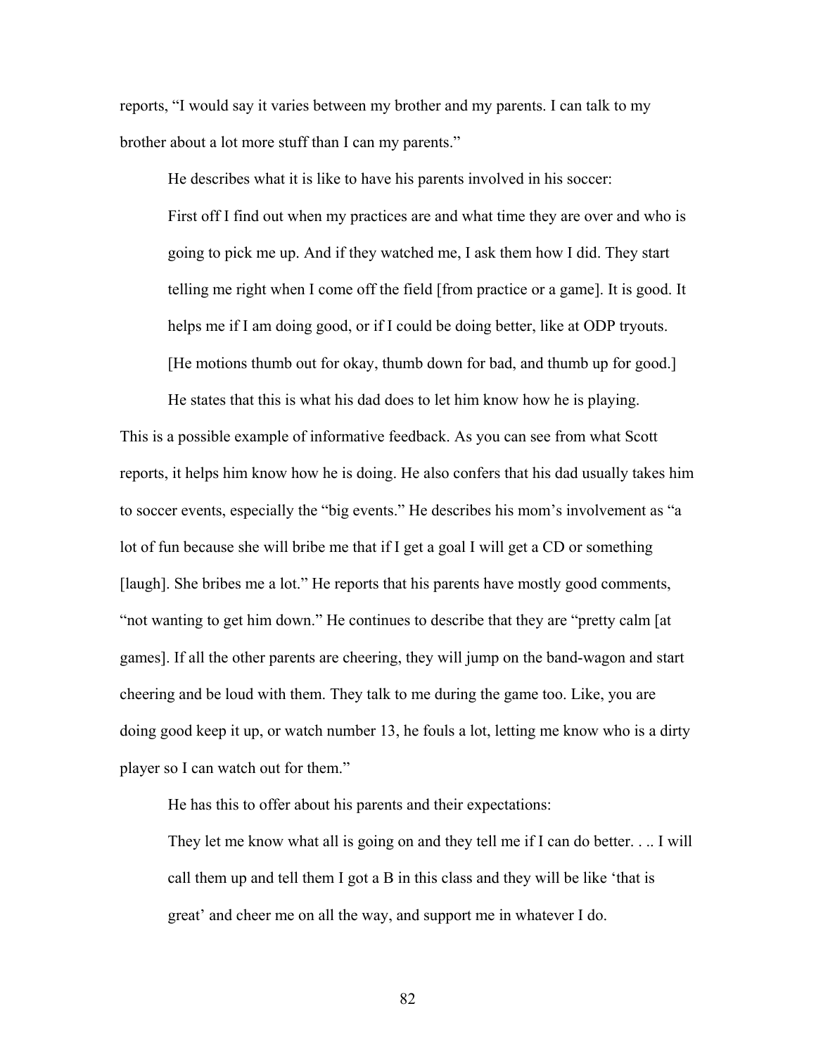reports, “I would say it varies between my brother and my parents. I can talk to my brother about a lot more stuff than I can my parents.”

He describes what it is like to have his parents involved in his soccer:

> First off I find out when my practices are and what time they are over and who is going to pick me up. And if they watched me, I ask them how I did. They start telling me right when I come off the field [from practice or a game]. It is good. It helps me if I am doing good, or if I could be doing better, like at ODP tryouts. [He motions thumb out for okay, thumb down for bad, and thumb up for good.]

He states that this is what his dad does to let him know how he is playing. This is a possible example of informative feedback. As you can see from what Scott reports, it helps him know how he is doing. He also confers that his dad usually takes him to soccer events, especially the “big events.” He describes his mom’s involvement as “a lot of fun because she will bribe me that if I get a goal I will get a CD or something [laugh]. She bribes me a lot.” He reports that his parents have mostly good comments, “not wanting to get him down.” He continues to describe that they are “pretty calm [at games]. If all the other parents are cheering, they will jump on the band-wagon and start cheering and be loud with them. They talk to me during the game too. Like, you are doing good keep it up, or watch number 13, he fouls a lot, letting me know who is a dirty player so I can watch out for them.”

He has this to offer about his parents and their expectations:

> They let me know what all is going on and they tell me if I can do better. . .. I will call them up and tell them I got a B in this class and they will be like ‘that is great’ and cheer me on all the way, and support me in whatever I do.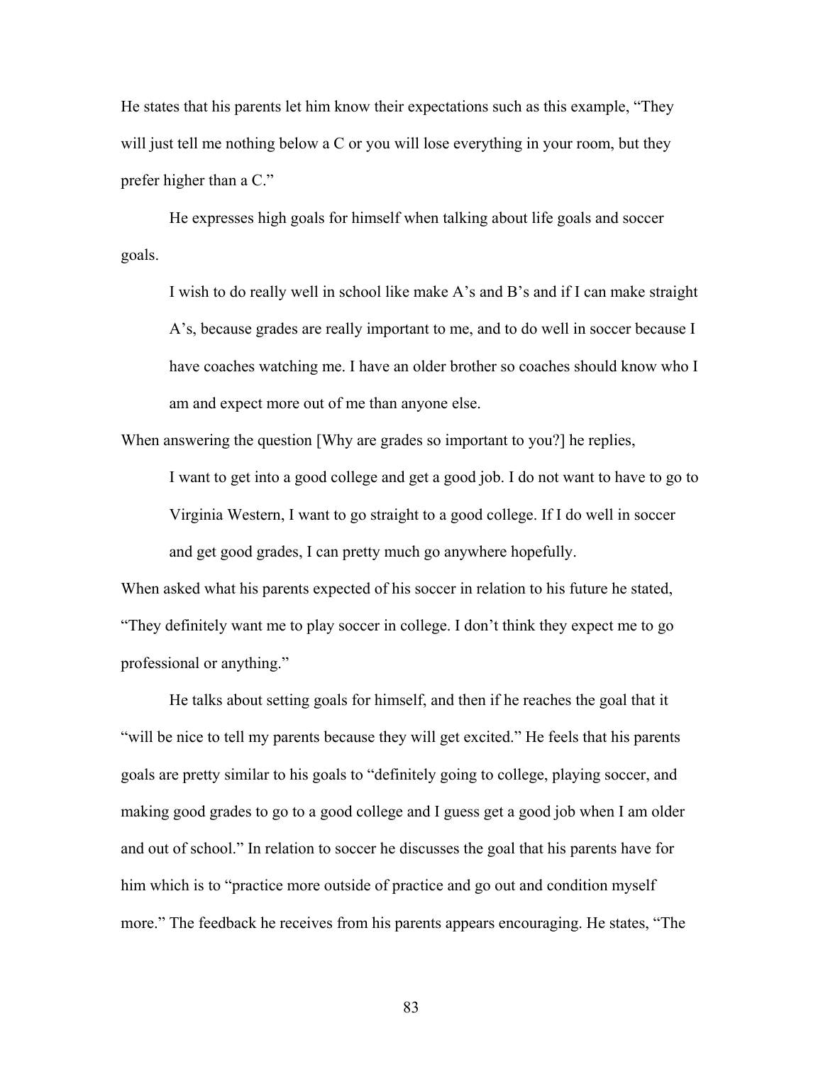He states that his parents let him know their expectations such as this example, “They will just tell me nothing below a C or you will lose everything in your room, but they prefer higher than a C.”

He expresses high goals for himself when talking about life goals and soccer goals.

> I wish to do really well in school like make A’s and B’s and if I can make straight A’s, because grades are really important to me, and to do well in soccer because I have coaches watching me. I have an older brother so coaches should know who I am and expect more out of me than anyone else.

When answering the question [Why are grades so important to you?] he replies,

> I want to get into a good college and get a good job. I do not want to have to go to Virginia Western, I want to go straight to a good college. If I do well in soccer and get good grades, I can pretty much go anywhere hopefully.

When asked what his parents expected of his soccer in relation to his future he stated, “They definitely want me to play soccer in college. I don’t think they expect me to go professional or anything.”

He talks about setting goals for himself, and then if he reaches the goal that it “will be nice to tell my parents because they will get excited.” He feels that his parents goals are pretty similar to his goals to “definitely going to college, playing soccer, and making good grades to go to a good college and I guess get a good job when I am older and out of school.” In relation to soccer he discusses the goal that his parents have for him which is to “practice more outside of practice and go out and condition myself more.” The feedback he receives from his parents appears encouraging. He states, “The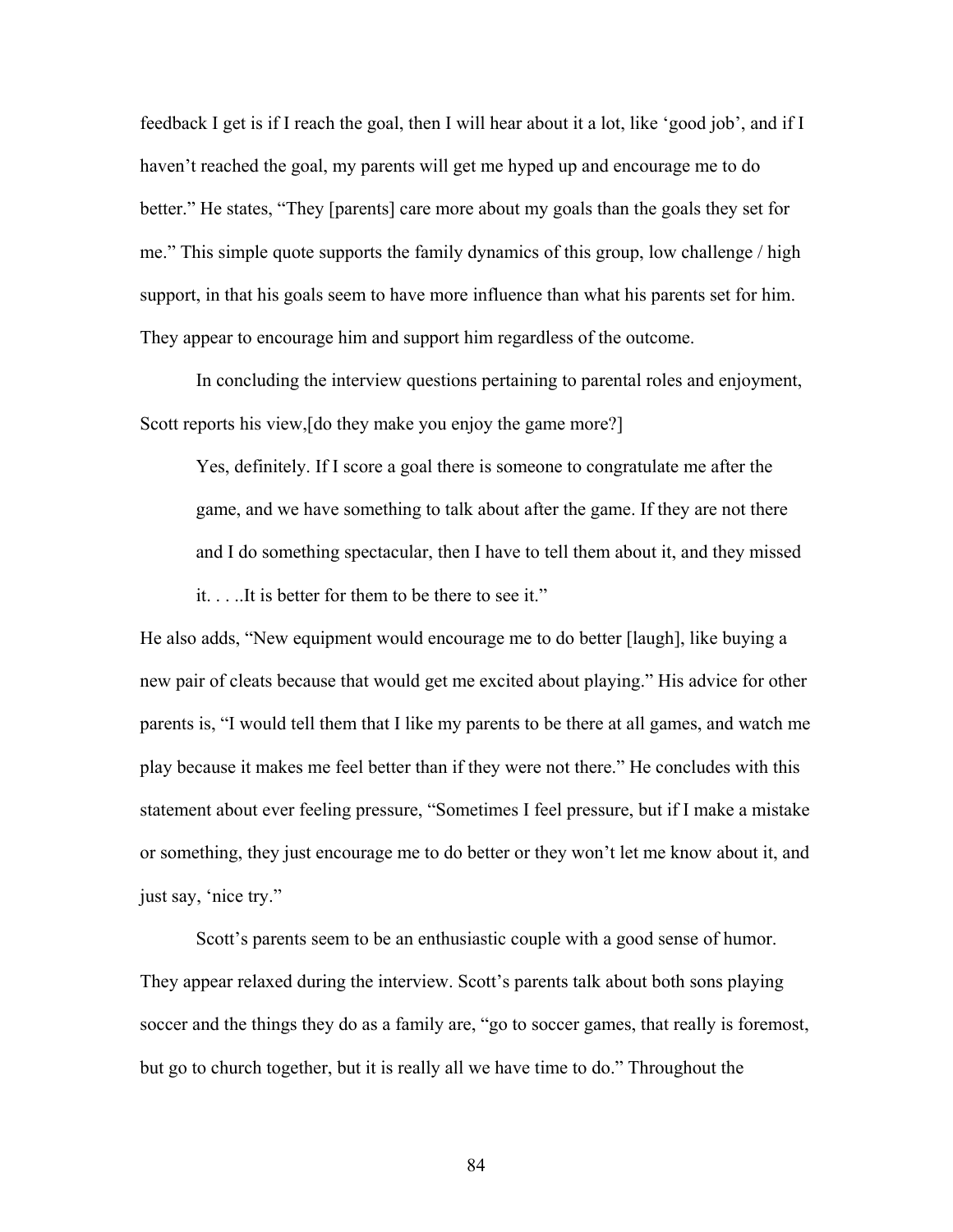feedback I get is if I reach the goal, then I will hear about it a lot, like 'good job', and if I haven't reached the goal, my parents will get me hyped up and encourage me to do better." He states, "They [parents] care more about my goals than the goals they set for me." This simple quote supports the family dynamics of this group, low challenge / high support, in that his goals seem to have more influence than what his parents set for him. They appear to encourage him and support him regardless of the outcome.

In concluding the interview questions pertaining to parental roles and enjoyment, Scott reports his view,[do they make you enjoy the game more?]

> Yes, definitely. If I score a goal there is someone to congratulate me after the game, and we have something to talk about after the game. If they are not there and I do something spectacular, then I have to tell them about it, and they missed it. . . ..It is better for them to be there to see it."

He also adds, "New equipment would encourage me to do better [laugh], like buying a new pair of cleats because that would get me excited about playing." His advice for other parents is, "I would tell them that I like my parents to be there at all games, and watch me play because it makes me feel better than if they were not there." He concludes with this statement about ever feeling pressure, "Sometimes I feel pressure, but if I make a mistake or something, they just encourage me to do better or they won't let me know about it, and just say, 'nice try."

Scott's parents seem to be an enthusiastic couple with a good sense of humor. They appear relaxed during the interview. Scott's parents talk about both sons playing soccer and the things they do as a family are, "go to soccer games, that really is foremost, but go to church together, but it is really all we have time to do." Throughout the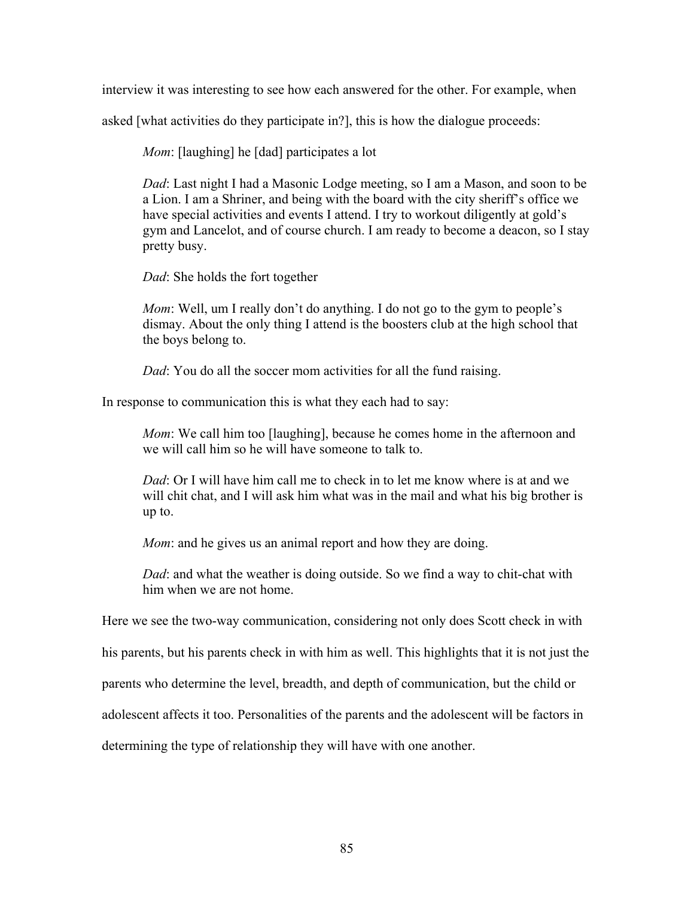interview it was interesting to see how each answered for the other. For example, when asked [what activities do they participate in?], this is how the dialogue proceeds:

> *Mom*: [laughing] he [dad] participates a lot
>
> *Dad*: Last night I had a Masonic Lodge meeting, so I am a Mason, and soon to be a Lion. I am a Shriner, and being with the board with the city sheriff's office we have special activities and events I attend. I try to workout diligently at gold's gym and Lancelot, and of course church. I am ready to become a deacon, so I stay pretty busy.
>
> *Dad*: She holds the fort together
>
> *Mom*: Well, um I really don't do anything. I do not go to the gym to people's dismay. About the only thing I attend is the boosters club at the high school that the boys belong to.
>
> *Dad*: You do all the soccer mom activities for all the fund raising.

In response to communication this is what they each had to say:

> *Mom*: We call him too [laughing], because he comes home in the afternoon and we will call him so he will have someone to talk to.
>
> *Dad*: Or I will have him call me to check in to let me know where is at and we will chit chat, and I will ask him what was in the mail and what his big brother is up to.
>
> *Mom*: and he gives us an animal report and how they are doing.
>
> *Dad*: and what the weather is doing outside. So we find a way to chit-chat with him when we are not home.

Here we see the two-way communication, considering not only does Scott check in with his parents, but his parents check in with him as well. This highlights that it is not just the parents who determine the level, breadth, and depth of communication, but the child or adolescent affects it too. Personalities of the parents and the adolescent will be factors in determining the type of relationship they will have with one another.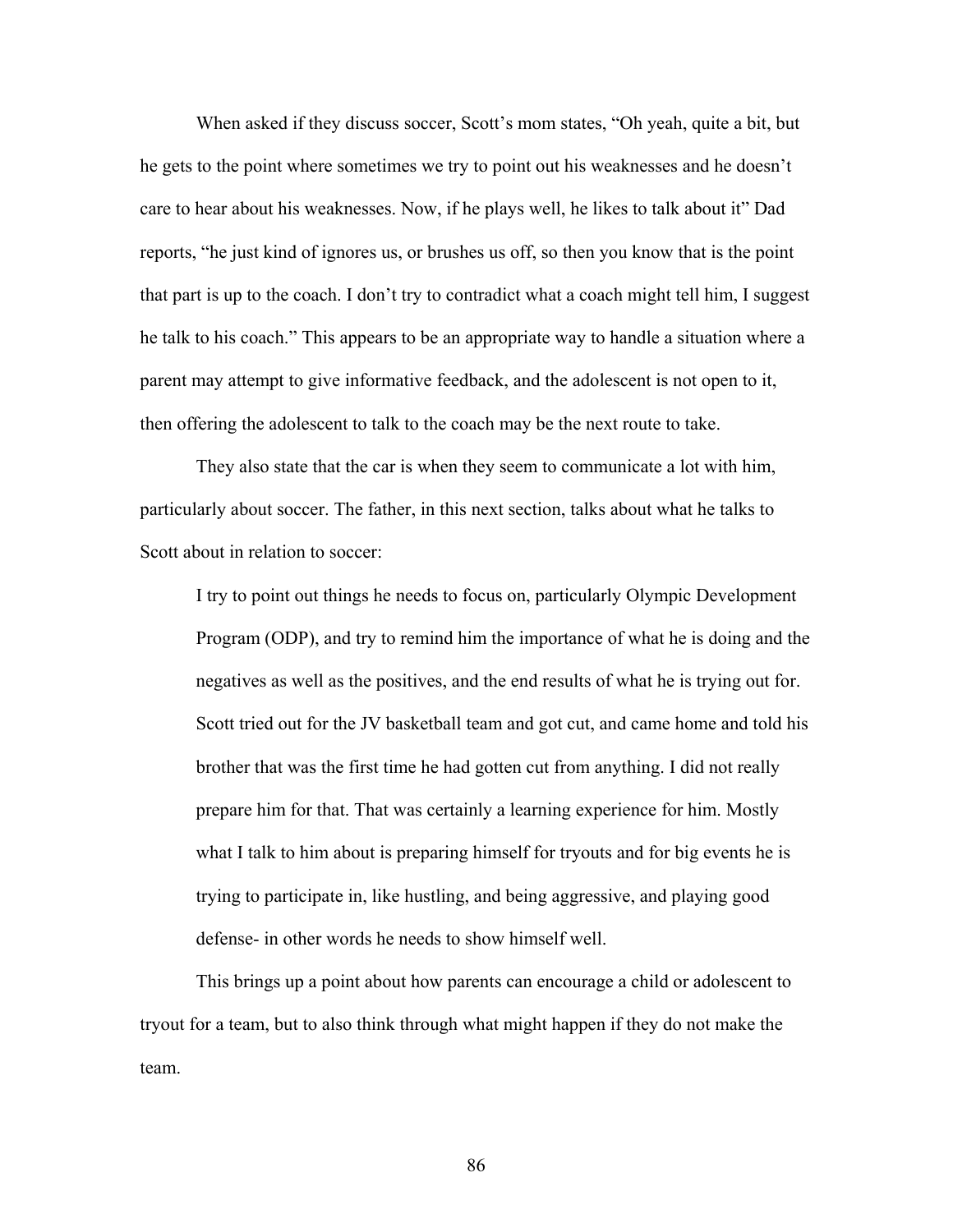When asked if they discuss soccer, Scott's mom states, "Oh yeah, quite a bit, but he gets to the point where sometimes we try to point out his weaknesses and he doesn't care to hear about his weaknesses. Now, if he plays well, he likes to talk about it" Dad reports, "he just kind of ignores us, or brushes us off, so then you know that is the point that part is up to the coach. I don't try to contradict what a coach might tell him, I suggest he talk to his coach." This appears to be an appropriate way to handle a situation where a parent may attempt to give informative feedback, and the adolescent is not open to it, then offering the adolescent to talk to the coach may be the next route to take.

They also state that the car is when they seem to communicate a lot with him, particularly about soccer. The father, in this next section, talks about what he talks to Scott about in relation to soccer:

> I try to point out things he needs to focus on, particularly Olympic Development Program (ODP), and try to remind him the importance of what he is doing and the negatives as well as the positives, and the end results of what he is trying out for. Scott tried out for the JV basketball team and got cut, and came home and told his brother that was the first time he had gotten cut from anything. I did not really prepare him for that. That was certainly a learning experience for him. Mostly what I talk to him about is preparing himself for tryouts and for big events he is trying to participate in, like hustling, and being aggressive, and playing good defense- in other words he needs to show himself well.

This brings up a point about how parents can encourage a child or adolescent to tryout for a team, but to also think through what might happen if they do not make the team.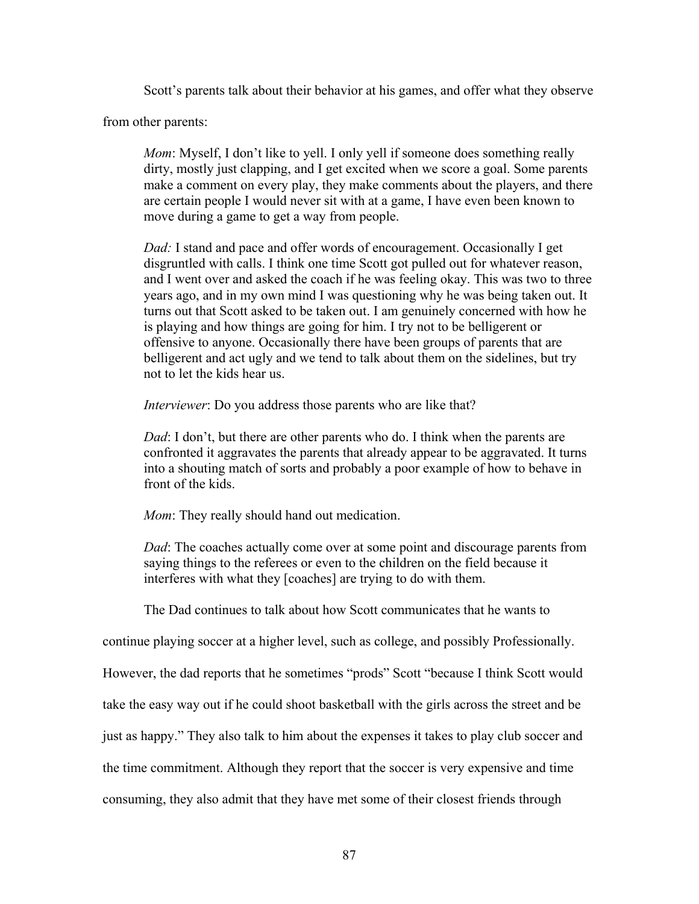Scott's parents talk about their behavior at his games, and offer what they observe from other parents:

> *Mom*: Myself, I don't like to yell. I only yell if someone does something really dirty, mostly just clapping, and I get excited when we score a goal. Some parents make a comment on every play, they make comments about the players, and there are certain people I would never sit with at a game, I have even been known to move during a game to get a way from people.
>
> *Dad:* I stand and pace and offer words of encouragement. Occasionally I get disgruntled with calls. I think one time Scott got pulled out for whatever reason, and I went over and asked the coach if he was feeling okay. This was two to three years ago, and in my own mind I was questioning why he was being taken out. It turns out that Scott asked to be taken out. I am genuinely concerned with how he is playing and how things are going for him. I try not to be belligerent or offensive to anyone. Occasionally there have been groups of parents that are belligerent and act ugly and we tend to talk about them on the sidelines, but try not to let the kids hear us.
>
> *Interviewer*: Do you address those parents who are like that?
>
> *Dad*: I don't, but there are other parents who do. I think when the parents are confronted it aggravates the parents that already appear to be aggravated. It turns into a shouting match of sorts and probably a poor example of how to behave in front of the kids.
>
> *Mom*: They really should hand out medication.
>
> *Dad*: The coaches actually come over at some point and discourage parents from saying things to the referees or even to the children on the field because it interferes with what they [coaches] are trying to do with them.

The Dad continues to talk about how Scott communicates that he wants to continue playing soccer at a higher level, such as college, and possibly Professionally. However, the dad reports that he sometimes "prods" Scott "because I think Scott would take the easy way out if he could shoot basketball with the girls across the street and be just as happy." They also talk to him about the expenses it takes to play club soccer and the time commitment. Although they report that the soccer is very expensive and time consuming, they also admit that they have met some of their closest friends through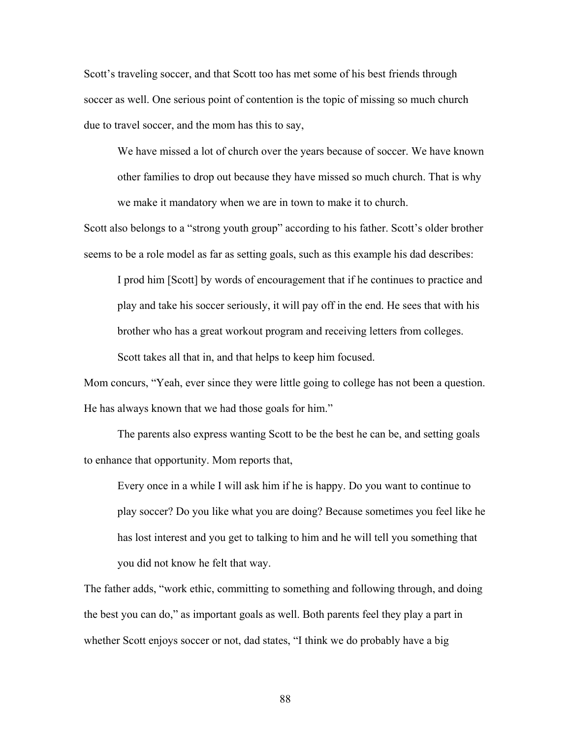Scott's traveling soccer, and that Scott too has met some of his best friends through soccer as well. One serious point of contention is the topic of missing so much church due to travel soccer, and the mom has this to say,

> We have missed a lot of church over the years because of soccer. We have known other families to drop out because they have missed so much church. That is why we make it mandatory when we are in town to make it to church.

Scott also belongs to a "strong youth group" according to his father. Scott's older brother seems to be a role model as far as setting goals, such as this example his dad describes:

> I prod him [Scott] by words of encouragement that if he continues to practice and play and take his soccer seriously, it will pay off in the end. He sees that with his brother who has a great workout program and receiving letters from colleges. Scott takes all that in, and that helps to keep him focused.

Mom concurs, "Yeah, ever since they were little going to college has not been a question. He has always known that we had those goals for him."

The parents also express wanting Scott to be the best he can be, and setting goals to enhance that opportunity. Mom reports that,

> Every once in a while I will ask him if he is happy. Do you want to continue to play soccer? Do you like what you are doing? Because sometimes you feel like he has lost interest and you get to talking to him and he will tell you something that you did not know he felt that way.

The father adds, "work ethic, committing to something and following through, and doing the best you can do," as important goals as well. Both parents feel they play a part in whether Scott enjoys soccer or not, dad states, "I think we do probably have a big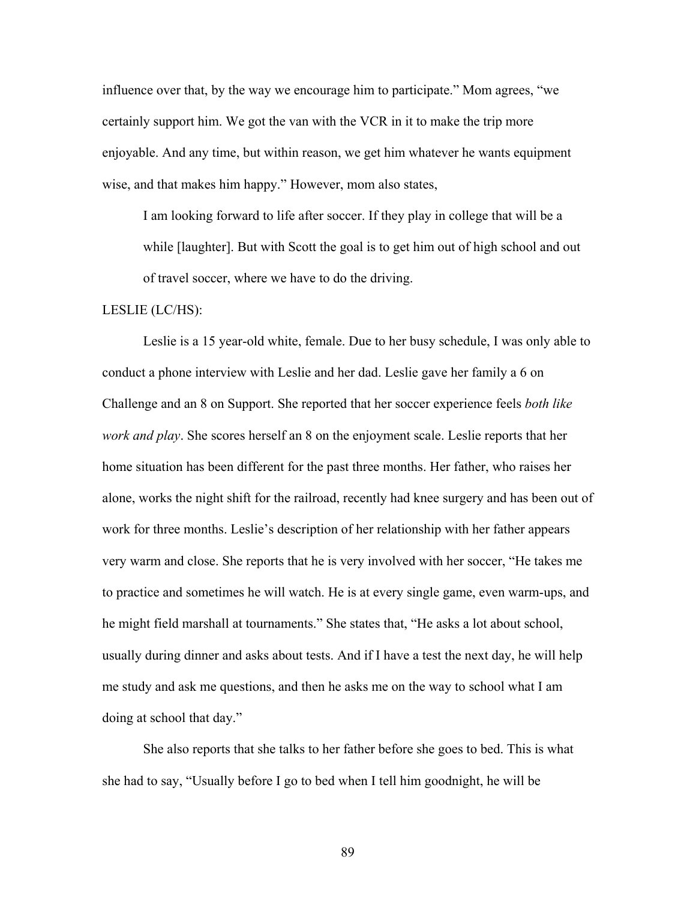influence over that, by the way we encourage him to participate." Mom agrees, "we certainly support him. We got the van with the VCR in it to make the trip more enjoyable. And any time, but within reason, we get him whatever he wants equipment wise, and that makes him happy." However, mom also states,

> I am looking forward to life after soccer. If they play in college that will be a while [laughter]. But with Scott the goal is to get him out of high school and out of travel soccer, where we have to do the driving.

LESLIE (LC/HS):

Leslie is a 15 year-old white, female. Due to her busy schedule, I was only able to conduct a phone interview with Leslie and her dad. Leslie gave her family a 6 on Challenge and an 8 on Support. She reported that her soccer experience feels *both like work and play*. She scores herself an 8 on the enjoyment scale. Leslie reports that her home situation has been different for the past three months. Her father, who raises her alone, works the night shift for the railroad, recently had knee surgery and has been out of work for three months. Leslie's description of her relationship with her father appears very warm and close. She reports that he is very involved with her soccer, "He takes me to practice and sometimes he will watch. He is at every single game, even warm-ups, and he might field marshall at tournaments." She states that, "He asks a lot about school, usually during dinner and asks about tests. And if I have a test the next day, he will help me study and ask me questions, and then he asks me on the way to school what I am doing at school that day."

She also reports that she talks to her father before she goes to bed. This is what she had to say, "Usually before I go to bed when I tell him goodnight, he will be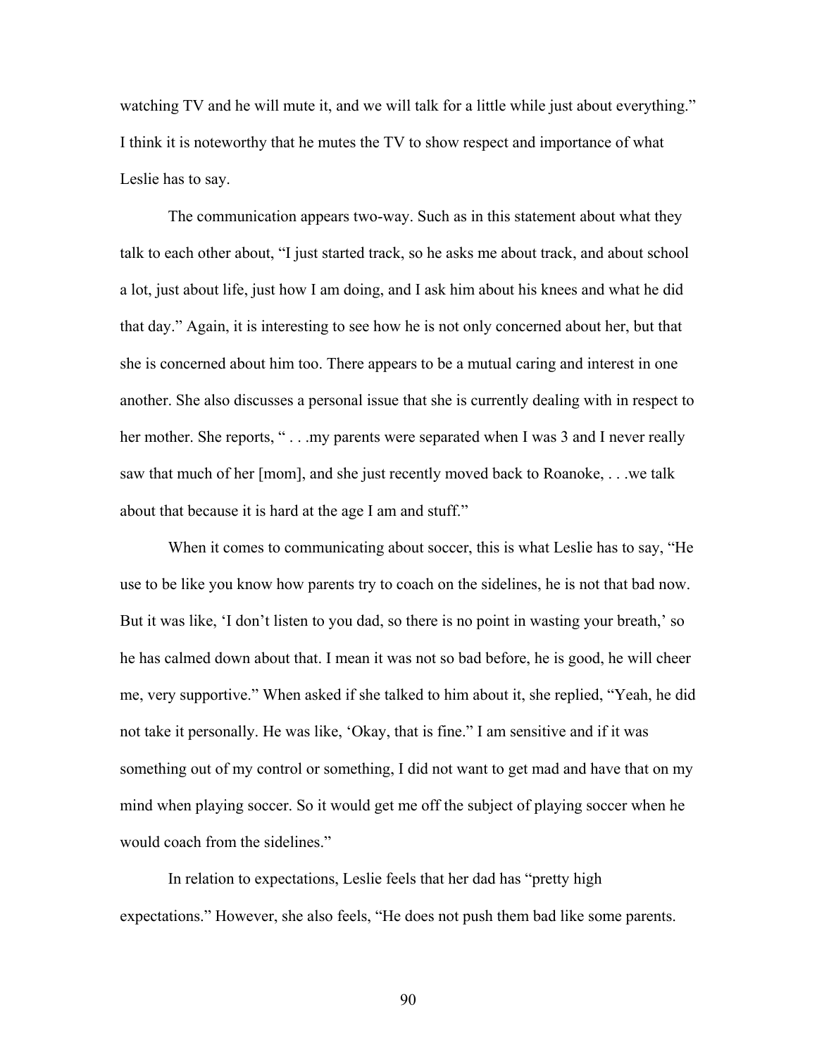watching TV and he will mute it, and we will talk for a little while just about everything." I think it is noteworthy that he mutes the TV to show respect and importance of what Leslie has to say.

The communication appears two-way. Such as in this statement about what they talk to each other about, "I just started track, so he asks me about track, and about school a lot, just about life, just how I am doing, and I ask him about his knees and what he did that day." Again, it is interesting to see how he is not only concerned about her, but that she is concerned about him too. There appears to be a mutual caring and interest in one another. She also discusses a personal issue that she is currently dealing with in respect to her mother. She reports, " . . .my parents were separated when I was 3 and I never really saw that much of her [mom], and she just recently moved back to Roanoke, . . .we talk about that because it is hard at the age I am and stuff."

When it comes to communicating about soccer, this is what Leslie has to say, "He use to be like you know how parents try to coach on the sidelines, he is not that bad now. But it was like, 'I don't listen to you dad, so there is no point in wasting your breath,' so he has calmed down about that. I mean it was not so bad before, he is good, he will cheer me, very supportive." When asked if she talked to him about it, she replied, "Yeah, he did not take it personally. He was like, 'Okay, that is fine." I am sensitive and if it was something out of my control or something, I did not want to get mad and have that on my mind when playing soccer. So it would get me off the subject of playing soccer when he would coach from the sidelines."

In relation to expectations, Leslie feels that her dad has "pretty high expectations." However, she also feels, "He does not push them bad like some parents.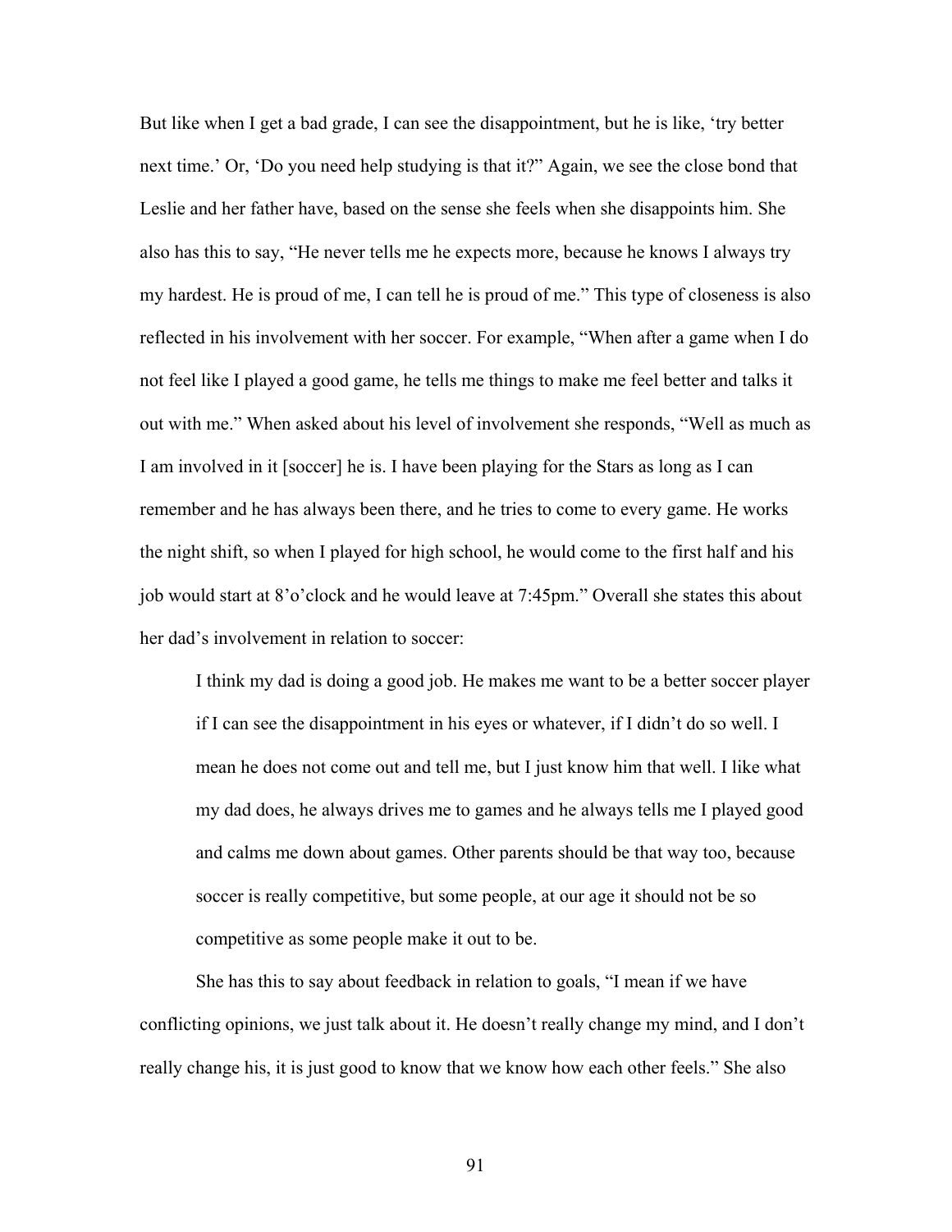But like when I get a bad grade, I can see the disappointment, but he is like, 'try better next time.' Or, 'Do you need help studying is that it?" Again, we see the close bond that Leslie and her father have, based on the sense she feels when she disappoints him. She also has this to say, "He never tells me he expects more, because he knows I always try my hardest. He is proud of me, I can tell he is proud of me." This type of closeness is also reflected in his involvement with her soccer. For example, "When after a game when I do not feel like I played a good game, he tells me things to make me feel better and talks it out with me." When asked about his level of involvement she responds, "Well as much as I am involved in it [soccer] he is. I have been playing for the Stars as long as I can remember and he has always been there, and he tries to come to every game. He works the night shift, so when I played for high school, he would come to the first half and his job would start at 8'o'clock and he would leave at 7:45pm." Overall she states this about her dad's involvement in relation to soccer:

> I think my dad is doing a good job. He makes me want to be a better soccer player if I can see the disappointment in his eyes or whatever, if I didn't do so well. I mean he does not come out and tell me, but I just know him that well. I like what my dad does, he always drives me to games and he always tells me I played good and calms me down about games. Other parents should be that way too, because soccer is really competitive, but some people, at our age it should not be so competitive as some people make it out to be.

She has this to say about feedback in relation to goals, "I mean if we have conflicting opinions, we just talk about it. He doesn't really change my mind, and I don't really change his, it is just good to know that we know how each other feels." She also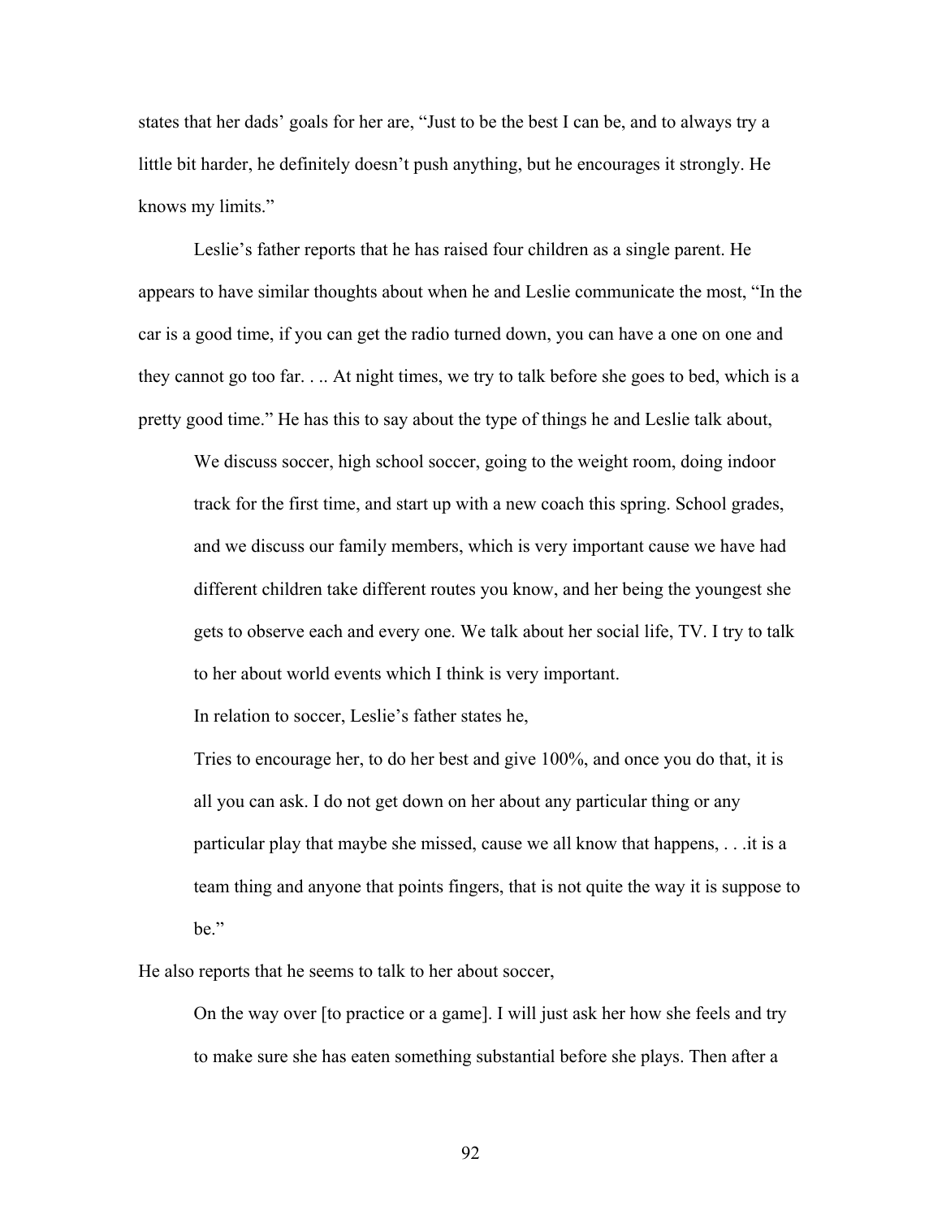states that her dads' goals for her are, "Just to be the best I can be, and to always try a little bit harder, he definitely doesn't push anything, but he encourages it strongly. He knows my limits."

Leslie's father reports that he has raised four children as a single parent. He appears to have similar thoughts about when he and Leslie communicate the most, "In the car is a good time, if you can get the radio turned down, you can have a one on one and they cannot go too far. . .. At night times, we try to talk before she goes to bed, which is a pretty good time." He has this to say about the type of things he and Leslie talk about,

> We discuss soccer, high school soccer, going to the weight room, doing indoor track for the first time, and start up with a new coach this spring. School grades, and we discuss our family members, which is very important cause we have had different children take different routes you know, and her being the youngest she gets to observe each and every one. We talk about her social life, TV. I try to talk to her about world events which I think is very important.
>
> In relation to soccer, Leslie's father states he,
>
> Tries to encourage her, to do her best and give 100%, and once you do that, it is all you can ask. I do not get down on her about any particular thing or any particular play that maybe she missed, cause we all know that happens, . . .it is a team thing and anyone that points fingers, that is not quite the way it is suppose to be."

He also reports that he seems to talk to her about soccer,

> On the way over [to practice or a game]. I will just ask her how she feels and try to make sure she has eaten something substantial before she plays. Then after a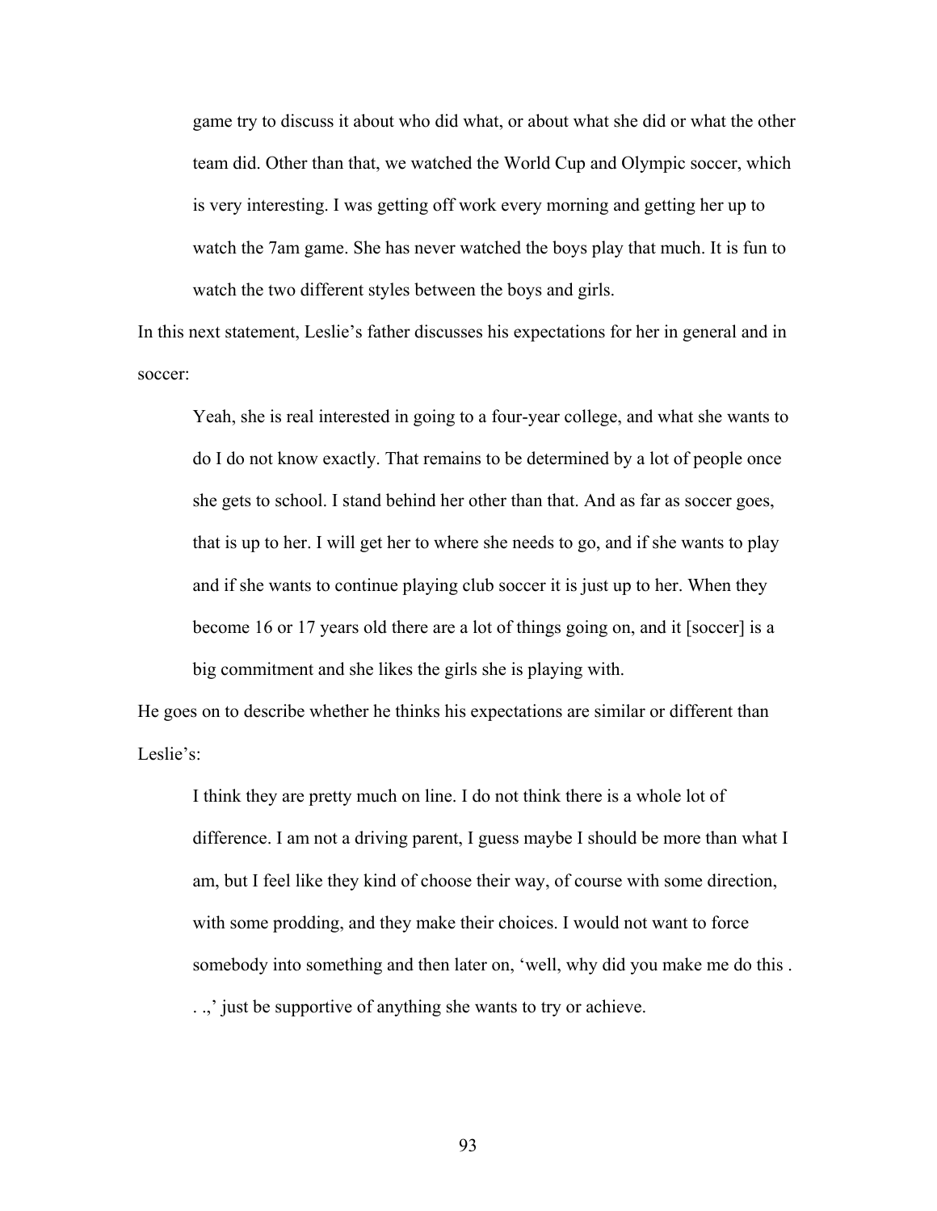> game try to discuss it about who did what, or about what she did or what the other team did. Other than that, we watched the World Cup and Olympic soccer, which is very interesting. I was getting off work every morning and getting her up to watch the 7am game. She has never watched the boys play that much. It is fun to watch the two different styles between the boys and girls.

In this next statement, Leslie's father discusses his expectations for her in general and in soccer:

> Yeah, she is real interested in going to a four-year college, and what she wants to do I do not know exactly. That remains to be determined by a lot of people once she gets to school. I stand behind her other than that. And as far as soccer goes, that is up to her. I will get her to where she needs to go, and if she wants to play and if she wants to continue playing club soccer it is just up to her. When they become 16 or 17 years old there are a lot of things going on, and it [soccer] is a big commitment and she likes the girls she is playing with.

He goes on to describe whether he thinks his expectations are similar or different than Leslie's:

> I think they are pretty much on line. I do not think there is a whole lot of difference. I am not a driving parent, I guess maybe I should be more than what I am, but I feel like they kind of choose their way, of course with some direction, with some prodding, and they make their choices. I would not want to force somebody into something and then later on, 'well, why did you make me do this . . .,' just be supportive of anything she wants to try or achieve.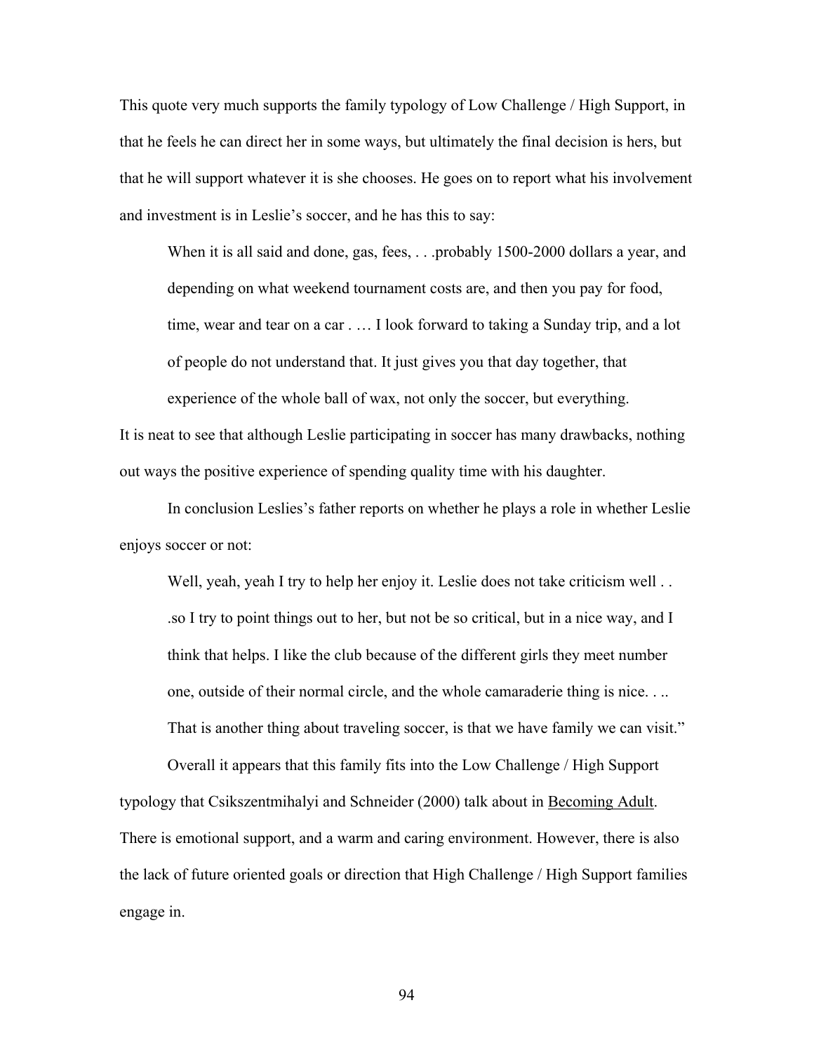This quote very much supports the family typology of Low Challenge / High Support, in that he feels he can direct her in some ways, but ultimately the final decision is hers, but that he will support whatever it is she chooses. He goes on to report what his involvement and investment is in Leslie's soccer, and he has this to say:

> When it is all said and done, gas, fees, . . .probably 1500-2000 dollars a year, and depending on what weekend tournament costs are, and then you pay for food, time, wear and tear on a car . … I look forward to taking a Sunday trip, and a lot of people do not understand that. It just gives you that day together, that experience of the whole ball of wax, not only the soccer, but everything.

It is neat to see that although Leslie participating in soccer has many drawbacks, nothing out ways the positive experience of spending quality time with his daughter.

In conclusion Leslies's father reports on whether he plays a role in whether Leslie enjoys soccer or not:

> Well, yeah, yeah I try to help her enjoy it. Leslie does not take criticism well . . .so I try to point things out to her, but not be so critical, but in a nice way, and I think that helps. I like the club because of the different girls they meet number one, outside of their normal circle, and the whole camaraderie thing is nice. . .. That is another thing about traveling soccer, is that we have family we can visit."

Overall it appears that this family fits into the Low Challenge / High Support typology that Csikszentmihalyi and Schneider (2000) talk about in Becoming Adult. There is emotional support, and a warm and caring environment. However, there is also the lack of future oriented goals or direction that High Challenge / High Support families engage in.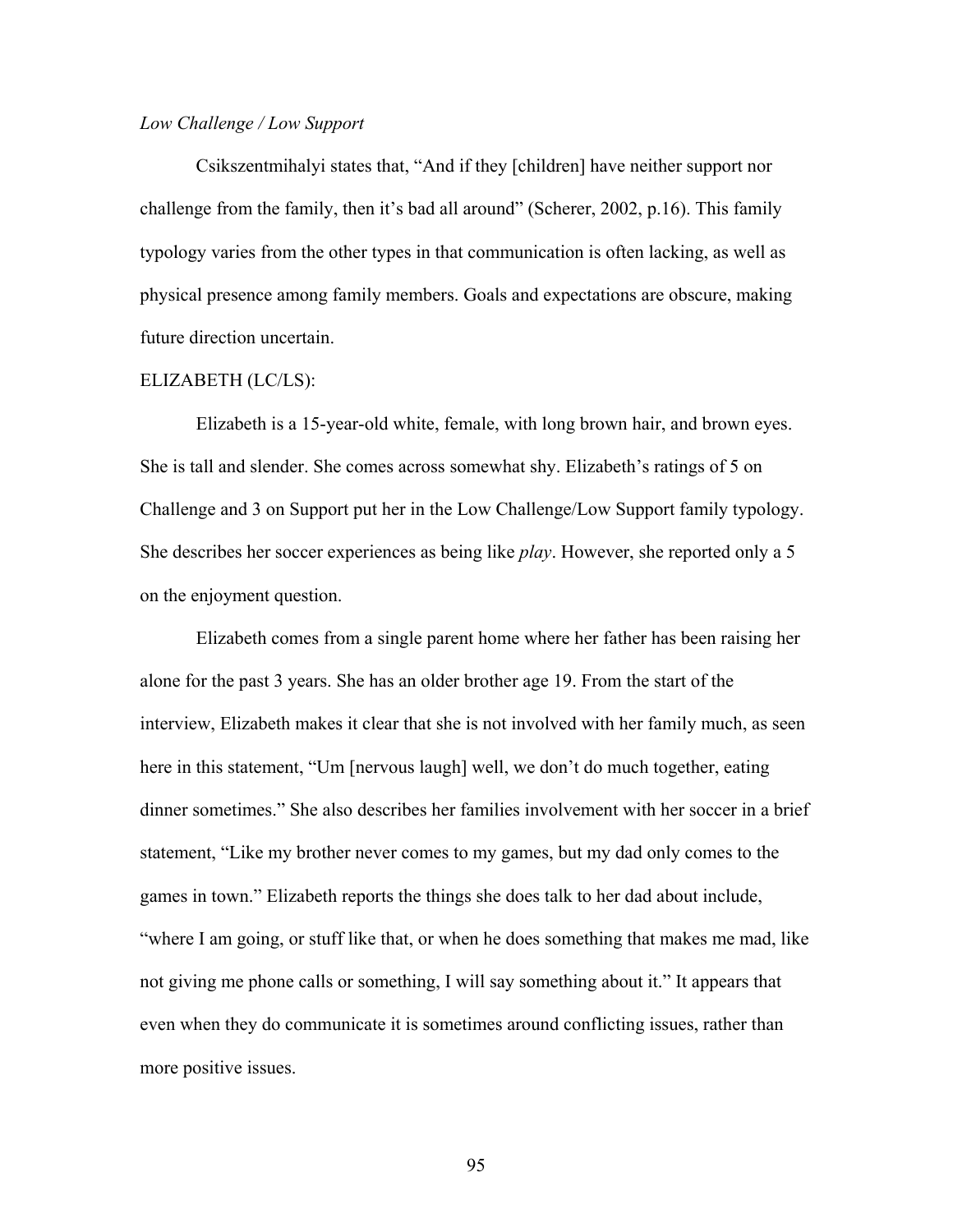*Low Challenge / Low Support*

Csikszentmihalyi states that, "And if they [children] have neither support nor challenge from the family, then it's bad all around" (Scherer, 2002, p.16). This family typology varies from the other types in that communication is often lacking, as well as physical presence among family members. Goals and expectations are obscure, making future direction uncertain.

ELIZABETH (LC/LS):

Elizabeth is a 15-year-old white, female, with long brown hair, and brown eyes. She is tall and slender. She comes across somewhat shy. Elizabeth's ratings of 5 on Challenge and 3 on Support put her in the Low Challenge/Low Support family typology. She describes her soccer experiences as being like *play*. However, she reported only a 5 on the enjoyment question.

Elizabeth comes from a single parent home where her father has been raising her alone for the past 3 years. She has an older brother age 19. From the start of the interview, Elizabeth makes it clear that she is not involved with her family much, as seen here in this statement, "Um [nervous laugh] well, we don't do much together, eating dinner sometimes." She also describes her families involvement with her soccer in a brief statement, "Like my brother never comes to my games, but my dad only comes to the games in town." Elizabeth reports the things she does talk to her dad about include, "where I am going, or stuff like that, or when he does something that makes me mad, like not giving me phone calls or something, I will say something about it." It appears that even when they do communicate it is sometimes around conflicting issues, rather than more positive issues.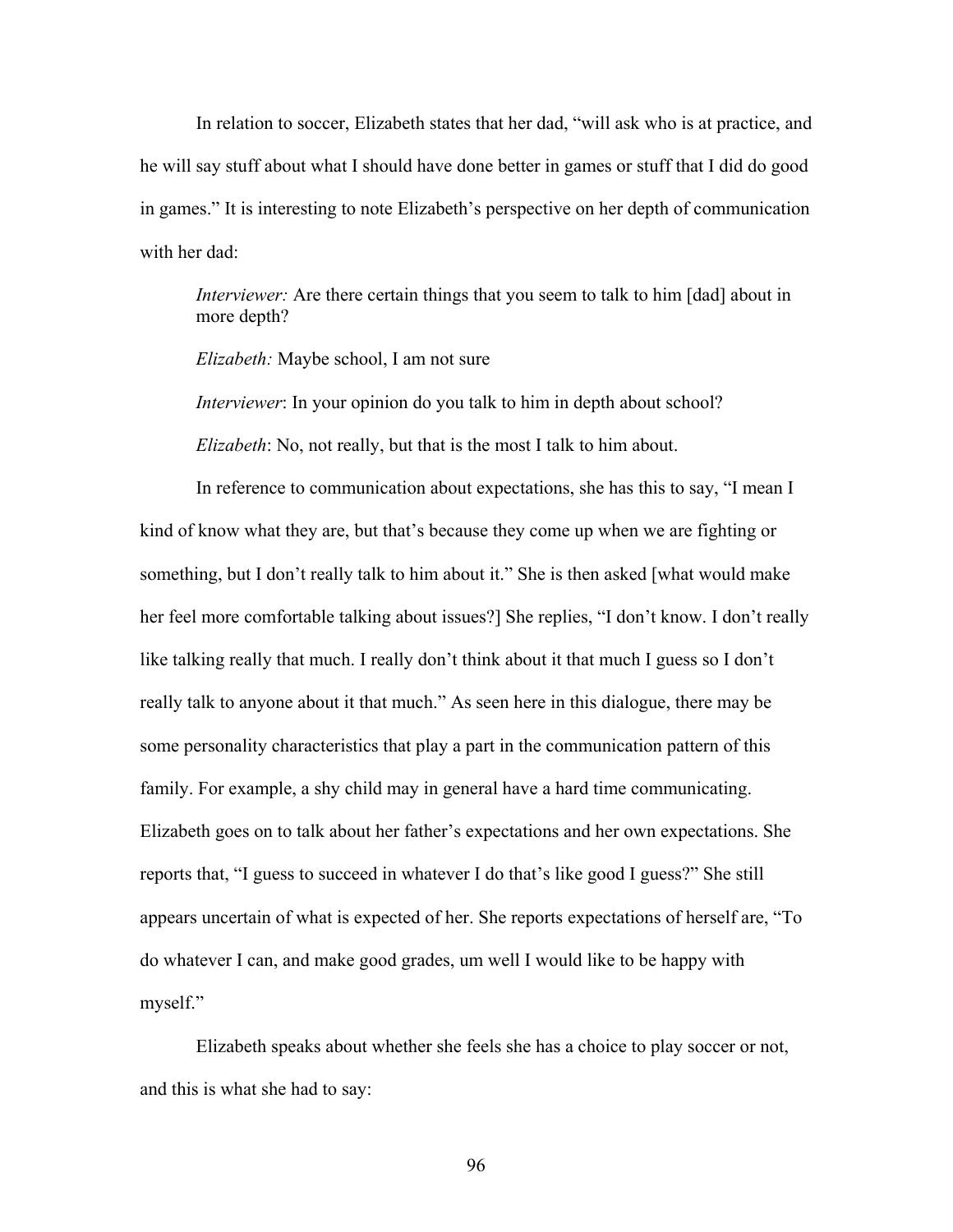In relation to soccer, Elizabeth states that her dad, "will ask who is at practice, and he will say stuff about what I should have done better in games or stuff that I did do good in games." It is interesting to note Elizabeth's perspective on her depth of communication with her dad:

> *Interviewer:* Are there certain things that you seem to talk to him [dad] about in more depth?
>
> *Elizabeth:* Maybe school, I am not sure
>
> *Interviewer*: In your opinion do you talk to him in depth about school?
>
> *Elizabeth*: No, not really, but that is the most I talk to him about.

In reference to communication about expectations, she has this to say, "I mean I kind of know what they are, but that's because they come up when we are fighting or something, but I don't really talk to him about it." She is then asked [what would make her feel more comfortable talking about issues?] She replies, "I don't know. I don't really like talking really that much. I really don't think about it that much I guess so I don't really talk to anyone about it that much." As seen here in this dialogue, there may be some personality characteristics that play a part in the communication pattern of this family. For example, a shy child may in general have a hard time communicating. Elizabeth goes on to talk about her father's expectations and her own expectations. She reports that, "I guess to succeed in whatever I do that's like good I guess?" She still appears uncertain of what is expected of her. She reports expectations of herself are, "To do whatever I can, and make good grades, um well I would like to be happy with myself."

Elizabeth speaks about whether she feels she has a choice to play soccer or not, and this is what she had to say: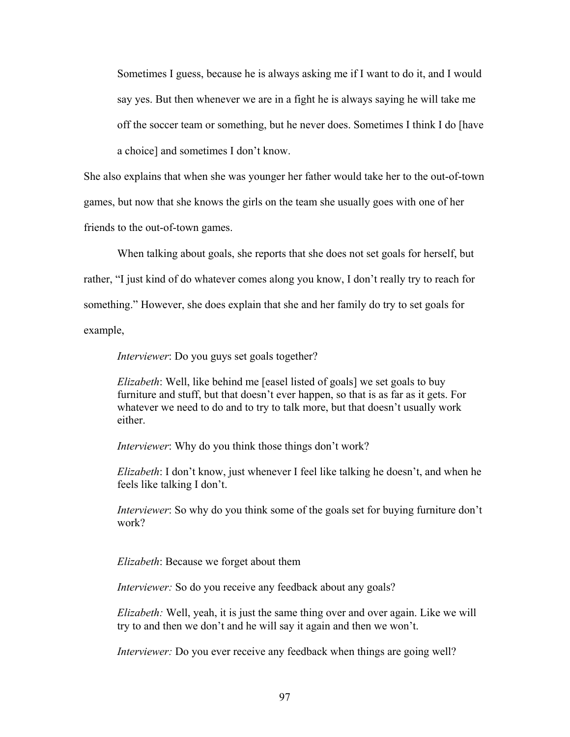> Sometimes I guess, because he is always asking me if I want to do it, and I would say yes. But then whenever we are in a fight he is always saying he will take me off the soccer team or something, but he never does. Sometimes I think I do [have a choice] and sometimes I don't know.

She also explains that when she was younger her father would take her to the out-of-town games, but now that she knows the girls on the team she usually goes with one of her friends to the out-of-town games.

When talking about goals, she reports that she does not set goals for herself, but rather, "I just kind of do whatever comes along you know, I don't really try to reach for something." However, she does explain that she and her family do try to set goals for example,

> *Interviewer*: Do you guys set goals together?
>
> *Elizabeth*: Well, like behind me [easel listed of goals] we set goals to buy furniture and stuff, but that doesn't ever happen, so that is as far as it gets. For whatever we need to do and to try to talk more, but that doesn't usually work either.
>
> *Interviewer*: Why do you think those things don't work?
>
> *Elizabeth*: I don't know, just whenever I feel like talking he doesn't, and when he feels like talking I don't.
>
> *Interviewer*: So why do you think some of the goals set for buying furniture don't work?
>
> *Elizabeth*: Because we forget about them
>
> *Interviewer:* So do you receive any feedback about any goals?
>
> *Elizabeth:* Well, yeah, it is just the same thing over and over again. Like we will try to and then we don't and he will say it again and then we won't.
>
> *Interviewer:* Do you ever receive any feedback when things are going well?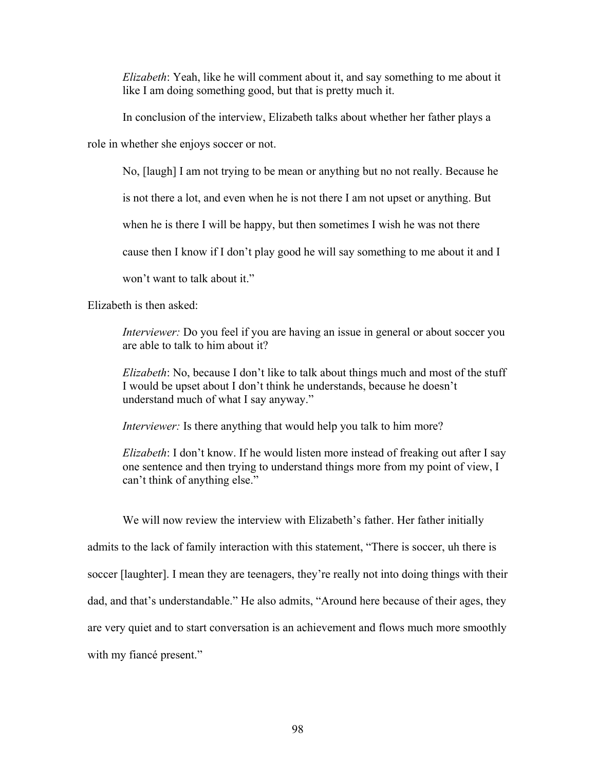> *Elizabeth*: Yeah, like he will comment about it, and say something to me about it like I am doing something good, but that is pretty much it.

In conclusion of the interview, Elizabeth talks about whether her father plays a role in whether she enjoys soccer or not.

> No, [laugh] I am not trying to be mean or anything but no not really. Because he is not there a lot, and even when he is not there I am not upset or anything. But when he is there I will be happy, but then sometimes I wish he was not there cause then I know if I don't play good he will say something to me about it and I won't want to talk about it."

Elizabeth is then asked:

> *Interviewer:* Do you feel if you are having an issue in general or about soccer you are able to talk to him about it?
>
> *Elizabeth*: No, because I don't like to talk about things much and most of the stuff I would be upset about I don't think he understands, because he doesn't understand much of what I say anyway."
>
> *Interviewer:* Is there anything that would help you talk to him more?
>
> *Elizabeth*: I don't know. If he would listen more instead of freaking out after I say one sentence and then trying to understand things more from my point of view, I can't think of anything else."

We will now review the interview with Elizabeth's father. Her father initially admits to the lack of family interaction with this statement, "There is soccer, uh there is soccer [laughter]. I mean they are teenagers, they're really not into doing things with their dad, and that's understandable." He also admits, "Around here because of their ages, they are very quiet and to start conversation is an achievement and flows much more smoothly with my fiancé present."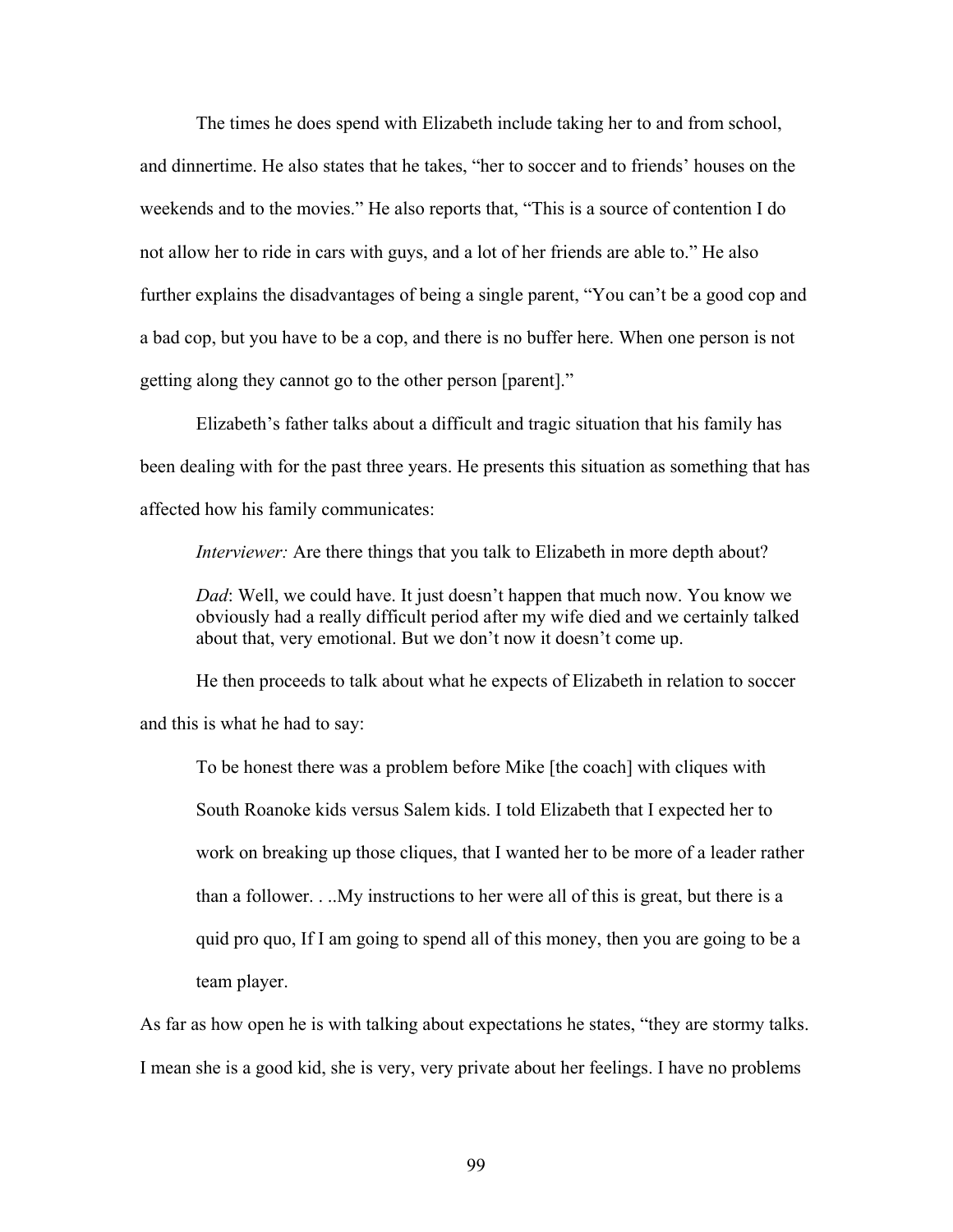The times he does spend with Elizabeth include taking her to and from school, and dinnertime. He also states that he takes, "her to soccer and to friends' houses on the weekends and to the movies." He also reports that, "This is a source of contention I do not allow her to ride in cars with guys, and a lot of her friends are able to." He also further explains the disadvantages of being a single parent, "You can't be a good cop and a bad cop, but you have to be a cop, and there is no buffer here. When one person is not getting along they cannot go to the other person [parent]."

Elizabeth's father talks about a difficult and tragic situation that his family has been dealing with for the past three years. He presents this situation as something that has affected how his family communicates:

> *Interviewer:* Are there things that you talk to Elizabeth in more depth about?
>
> *Dad*: Well, we could have. It just doesn't happen that much now. You know we obviously had a really difficult period after my wife died and we certainly talked about that, very emotional. But we don't now it doesn't come up.

He then proceeds to talk about what he expects of Elizabeth in relation to soccer and this is what he had to say:

> To be honest there was a problem before Mike [the coach] with cliques with South Roanoke kids versus Salem kids. I told Elizabeth that I expected her to work on breaking up those cliques, that I wanted her to be more of a leader rather than a follower. . ..My instructions to her were all of this is great, but there is a quid pro quo, If I am going to spend all of this money, then you are going to be a team player.

As far as how open he is with talking about expectations he states, "they are stormy talks. I mean she is a good kid, she is very, very private about her feelings. I have no problems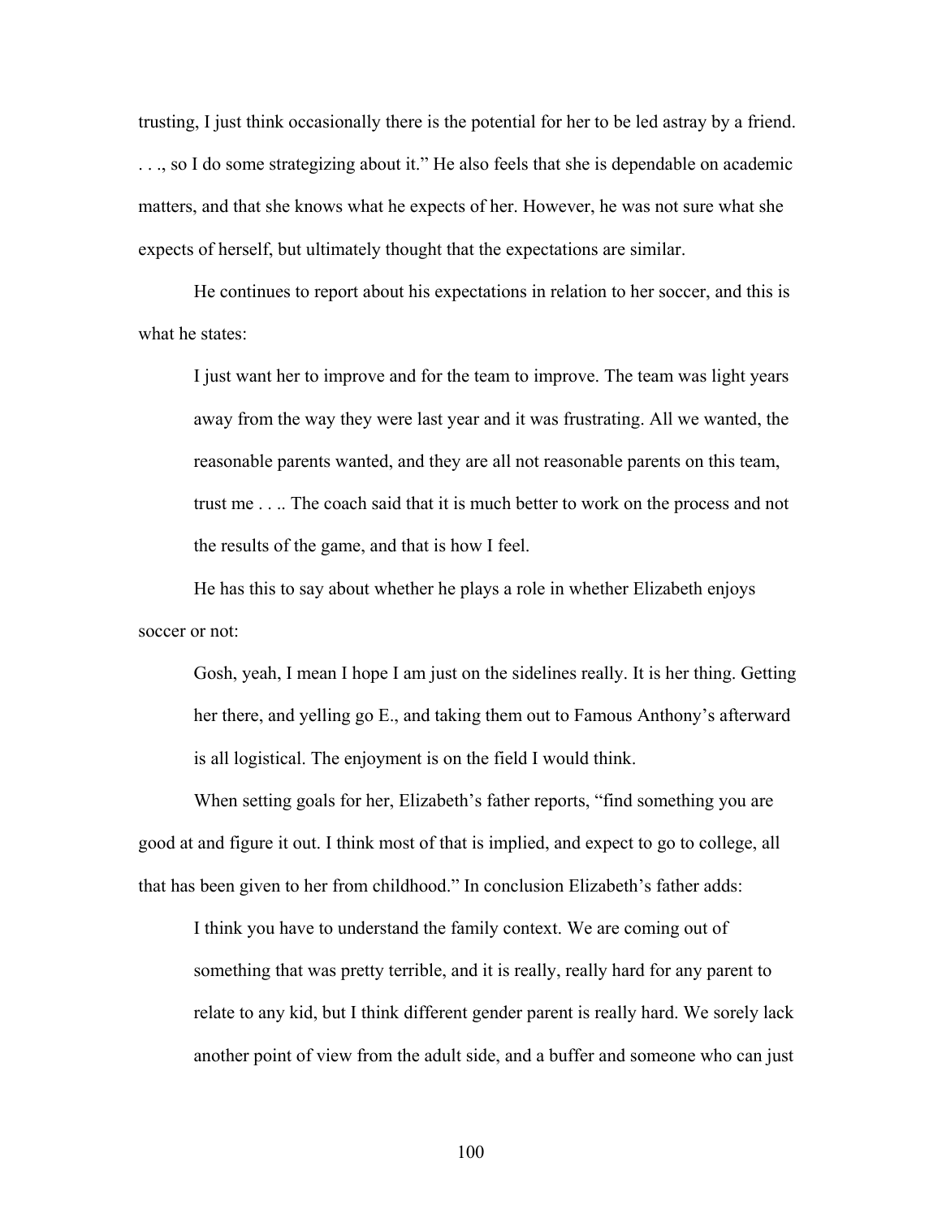trusting, I just think occasionally there is the potential for her to be led astray by a friend. . . ., so I do some strategizing about it." He also feels that she is dependable on academic matters, and that she knows what he expects of her. However, he was not sure what she expects of herself, but ultimately thought that the expectations are similar.

He continues to report about his expectations in relation to her soccer, and this is what he states:

> I just want her to improve and for the team to improve. The team was light years away from the way they were last year and it was frustrating. All we wanted, the reasonable parents wanted, and they are all not reasonable parents on this team, trust me . . .. The coach said that it is much better to work on the process and not the results of the game, and that is how I feel.

He has this to say about whether he plays a role in whether Elizabeth enjoys soccer or not:

> Gosh, yeah, I mean I hope I am just on the sidelines really. It is her thing. Getting her there, and yelling go E., and taking them out to Famous Anthony's afterward is all logistical. The enjoyment is on the field I would think.

When setting goals for her, Elizabeth's father reports, "find something you are good at and figure it out. I think most of that is implied, and expect to go to college, all that has been given to her from childhood." In conclusion Elizabeth's father adds:

> I think you have to understand the family context. We are coming out of something that was pretty terrible, and it is really, really hard for any parent to relate to any kid, but I think different gender parent is really hard. We sorely lack another point of view from the adult side, and a buffer and someone who can just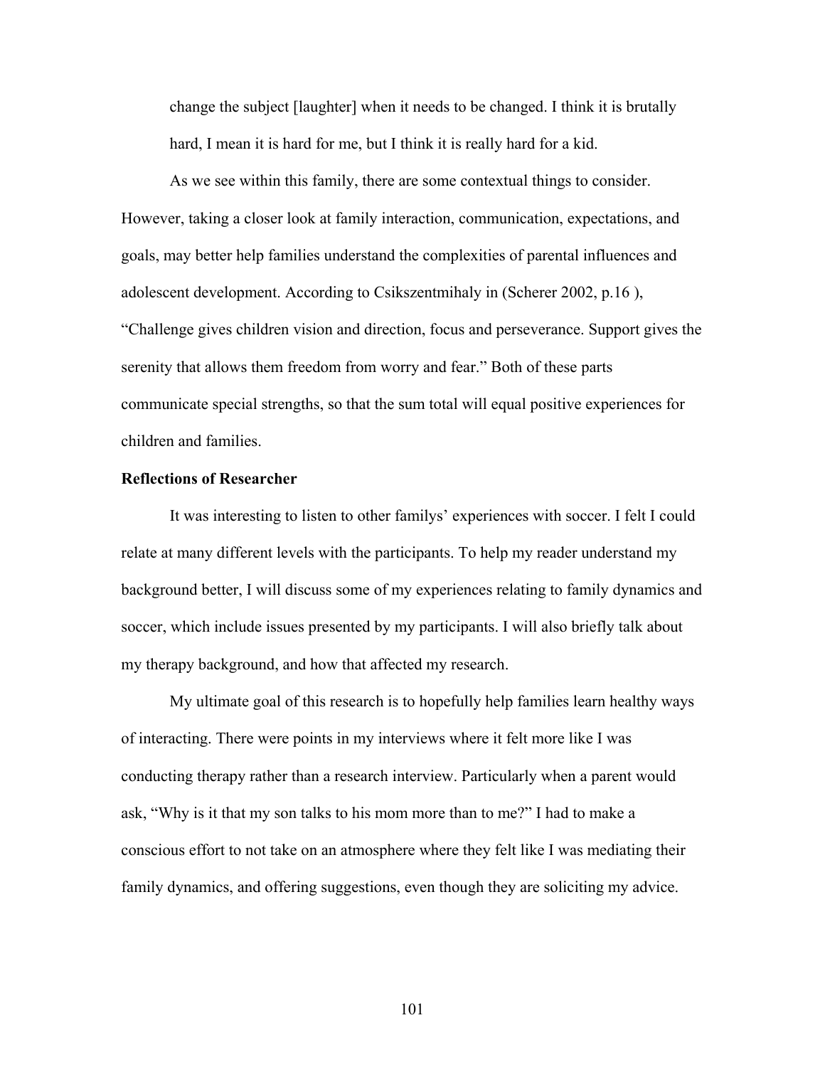change the subject [laughter] when it needs to be changed. I think it is brutally hard, I mean it is hard for me, but I think it is really hard for a kid.

As we see within this family, there are some contextual things to consider. However, taking a closer look at family interaction, communication, expectations, and goals, may better help families understand the complexities of parental influences and adolescent development. According to Csikszentmihaly in (Scherer 2002, p.16 ), "Challenge gives children vision and direction, focus and perseverance. Support gives the serenity that allows them freedom from worry and fear." Both of these parts communicate special strengths, so that the sum total will equal positive experiences for children and families.

**Reflections of Researcher**

It was interesting to listen to other familys' experiences with soccer. I felt I could relate at many different levels with the participants. To help my reader understand my background better, I will discuss some of my experiences relating to family dynamics and soccer, which include issues presented by my participants. I will also briefly talk about my therapy background, and how that affected my research.

My ultimate goal of this research is to hopefully help families learn healthy ways of interacting. There were points in my interviews where it felt more like I was conducting therapy rather than a research interview. Particularly when a parent would ask, "Why is it that my son talks to his mom more than to me?" I had to make a conscious effort to not take on an atmosphere where they felt like I was mediating their family dynamics, and offering suggestions, even though they are soliciting my advice.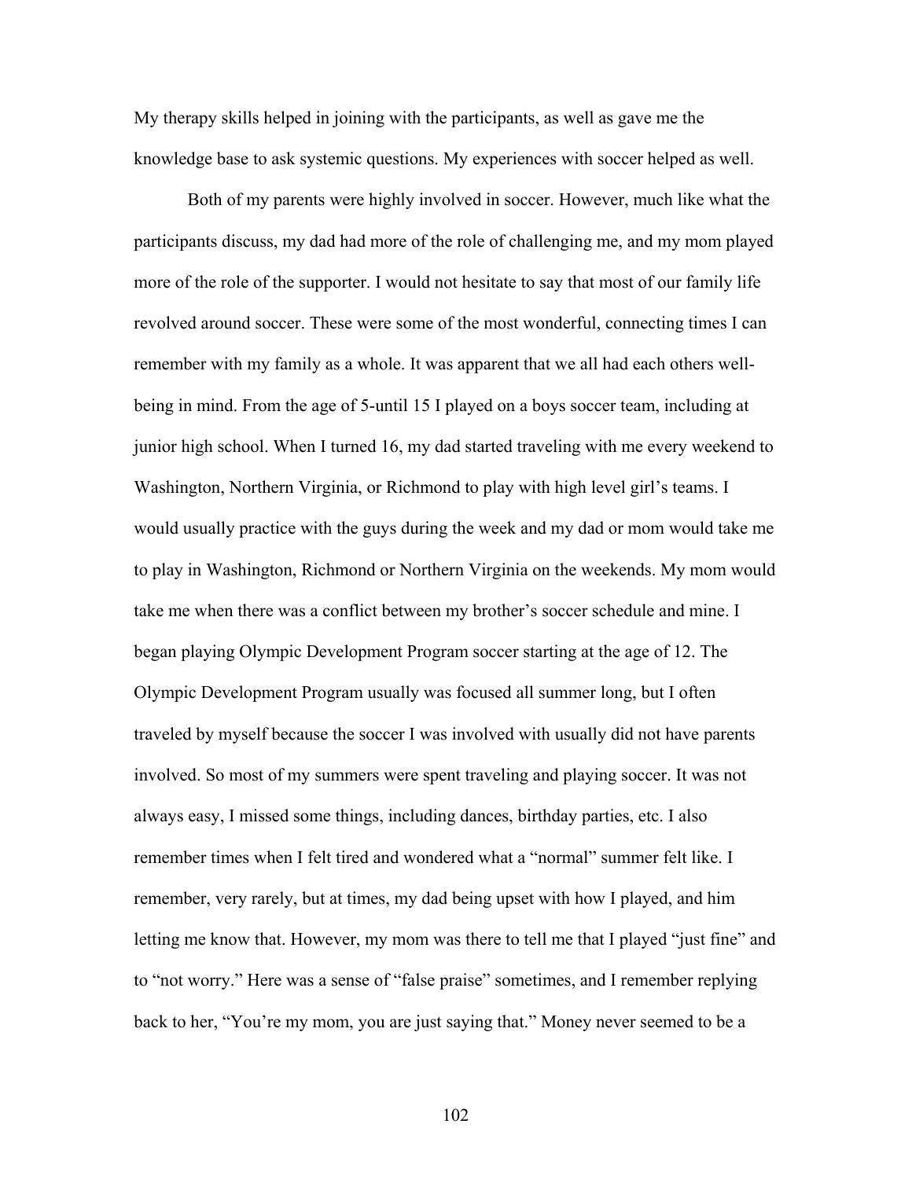My therapy skills helped in joining with the participants, as well as gave me the knowledge base to ask systemic questions. My experiences with soccer helped as well.

Both of my parents were highly involved in soccer. However, much like what the participants discuss, my dad had more of the role of challenging me, and my mom played more of the role of the supporter. I would not hesitate to say that most of our family life revolved around soccer. These were some of the most wonderful, connecting times I can remember with my family as a whole. It was apparent that we all had each others well-being in mind. From the age of 5-until 15 I played on a boys soccer team, including at junior high school. When I turned 16, my dad started traveling with me every weekend to Washington, Northern Virginia, or Richmond to play with high level girl's teams. I would usually practice with the guys during the week and my dad or mom would take me to play in Washington, Richmond or Northern Virginia on the weekends. My mom would take me when there was a conflict between my brother's soccer schedule and mine. I began playing Olympic Development Program soccer starting at the age of 12. The Olympic Development Program usually was focused all summer long, but I often traveled by myself because the soccer I was involved with usually did not have parents involved. So most of my summers were spent traveling and playing soccer. It was not always easy, I missed some things, including dances, birthday parties, etc. I also remember times when I felt tired and wondered what a "normal" summer felt like. I remember, very rarely, but at times, my dad being upset with how I played, and him letting me know that. However, my mom was there to tell me that I played "just fine" and to "not worry." Here was a sense of "false praise" sometimes, and I remember replying back to her, "You're my mom, you are just saying that." Money never seemed to be a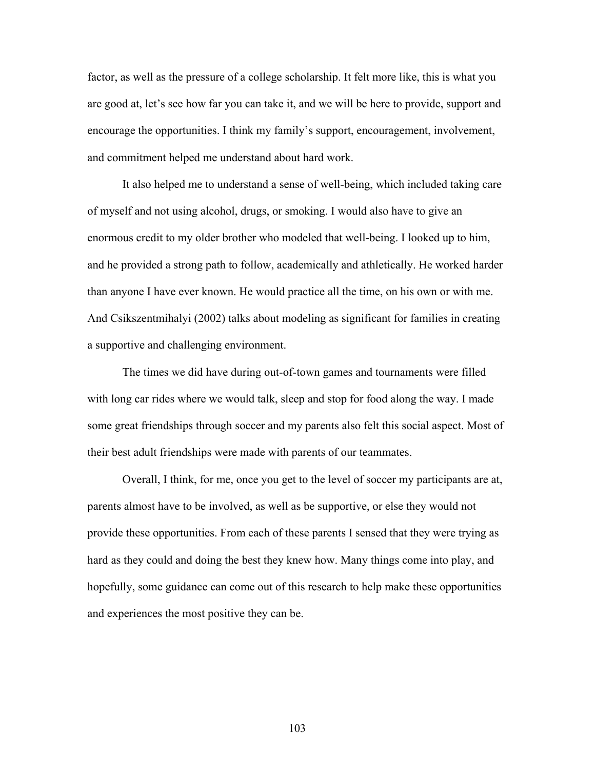factor, as well as the pressure of a college scholarship. It felt more like, this is what you are good at, let's see how far you can take it, and we will be here to provide, support and encourage the opportunities. I think my family's support, encouragement, involvement, and commitment helped me understand about hard work.

It also helped me to understand a sense of well-being, which included taking care of myself and not using alcohol, drugs, or smoking. I would also have to give an enormous credit to my older brother who modeled that well-being. I looked up to him, and he provided a strong path to follow, academically and athletically. He worked harder than anyone I have ever known. He would practice all the time, on his own or with me. And Csikszentmihalyi (2002) talks about modeling as significant for families in creating a supportive and challenging environment.

The times we did have during out-of-town games and tournaments were filled with long car rides where we would talk, sleep and stop for food along the way. I made some great friendships through soccer and my parents also felt this social aspect. Most of their best adult friendships were made with parents of our teammates.

Overall, I think, for me, once you get to the level of soccer my participants are at, parents almost have to be involved, as well as be supportive, or else they would not provide these opportunities. From each of these parents I sensed that they were trying as hard as they could and doing the best they knew how. Many things come into play, and hopefully, some guidance can come out of this research to help make these opportunities and experiences the most positive they can be.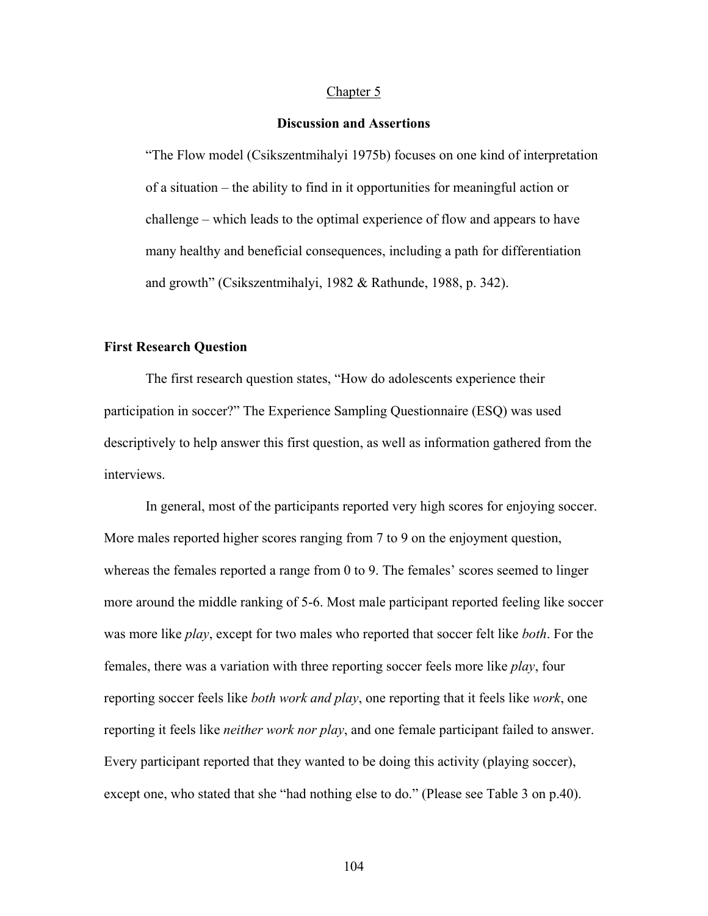Chapter 5

# Discussion and Assertions

> "The Flow model (Csikszentmihalyi 1975b) focuses on one kind of interpretation of a situation – the ability to find in it opportunities for meaningful action or challenge – which leads to the optimal experience of flow and appears to have many healthy and beneficial consequences, including a path for differentiation and growth" (Csikszentmihalyi, 1982 & Rathunde, 1988, p. 342).

## First Research Question

The first research question states, "How do adolescents experience their participation in soccer?" The Experience Sampling Questionnaire (ESQ) was used descriptively to help answer this first question, as well as information gathered from the interviews.

In general, most of the participants reported very high scores for enjoying soccer. More males reported higher scores ranging from 7 to 9 on the enjoyment question, whereas the females reported a range from 0 to 9. The females' scores seemed to linger more around the middle ranking of 5-6. Most male participant reported feeling like soccer was more like *play*, except for two males who reported that soccer felt like *both*. For the females, there was a variation with three reporting soccer feels more like *play*, four reporting soccer feels like *both work and play*, one reporting that it feels like *work*, one reporting it feels like *neither work nor play*, and one female participant failed to answer. Every participant reported that they wanted to be doing this activity (playing soccer), except one, who stated that she "had nothing else to do." (Please see Table 3 on p.40).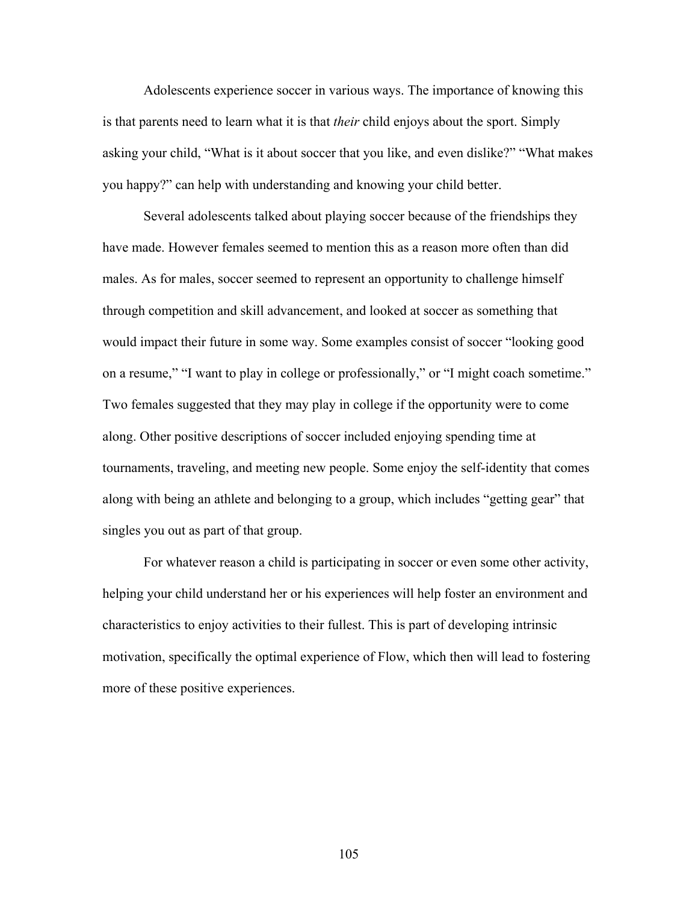Adolescents experience soccer in various ways. The importance of knowing this is that parents need to learn what it is that *their* child enjoys about the sport. Simply asking your child, “What is it about soccer that you like, and even dislike?” “What makes you happy?” can help with understanding and knowing your child better.

Several adolescents talked about playing soccer because of the friendships they have made. However females seemed to mention this as a reason more often than did males. As for males, soccer seemed to represent an opportunity to challenge himself through competition and skill advancement, and looked at soccer as something that would impact their future in some way. Some examples consist of soccer “looking good on a resume,” “I want to play in college or professionally,” or “I might coach sometime.” Two females suggested that they may play in college if the opportunity were to come along. Other positive descriptions of soccer included enjoying spending time at tournaments, traveling, and meeting new people. Some enjoy the self-identity that comes along with being an athlete and belonging to a group, which includes “getting gear” that singles you out as part of that group.

For whatever reason a child is participating in soccer or even some other activity, helping your child understand her or his experiences will help foster an environment and characteristics to enjoy activities to their fullest. This is part of developing intrinsic motivation, specifically the optimal experience of Flow, which then will lead to fostering more of these positive experiences.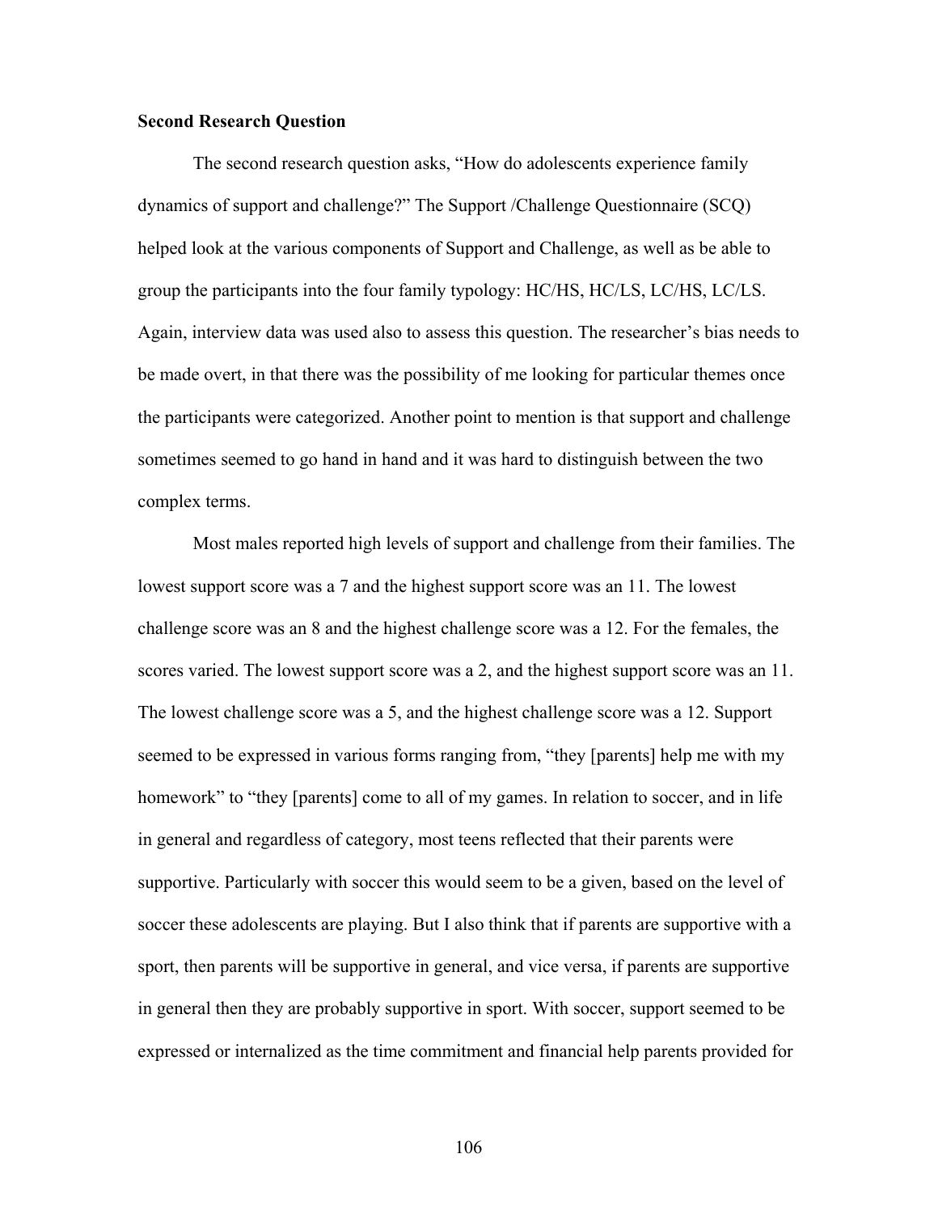**Second Research Question**

The second research question asks, "How do adolescents experience family dynamics of support and challenge?" The Support /Challenge Questionnaire (SCQ) helped look at the various components of Support and Challenge, as well as be able to group the participants into the four family typology: HC/HS, HC/LS, LC/HS, LC/LS. Again, interview data was used also to assess this question. The researcher's bias needs to be made overt, in that there was the possibility of me looking for particular themes once the participants were categorized. Another point to mention is that support and challenge sometimes seemed to go hand in hand and it was hard to distinguish between the two complex terms.

Most males reported high levels of support and challenge from their families. The lowest support score was a 7 and the highest support score was an 11. The lowest challenge score was an 8 and the highest challenge score was a 12. For the females, the scores varied. The lowest support score was a 2, and the highest support score was an 11. The lowest challenge score was a 5, and the highest challenge score was a 12. Support seemed to be expressed in various forms ranging from, "they [parents] help me with my homework" to "they [parents] come to all of my games. In relation to soccer, and in life in general and regardless of category, most teens reflected that their parents were supportive. Particularly with soccer this would seem to be a given, based on the level of soccer these adolescents are playing. But I also think that if parents are supportive with a sport, then parents will be supportive in general, and vice versa, if parents are supportive in general then they are probably supportive in sport. With soccer, support seemed to be expressed or internalized as the time commitment and financial help parents provided for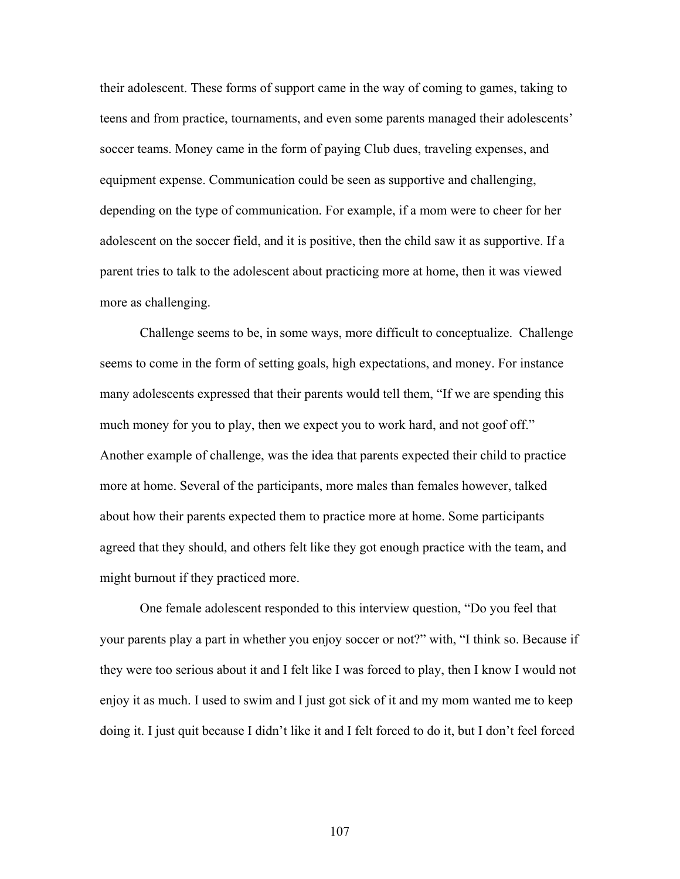their adolescent. These forms of support came in the way of coming to games, taking to teens and from practice, tournaments, and even some parents managed their adolescents' soccer teams. Money came in the form of paying Club dues, traveling expenses, and equipment expense. Communication could be seen as supportive and challenging, depending on the type of communication. For example, if a mom were to cheer for her adolescent on the soccer field, and it is positive, then the child saw it as supportive. If a parent tries to talk to the adolescent about practicing more at home, then it was viewed more as challenging.

Challenge seems to be, in some ways, more difficult to conceptualize. Challenge seems to come in the form of setting goals, high expectations, and money. For instance many adolescents expressed that their parents would tell them, "If we are spending this much money for you to play, then we expect you to work hard, and not goof off." Another example of challenge, was the idea that parents expected their child to practice more at home. Several of the participants, more males than females however, talked about how their parents expected them to practice more at home. Some participants agreed that they should, and others felt like they got enough practice with the team, and might burnout if they practiced more.

One female adolescent responded to this interview question, "Do you feel that your parents play a part in whether you enjoy soccer or not?" with, "I think so. Because if they were too serious about it and I felt like I was forced to play, then I know I would not enjoy it as much. I used to swim and I just got sick of it and my mom wanted me to keep doing it. I just quit because I didn't like it and I felt forced to do it, but I don't feel forced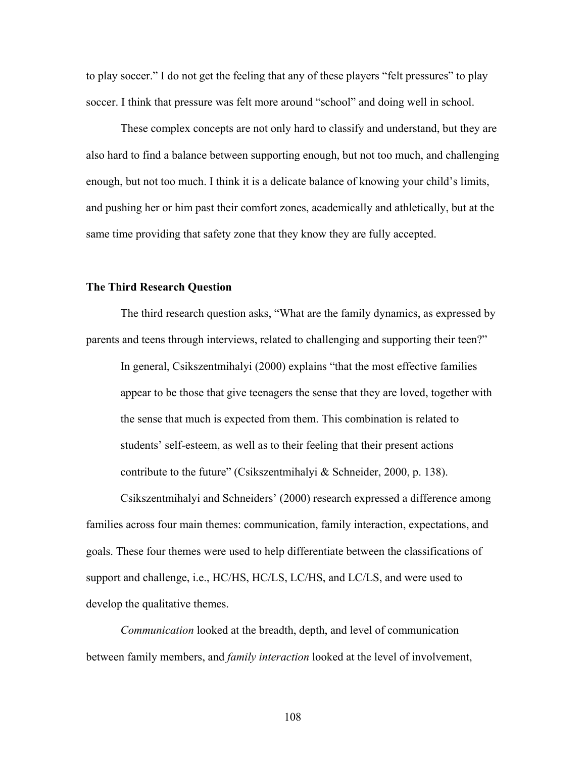to play soccer." I do not get the feeling that any of these players "felt pressures" to play soccer. I think that pressure was felt more around "school" and doing well in school.

These complex concepts are not only hard to classify and understand, but they are also hard to find a balance between supporting enough, but not too much, and challenging enough, but not too much. I think it is a delicate balance of knowing your child's limits, and pushing her or him past their comfort zones, academically and athletically, but at the same time providing that safety zone that they know they are fully accepted.

**The Third Research Question**

The third research question asks, "What are the family dynamics, as expressed by parents and teens through interviews, related to challenging and supporting their teen?"

> In general, Csikszentmihalyi (2000) explains "that the most effective families appear to be those that give teenagers the sense that they are loved, together with the sense that much is expected from them. This combination is related to students' self-esteem, as well as to their feeling that their present actions contribute to the future" (Csikszentmihalyi & Schneider, 2000, p. 138).

Csikszentmihalyi and Schneiders' (2000) research expressed a difference among families across four main themes: communication, family interaction, expectations, and goals. These four themes were used to help differentiate between the classifications of support and challenge, i.e., HC/HS, HC/LS, LC/HS, and LC/LS, and were used to develop the qualitative themes.

*Communication* looked at the breadth, depth, and level of communication between family members, and *family interaction* looked at the level of involvement,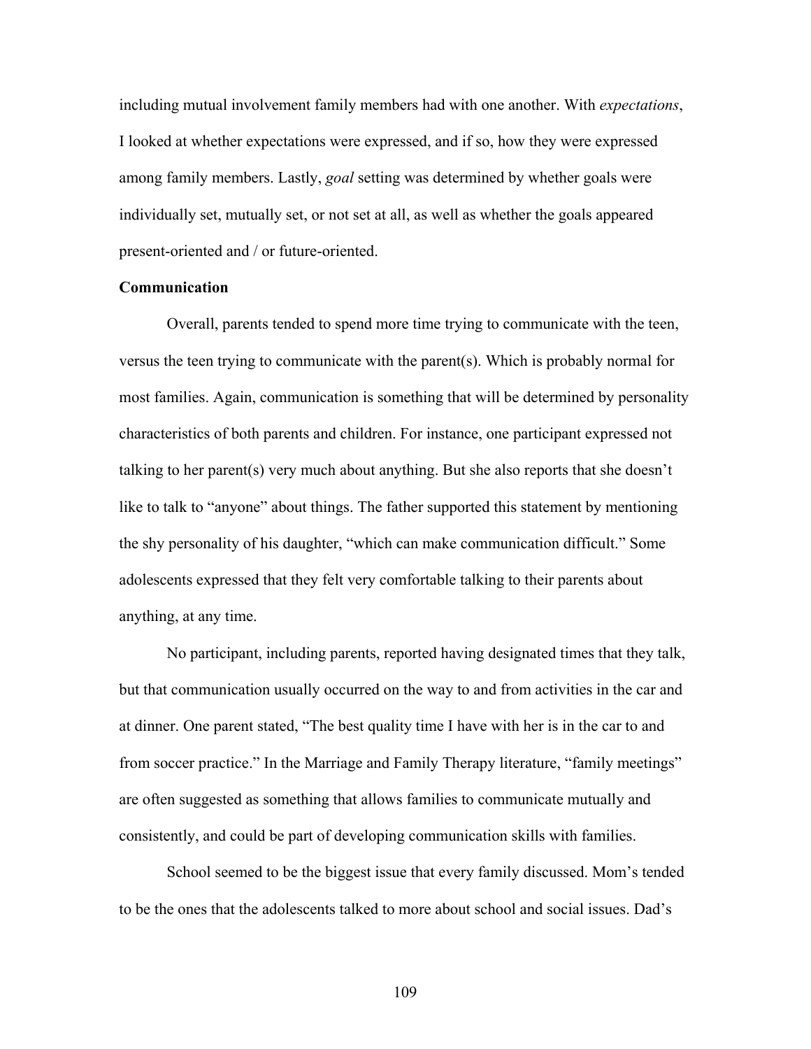including mutual involvement family members had with one another. With *expectations*, I looked at whether expectations were expressed, and if so, how they were expressed among family members. Lastly, *goal* setting was determined by whether goals were individually set, mutually set, or not set at all, as well as whether the goals appeared present-oriented and / or future-oriented.

**Communication**

Overall, parents tended to spend more time trying to communicate with the teen, versus the teen trying to communicate with the parent(s). Which is probably normal for most families. Again, communication is something that will be determined by personality characteristics of both parents and children. For instance, one participant expressed not talking to her parent(s) very much about anything. But she also reports that she doesn't like to talk to "anyone" about things. The father supported this statement by mentioning the shy personality of his daughter, "which can make communication difficult." Some adolescents expressed that they felt very comfortable talking to their parents about anything, at any time.

No participant, including parents, reported having designated times that they talk, but that communication usually occurred on the way to and from activities in the car and at dinner. One parent stated, "The best quality time I have with her is in the car to and from soccer practice." In the Marriage and Family Therapy literature, "family meetings" are often suggested as something that allows families to communicate mutually and consistently, and could be part of developing communication skills with families.

School seemed to be the biggest issue that every family discussed. Mom's tended to be the ones that the adolescents talked to more about school and social issues. Dad's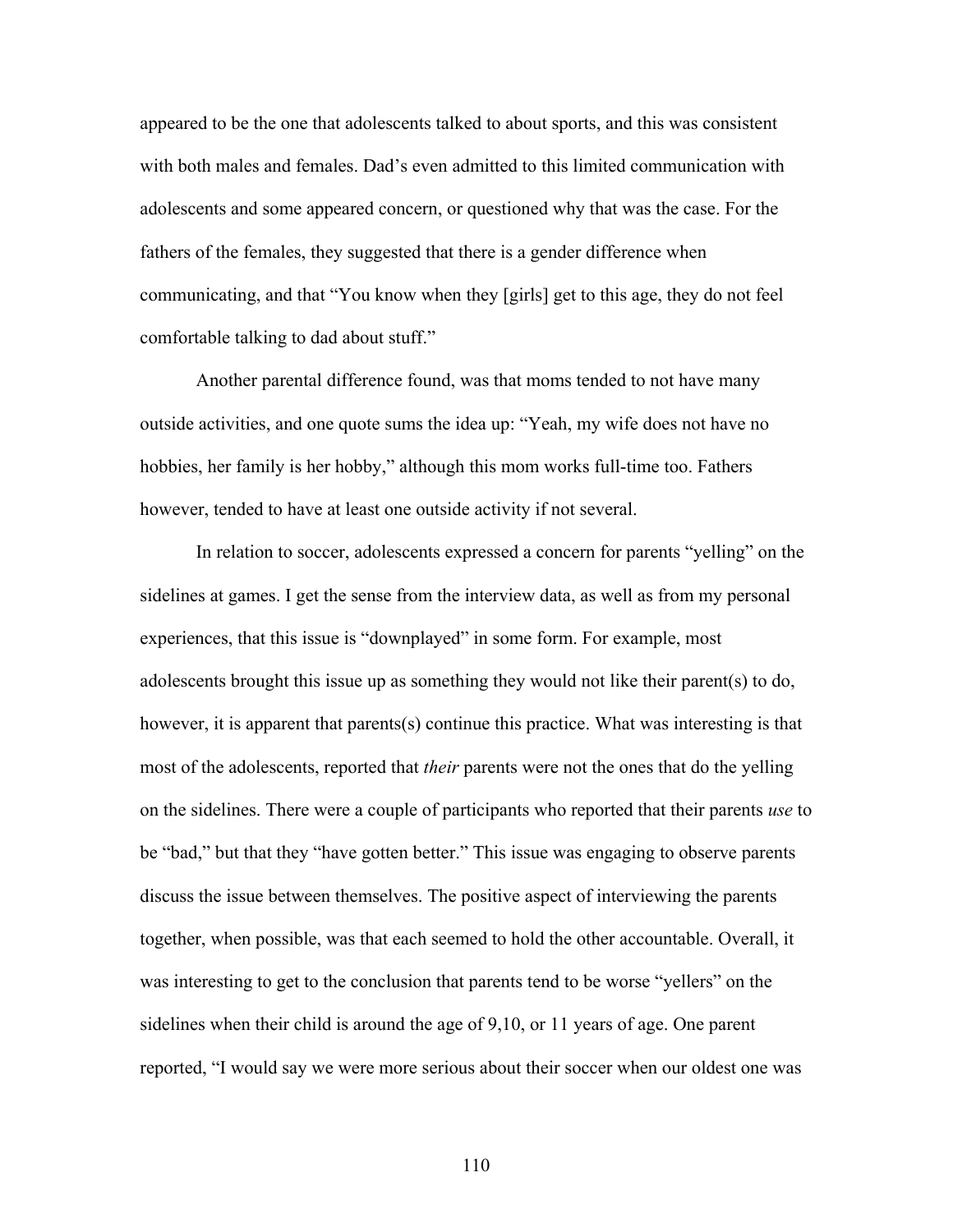appeared to be the one that adolescents talked to about sports, and this was consistent with both males and females. Dad's even admitted to this limited communication with adolescents and some appeared concern, or questioned why that was the case. For the fathers of the females, they suggested that there is a gender difference when communicating, and that "You know when they [girls] get to this age, they do not feel comfortable talking to dad about stuff."

Another parental difference found, was that moms tended to not have many outside activities, and one quote sums the idea up: "Yeah, my wife does not have no hobbies, her family is her hobby," although this mom works full-time too. Fathers however, tended to have at least one outside activity if not several.

In relation to soccer, adolescents expressed a concern for parents "yelling" on the sidelines at games. I get the sense from the interview data, as well as from my personal experiences, that this issue is "downplayed" in some form. For example, most adolescents brought this issue up as something they would not like their parent(s) to do, however, it is apparent that parents(s) continue this practice. What was interesting is that most of the adolescents, reported that *their* parents were not the ones that do the yelling on the sidelines. There were a couple of participants who reported that their parents *use* to be "bad," but that they "have gotten better." This issue was engaging to observe parents discuss the issue between themselves. The positive aspect of interviewing the parents together, when possible, was that each seemed to hold the other accountable. Overall, it was interesting to get to the conclusion that parents tend to be worse "yellers" on the sidelines when their child is around the age of 9,10, or 11 years of age. One parent reported, "I would say we were more serious about their soccer when our oldest one was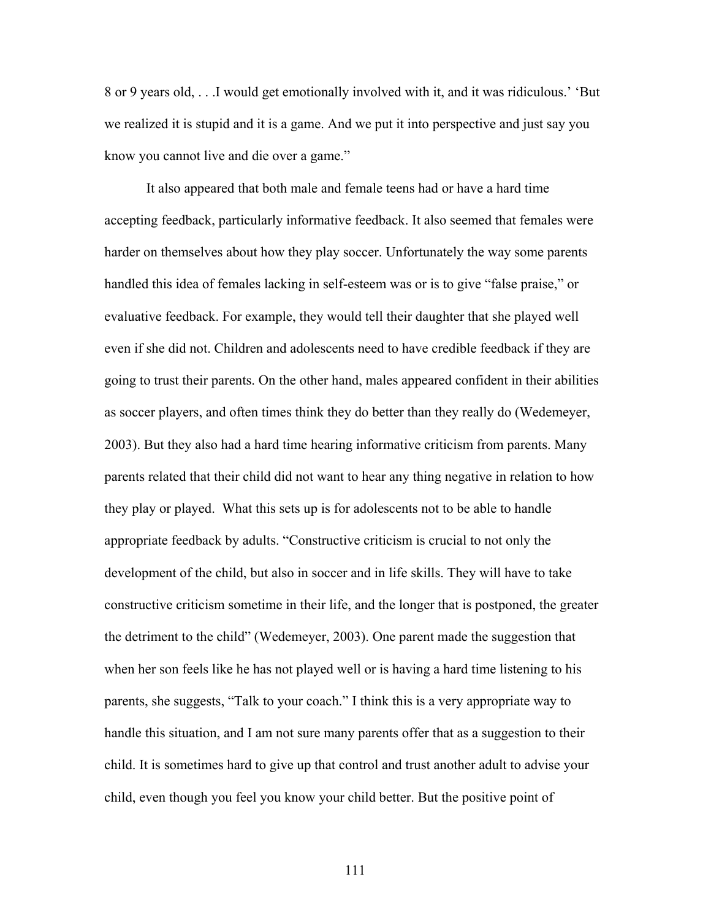8 or 9 years old, . . .I would get emotionally involved with it, and it was ridiculous.' 'But we realized it is stupid and it is a game. And we put it into perspective and just say you know you cannot live and die over a game."

It also appeared that both male and female teens had or have a hard time accepting feedback, particularly informative feedback. It also seemed that females were harder on themselves about how they play soccer. Unfortunately the way some parents handled this idea of females lacking in self-esteem was or is to give "false praise," or evaluative feedback. For example, they would tell their daughter that she played well even if she did not. Children and adolescents need to have credible feedback if they are going to trust their parents. On the other hand, males appeared confident in their abilities as soccer players, and often times think they do better than they really do (Wedemeyer, 2003). But they also had a hard time hearing informative criticism from parents. Many parents related that their child did not want to hear any thing negative in relation to how they play or played. What this sets up is for adolescents not to be able to handle appropriate feedback by adults. "Constructive criticism is crucial to not only the development of the child, but also in soccer and in life skills. They will have to take constructive criticism sometime in their life, and the longer that is postponed, the greater the detriment to the child" (Wedemeyer, 2003). One parent made the suggestion that when her son feels like he has not played well or is having a hard time listening to his parents, she suggests, "Talk to your coach." I think this is a very appropriate way to handle this situation, and I am not sure many parents offer that as a suggestion to their child. It is sometimes hard to give up that control and trust another adult to advise your child, even though you feel you know your child better. But the positive point of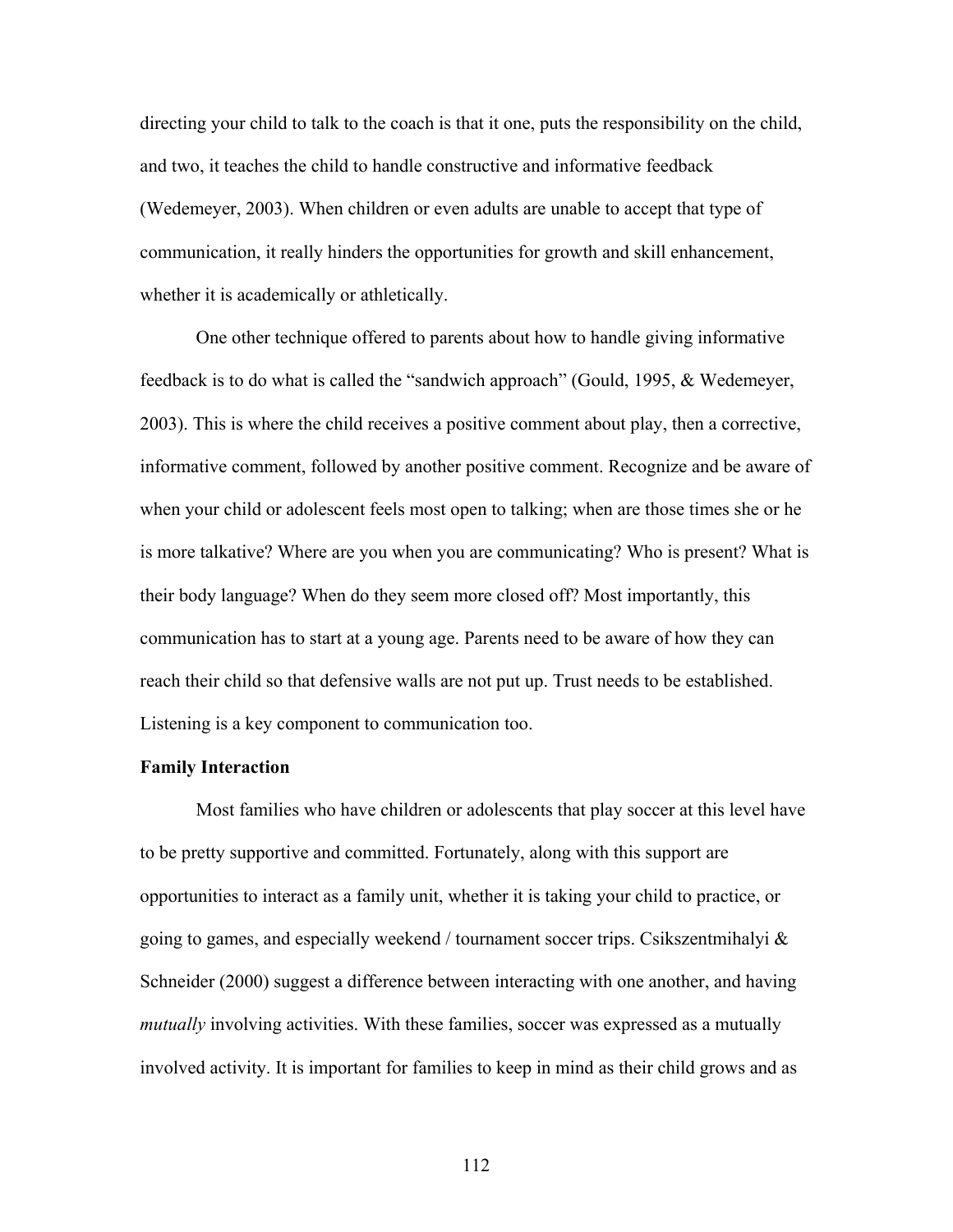directing your child to talk to the coach is that it one, puts the responsibility on the child, and two, it teaches the child to handle constructive and informative feedback (Wedemeyer, 2003). When children or even adults are unable to accept that type of communication, it really hinders the opportunities for growth and skill enhancement, whether it is academically or athletically.

One other technique offered to parents about how to handle giving informative feedback is to do what is called the "sandwich approach" (Gould, 1995, & Wedemeyer, 2003). This is where the child receives a positive comment about play, then a corrective, informative comment, followed by another positive comment. Recognize and be aware of when your child or adolescent feels most open to talking; when are those times she or he is more talkative? Where are you when you are communicating? Who is present? What is their body language? When do they seem more closed off? Most importantly, this communication has to start at a young age. Parents need to be aware of how they can reach their child so that defensive walls are not put up. Trust needs to be established. Listening is a key component to communication too.

**Family Interaction**

Most families who have children or adolescents that play soccer at this level have to be pretty supportive and committed. Fortunately, along with this support are opportunities to interact as a family unit, whether it is taking your child to practice, or going to games, and especially weekend / tournament soccer trips. Csikszentmihalyi & Schneider (2000) suggest a difference between interacting with one another, and having *mutually* involving activities. With these families, soccer was expressed as a mutually involved activity. It is important for families to keep in mind as their child grows and as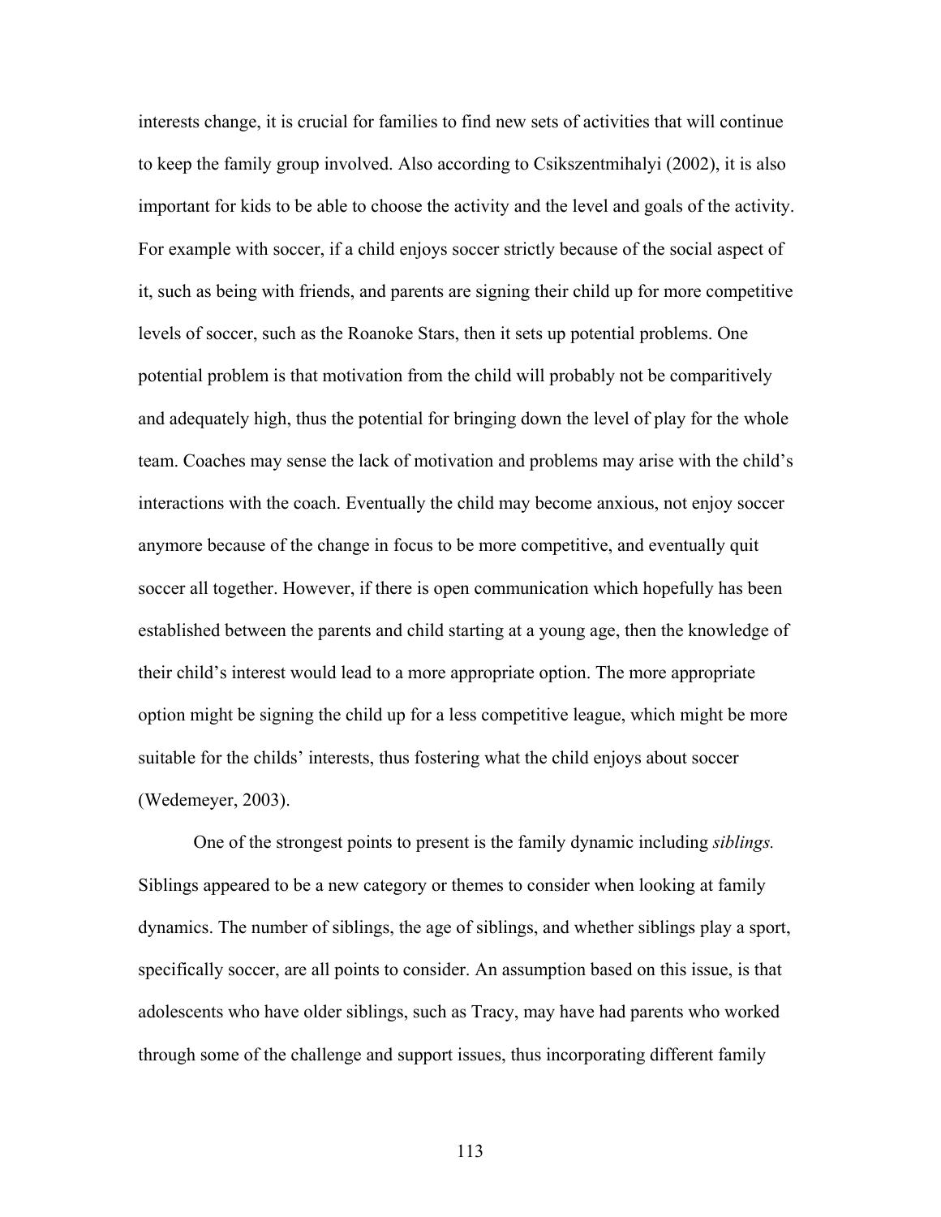interests change, it is crucial for families to find new sets of activities that will continue to keep the family group involved. Also according to Csikszentmihalyi (2002), it is also important for kids to be able to choose the activity and the level and goals of the activity. For example with soccer, if a child enjoys soccer strictly because of the social aspect of it, such as being with friends, and parents are signing their child up for more competitive levels of soccer, such as the Roanoke Stars, then it sets up potential problems. One potential problem is that motivation from the child will probably not be comparitively and adequately high, thus the potential for bringing down the level of play for the whole team. Coaches may sense the lack of motivation and problems may arise with the child's interactions with the coach. Eventually the child may become anxious, not enjoy soccer anymore because of the change in focus to be more competitive, and eventually quit soccer all together. However, if there is open communication which hopefully has been established between the parents and child starting at a young age, then the knowledge of their child's interest would lead to a more appropriate option. The more appropriate option might be signing the child up for a less competitive league, which might be more suitable for the childs' interests, thus fostering what the child enjoys about soccer (Wedemeyer, 2003).

One of the strongest points to present is the family dynamic including *siblings.* Siblings appeared to be a new category or themes to consider when looking at family dynamics. The number of siblings, the age of siblings, and whether siblings play a sport, specifically soccer, are all points to consider. An assumption based on this issue, is that adolescents who have older siblings, such as Tracy, may have had parents who worked through some of the challenge and support issues, thus incorporating different family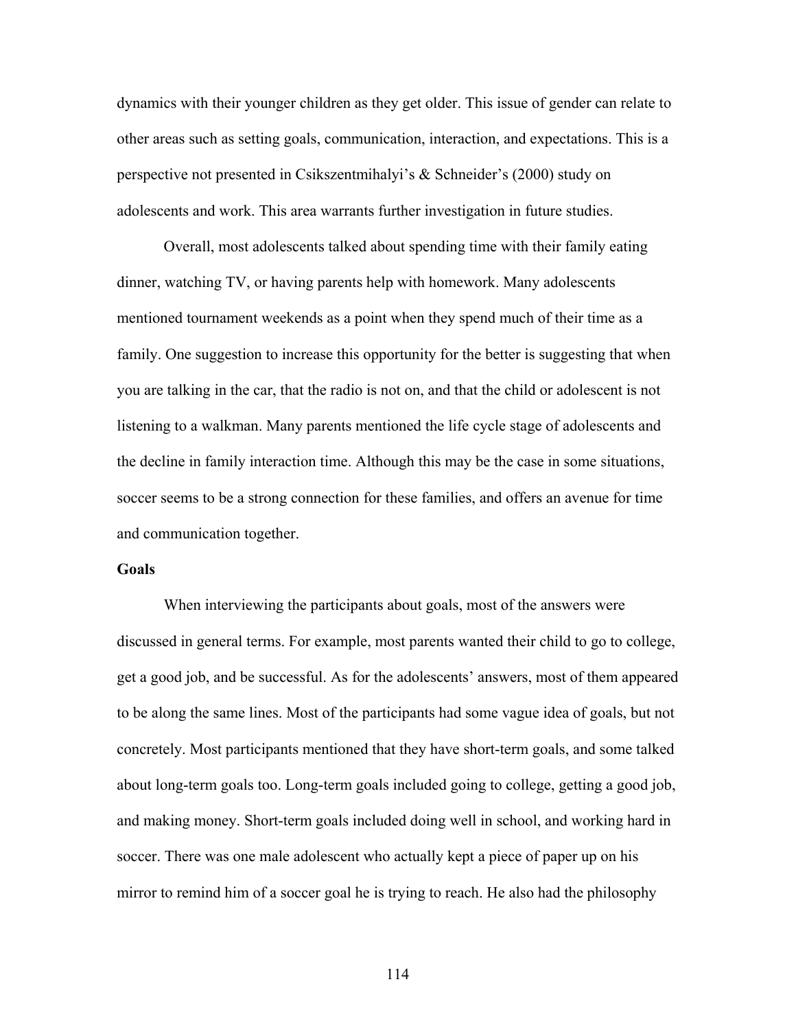dynamics with their younger children as they get older. This issue of gender can relate to other areas such as setting goals, communication, interaction, and expectations. This is a perspective not presented in Csikszentmihalyi's & Schneider's (2000) study on adolescents and work. This area warrants further investigation in future studies.

Overall, most adolescents talked about spending time with their family eating dinner, watching TV, or having parents help with homework. Many adolescents mentioned tournament weekends as a point when they spend much of their time as a family. One suggestion to increase this opportunity for the better is suggesting that when you are talking in the car, that the radio is not on, and that the child or adolescent is not listening to a walkman. Many parents mentioned the life cycle stage of adolescents and the decline in family interaction time. Although this may be the case in some situations, soccer seems to be a strong connection for these families, and offers an avenue for time and communication together.

**Goals**

When interviewing the participants about goals, most of the answers were discussed in general terms. For example, most parents wanted their child to go to college, get a good job, and be successful. As for the adolescents' answers, most of them appeared to be along the same lines. Most of the participants had some vague idea of goals, but not concretely. Most participants mentioned that they have short-term goals, and some talked about long-term goals too. Long-term goals included going to college, getting a good job, and making money. Short-term goals included doing well in school, and working hard in soccer. There was one male adolescent who actually kept a piece of paper up on his mirror to remind him of a soccer goal he is trying to reach. He also had the philosophy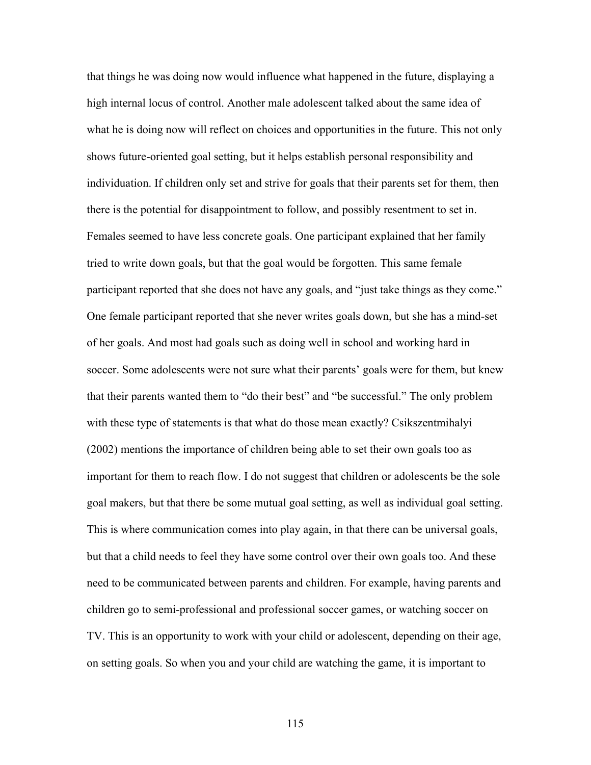that things he was doing now would influence what happened in the future, displaying a high internal locus of control. Another male adolescent talked about the same idea of what he is doing now will reflect on choices and opportunities in the future. This not only shows future-oriented goal setting, but it helps establish personal responsibility and individuation. If children only set and strive for goals that their parents set for them, then there is the potential for disappointment to follow, and possibly resentment to set in. Females seemed to have less concrete goals. One participant explained that her family tried to write down goals, but that the goal would be forgotten. This same female participant reported that she does not have any goals, and "just take things as they come." One female participant reported that she never writes goals down, but she has a mind-set of her goals. And most had goals such as doing well in school and working hard in soccer. Some adolescents were not sure what their parents' goals were for them, but knew that their parents wanted them to "do their best" and "be successful." The only problem with these type of statements is that what do those mean exactly? Csikszentmihalyi (2002) mentions the importance of children being able to set their own goals too as important for them to reach flow. I do not suggest that children or adolescents be the sole goal makers, but that there be some mutual goal setting, as well as individual goal setting. This is where communication comes into play again, in that there can be universal goals, but that a child needs to feel they have some control over their own goals too. And these need to be communicated between parents and children. For example, having parents and children go to semi-professional and professional soccer games, or watching soccer on TV. This is an opportunity to work with your child or adolescent, depending on their age, on setting goals. So when you and your child are watching the game, it is important to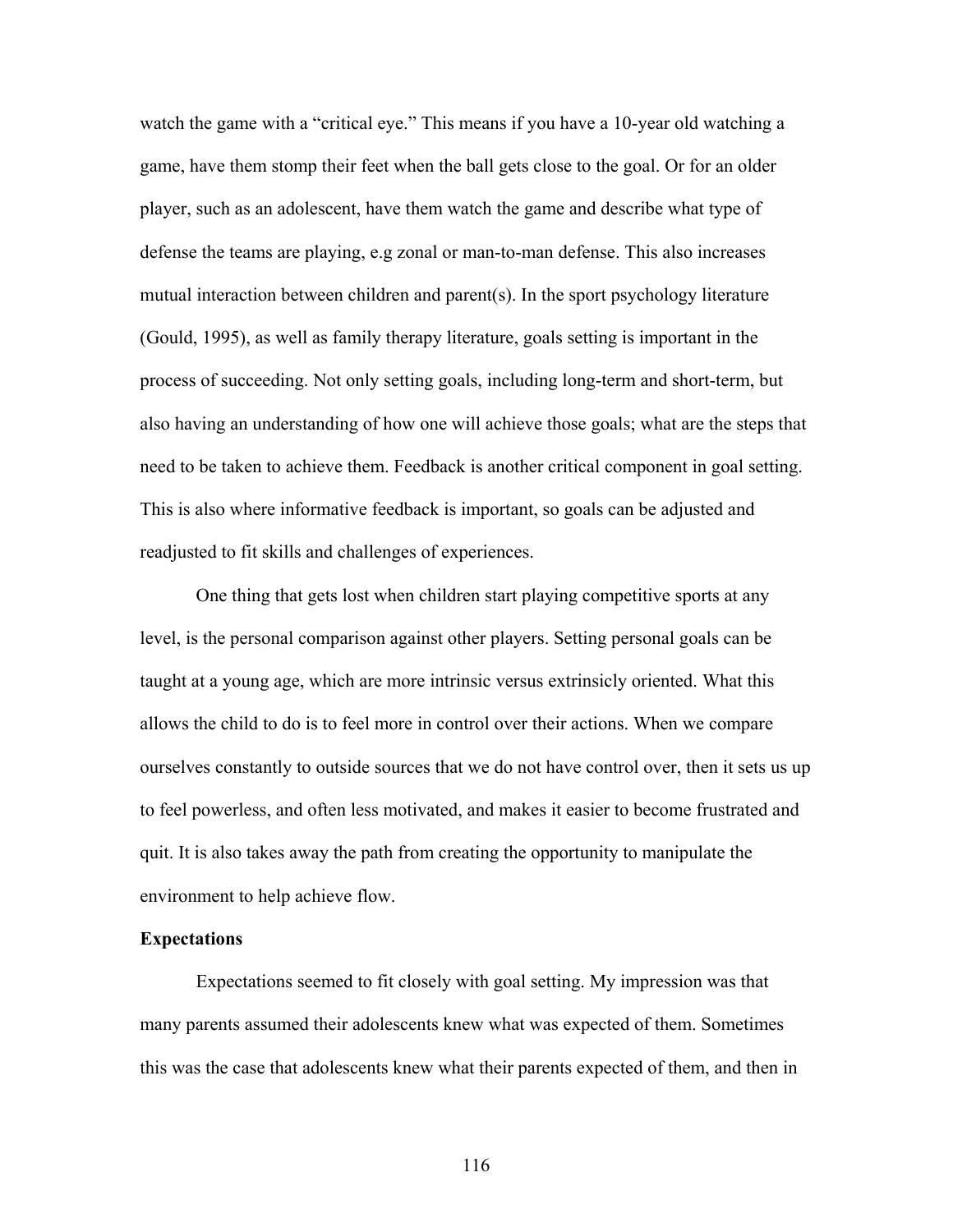watch the game with a "critical eye." This means if you have a 10-year old watching a game, have them stomp their feet when the ball gets close to the goal. Or for an older player, such as an adolescent, have them watch the game and describe what type of defense the teams are playing, e.g zonal or man-to-man defense. This also increases mutual interaction between children and parent(s). In the sport psychology literature (Gould, 1995), as well as family therapy literature, goals setting is important in the process of succeeding. Not only setting goals, including long-term and short-term, but also having an understanding of how one will achieve those goals; what are the steps that need to be taken to achieve them. Feedback is another critical component in goal setting. This is also where informative feedback is important, so goals can be adjusted and readjusted to fit skills and challenges of experiences.

One thing that gets lost when children start playing competitive sports at any level, is the personal comparison against other players. Setting personal goals can be taught at a young age, which are more intrinsic versus extrinsicly oriented. What this allows the child to do is to feel more in control over their actions. When we compare ourselves constantly to outside sources that we do not have control over, then it sets us up to feel powerless, and often less motivated, and makes it easier to become frustrated and quit. It is also takes away the path from creating the opportunity to manipulate the environment to help achieve flow.

**Expectations**

Expectations seemed to fit closely with goal setting. My impression was that many parents assumed their adolescents knew what was expected of them. Sometimes this was the case that adolescents knew what their parents expected of them, and then in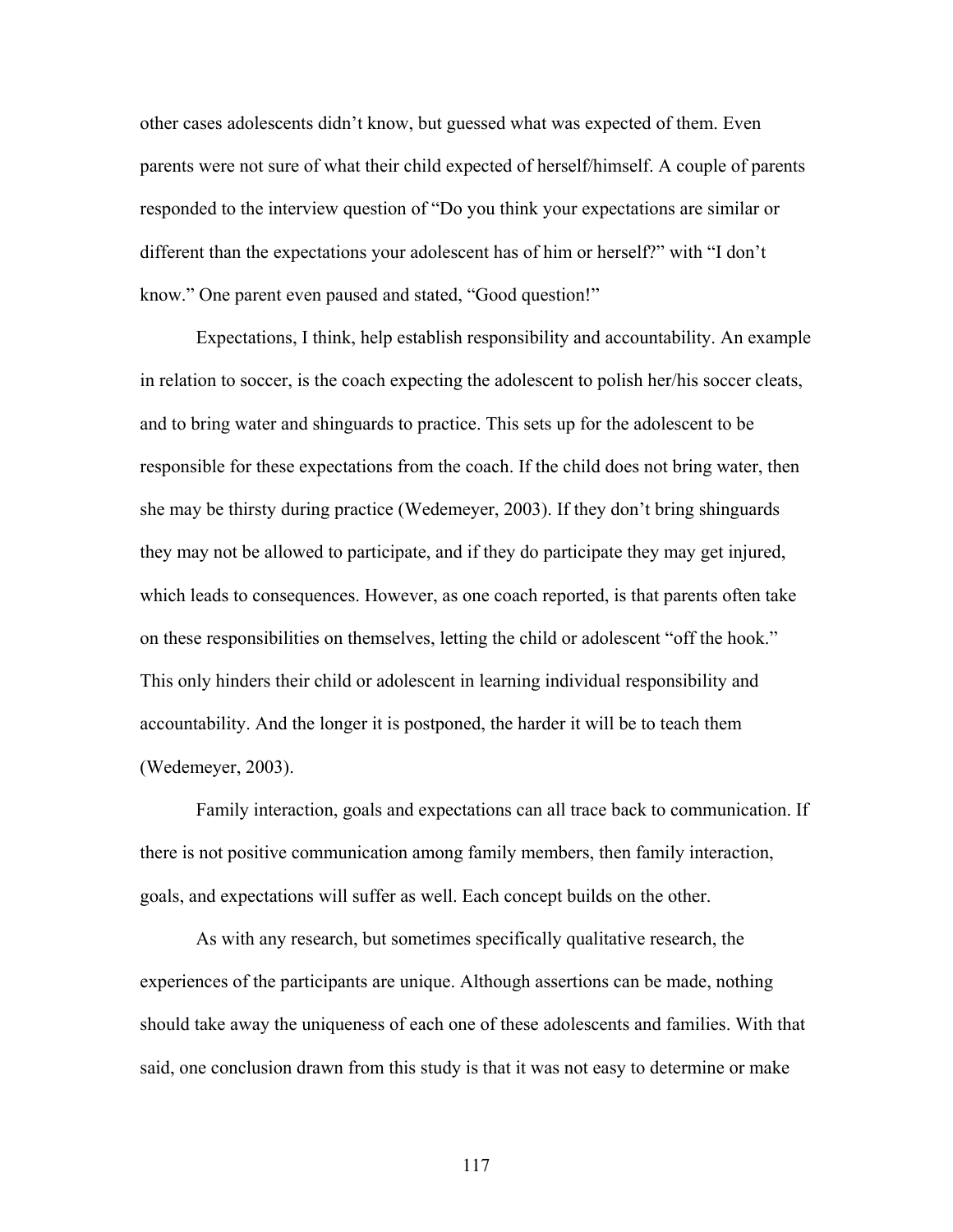other cases adolescents didn't know, but guessed what was expected of them. Even parents were not sure of what their child expected of herself/himself. A couple of parents responded to the interview question of "Do you think your expectations are similar or different than the expectations your adolescent has of him or herself?" with "I don't know." One parent even paused and stated, "Good question!"

Expectations, I think, help establish responsibility and accountability. An example in relation to soccer, is the coach expecting the adolescent to polish her/his soccer cleats, and to bring water and shinguards to practice. This sets up for the adolescent to be responsible for these expectations from the coach. If the child does not bring water, then she may be thirsty during practice (Wedemeyer, 2003). If they don't bring shinguards they may not be allowed to participate, and if they do participate they may get injured, which leads to consequences. However, as one coach reported, is that parents often take on these responsibilities on themselves, letting the child or adolescent "off the hook." This only hinders their child or adolescent in learning individual responsibility and accountability. And the longer it is postponed, the harder it will be to teach them (Wedemeyer, 2003).

Family interaction, goals and expectations can all trace back to communication. If there is not positive communication among family members, then family interaction, goals, and expectations will suffer as well. Each concept builds on the other.

As with any research, but sometimes specifically qualitative research, the experiences of the participants are unique. Although assertions can be made, nothing should take away the uniqueness of each one of these adolescents and families. With that said, one conclusion drawn from this study is that it was not easy to determine or make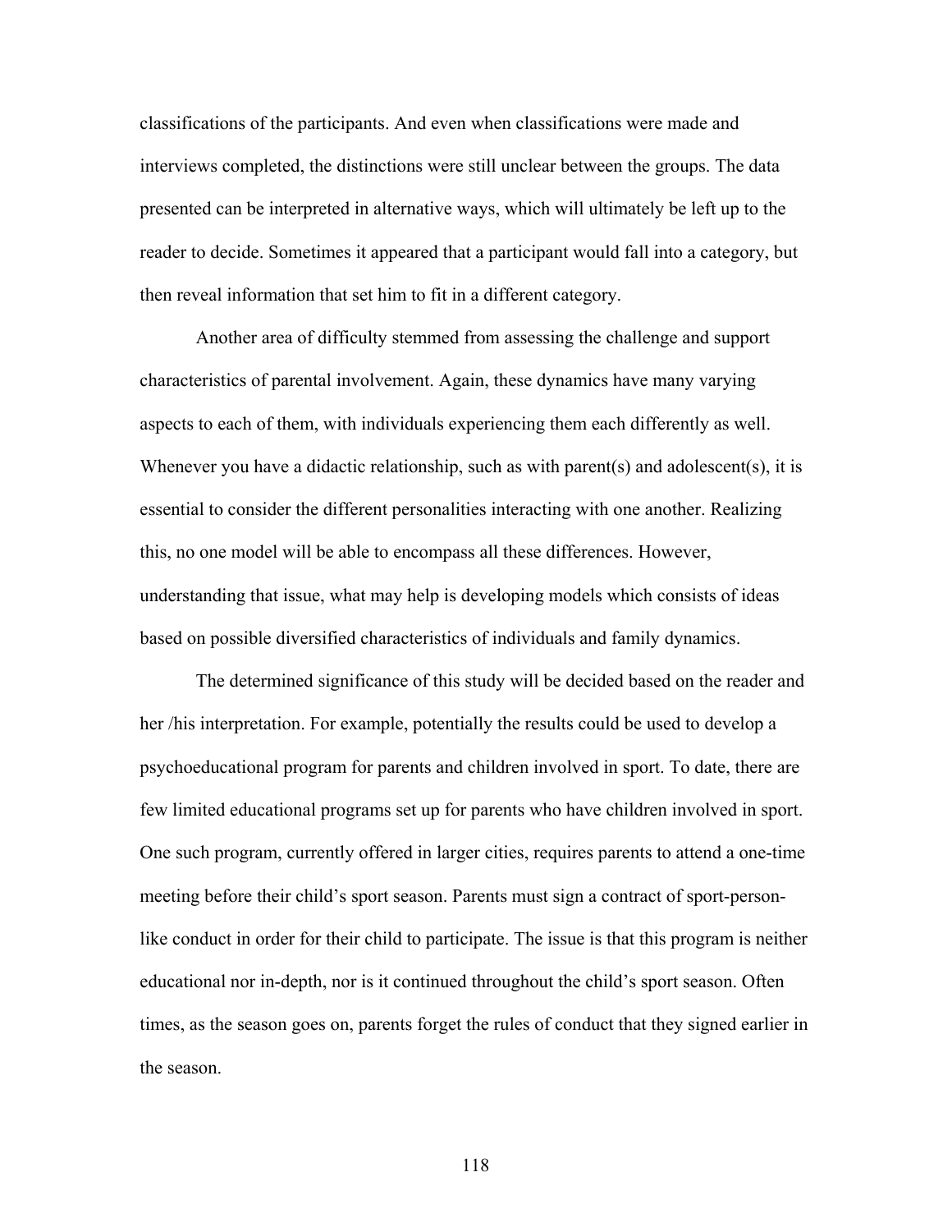classifications of the participants. And even when classifications were made and interviews completed, the distinctions were still unclear between the groups. The data presented can be interpreted in alternative ways, which will ultimately be left up to the reader to decide. Sometimes it appeared that a participant would fall into a category, but then reveal information that set him to fit in a different category.

Another area of difficulty stemmed from assessing the challenge and support characteristics of parental involvement. Again, these dynamics have many varying aspects to each of them, with individuals experiencing them each differently as well. Whenever you have a didactic relationship, such as with parent(s) and adolescent(s), it is essential to consider the different personalities interacting with one another. Realizing this, no one model will be able to encompass all these differences. However, understanding that issue, what may help is developing models which consists of ideas based on possible diversified characteristics of individuals and family dynamics.

The determined significance of this study will be decided based on the reader and her /his interpretation. For example, potentially the results could be used to develop a psychoeducational program for parents and children involved in sport. To date, there are few limited educational programs set up for parents who have children involved in sport. One such program, currently offered in larger cities, requires parents to attend a one-time meeting before their child's sport season. Parents must sign a contract of sport-person-like conduct in order for their child to participate. The issue is that this program is neither educational nor in-depth, nor is it continued throughout the child's sport season. Often times, as the season goes on, parents forget the rules of conduct that they signed earlier in the season.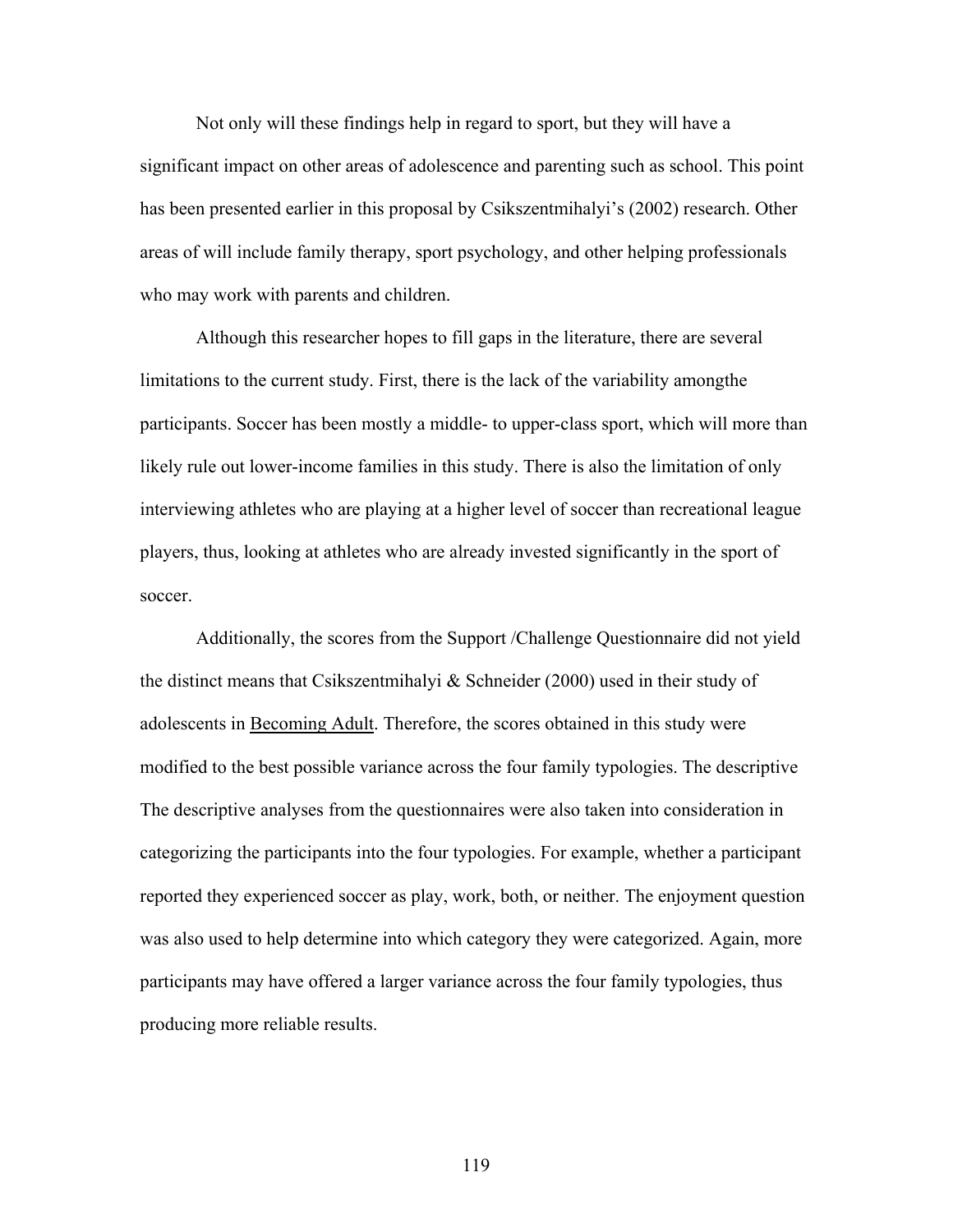Not only will these findings help in regard to sport, but they will have a significant impact on other areas of adolescence and parenting such as school. This point has been presented earlier in this proposal by Csikszentmihalyi's (2002) research. Other areas of will include family therapy, sport psychology, and other helping professionals who may work with parents and children.

Although this researcher hopes to fill gaps in the literature, there are several limitations to the current study. First, there is the lack of the variability amongthe participants. Soccer has been mostly a middle- to upper-class sport, which will more than likely rule out lower-income families in this study. There is also the limitation of only interviewing athletes who are playing at a higher level of soccer than recreational league players, thus, looking at athletes who are already invested significantly in the sport of soccer.

Additionally, the scores from the Support /Challenge Questionnaire did not yield the distinct means that Csikszentmihalyi & Schneider (2000) used in their study of adolescents in Becoming Adult. Therefore, the scores obtained in this study were modified to the best possible variance across the four family typologies. The descriptive The descriptive analyses from the questionnaires were also taken into consideration in categorizing the participants into the four typologies. For example, whether a participant reported they experienced soccer as play, work, both, or neither. The enjoyment question was also used to help determine into which category they were categorized. Again, more participants may have offered a larger variance across the four family typologies, thus producing more reliable results.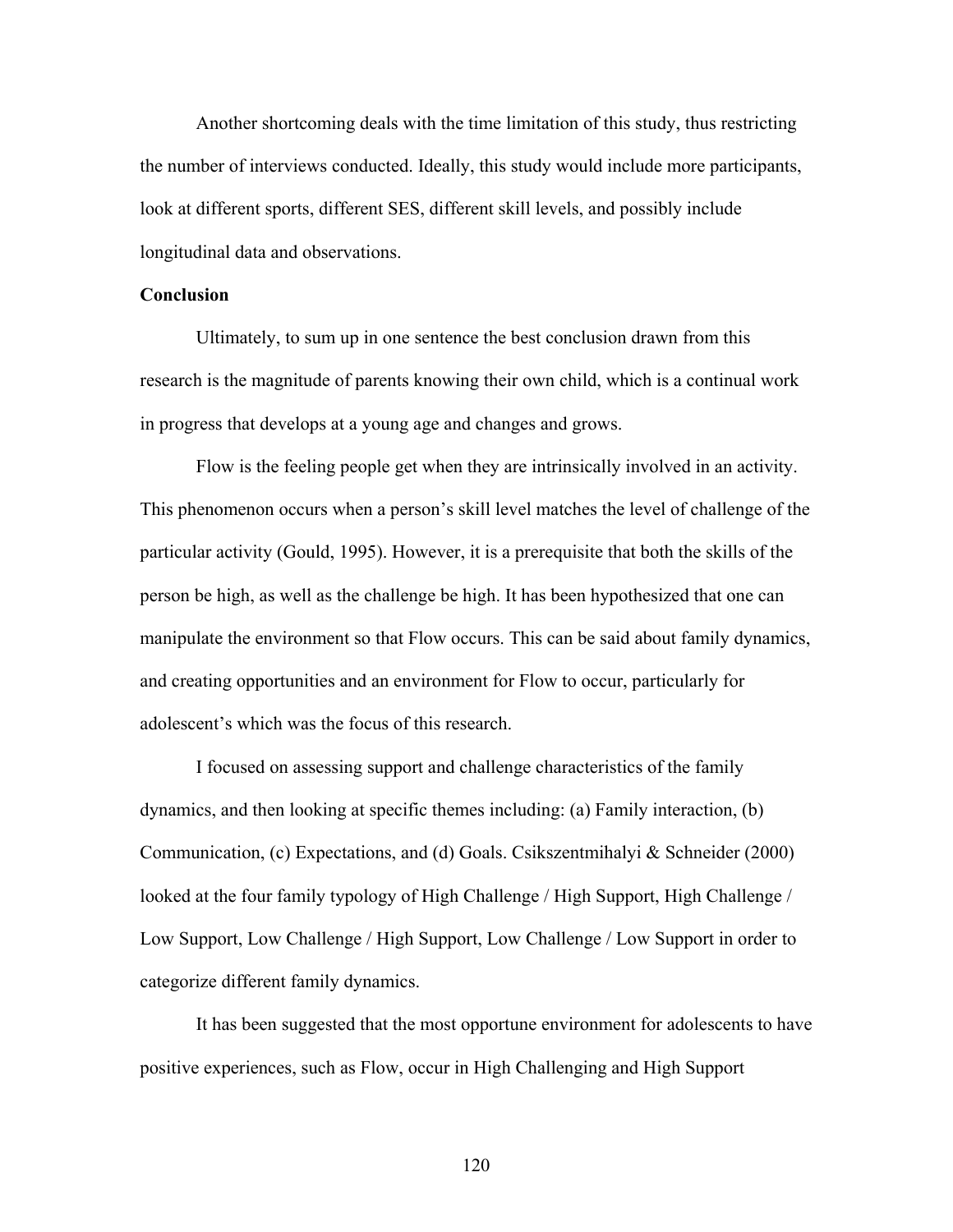Another shortcoming deals with the time limitation of this study, thus restricting the number of interviews conducted. Ideally, this study would include more participants, look at different sports, different SES, different skill levels, and possibly include longitudinal data and observations.

**Conclusion**

Ultimately, to sum up in one sentence the best conclusion drawn from this research is the magnitude of parents knowing their own child, which is a continual work in progress that develops at a young age and changes and grows.

Flow is the feeling people get when they are intrinsically involved in an activity. This phenomenon occurs when a person's skill level matches the level of challenge of the particular activity (Gould, 1995). However, it is a prerequisite that both the skills of the person be high, as well as the challenge be high. It has been hypothesized that one can manipulate the environment so that Flow occurs. This can be said about family dynamics, and creating opportunities and an environment for Flow to occur, particularly for adolescent's which was the focus of this research.

I focused on assessing support and challenge characteristics of the family dynamics, and then looking at specific themes including: (a) Family interaction, (b) Communication, (c) Expectations, and (d) Goals. Csikszentmihalyi & Schneider (2000) looked at the four family typology of High Challenge / High Support, High Challenge / Low Support, Low Challenge / High Support, Low Challenge / Low Support in order to categorize different family dynamics.

It has been suggested that the most opportune environment for adolescents to have positive experiences, such as Flow, occur in High Challenging and High Support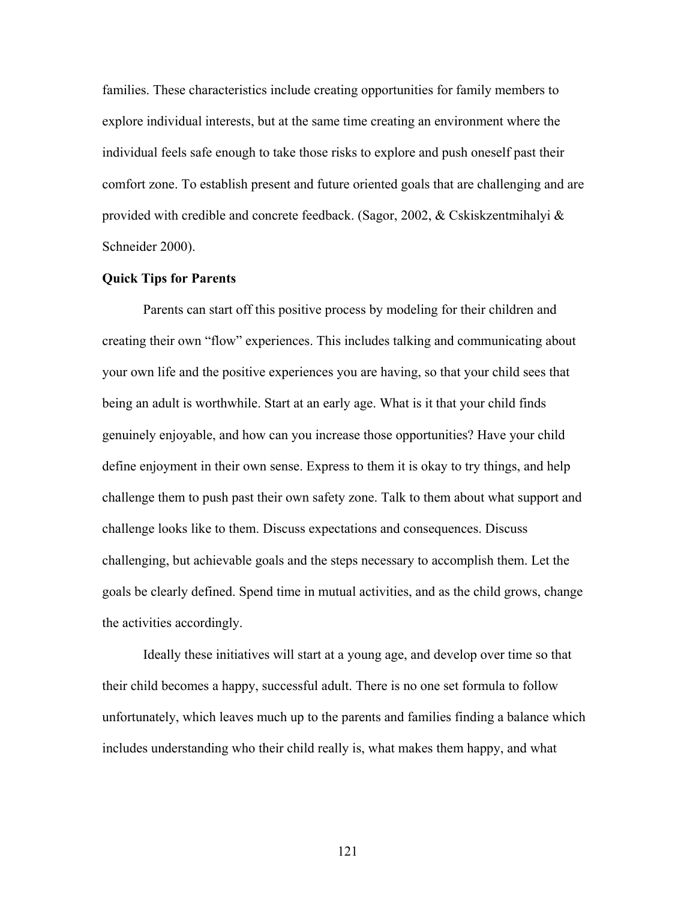families. These characteristics include creating opportunities for family members to explore individual interests, but at the same time creating an environment where the individual feels safe enough to take those risks to explore and push oneself past their comfort zone. To establish present and future oriented goals that are challenging and are provided with credible and concrete feedback. (Sagor, 2002, & Cskiskzentmihalyi & Schneider 2000).

**Quick Tips for Parents**

Parents can start off this positive process by modeling for their children and creating their own "flow" experiences. This includes talking and communicating about your own life and the positive experiences you are having, so that your child sees that being an adult is worthwhile. Start at an early age. What is it that your child finds genuinely enjoyable, and how can you increase those opportunities? Have your child define enjoyment in their own sense. Express to them it is okay to try things, and help challenge them to push past their own safety zone. Talk to them about what support and challenge looks like to them. Discuss expectations and consequences. Discuss challenging, but achievable goals and the steps necessary to accomplish them. Let the goals be clearly defined. Spend time in mutual activities, and as the child grows, change the activities accordingly.

Ideally these initiatives will start at a young age, and develop over time so that their child becomes a happy, successful adult. There is no one set formula to follow unfortunately, which leaves much up to the parents and families finding a balance which includes understanding who their child really is, what makes them happy, and what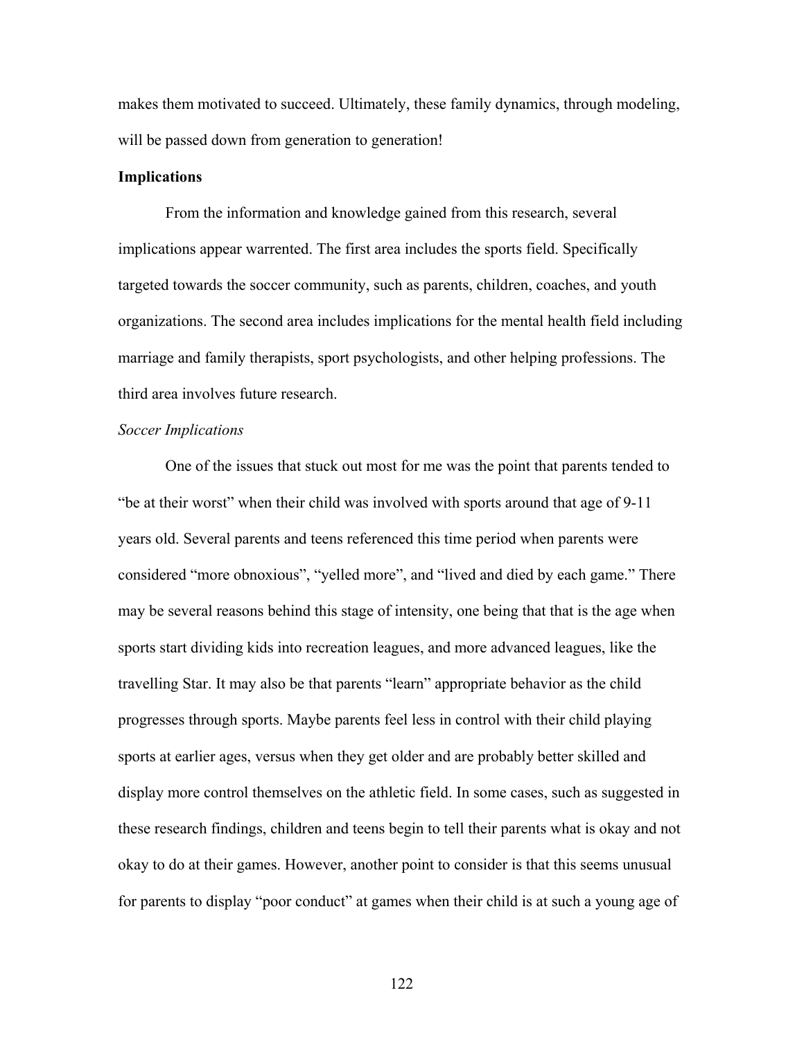makes them motivated to succeed. Ultimately, these family dynamics, through modeling, will be passed down from generation to generation!

**Implications**

From the information and knowledge gained from this research, several implications appear warrented. The first area includes the sports field. Specifically targeted towards the soccer community, such as parents, children, coaches, and youth organizations. The second area includes implications for the mental health field including marriage and family therapists, sport psychologists, and other helping professions. The third area involves future research.

*Soccer Implications*

One of the issues that stuck out most for me was the point that parents tended to "be at their worst" when their child was involved with sports around that age of 9-11 years old. Several parents and teens referenced this time period when parents were considered "more obnoxious", "yelled more", and "lived and died by each game." There may be several reasons behind this stage of intensity, one being that that is the age when sports start dividing kids into recreation leagues, and more advanced leagues, like the travelling Star. It may also be that parents "learn" appropriate behavior as the child progresses through sports. Maybe parents feel less in control with their child playing sports at earlier ages, versus when they get older and are probably better skilled and display more control themselves on the athletic field. In some cases, such as suggested in these research findings, children and teens begin to tell their parents what is okay and not okay to do at their games. However, another point to consider is that this seems unusual for parents to display "poor conduct" at games when their child is at such a young age of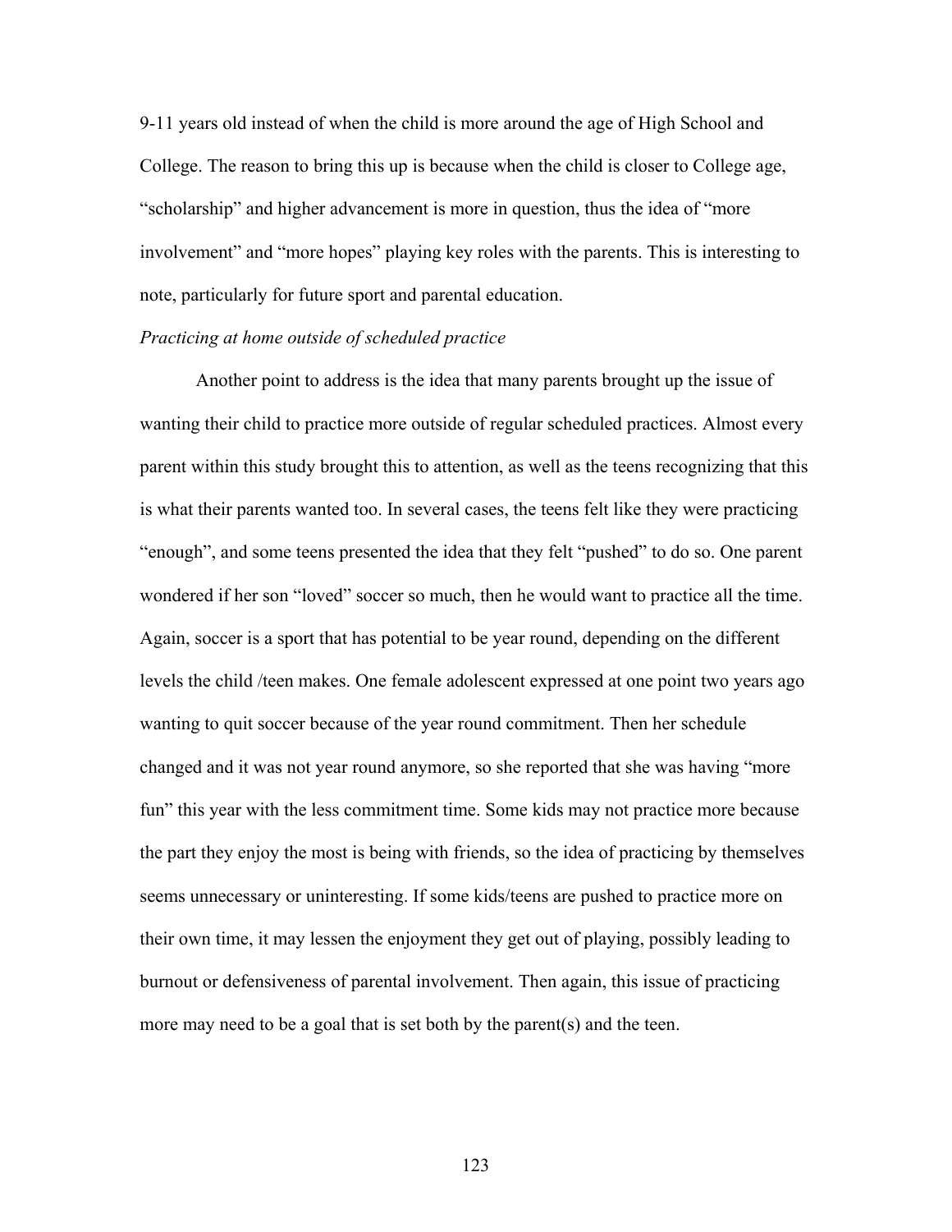9-11 years old instead of when the child is more around the age of High School and College. The reason to bring this up is because when the child is closer to College age, "scholarship" and higher advancement is more in question, thus the idea of "more involvement" and "more hopes" playing key roles with the parents. This is interesting to note, particularly for future sport and parental education.

*Practicing at home outside of scheduled practice*

Another point to address is the idea that many parents brought up the issue of wanting their child to practice more outside of regular scheduled practices. Almost every parent within this study brought this to attention, as well as the teens recognizing that this is what their parents wanted too. In several cases, the teens felt like they were practicing "enough", and some teens presented the idea that they felt "pushed" to do so. One parent wondered if her son "loved" soccer so much, then he would want to practice all the time. Again, soccer is a sport that has potential to be year round, depending on the different levels the child /teen makes. One female adolescent expressed at one point two years ago wanting to quit soccer because of the year round commitment. Then her schedule changed and it was not year round anymore, so she reported that she was having "more fun" this year with the less commitment time. Some kids may not practice more because the part they enjoy the most is being with friends, so the idea of practicing by themselves seems unnecessary or uninteresting. If some kids/teens are pushed to practice more on their own time, it may lessen the enjoyment they get out of playing, possibly leading to burnout or defensiveness of parental involvement. Then again, this issue of practicing more may need to be a goal that is set both by the parent(s) and the teen.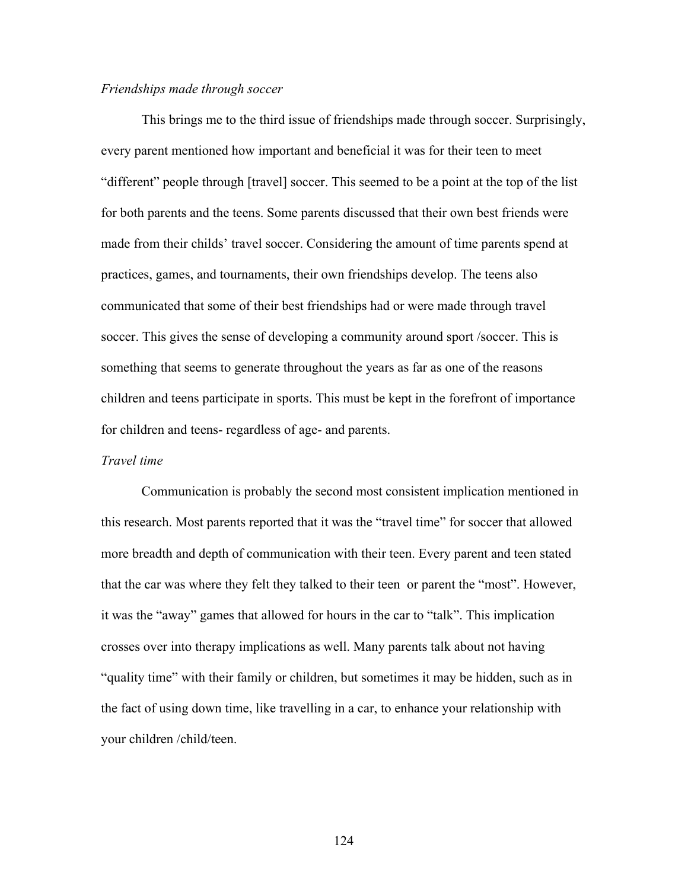*Friendships made through soccer*

This brings me to the third issue of friendships made through soccer. Surprisingly, every parent mentioned how important and beneficial it was for their teen to meet "different" people through [travel] soccer. This seemed to be a point at the top of the list for both parents and the teens. Some parents discussed that their own best friends were made from their childs' travel soccer. Considering the amount of time parents spend at practices, games, and tournaments, their own friendships develop. The teens also communicated that some of their best friendships had or were made through travel soccer. This gives the sense of developing a community around sport /soccer. This is something that seems to generate throughout the years as far as one of the reasons children and teens participate in sports. This must be kept in the forefront of importance for children and teens- regardless of age- and parents.

*Travel time*

Communication is probably the second most consistent implication mentioned in this research. Most parents reported that it was the "travel time" for soccer that allowed more breadth and depth of communication with their teen. Every parent and teen stated that the car was where they felt they talked to their teen or parent the "most". However, it was the "away" games that allowed for hours in the car to "talk". This implication crosses over into therapy implications as well. Many parents talk about not having "quality time" with their family or children, but sometimes it may be hidden, such as in the fact of using down time, like travelling in a car, to enhance your relationship with your children /child/teen.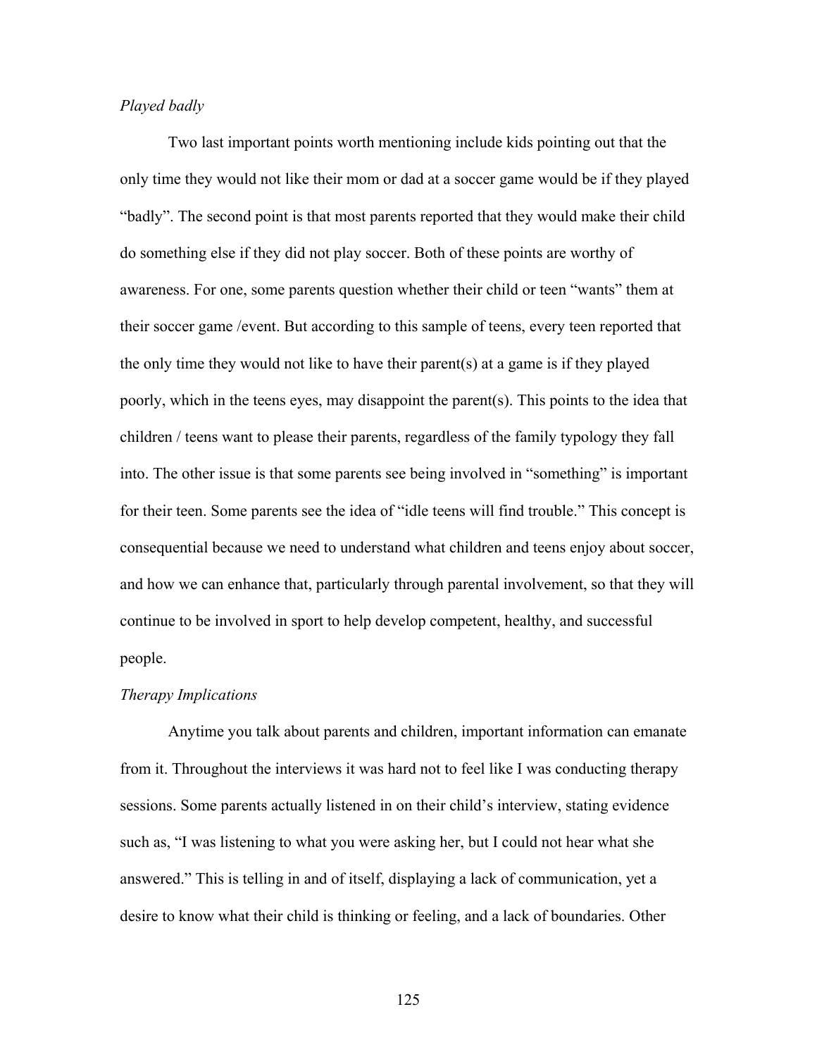*Played badly*

Two last important points worth mentioning include kids pointing out that the only time they would not like their mom or dad at a soccer game would be if they played “badly”. The second point is that most parents reported that they would make their child do something else if they did not play soccer. Both of these points are worthy of awareness. For one, some parents question whether their child or teen “wants” them at their soccer game /event. But according to this sample of teens, every teen reported that the only time they would not like to have their parent(s) at a game is if they played poorly, which in the teens eyes, may disappoint the parent(s). This points to the idea that children / teens want to please their parents, regardless of the family typology they fall into. The other issue is that some parents see being involved in “something” is important for their teen. Some parents see the idea of “idle teens will find trouble.” This concept is consequential because we need to understand what children and teens enjoy about soccer, and how we can enhance that, particularly through parental involvement, so that they will continue to be involved in sport to help develop competent, healthy, and successful people.

*Therapy Implications*

Anytime you talk about parents and children, important information can emanate from it. Throughout the interviews it was hard not to feel like I was conducting therapy sessions. Some parents actually listened in on their child’s interview, stating evidence such as, “I was listening to what you were asking her, but I could not hear what she answered.” This is telling in and of itself, displaying a lack of communication, yet a desire to know what their child is thinking or feeling, and a lack of boundaries. Other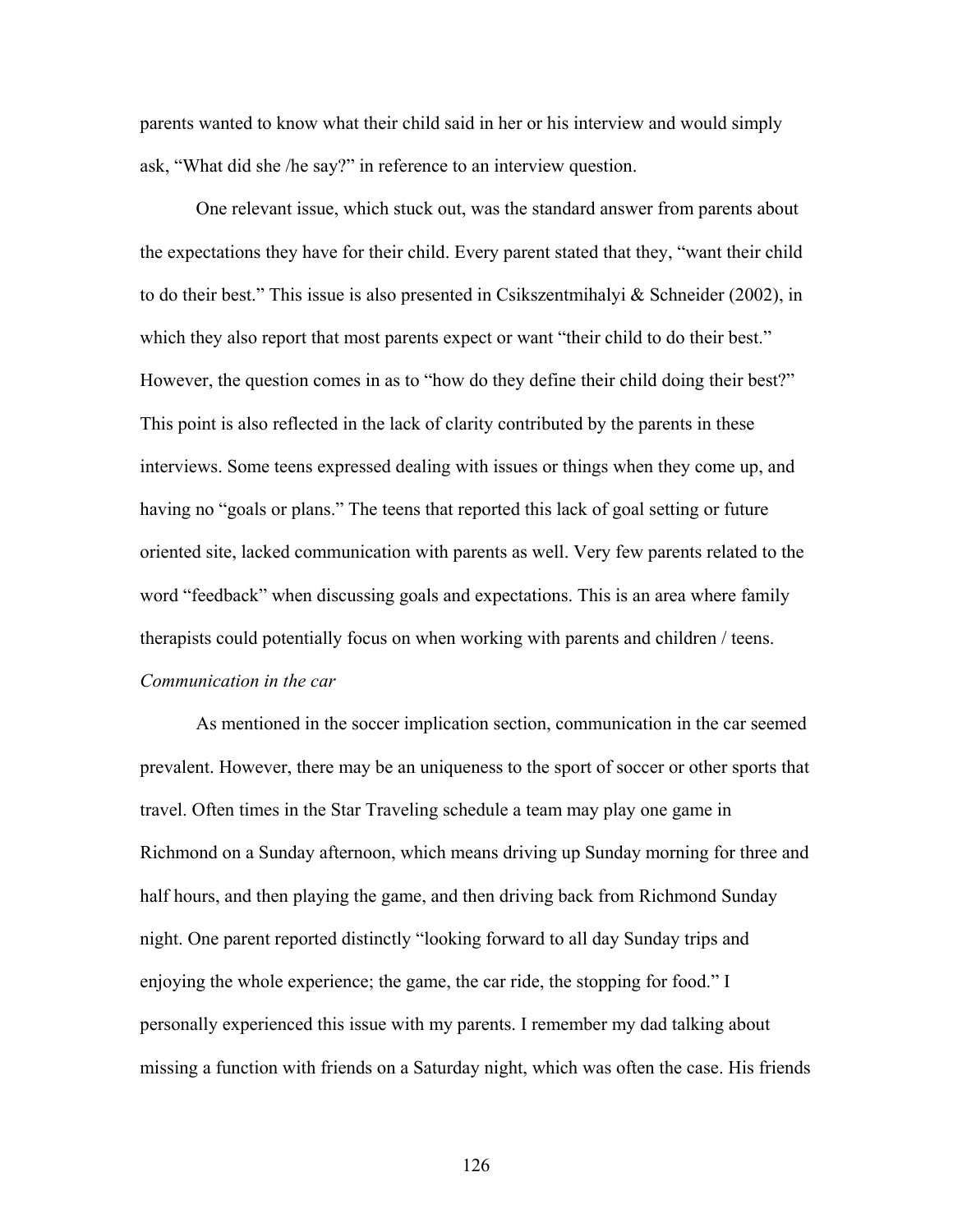parents wanted to know what their child said in her or his interview and would simply ask, “What did she /he say?” in reference to an interview question.

One relevant issue, which stuck out, was the standard answer from parents about the expectations they have for their child. Every parent stated that they, “want their child to do their best.” This issue is also presented in Csikszentmihalyi & Schneider (2002), in which they also report that most parents expect or want “their child to do their best.” However, the question comes in as to “how do they define their child doing their best?” This point is also reflected in the lack of clarity contributed by the parents in these interviews. Some teens expressed dealing with issues or things when they come up, and having no “goals or plans.” The teens that reported this lack of goal setting or future oriented site, lacked communication with parents as well. Very few parents related to the word “feedback” when discussing goals and expectations. This is an area where family therapists could potentially focus on when working with parents and children / teens.

*Communication in the car*

As mentioned in the soccer implication section, communication in the car seemed prevalent. However, there may be an uniqueness to the sport of soccer or other sports that travel. Often times in the Star Traveling schedule a team may play one game in Richmond on a Sunday afternoon, which means driving up Sunday morning for three and half hours, and then playing the game, and then driving back from Richmond Sunday night. One parent reported distinctly “looking forward to all day Sunday trips and enjoying the whole experience; the game, the car ride, the stopping for food.” I personally experienced this issue with my parents. I remember my dad talking about missing a function with friends on a Saturday night, which was often the case. His friends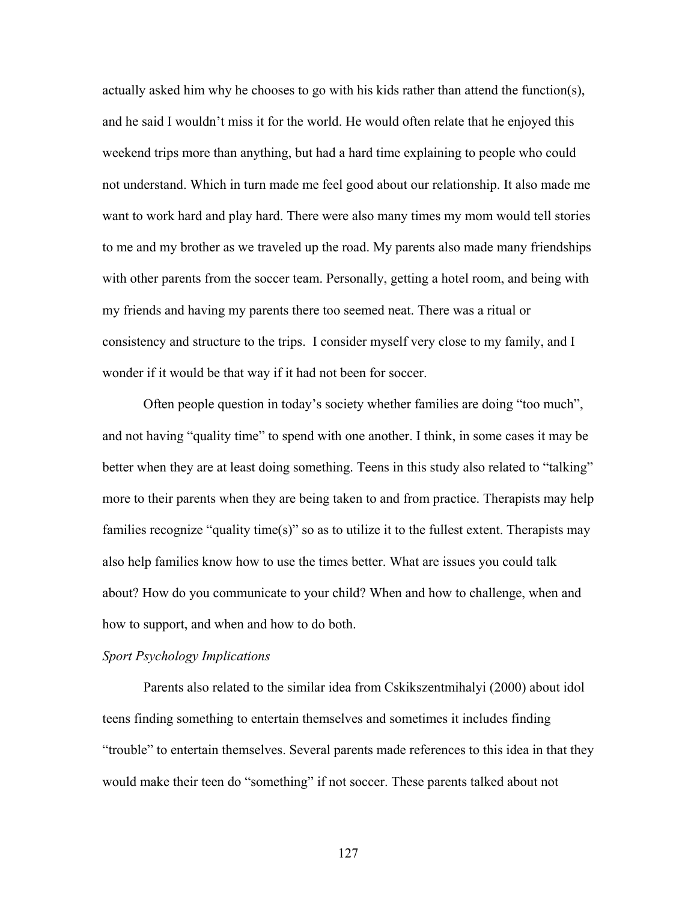actually asked him why he chooses to go with his kids rather than attend the function(s), and he said I wouldn't miss it for the world. He would often relate that he enjoyed this weekend trips more than anything, but had a hard time explaining to people who could not understand. Which in turn made me feel good about our relationship. It also made me want to work hard and play hard. There were also many times my mom would tell stories to me and my brother as we traveled up the road. My parents also made many friendships with other parents from the soccer team. Personally, getting a hotel room, and being with my friends and having my parents there too seemed neat. There was a ritual or consistency and structure to the trips. I consider myself very close to my family, and I wonder if it would be that way if it had not been for soccer.

Often people question in today's society whether families are doing "too much", and not having "quality time" to spend with one another. I think, in some cases it may be better when they are at least doing something. Teens in this study also related to "talking" more to their parents when they are being taken to and from practice. Therapists may help families recognize "quality time(s)" so as to utilize it to the fullest extent. Therapists may also help families know how to use the times better. What are issues you could talk about? How do you communicate to your child? When and how to challenge, when and how to support, and when and how to do both.

*Sport Psychology Implications*

Parents also related to the similar idea from Cskikszentmihalyi (2000) about idol teens finding something to entertain themselves and sometimes it includes finding "trouble" to entertain themselves. Several parents made references to this idea in that they would make their teen do "something" if not soccer. These parents talked about not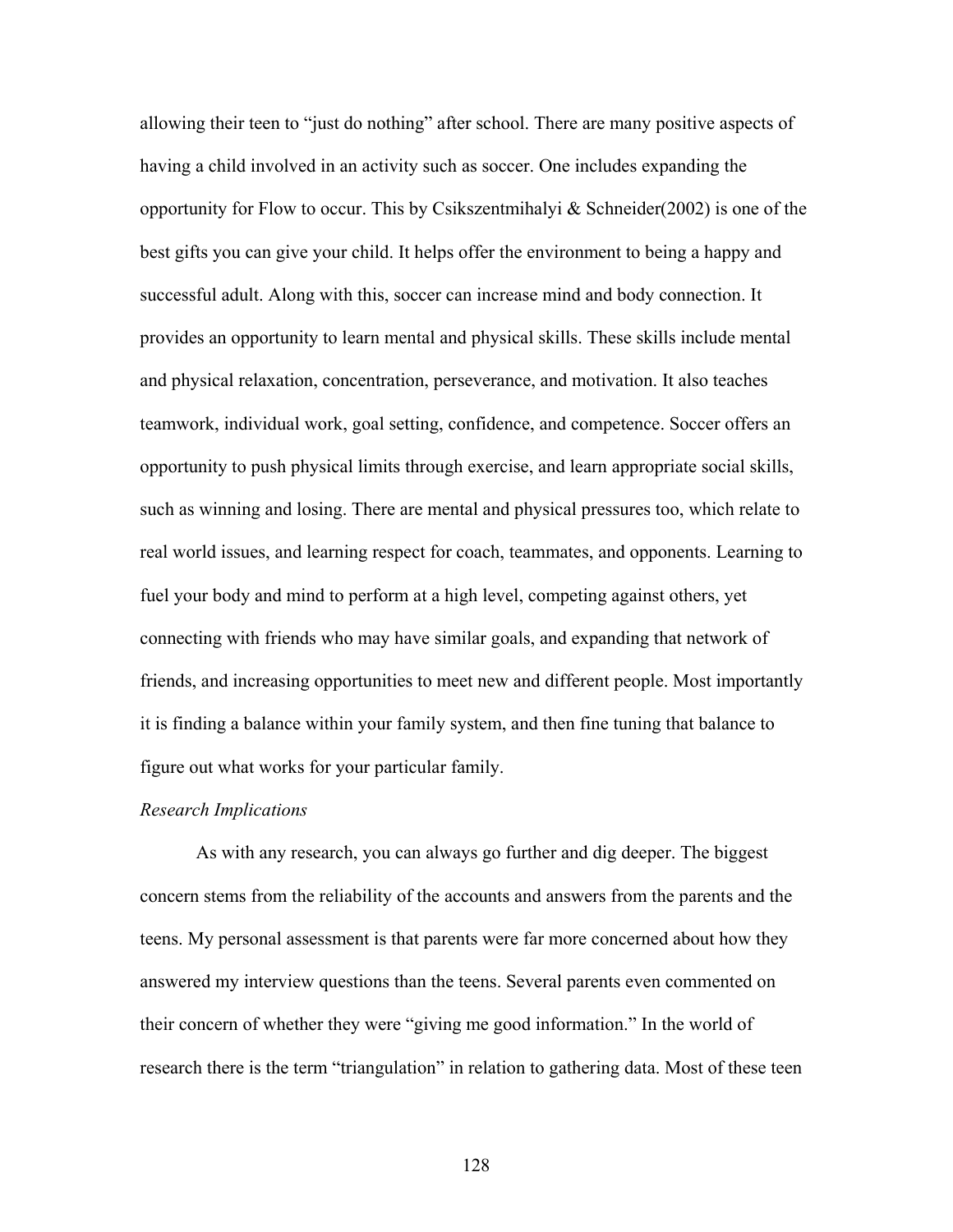allowing their teen to "just do nothing" after school. There are many positive aspects of having a child involved in an activity such as soccer. One includes expanding the opportunity for Flow to occur. This by Csikszentmihalyi & Schneider(2002) is one of the best gifts you can give your child. It helps offer the environment to being a happy and successful adult. Along with this, soccer can increase mind and body connection. It provides an opportunity to learn mental and physical skills. These skills include mental and physical relaxation, concentration, perseverance, and motivation. It also teaches teamwork, individual work, goal setting, confidence, and competence. Soccer offers an opportunity to push physical limits through exercise, and learn appropriate social skills, such as winning and losing. There are mental and physical pressures too, which relate to real world issues, and learning respect for coach, teammates, and opponents. Learning to fuel your body and mind to perform at a high level, competing against others, yet connecting with friends who may have similar goals, and expanding that network of friends, and increasing opportunities to meet new and different people. Most importantly it is finding a balance within your family system, and then fine tuning that balance to figure out what works for your particular family.

*Research Implications*

As with any research, you can always go further and dig deeper. The biggest concern stems from the reliability of the accounts and answers from the parents and the teens. My personal assessment is that parents were far more concerned about how they answered my interview questions than the teens. Several parents even commented on their concern of whether they were "giving me good information." In the world of research there is the term "triangulation" in relation to gathering data. Most of these teen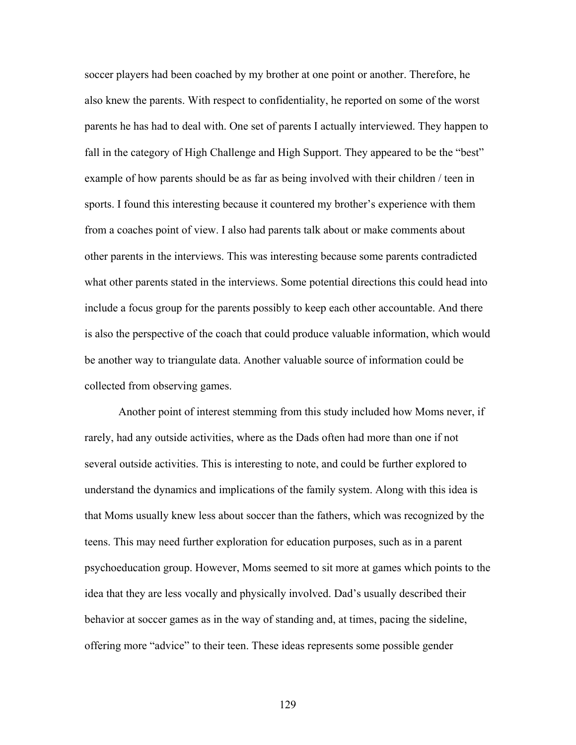soccer players had been coached by my brother at one point or another. Therefore, he also knew the parents. With respect to confidentiality, he reported on some of the worst parents he has had to deal with. One set of parents I actually interviewed. They happen to fall in the category of High Challenge and High Support. They appeared to be the "best" example of how parents should be as far as being involved with their children / teen in sports. I found this interesting because it countered my brother's experience with them from a coaches point of view. I also had parents talk about or make comments about other parents in the interviews. This was interesting because some parents contradicted what other parents stated in the interviews. Some potential directions this could head into include a focus group for the parents possibly to keep each other accountable. And there is also the perspective of the coach that could produce valuable information, which would be another way to triangulate data. Another valuable source of information could be collected from observing games.

Another point of interest stemming from this study included how Moms never, if rarely, had any outside activities, where as the Dads often had more than one if not several outside activities. This is interesting to note, and could be further explored to understand the dynamics and implications of the family system. Along with this idea is that Moms usually knew less about soccer than the fathers, which was recognized by the teens. This may need further exploration for education purposes, such as in a parent psychoeducation group. However, Moms seemed to sit more at games which points to the idea that they are less vocally and physically involved. Dad's usually described their behavior at soccer games as in the way of standing and, at times, pacing the sideline, offering more "advice" to their teen. These ideas represents some possible gender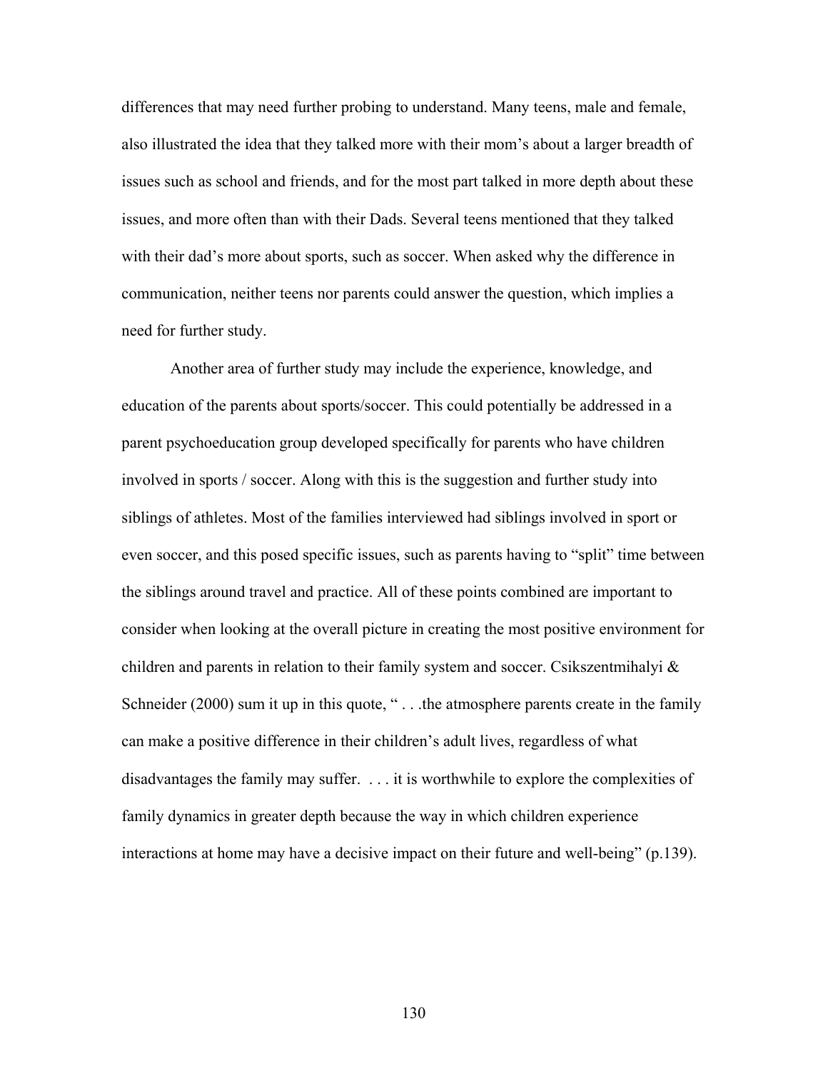differences that may need further probing to understand. Many teens, male and female, also illustrated the idea that they talked more with their mom's about a larger breadth of issues such as school and friends, and for the most part talked in more depth about these issues, and more often than with their Dads. Several teens mentioned that they talked with their dad's more about sports, such as soccer. When asked why the difference in communication, neither teens nor parents could answer the question, which implies a need for further study.

Another area of further study may include the experience, knowledge, and education of the parents about sports/soccer. This could potentially be addressed in a parent psychoeducation group developed specifically for parents who have children involved in sports / soccer. Along with this is the suggestion and further study into siblings of athletes. Most of the families interviewed had siblings involved in sport or even soccer, and this posed specific issues, such as parents having to "split" time between the siblings around travel and practice. All of these points combined are important to consider when looking at the overall picture in creating the most positive environment for children and parents in relation to their family system and soccer. Csikszentmihalyi & Schneider (2000) sum it up in this quote, " . . .the atmosphere parents create in the family can make a positive difference in their children's adult lives, regardless of what disadvantages the family may suffer. . . . it is worthwhile to explore the complexities of family dynamics in greater depth because the way in which children experience interactions at home may have a decisive impact on their future and well-being" (p.139).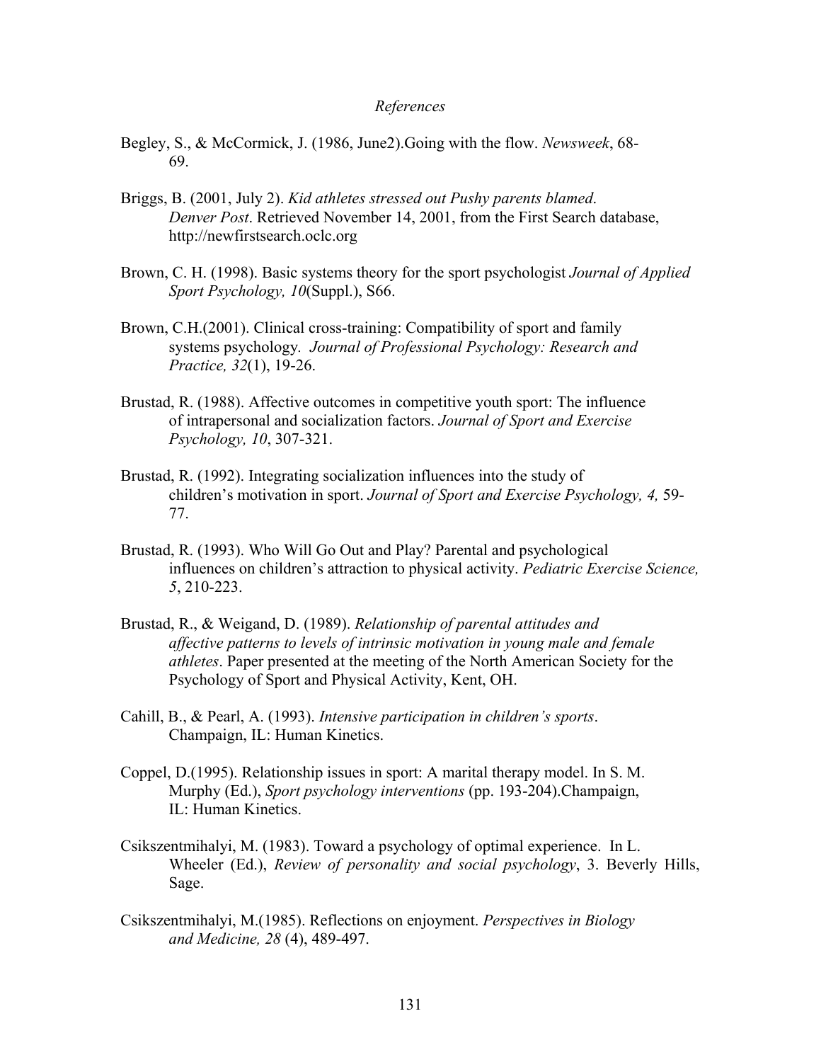*References*

Begley, S., & McCormick, J. (1986, June2).Going with the flow. *Newsweek*, 68-69.

Briggs, B. (2001, July 2). *Kid athletes stressed out Pushy parents blamed. Denver Post*. Retrieved November 14, 2001, from the First Search database, http://newfirstsearch.oclc.org

Brown, C. H. (1998). Basic systems theory for the sport psychologist *Journal of Applied Sport Psychology, 10*(Suppl.), S66.

Brown, C.H.(2001). Clinical cross-training: Compatibility of sport and family systems psychology. *Journal of Professional Psychology: Research and Practice, 32*(1), 19-26.

Brustad, R. (1988). Affective outcomes in competitive youth sport: The influence of intrapersonal and socialization factors. *Journal of Sport and Exercise Psychology, 10*, 307-321.

Brustad, R. (1992). Integrating socialization influences into the study of children's motivation in sport. *Journal of Sport and Exercise Psychology, 4,* 59-77.

Brustad, R. (1993). Who Will Go Out and Play? Parental and psychological influences on children's attraction to physical activity. *Pediatric Exercise Science, 5*, 210-223.

Brustad, R., & Weigand, D. (1989). *Relationship of parental attitudes and affective patterns to levels of intrinsic motivation in young male and female athletes*. Paper presented at the meeting of the North American Society for the Psychology of Sport and Physical Activity, Kent, OH.

Cahill, B., & Pearl, A. (1993). *Intensive participation in children's sports*. Champaign, IL: Human Kinetics.

Coppel, D.(1995). Relationship issues in sport: A marital therapy model. In S. M. Murphy (Ed.), *Sport psychology interventions* (pp. 193-204).Champaign, IL: Human Kinetics.

Csikszentmihalyi, M. (1983). Toward a psychology of optimal experience. In L. Wheeler (Ed.), *Review of personality and social psychology*, 3. Beverly Hills, Sage.

Csikszentmihalyi, M.(1985). Reflections on enjoyment. *Perspectives in Biology and Medicine, 28* (4), 489-497.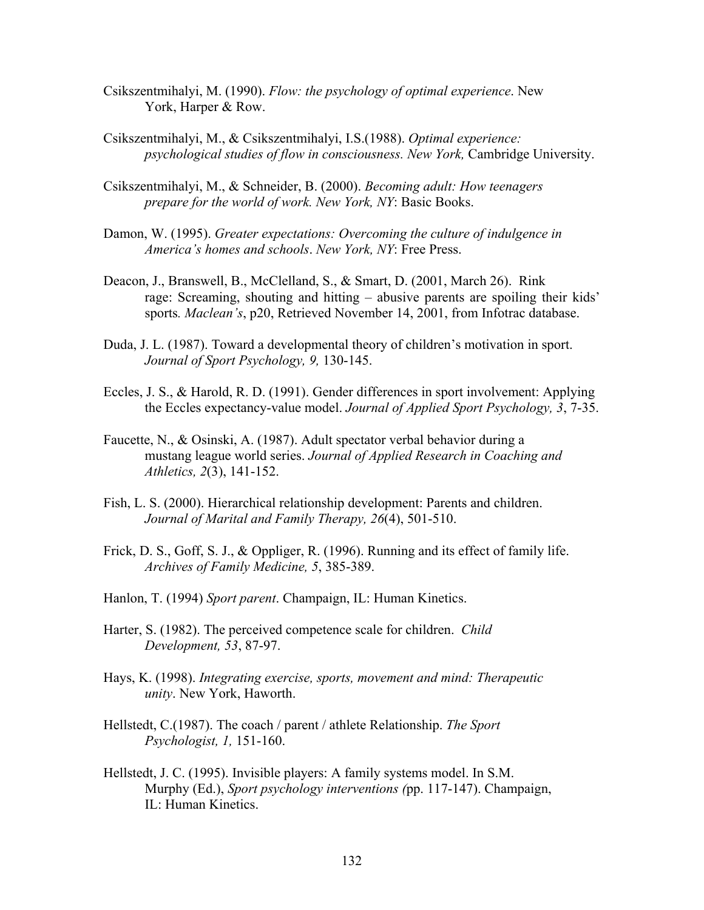Csikszentmihalyi, M. (1990). *Flow: the psychology of optimal experience*. New York, Harper & Row.

Csikszentmihalyi, M., & Csikszentmihalyi, I.S.(1988). *Optimal experience: psychological studies of flow in consciousness. New York,* Cambridge University.

Csikszentmihalyi, M., & Schneider, B. (2000). *Becoming adult: How teenagers prepare for the world of work. New York, NY*: Basic Books.

Damon, W. (1995). *Greater expectations: Overcoming the culture of indulgence in America's homes and schools*. *New York, NY*: Free Press.

Deacon, J., Branswell, B., McClelland, S., & Smart, D. (2001, March 26). Rink rage: Screaming, shouting and hitting – abusive parents are spoiling their kids' sports*. Maclean's*, p20, Retrieved November 14, 2001, from Infotrac database.

Duda, J. L. (1987). Toward a developmental theory of children's motivation in sport. *Journal of Sport Psychology, 9,* 130-145.

Eccles, J. S., & Harold, R. D. (1991). Gender differences in sport involvement: Applying the Eccles expectancy-value model. *Journal of Applied Sport Psychology, 3*, 7-35.

Faucette, N., & Osinski, A. (1987). Adult spectator verbal behavior during a mustang league world series. *Journal of Applied Research in Coaching and Athletics, 2*(3), 141-152.

Fish, L. S. (2000). Hierarchical relationship development: Parents and children. *Journal of Marital and Family Therapy, 26*(4), 501-510.

Frick, D. S., Goff, S. J., & Oppliger, R. (1996). Running and its effect of family life. *Archives of Family Medicine, 5*, 385-389.

Hanlon, T. (1994) *Sport parent*. Champaign, IL: Human Kinetics.

Harter, S. (1982). The perceived competence scale for children. *Child Development, 53*, 87-97.

Hays, K. (1998). *Integrating exercise, sports, movement and mind: Therapeutic unity*. New York, Haworth.

Hellstedt, C.(1987). The coach / parent / athlete Relationship. *The Sport Psychologist, 1,* 151-160.

Hellstedt, J. C. (1995). Invisible players: A family systems model. In S.M. Murphy (Ed.), *Sport psychology interventions (*pp. 117-147). Champaign, IL: Human Kinetics.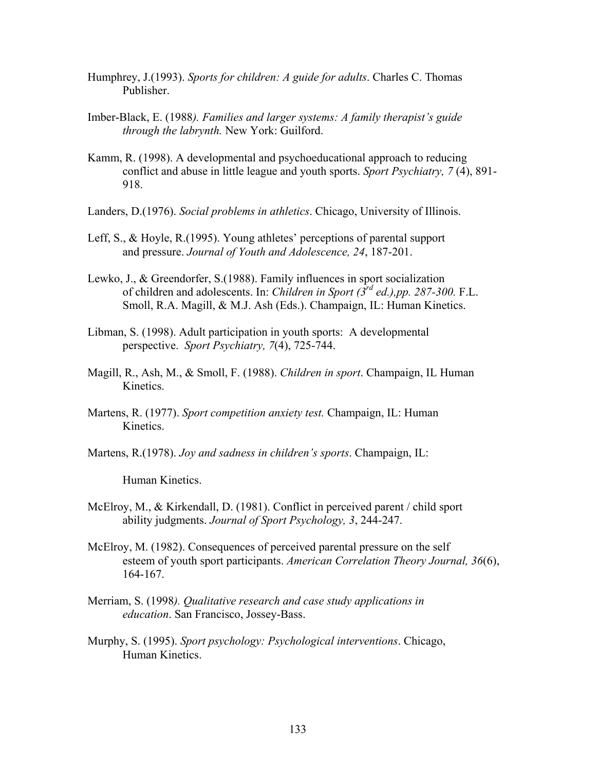Humphrey, J.(1993). *Sports for children: A guide for adults*. Charles C. Thomas Publisher.

Imber-Black, E. (1988*). Families and larger systems: A family therapist's guide through the labrynth.* New York: Guilford.

Kamm, R. (1998). A developmental and psychoeducational approach to reducing conflict and abuse in little league and youth sports. *Sport Psychiatry, 7* (4), 891-918.

Landers, D.(1976). *Social problems in athletics*. Chicago, University of Illinois.

Leff, S., & Hoyle, R.(1995). Young athletes' perceptions of parental support and pressure. *Journal of Youth and Adolescence, 24*, 187-201.

Lewko, J., & Greendorfer, S.(1988). Family influences in sport socialization of children and adolescents. In: *Children in Sport (3rd ed.),pp. 287-300.* F.L. Smoll, R.A. Magill, & M.J. Ash (Eds.). Champaign, IL: Human Kinetics.

Libman, S. (1998). Adult participation in youth sports: A developmental perspective. *Sport Psychiatry, 7*(4), 725-744.

Magill, R., Ash, M., & Smoll, F. (1988). *Children in sport*. Champaign, IL Human Kinetics.

Martens, R. (1977). *Sport competition anxiety test.* Champaign, IL: Human Kinetics.

Martens, R.(1978). *Joy and sadness in children's sports*. Champaign, IL:

Human Kinetics.

McElroy, M., & Kirkendall, D. (1981). Conflict in perceived parent / child sport ability judgments. *Journal of Sport Psychology, 3*, 244-247.

McElroy, M. (1982). Consequences of perceived parental pressure on the self esteem of youth sport participants. *American Correlation Theory Journal, 36*(6), 164-167.

Merriam, S. (1998*). Qualitative research and case study applications in education*. San Francisco, Jossey-Bass.

Murphy, S. (1995). *Sport psychology: Psychological interventions*. Chicago, Human Kinetics.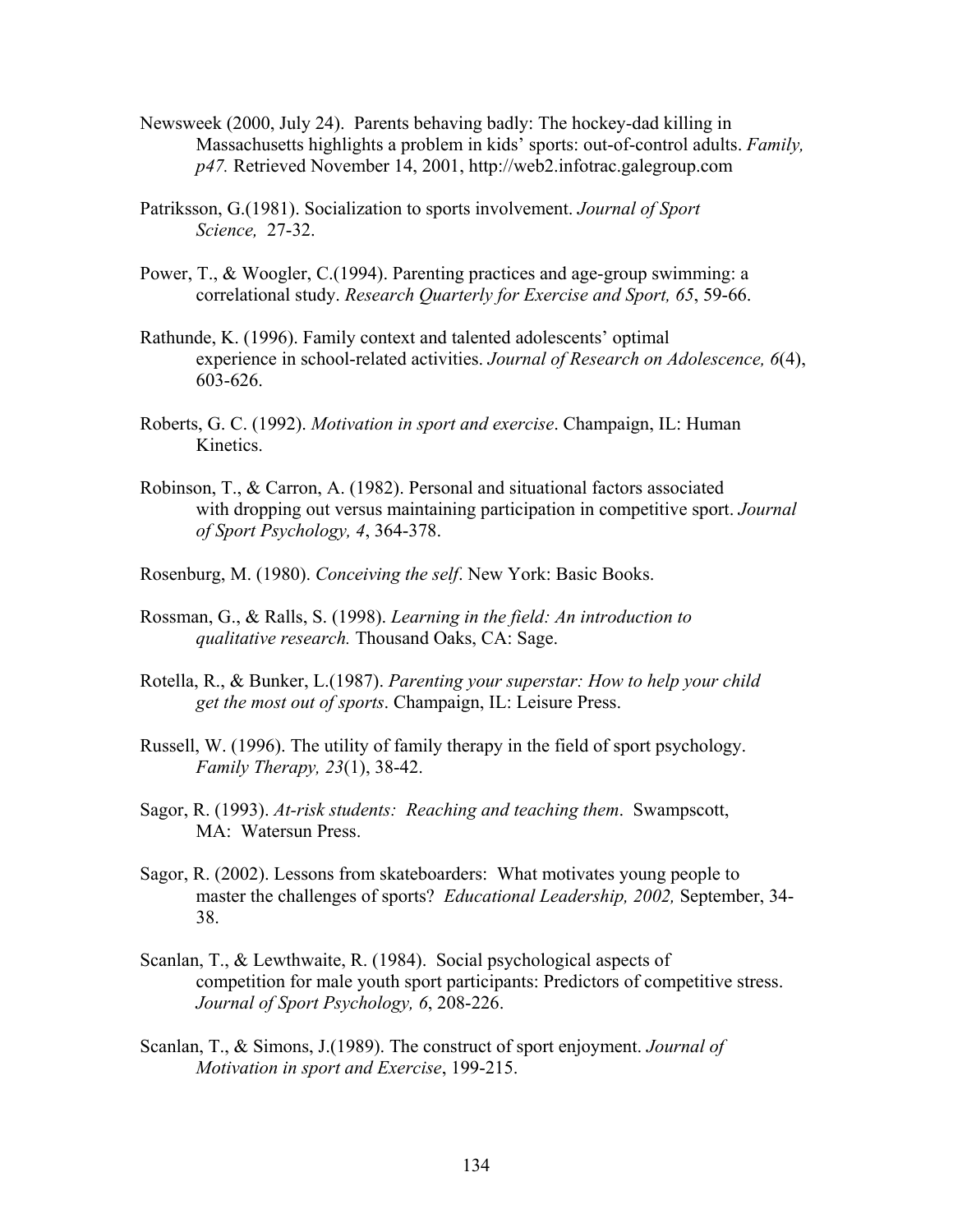Newsweek (2000, July 24). Parents behaving badly: The hockey-dad killing in Massachusetts highlights a problem in kids' sports: out-of-control adults. *Family, p47.* Retrieved November 14, 2001, http://web2.infotrac.galegroup.com

Patriksson, G.(1981). Socialization to sports involvement. *Journal of Sport Science,* 27-32.

Power, T., & Woogler, C.(1994). Parenting practices and age-group swimming: a correlational study. *Research Quarterly for Exercise and Sport, 65*, 59-66.

Rathunde, K. (1996). Family context and talented adolescents' optimal experience in school-related activities. *Journal of Research on Adolescence, 6*(4), 603-626.

Roberts, G. C. (1992). *Motivation in sport and exercise*. Champaign, IL: Human Kinetics.

Robinson, T., & Carron, A. (1982). Personal and situational factors associated with dropping out versus maintaining participation in competitive sport. *Journal of Sport Psychology, 4*, 364-378.

Rosenburg, M. (1980). *Conceiving the self*. New York: Basic Books.

Rossman, G., & Ralls, S. (1998). *Learning in the field: An introduction to qualitative research.* Thousand Oaks, CA: Sage.

Rotella, R., & Bunker, L.(1987). *Parenting your superstar: How to help your child get the most out of sports*. Champaign, IL: Leisure Press.

Russell, W. (1996). The utility of family therapy in the field of sport psychology. *Family Therapy, 23*(1), 38-42.

Sagor, R. (1993). *At-risk students: Reaching and teaching them*. Swampscott, MA: Watersun Press.

Sagor, R. (2002). Lessons from skateboarders: What motivates young people to master the challenges of sports? *Educational Leadership, 2002,* September, 34-38.

Scanlan, T., & Lewthwaite, R. (1984). Social psychological aspects of competition for male youth sport participants: Predictors of competitive stress. *Journal of Sport Psychology, 6*, 208-226.

Scanlan, T., & Simons, J.(1989). The construct of sport enjoyment. *Journal of Motivation in sport and Exercise*, 199-215.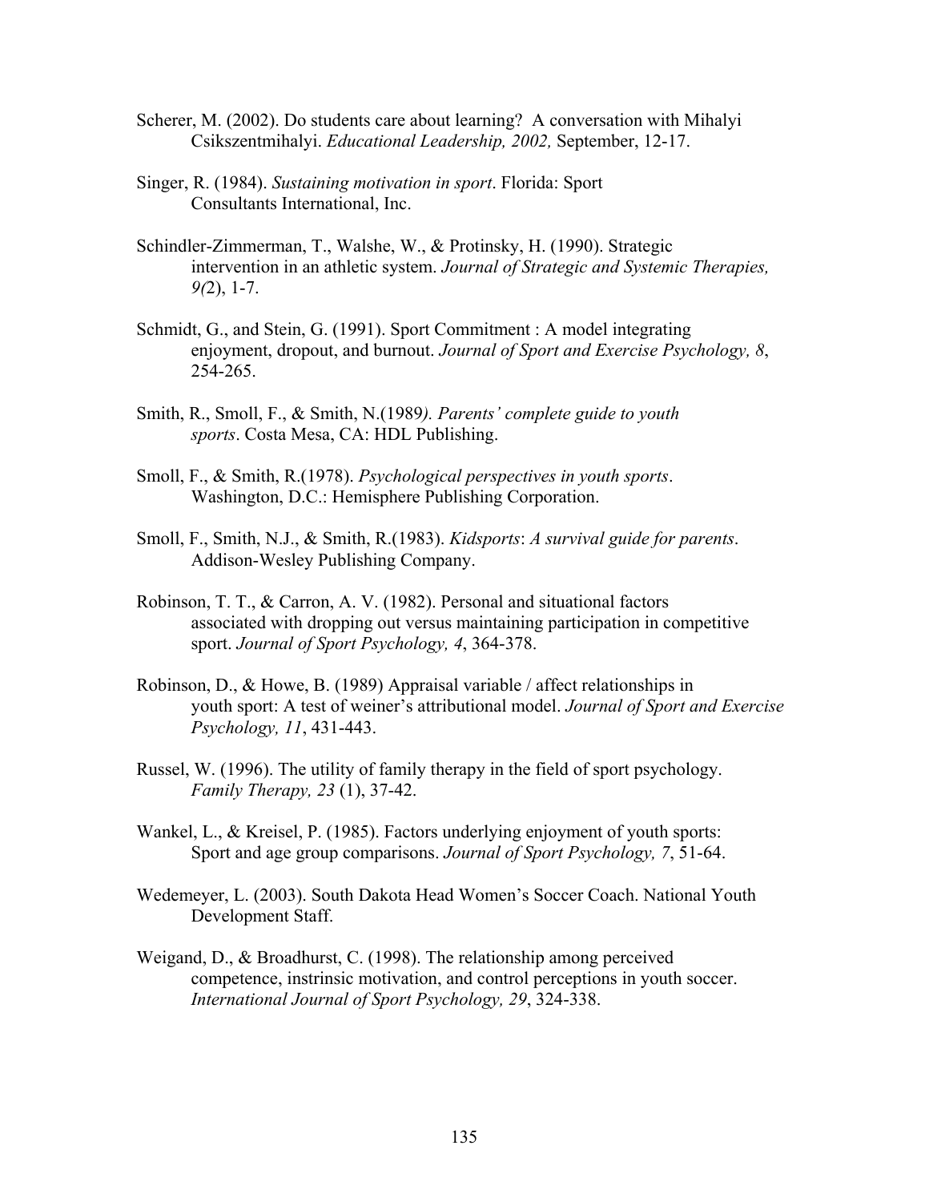Scherer, M. (2002). Do students care about learning? A conversation with Mihalyi Csikszentmihalyi. *Educational Leadership, 2002,* September, 12-17.

Singer, R. (1984). *Sustaining motivation in sport*. Florida: Sport Consultants International, Inc.

Schindler-Zimmerman, T., Walshe, W., & Protinsky, H. (1990). Strategic intervention in an athletic system. *Journal of Strategic and Systemic Therapies, 9(*2), 1-7.

Schmidt, G., and Stein, G. (1991). Sport Commitment : A model integrating enjoyment, dropout, and burnout. *Journal of Sport and Exercise Psychology, 8*, 254-265.

Smith, R., Smoll, F., & Smith, N.(1989*). Parents' complete guide to youth sports*. Costa Mesa, CA: HDL Publishing.

Smoll, F., & Smith, R.(1978). *Psychological perspectives in youth sports*. Washington, D.C.: Hemisphere Publishing Corporation.

Smoll, F., Smith, N.J., & Smith, R.(1983). *Kidsports*: *A survival guide for parents*. Addison-Wesley Publishing Company.

Robinson, T. T., & Carron, A. V. (1982). Personal and situational factors associated with dropping out versus maintaining participation in competitive sport. *Journal of Sport Psychology, 4*, 364-378.

Robinson, D., & Howe, B. (1989) Appraisal variable / affect relationships in youth sport: A test of weiner's attributional model. *Journal of Sport and Exercise Psychology, 11*, 431-443.

Russel, W. (1996). The utility of family therapy in the field of sport psychology. *Family Therapy, 23* (1), 37-42.

Wankel, L., & Kreisel, P. (1985). Factors underlying enjoyment of youth sports: Sport and age group comparisons. *Journal of Sport Psychology, 7*, 51-64.

Wedemeyer, L. (2003). South Dakota Head Women's Soccer Coach. National Youth Development Staff.

Weigand, D., & Broadhurst, C. (1998). The relationship among perceived competence, instrinsic motivation, and control perceptions in youth soccer. *International Journal of Sport Psychology, 29*, 324-338.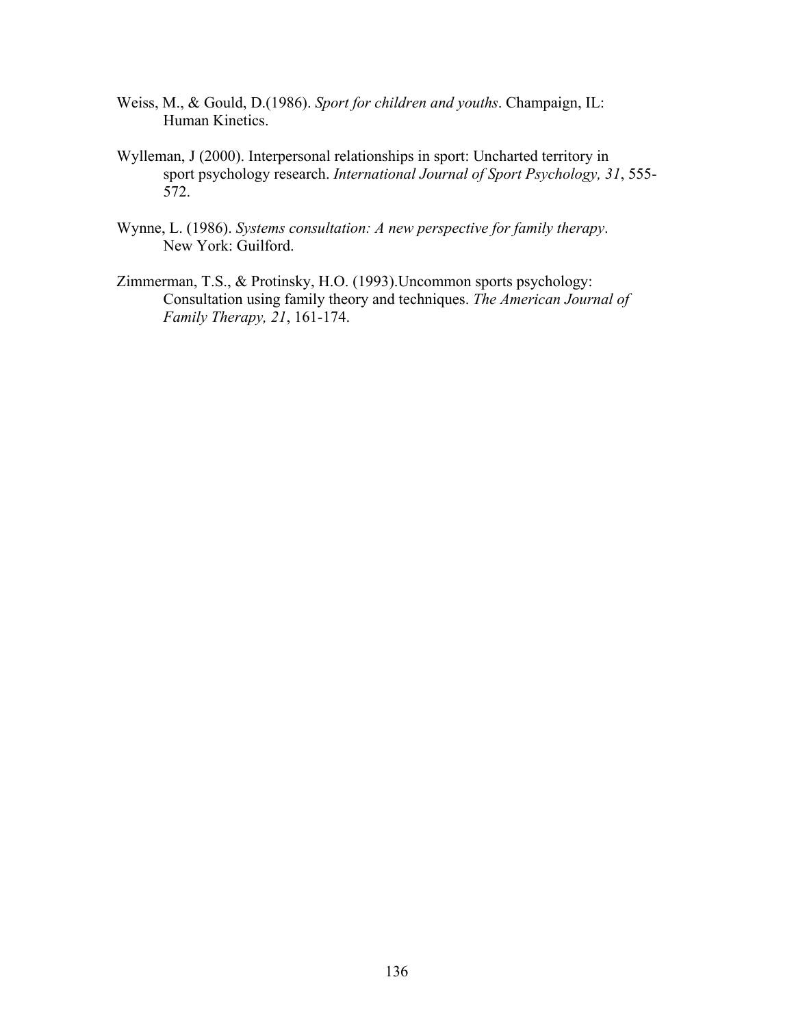Weiss, M., & Gould, D.(1986). *Sport for children and youths*. Champaign, IL: Human Kinetics.

Wylleman, J (2000). Interpersonal relationships in sport: Uncharted territory in sport psychology research. *International Journal of Sport Psychology, 31*, 555-572.

Wynne, L. (1986). *Systems consultation: A new perspective for family therapy*. New York: Guilford.

Zimmerman, T.S., & Protinsky, H.O. (1993).Uncommon sports psychology: Consultation using family theory and techniques. *The American Journal of Family Therapy, 21*, 161-174.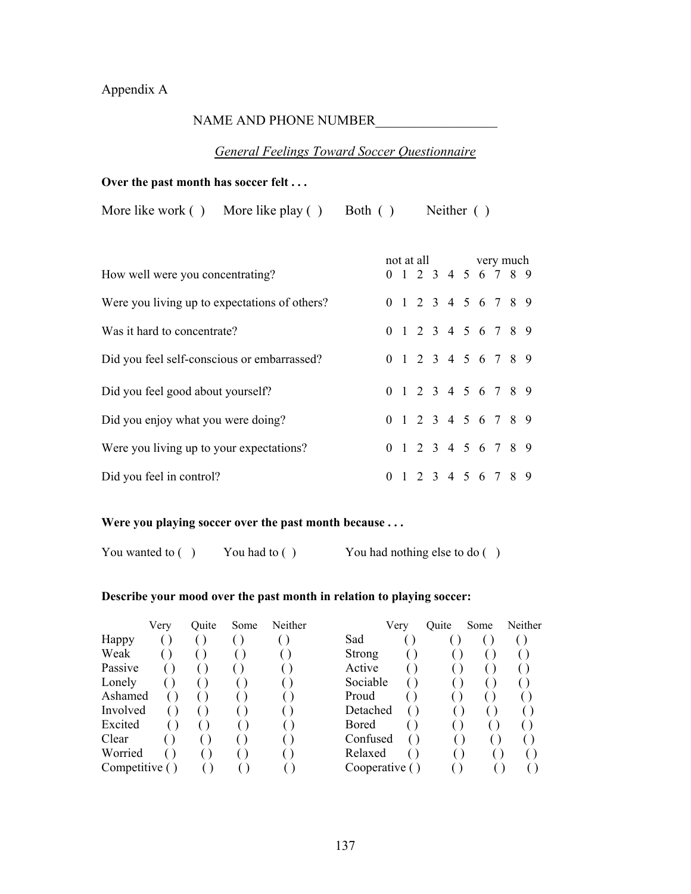Appendix A

NAME AND PHONE NUMBER__________________

*General Feelings Toward Soccer Questionnaire*

**Over the past month has soccer felt . . .**

More like work ( )  More like play ( )  Both ( )  Neither ( )

| | not at all | | | | | | | | | very much |
|---|---|---|---|---|---|---|---|---|---|---|
| How well were you concentrating? | 0 | 1 | 2 | 3 | 4 | 5 | 6 | 7 | 8 | 9 |
| Were you living up to expectations of others? | 0 | 1 | 2 | 3 | 4 | 5 | 6 | 7 | 8 | 9 |
| Was it hard to concentrate? | 0 | 1 | 2 | 3 | 4 | 5 | 6 | 7 | 8 | 9 |
| Did you feel self-conscious or embarrassed? | 0 | 1 | 2 | 3 | 4 | 5 | 6 | 7 | 8 | 9 |
| Did you feel good about yourself? | 0 | 1 | 2 | 3 | 4 | 5 | 6 | 7 | 8 | 9 |
| Did you enjoy what you were doing? | 0 | 1 | 2 | 3 | 4 | 5 | 6 | 7 | 8 | 9 |
| Were you living up to your expectations? | 0 | 1 | 2 | 3 | 4 | 5 | 6 | 7 | 8 | 9 |
| Did you feel in control? | 0 | 1 | 2 | 3 | 4 | 5 | 6 | 7 | 8 | 9 |

**Were you playing soccer over the past month because . . .**

You wanted to ( )  You had to ( )  You had nothing else to do ( )

**Describe your mood over the past month in relation to playing soccer:**

| | Very | Quite | Some | Neither | | Very | Quite | Some | Neither |
|---|---|---|---|---|---|---|---|---|---|
| Happy | ( ) | ( ) | ( ) | ( ) | Sad | ( ) | ( ) | ( ) | ( ) |
| Weak | ( ) | ( ) | ( ) | ( ) | Strong | ( ) | ( ) | ( ) | ( ) |
| Passive | ( ) | ( ) | ( ) | ( ) | Active | ( ) | ( ) | ( ) | ( ) |
| Lonely | ( ) | ( ) | ( ) | ( ) | Sociable | ( ) | ( ) | ( ) | ( ) |
| Ashamed | ( ) | ( ) | ( ) | ( ) | Proud | ( ) | ( ) | ( ) | ( ) |
| Involved | ( ) | ( ) | ( ) | ( ) | Detached | ( ) | ( ) | ( ) | ( ) |
| Excited | ( ) | ( ) | ( ) | ( ) | Bored | ( ) | ( ) | ( ) | ( ) |
| Clear | ( ) | ( ) | ( ) | ( ) | Confused | ( ) | ( ) | ( ) | ( ) |
| Worried | ( ) | ( ) | ( ) | ( ) | Relaxed | ( ) | ( ) | ( ) | ( ) |
| Competitive | ( ) | ( ) | ( ) | ( ) | Cooperative | ( ) | ( ) | ( ) | ( ) |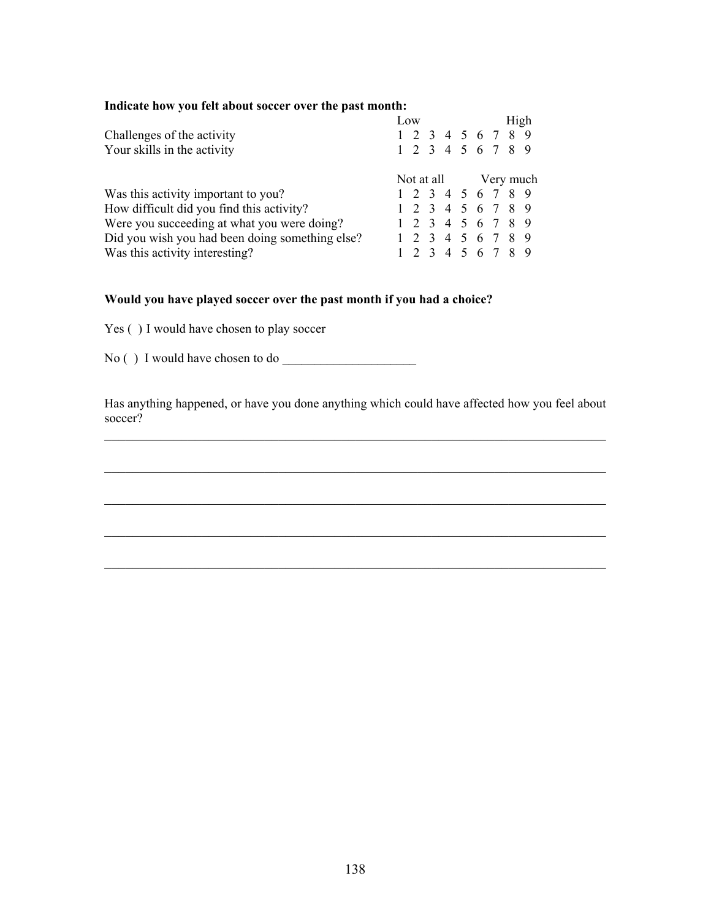**Indicate how you felt about soccer over the past month:**

| | Low | | | | | | | | High |
|---|---|---|---|---|---|---|---|---|---|
| Challenges of the activity | 1 | 2 | 3 | 4 | 5 | 6 | 7 | 8 | 9 |
| Your skills in the activity | 1 | 2 | 3 | 4 | 5 | 6 | 7 | 8 | 9 |

| | Not at all | | | | | | | | Very much |
|---|---|---|---|---|---|---|---|---|---|
| Was this activity important to you? | 1 | 2 | 3 | 4 | 5 | 6 | 7 | 8 | 9 |
| How difficult did you find this activity? | 1 | 2 | 3 | 4 | 5 | 6 | 7 | 8 | 9 |
| Were you succeeding at what you were doing? | 1 | 2 | 3 | 4 | 5 | 6 | 7 | 8 | 9 |
| Did you wish you had been doing something else? | 1 | 2 | 3 | 4 | 5 | 6 | 7 | 8 | 9 |
| Was this activity interesting? | 1 | 2 | 3 | 4 | 5 | 6 | 7 | 8 | 9 |

**Would you have played soccer over the past month if you had a choice?**

Yes ( ) I would have chosen to play soccer

No ( ) I would have chosen to do _____________________

Has anything happened, or have you done anything which could have affected how you feel about soccer?

_______________________________________________________________________________

_______________________________________________________________________________

_______________________________________________________________________________

_______________________________________________________________________________

_______________________________________________________________________________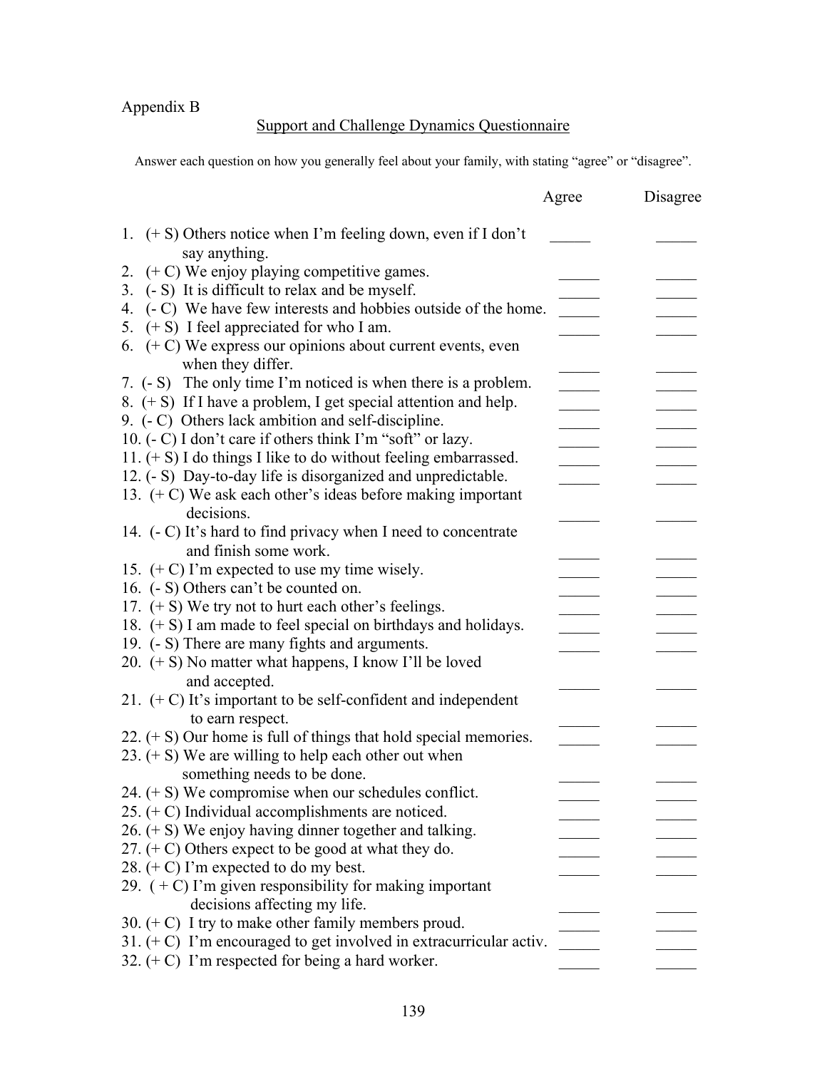Appendix B

## Support and Challenge Dynamics Questionnaire

Answer each question on how you generally feel about your family, with stating "agree" or "disagree".

| | Agree | Disagree |
|---|---|---|
| 1. (+ S) Others notice when I'm feeling down, even if I don't say anything. | _____ | _____ |
| 2. (+ C) We enjoy playing competitive games. | _____ | _____ |
| 3. (- S) It is difficult to relax and be myself. | _____ | _____ |
| 4. (- C) We have few interests and hobbies outside of the home. | _____ | _____ |
| 5. (+ S) I feel appreciated for who I am. | _____ | _____ |
| 6. (+ C) We express our opinions about current events, even when they differ. | _____ | _____ |
| 7. (- S) The only time I'm noticed is when there is a problem. | _____ | _____ |
| 8. (+ S) If I have a problem, I get special attention and help. | _____ | _____ |
| 9. (- C) Others lack ambition and self-discipline. | _____ | _____ |
| 10. (- C) I don't care if others think I'm "soft" or lazy. | _____ | _____ |
| 11. (+ S) I do things I like to do without feeling embarrassed. | _____ | _____ |
| 12. (- S) Day-to-day life is disorganized and unpredictable. | _____ | _____ |
| 13. (+ C) We ask each other's ideas before making important decisions. | _____ | _____ |
| 14. (- C) It's hard to find privacy when I need to concentrate and finish some work. | _____ | _____ |
| 15. (+ C) I'm expected to use my time wisely. | _____ | _____ |
| 16. (- S) Others can't be counted on. | _____ | _____ |
| 17. (+ S) We try not to hurt each other's feelings. | _____ | _____ |
| 18. (+ S) I am made to feel special on birthdays and holidays. | _____ | _____ |
| 19. (- S) There are many fights and arguments. | _____ | _____ |
| 20. (+ S) No matter what happens, I know I'll be loved and accepted. | _____ | _____ |
| 21. (+ C) It's important to be self-confident and independent to earn respect. | _____ | _____ |
| 22. (+ S) Our home is full of things that hold special memories. | _____ | _____ |
| 23. (+ S) We are willing to help each other out when something needs to be done. | _____ | _____ |
| 24. (+ S) We compromise when our schedules conflict. | _____ | _____ |
| 25. (+ C) Individual accomplishments are noticed. | _____ | _____ |
| 26. (+ S) We enjoy having dinner together and talking. | _____ | _____ |
| 27. (+ C) Others expect to be good at what they do. | _____ | _____ |
| 28. (+ C) I'm expected to do my best. | _____ | _____ |
| 29. ( + C) I'm given responsibility for making important decisions affecting my life. | _____ | _____ |
| 30. (+ C) I try to make other family members proud. | _____ | _____ |
| 31. (+ C) I'm encouraged to get involved in extracurricular activ. | _____ | _____ |
| 32. (+ C) I'm respected for being a hard worker. | _____ | _____ |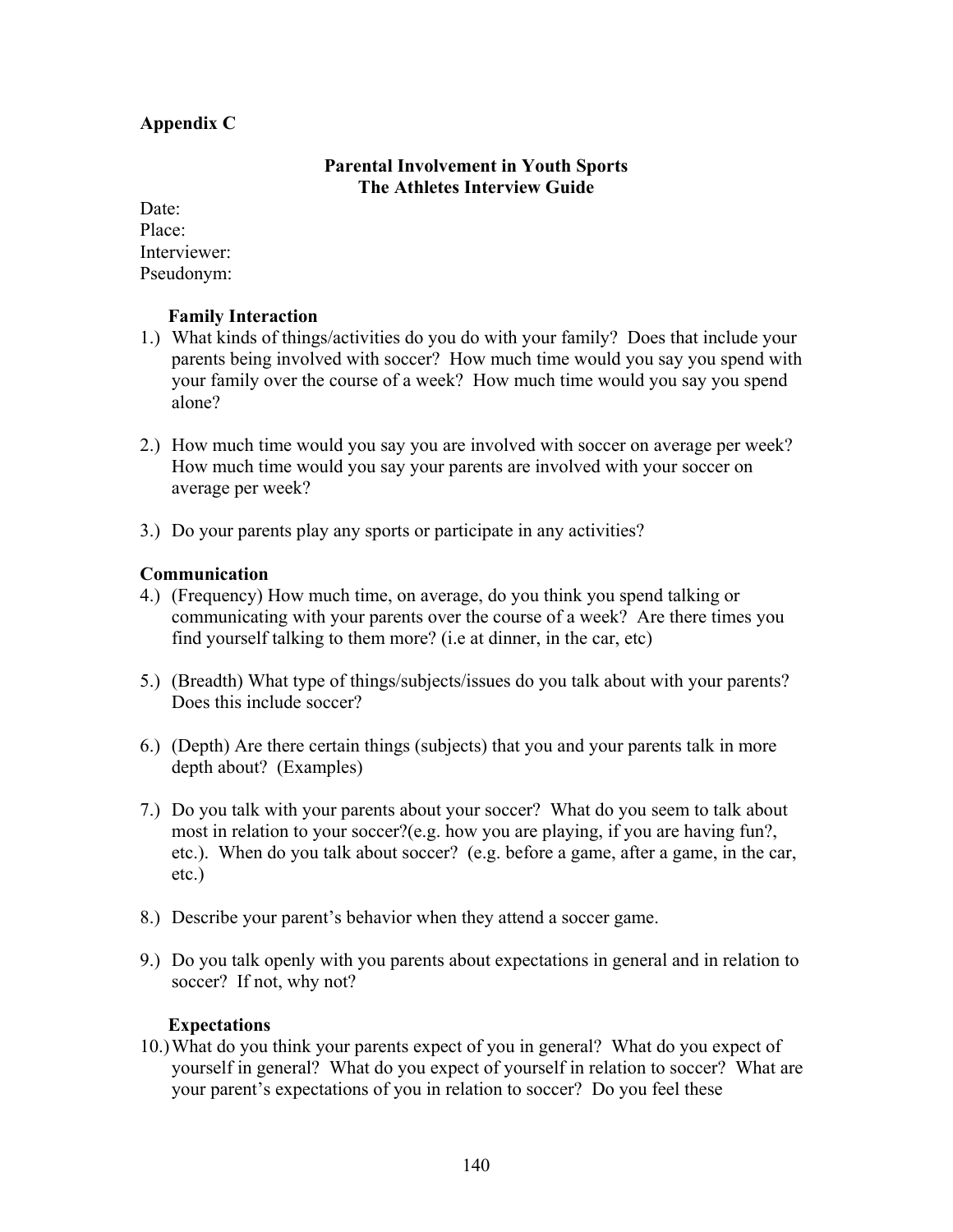**Appendix C**

**Parental Involvement in Youth Sports**
**The Athletes Interview Guide**

Date:
Place:
Interviewer:
Pseudonym:

**Family Interaction**

1.) What kinds of things/activities do you do with your family? Does that include your parents being involved with soccer? How much time would you say you spend with your family over the course of a week? How much time would you say you spend alone?

2.) How much time would you say you are involved with soccer on average per week? How much time would you say your parents are involved with your soccer on average per week?

3.) Do your parents play any sports or participate in any activities?

**Communication**

4.) (Frequency) How much time, on average, do you think you spend talking or communicating with your parents over the course of a week? Are there times you find yourself talking to them more? (i.e at dinner, in the car, etc)

5.) (Breadth) What type of things/subjects/issues do you talk about with your parents? Does this include soccer?

6.) (Depth) Are there certain things (subjects) that you and your parents talk in more depth about? (Examples)

7.) Do you talk with your parents about your soccer? What do you seem to talk about most in relation to your soccer?(e.g. how you are playing, if you are having fun?, etc.). When do you talk about soccer? (e.g. before a game, after a game, in the car, etc.)

8.) Describe your parent's behavior when they attend a soccer game.

9.) Do you talk openly with you parents about expectations in general and in relation to soccer? If not, why not?

**Expectations**

10.) What do you think your parents expect of you in general? What do you expect of yourself in general? What do you expect of yourself in relation to soccer? What are your parent's expectations of you in relation to soccer? Do you feel these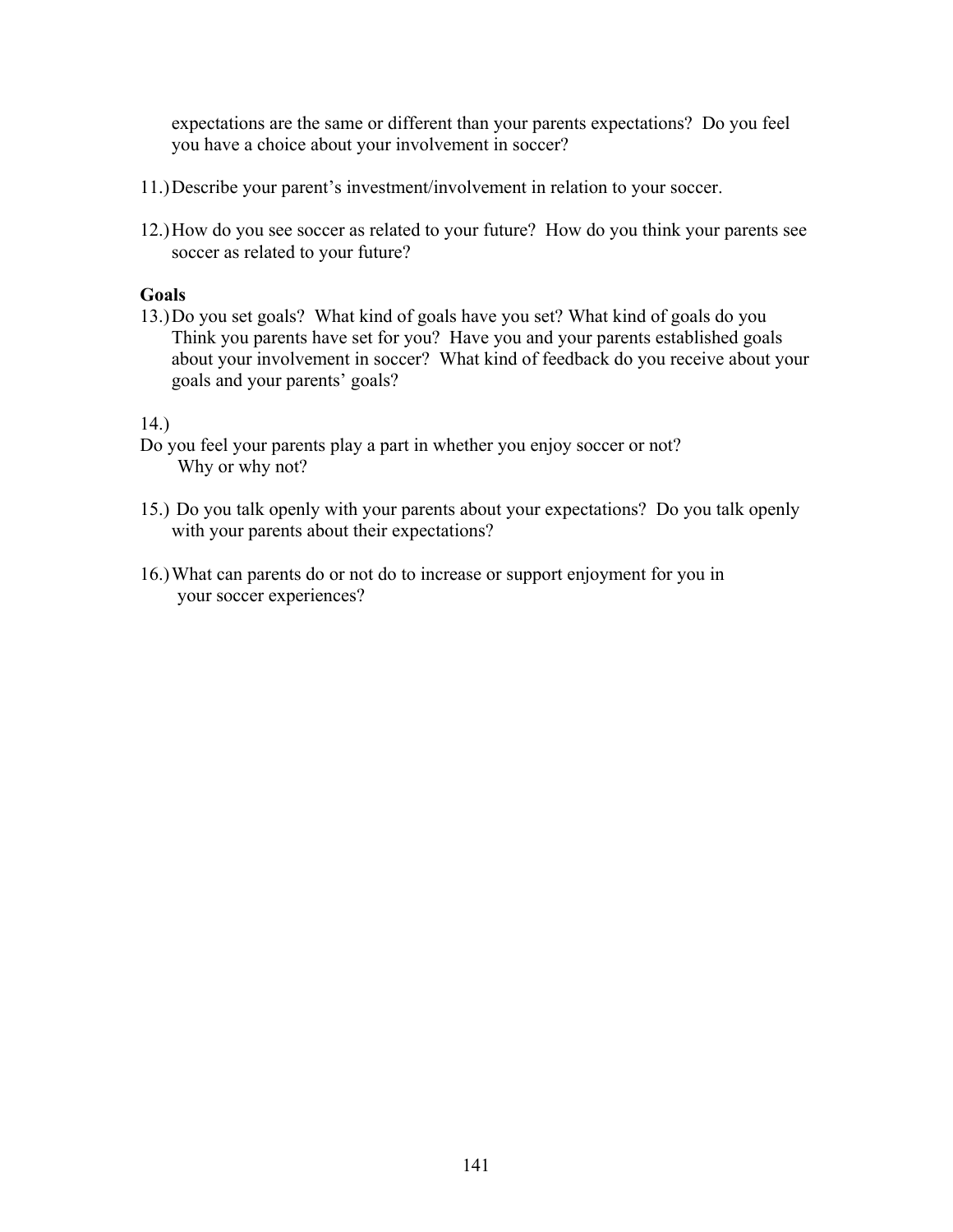expectations are the same or different than your parents expectations? Do you feel you have a choice about your involvement in soccer?

11.) Describe your parent's investment/involvement in relation to your soccer.

12.) How do you see soccer as related to your future? How do you think your parents see soccer as related to your future?

**Goals**

13.) Do you set goals? What kind of goals have you set? What kind of goals do you Think you parents have set for you? Have you and your parents established goals about your involvement in soccer? What kind of feedback do you receive about your goals and your parents' goals?

14.)
Do you feel your parents play a part in whether you enjoy soccer or not? Why or why not?

15.) Do you talk openly with your parents about your expectations? Do you talk openly with your parents about their expectations?

16.) What can parents do or not do to increase or support enjoyment for you in your soccer experiences?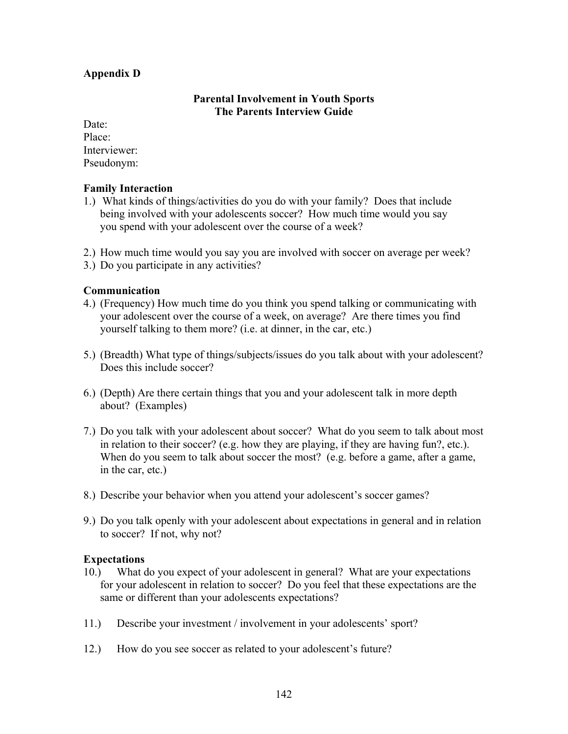**Appendix D**

**Parental Involvement in Youth Sports**
**The Parents Interview Guide**

Date:
Place:
Interviewer:
Pseudonym:

**Family Interaction**

1.) What kinds of things/activities do you do with your family? Does that include being involved with your adolescents soccer? How much time would you say you spend with your adolescent over the course of a week?

2.) How much time would you say you are involved with soccer on average per week?
3.) Do you participate in any activities?

**Communication**

4.) (Frequency) How much time do you think you spend talking or communicating with your adolescent over the course of a week, on average? Are there times you find yourself talking to them more? (i.e. at dinner, in the car, etc.)

5.) (Breadth) What type of things/subjects/issues do you talk about with your adolescent? Does this include soccer?

6.) (Depth) Are there certain things that you and your adolescent talk in more depth about? (Examples)

7.) Do you talk with your adolescent about soccer? What do you seem to talk about most in relation to their soccer? (e.g. how they are playing, if they are having fun?, etc.). When do you seem to talk about soccer the most? (e.g. before a game, after a game, in the car, etc.)

8.) Describe your behavior when you attend your adolescent's soccer games?

9.) Do you talk openly with your adolescent about expectations in general and in relation to soccer? If not, why not?

**Expectations**

10.) What do you expect of your adolescent in general? What are your expectations for your adolescent in relation to soccer? Do you feel that these expectations are the same or different than your adolescents expectations?

11.) Describe your investment / involvement in your adolescents' sport?

12.) How do you see soccer as related to your adolescent's future?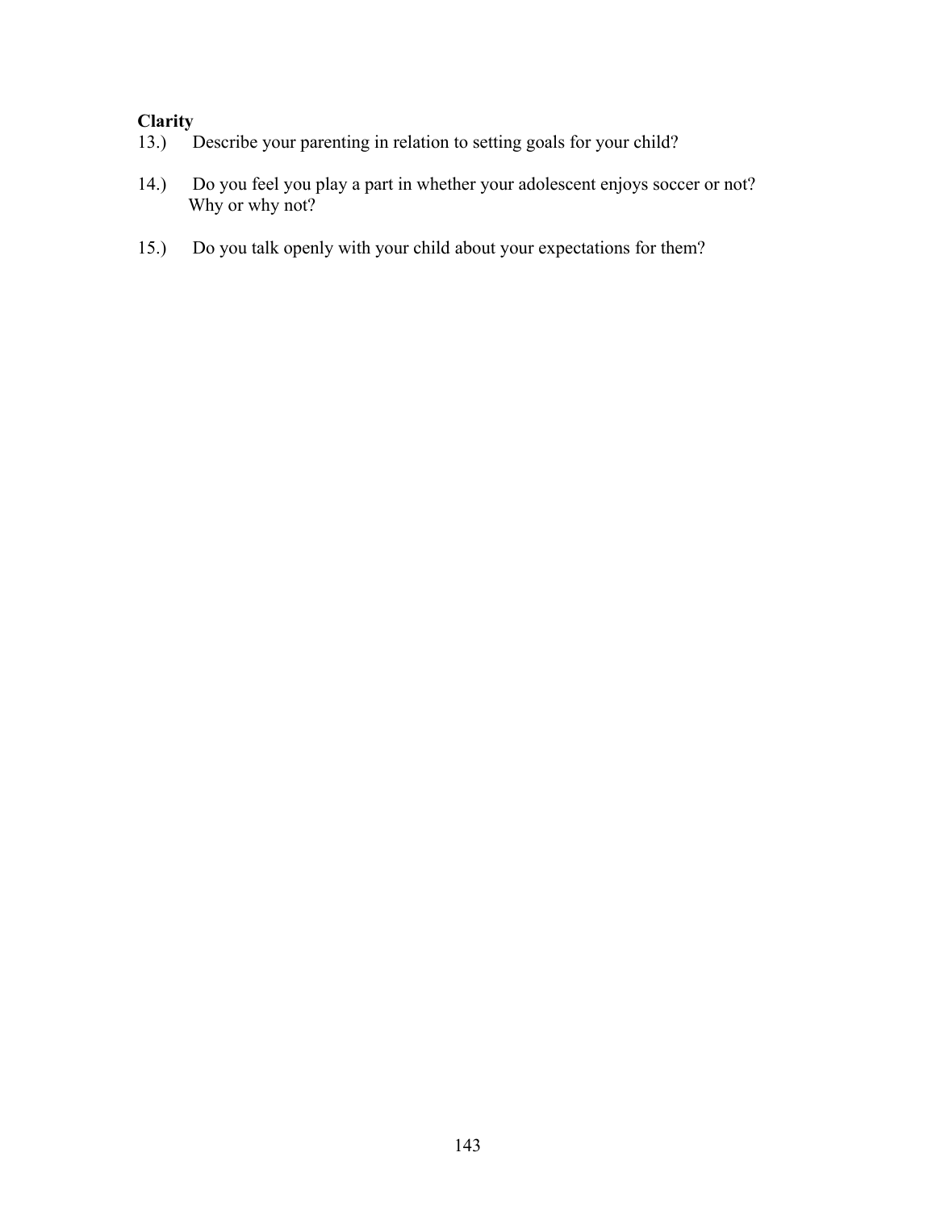**Clarity**

13.) Describe your parenting in relation to setting goals for your child?

14.) Do you feel you play a part in whether your adolescent enjoys soccer or not? Why or why not?

15.) Do you talk openly with your child about your expectations for them?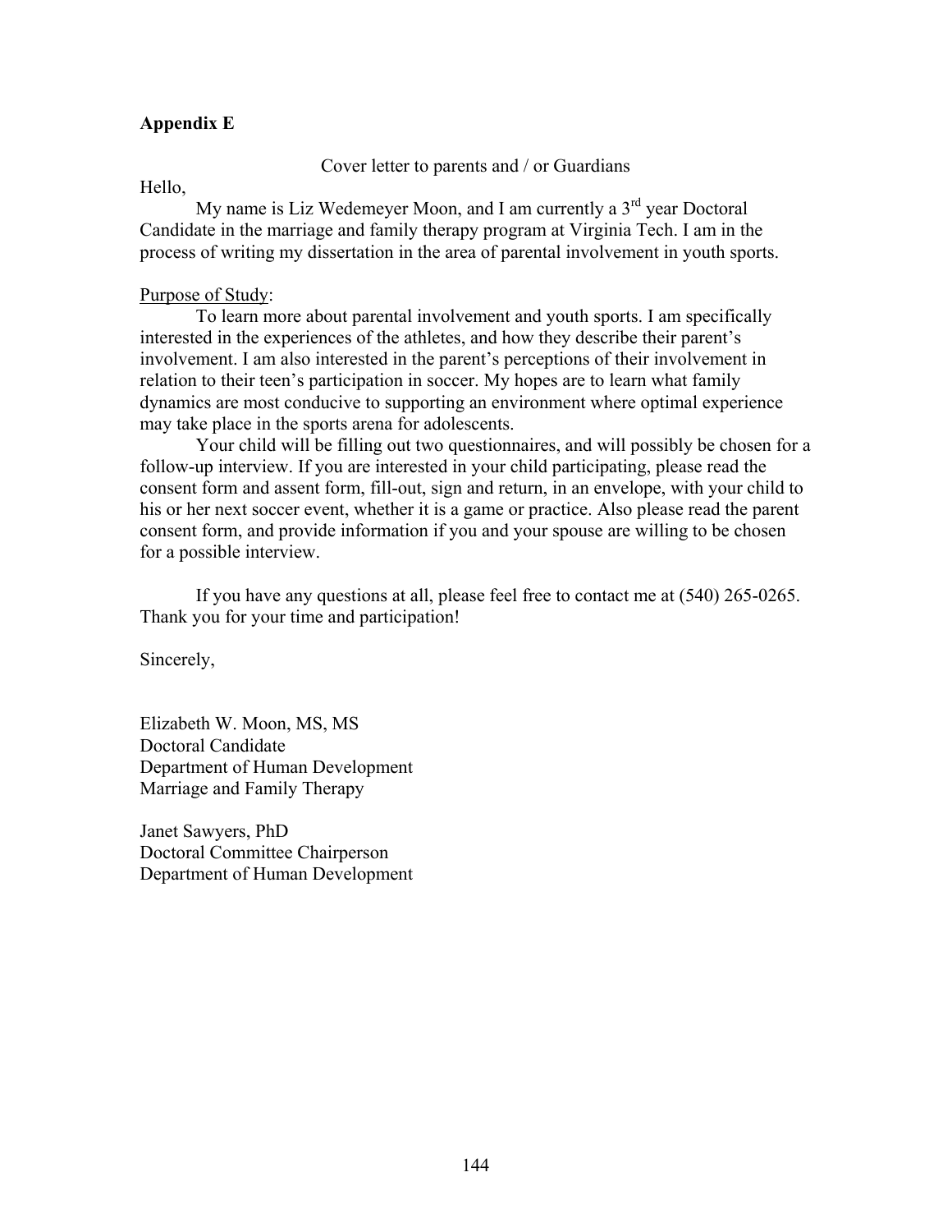**Appendix E**

Cover letter to parents and / or Guardians

Hello,

My name is Liz Wedemeyer Moon, and I am currently a 3rd year Doctoral Candidate in the marriage and family therapy program at Virginia Tech. I am in the process of writing my dissertation in the area of parental involvement in youth sports.

Purpose of Study:

To learn more about parental involvement and youth sports. I am specifically interested in the experiences of the athletes, and how they describe their parent's involvement. I am also interested in the parent's perceptions of their involvement in relation to their teen's participation in soccer. My hopes are to learn what family dynamics are most conducive to supporting an environment where optimal experience may take place in the sports arena for adolescents.

Your child will be filling out two questionnaires, and will possibly be chosen for a follow-up interview. If you are interested in your child participating, please read the consent form and assent form, fill-out, sign and return, in an envelope, with your child to his or her next soccer event, whether it is a game or practice. Also please read the parent consent form, and provide information if you and your spouse are willing to be chosen for a possible interview.

If you have any questions at all, please feel free to contact me at (540) 265-0265. Thank you for your time and participation!

Sincerely,

Elizabeth W. Moon, MS, MS
Doctoral Candidate
Department of Human Development
Marriage and Family Therapy

Janet Sawyers, PhD
Doctoral Committee Chairperson
Department of Human Development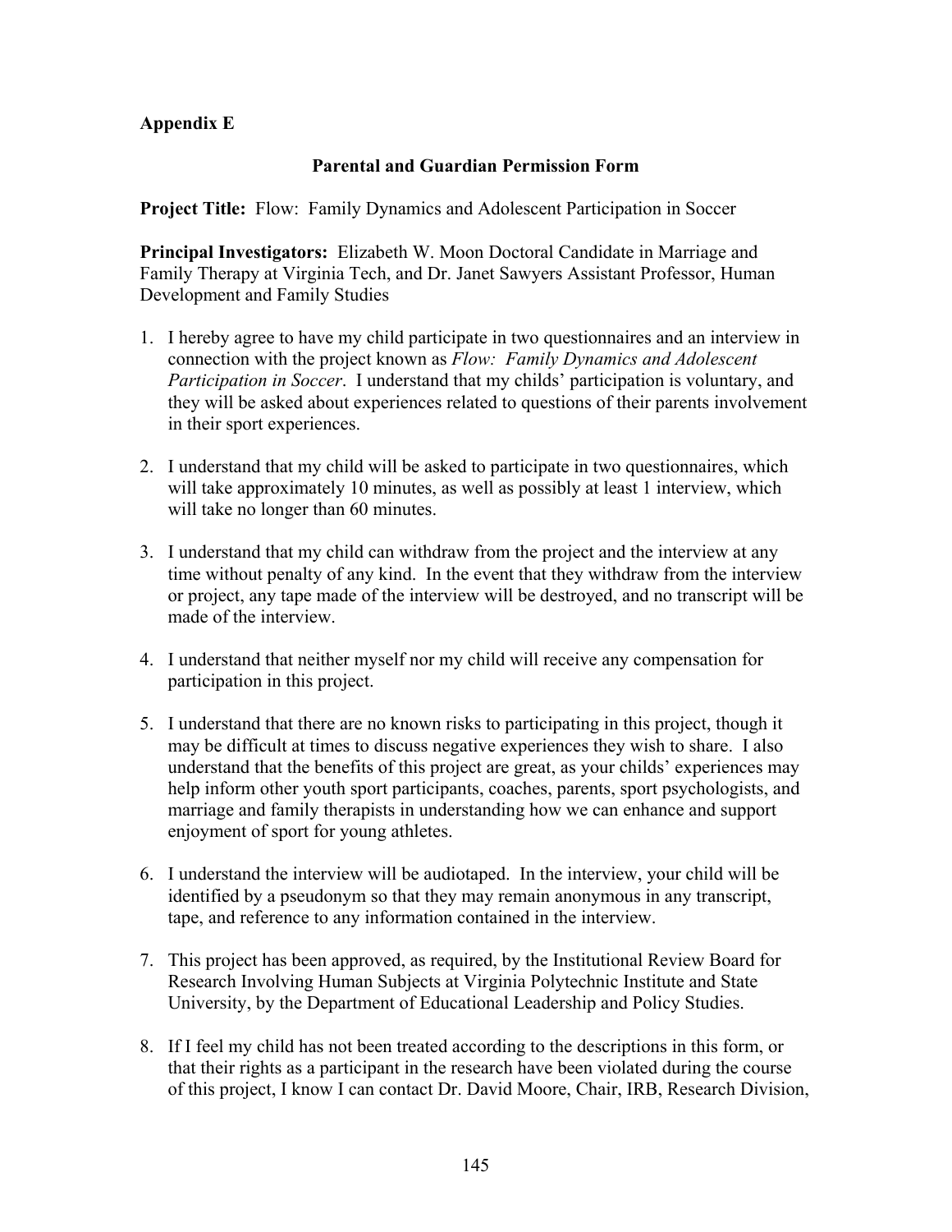**Appendix E**

**Parental and Guardian Permission Form**

**Project Title:** Flow: Family Dynamics and Adolescent Participation in Soccer

**Principal Investigators:** Elizabeth W. Moon Doctoral Candidate in Marriage and Family Therapy at Virginia Tech, and Dr. Janet Sawyers Assistant Professor, Human Development and Family Studies

1. I hereby agree to have my child participate in two questionnaires and an interview in connection with the project known as *Flow: Family Dynamics and Adolescent Participation in Soccer*. I understand that my childs' participation is voluntary, and they will be asked about experiences related to questions of their parents involvement in their sport experiences.

2. I understand that my child will be asked to participate in two questionnaires, which will take approximately 10 minutes, as well as possibly at least 1 interview, which will take no longer than 60 minutes.

3. I understand that my child can withdraw from the project and the interview at any time without penalty of any kind. In the event that they withdraw from the interview or project, any tape made of the interview will be destroyed, and no transcript will be made of the interview.

4. I understand that neither myself nor my child will receive any compensation for participation in this project.

5. I understand that there are no known risks to participating in this project, though it may be difficult at times to discuss negative experiences they wish to share. I also understand that the benefits of this project are great, as your childs' experiences may help inform other youth sport participants, coaches, parents, sport psychologists, and marriage and family therapists in understanding how we can enhance and support enjoyment of sport for young athletes.

6. I understand the interview will be audiotaped. In the interview, your child will be identified by a pseudonym so that they may remain anonymous in any transcript, tape, and reference to any information contained in the interview.

7. This project has been approved, as required, by the Institutional Review Board for Research Involving Human Subjects at Virginia Polytechnic Institute and State University, by the Department of Educational Leadership and Policy Studies.

8. If I feel my child has not been treated according to the descriptions in this form, or that their rights as a participant in the research have been violated during the course of this project, I know I can contact Dr. David Moore, Chair, IRB, Research Division,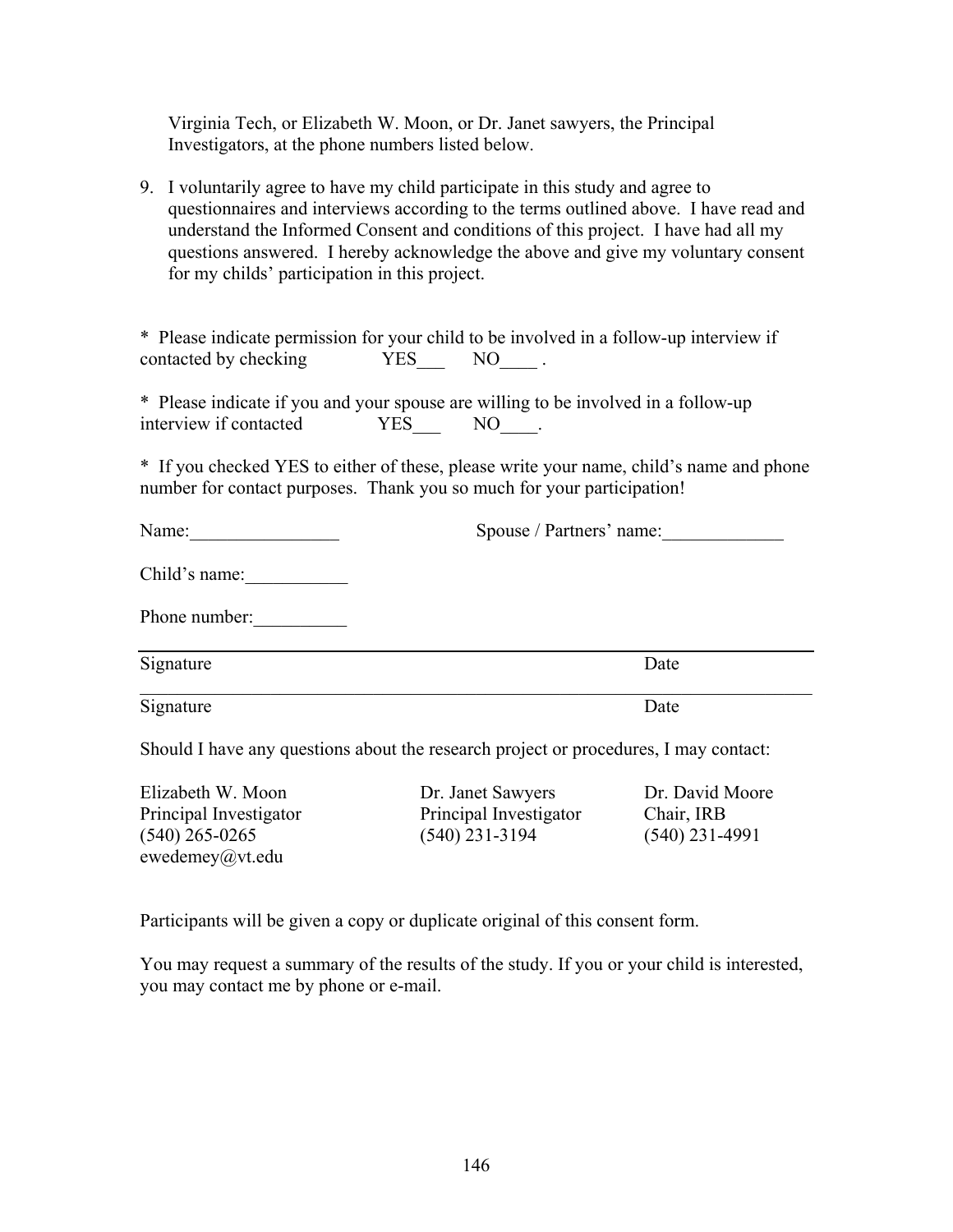Virginia Tech, or Elizabeth W. Moon, or Dr. Janet sawyers, the Principal Investigators, at the phone numbers listed below.

9. I voluntarily agree to have my child participate in this study and agree to questionnaires and interviews according to the terms outlined above. I have read and understand the Informed Consent and conditions of this project. I have had all my questions answered. I hereby acknowledge the above and give my voluntary consent for my childs' participation in this project.

* Please indicate permission for your child to be involved in a follow-up interview if contacted by checking YES___ NO____ .

* Please indicate if you and your spouse are willing to be involved in a follow-up interview if contacted YES___ NO____.

* If you checked YES to either of these, please write your name, child's name and phone number for contact purposes. Thank you so much for your participation!

Name:________________ Spouse / Partners' name:_____________

Child's name:___________

Phone number:__________

___________________________________________________________________________

Signature Date

___________________________________________________________________________

Signature Date

Should I have any questions about the research project or procedures, I may contact:

| Elizabeth W. Moon | Dr. Janet Sawyers | Dr. David Moore |
|---|---|---|
| Principal Investigator | Principal Investigator | Chair, IRB |
| (540) 265-0265 | (540) 231-3194 | (540) 231-4991 |
| ewedemey@vt.edu | | |

Participants will be given a copy or duplicate original of this consent form.

You may request a summary of the results of the study. If you or your child is interested, you may contact me by phone or e-mail.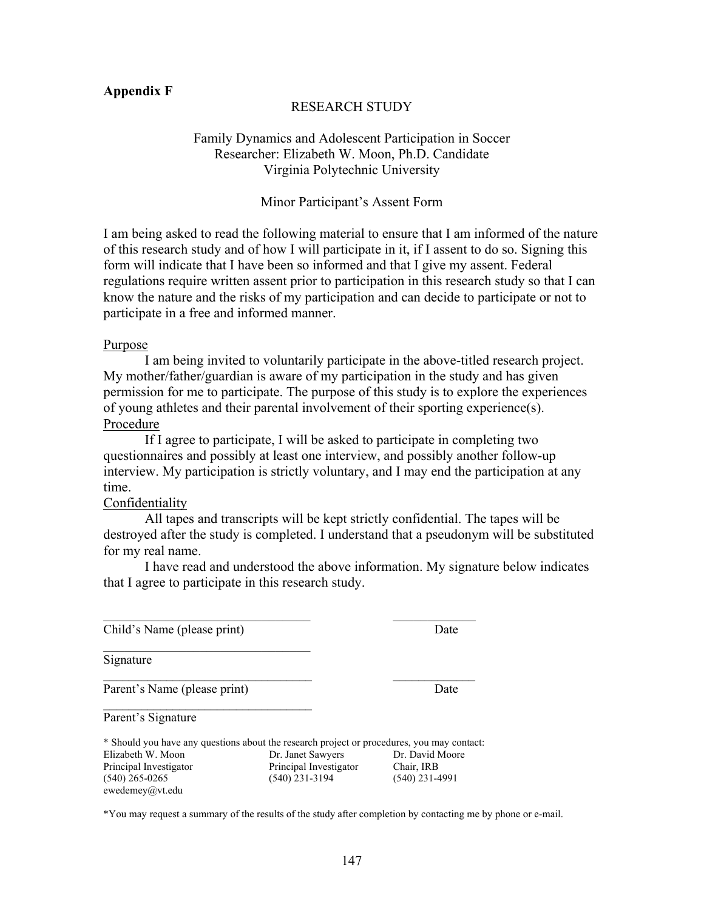**Appendix F**

RESEARCH STUDY

Family Dynamics and Adolescent Participation in Soccer
Researcher: Elizabeth W. Moon, Ph.D. Candidate
Virginia Polytechnic University

Minor Participant's Assent Form

I am being asked to read the following material to ensure that I am informed of the nature of this research study and of how I will participate in it, if I assent to do so. Signing this form will indicate that I have been so informed and that I give my assent. Federal regulations require written assent prior to participation in this research study so that I can know the nature and the risks of my participation and can decide to participate or not to participate in a free and informed manner.

<u>Purpose</u>

I am being invited to voluntarily participate in the above-titled research project. My mother/father/guardian is aware of my participation in the study and has given permission for me to participate. The purpose of this study is to explore the experiences of young athletes and their parental involvement of their sporting experience(s).

<u>Procedure</u>

If I agree to participate, I will be asked to participate in completing two questionnaires and possibly at least one interview, and possibly another follow-up interview. My participation is strictly voluntary, and I may end the participation at any time.

<u>Confidentiality</u>

All tapes and transcripts will be kept strictly confidential. The tapes will be destroyed after the study is completed. I understand that a pseudonym will be substituted for my real name.

I have read and understood the above information. My signature below indicates that I agree to participate in this research study.

_________________________________ _____________
Child's Name (please print) Date

_________________________________
Signature

_________________________________ _____________
Parent's Name (please print) Date

_________________________________
Parent's Signature

\* Should you have any questions about the research project or procedures, you may contact:

| Elizabeth W. Moon | Dr. Janet Sawyers | Dr. David Moore |
|---|---|---|
| Principal Investigator | Principal Investigator | Chair, IRB |
| (540) 265-0265 | (540) 231-3194 | (540) 231-4991 |
| ewedemey@vt.edu | | |

\*You may request a summary of the results of the study after completion by contacting me by phone or e-mail.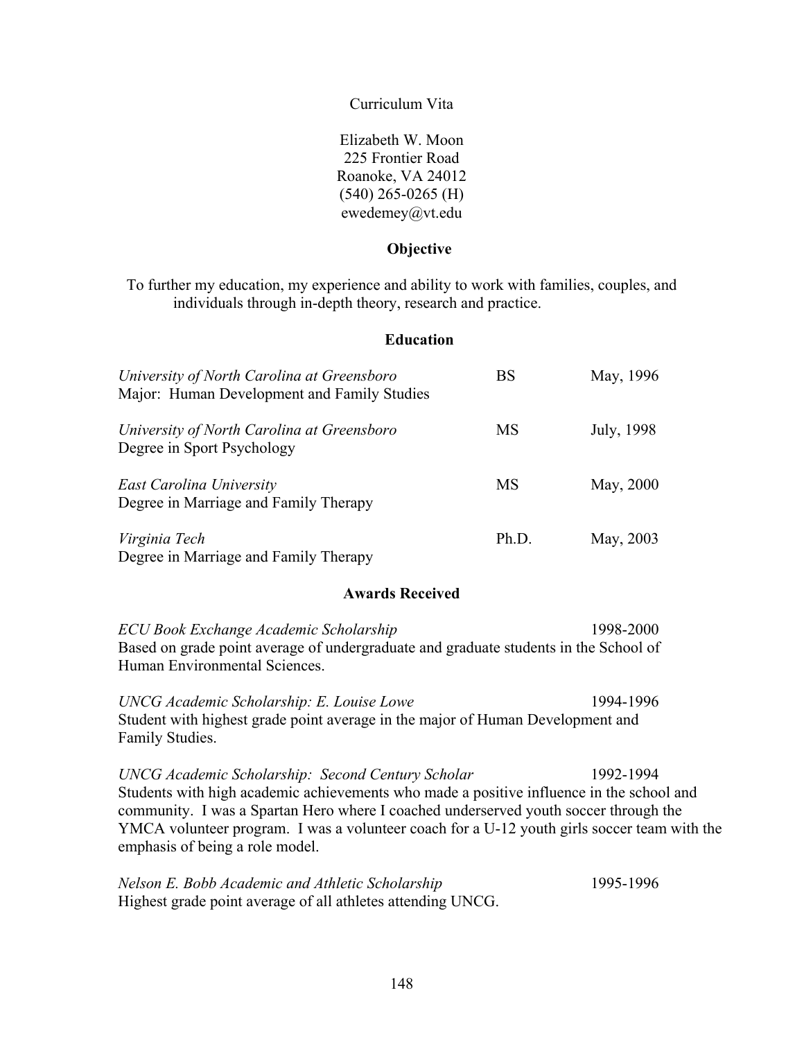Curriculum Vita

Elizabeth W. Moon
225 Frontier Road
Roanoke, VA 24012
(540) 265-0265 (H)
ewedemey@vt.edu

## Objective

To further my education, my experience and ability to work with families, couples, and individuals through in-depth theory, research and practice.

## Education

*University of North Carolina at Greensboro* — BS — May, 1996
Major: Human Development and Family Studies

*University of North Carolina at Greensboro* — MS — July, 1998
Degree in Sport Psychology

*East Carolina University* — MS — May, 2000
Degree in Marriage and Family Therapy

*Virginia Tech* — Ph.D. — May, 2003
Degree in Marriage and Family Therapy

## Awards Received

*ECU Book Exchange Academic Scholarship* — 1998-2000
Based on grade point average of undergraduate and graduate students in the School of Human Environmental Sciences.

*UNCG Academic Scholarship: E. Louise Lowe* — 1994-1996
Student with highest grade point average in the major of Human Development and Family Studies.

*UNCG Academic Scholarship: Second Century Scholar* — 1992-1994
Students with high academic achievements who made a positive influence in the school and community. I was a Spartan Hero where I coached underserved youth soccer through the YMCA volunteer program. I was a volunteer coach for a U-12 youth girls soccer team with the emphasis of being a role model.

*Nelson E. Bobb Academic and Athletic Scholarship* — 1995-1996
Highest grade point average of all athletes attending UNCG.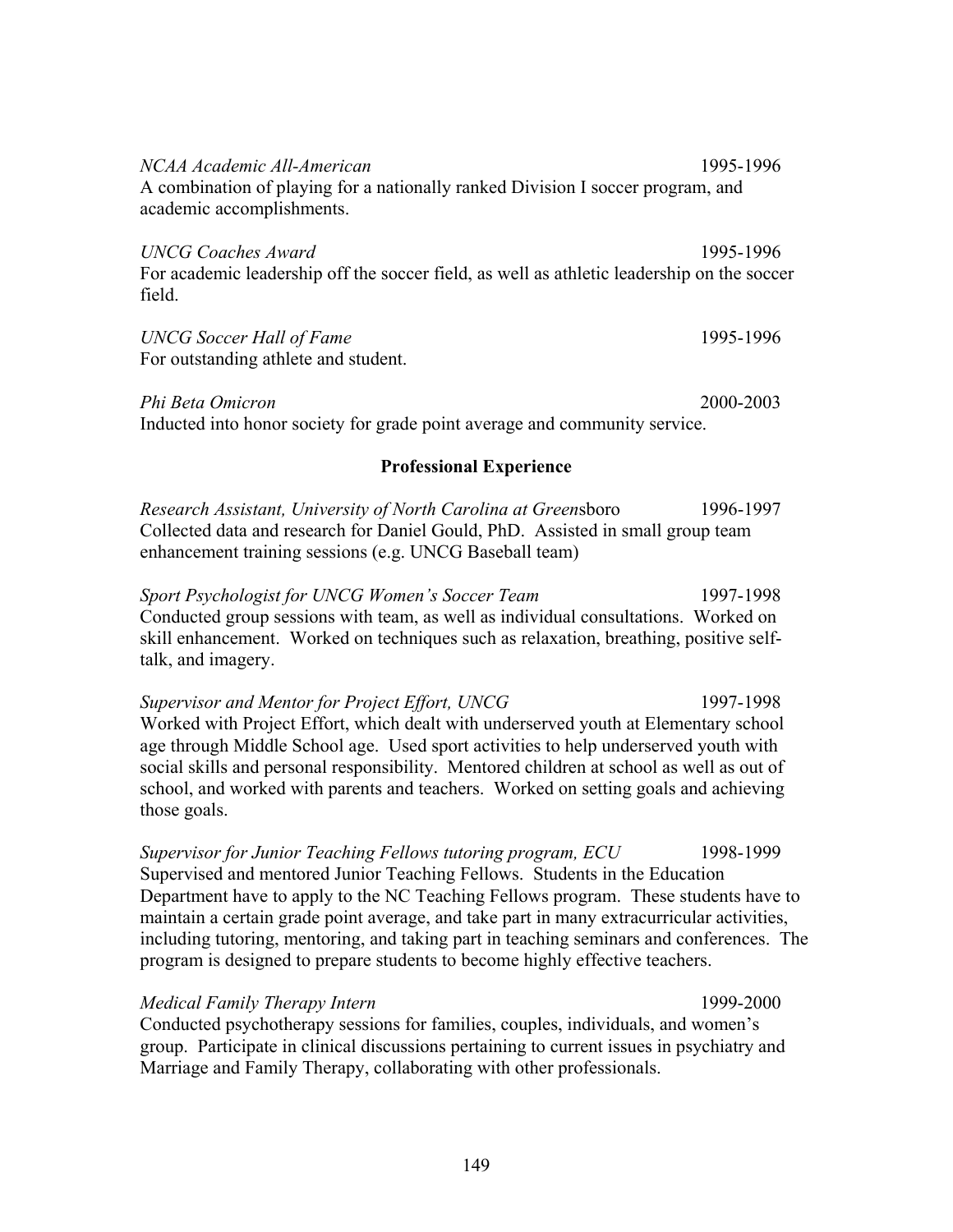*NCAA Academic All-American* 1995-1996
A combination of playing for a nationally ranked Division I soccer program, and academic accomplishments.

*UNCG Coaches Award* 1995-1996
For academic leadership off the soccer field, as well as athletic leadership on the soccer field.

*UNCG Soccer Hall of Fame* 1995-1996
For outstanding athlete and student.

*Phi Beta Omicron* 2000-2003
Inducted into honor society for grade point average and community service.

## Professional Experience

*Research Assistant, University of North Carolina at Green*sboro 1996-1997
Collected data and research for Daniel Gould, PhD. Assisted in small group team enhancement training sessions (e.g. UNCG Baseball team)

*Sport Psychologist for UNCG Women's Soccer Team* 1997-1998
Conducted group sessions with team, as well as individual consultations. Worked on skill enhancement. Worked on techniques such as relaxation, breathing, positive self-talk, and imagery.

*Supervisor and Mentor for Project Effort, UNCG* 1997-1998
Worked with Project Effort, which dealt with underserved youth at Elementary school age through Middle School age. Used sport activities to help underserved youth with social skills and personal responsibility. Mentored children at school as well as out of school, and worked with parents and teachers. Worked on setting goals and achieving those goals.

*Supervisor for Junior Teaching Fellows tutoring program, ECU* 1998-1999
Supervised and mentored Junior Teaching Fellows. Students in the Education Department have to apply to the NC Teaching Fellows program. These students have to maintain a certain grade point average, and take part in many extracurricular activities, including tutoring, mentoring, and taking part in teaching seminars and conferences. The program is designed to prepare students to become highly effective teachers.

*Medical Family Therapy Intern* 1999-2000
Conducted psychotherapy sessions for families, couples, individuals, and women's group. Participate in clinical discussions pertaining to current issues in psychiatry and Marriage and Family Therapy, collaborating with other professionals.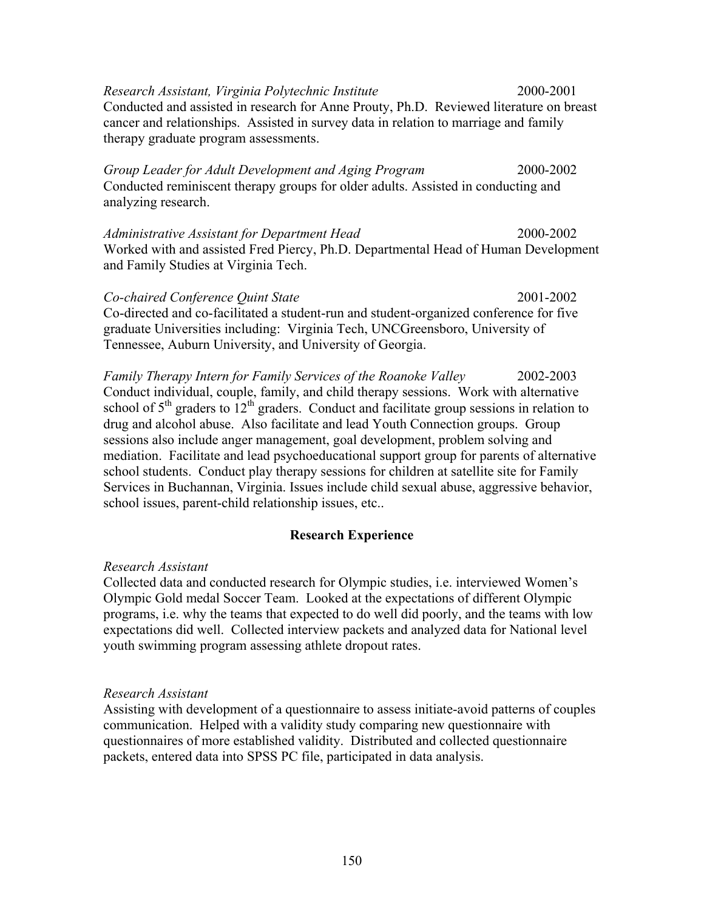*Research Assistant, Virginia Polytechnic Institute* 2000-2001
Conducted and assisted in research for Anne Prouty, Ph.D. Reviewed literature on breast cancer and relationships. Assisted in survey data in relation to marriage and family therapy graduate program assessments.

*Group Leader for Adult Development and Aging Program* 2000-2002
Conducted reminiscent therapy groups for older adults. Assisted in conducting and analyzing research.

*Administrative Assistant for Department Head* 2000-2002
Worked with and assisted Fred Piercy, Ph.D. Departmental Head of Human Development and Family Studies at Virginia Tech.

*Co-chaired Conference Quint State* 2001-2002
Co-directed and co-facilitated a student-run and student-organized conference for five graduate Universities including: Virginia Tech, UNCGreensboro, University of Tennessee, Auburn University, and University of Georgia.

*Family Therapy Intern for Family Services of the Roanoke Valley* 2002-2003
Conduct individual, couple, family, and child therapy sessions. Work with alternative school of 5th graders to 12th graders. Conduct and facilitate group sessions in relation to drug and alcohol abuse. Also facilitate and lead Youth Connection groups. Group sessions also include anger management, goal development, problem solving and mediation. Facilitate and lead psychoeducational support group for parents of alternative school students. Conduct play therapy sessions for children at satellite site for Family Services in Buchannan, Virginia. Issues include child sexual abuse, aggressive behavior, school issues, parent-child relationship issues, etc..

## Research Experience

*Research Assistant*
Collected data and conducted research for Olympic studies, i.e. interviewed Women's Olympic Gold medal Soccer Team. Looked at the expectations of different Olympic programs, i.e. why the teams that expected to do well did poorly, and the teams with low expectations did well. Collected interview packets and analyzed data for National level youth swimming program assessing athlete dropout rates.

*Research Assistant*
Assisting with development of a questionnaire to assess initiate-avoid patterns of couples communication. Helped with a validity study comparing new questionnaire with questionnaires of more established validity. Distributed and collected questionnaire packets, entered data into SPSS PC file, participated in data analysis.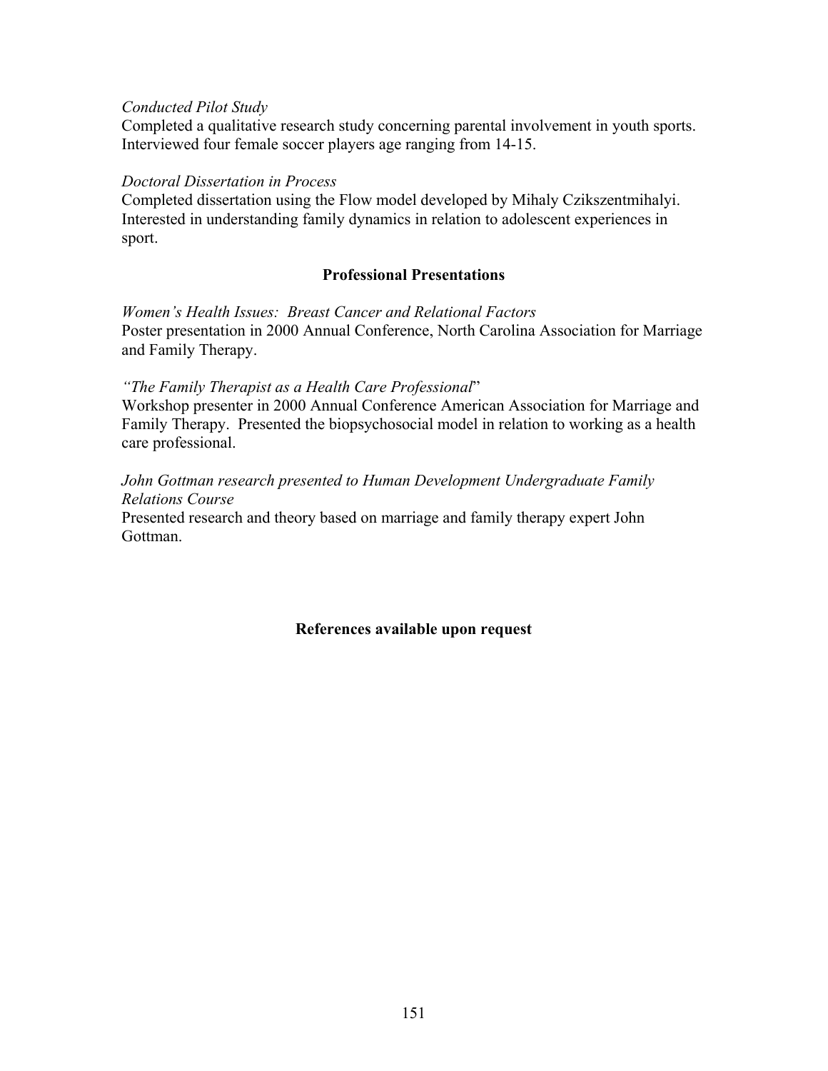*Conducted Pilot Study*
Completed a qualitative research study concerning parental involvement in youth sports. Interviewed four female soccer players age ranging from 14-15.

*Doctoral Dissertation in Process*
Completed dissertation using the Flow model developed by Mihaly Czikszentmihalyi. Interested in understanding family dynamics in relation to adolescent experiences in sport.

## Professional Presentations

*Women's Health Issues: Breast Cancer and Relational Factors*
Poster presentation in 2000 Annual Conference, North Carolina Association for Marriage and Family Therapy.

*"The Family Therapist as a Health Care Professional*"
Workshop presenter in 2000 Annual Conference American Association for Marriage and Family Therapy. Presented the biopsychosocial model in relation to working as a health care professional.

*John Gottman research presented to Human Development Undergraduate Family Relations Course*
Presented research and theory based on marriage and family therapy expert John Gottman.

**References available upon request**